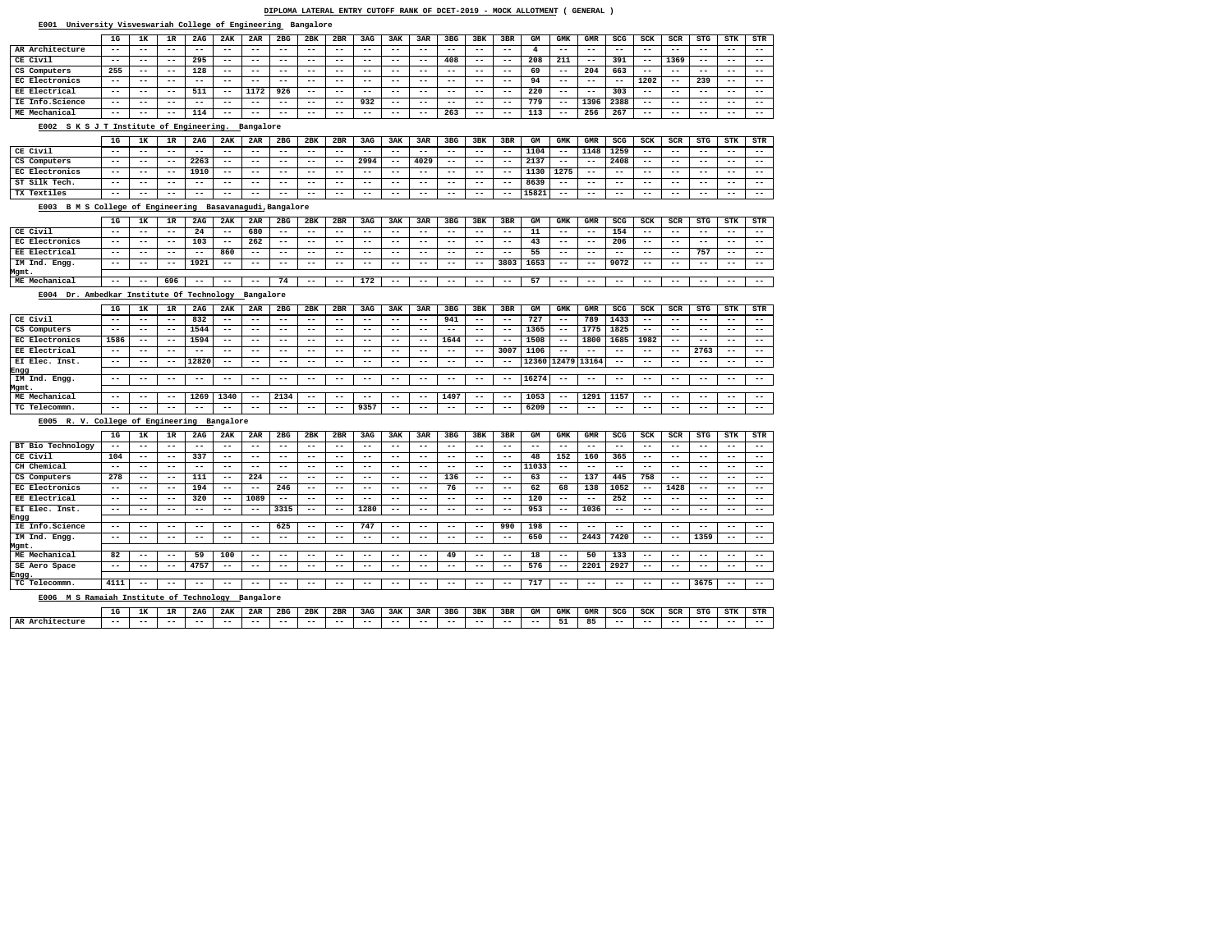**DIPLOMA LATERAL ENTRY CUTOFF RANK OF DCET-2019 - MOCK ALLOTMENT ( GENERAL )**

**E001 University Visveswariah College of Engineering Bangalore**

| | 1G | 1K | 1R | 2AG | 2AK | 2AR | 2BG | 2BK | 2BR | 3AG | 3AK | 3AR | 3BG | 3BK | 3BR | GM | GMK | GMR | SCG | SCK | SCR | STG | STK | STR |
|---|---|---|---|---|---|---|---|---|---|---|---|---|---|---|---|---|---|---|---|---|---|---|---|---|
| AR Architecture | -- | -- | -- | -- | -- | -- | -- | -- | -- | -- | -- | -- | -- | -- | -- | 4 | -- | -- | -- | -- | -- | -- | -- | -- |
| CE Civil | -- | -- | -- | 295 | -- | -- | -- | -- | -- | -- | -- | -- | 408 | -- | -- | 208 | 211 | -- | 391 | -- | 1369 | -- | -- | -- |
| CS Computers | 255 | -- | -- | 128 | -- | -- | -- | -- | -- | -- | -- | -- | -- | -- | -- | 69 | -- | 204 | 663 | -- | -- | -- | -- | -- |
| EC Electronics | -- | -- | -- | -- | -- | -- | -- | -- | -- | -- | -- | -- | -- | -- | -- | 94 | -- | -- | -- | 1202 | -- | 239 | -- | -- |
| EE Electrical | -- | -- | -- | 511 | -- | 1172 | 926 | -- | -- | -- | -- | -- | -- | -- | -- | 220 | -- | -- | 303 | -- | -- | -- | -- | -- |
| IE Info.Science | -- | -- | -- | -- | -- | -- | -- | -- | -- | 932 | -- | -- | -- | -- | -- | 779 | -- | 1396 | 2388 | -- | -- | -- | -- | -- |
| ME Mechanical | -- | -- | -- | 114 | -- | -- | -- | -- | -- | -- | -- | -- | 263 | -- | -- | 113 | -- | 256 | 267 | -- | -- | -- | -- | -- |

**E002 S K S J T Institute of Engineering. Bangalore**

| | 1G | 1K | 1R | 2AG | 2AK | 2AR | 2BG | 2BK | 2BR | 3AG | 3AK | 3AR | 3BG | 3BK | 3BR | GM | GMK | GMR | SCG | SCK | SCR | STG | STK | STR |
|---|---|---|---|---|---|---|---|---|---|---|---|---|---|---|---|---|---|---|---|---|---|---|---|---|
| CE Civil | -- | -- | -- | -- | -- | -- | -- | -- | -- | -- | -- | -- | -- | -- | -- | 1104 | -- | 1148 | 1259 | -- | -- | -- | -- | -- |
| CS Computers | -- | -- | -- | 2263 | -- | -- | -- | -- | -- | 2994 | -- | 4029 | -- | -- | -- | 2137 | -- | -- | 2408 | -- | -- | -- | -- | -- |
| EC Electronics | -- | -- | -- | 1910 | -- | -- | -- | -- | -- | -- | -- | -- | -- | -- | -- | 1130 | 1275 | -- | -- | -- | -- | -- | -- | -- |
| ST Silk Tech. | -- | -- | -- | -- | -- | -- | -- | -- | -- | -- | -- | -- | -- | -- | -- | 8639 | -- | -- | -- | -- | -- | -- | -- | -- |
| TX Textiles | -- | -- | -- | -- | -- | -- | -- | -- | -- | -- | -- | -- | -- | -- | -- | 15821 | -- | -- | -- | -- | -- | -- | -- | -- |

**E003 B M S College of Engineering Basavanagudi,Bangalore**

| | 1G | 1K | 1R | 2AG | 2AK | 2AR | 2BG | 2BK | 2BR | 3AG | 3AK | 3AR | 3BG | 3BK | 3BR | GM | GMK | GMR | SCG | SCK | SCR | STG | STK | STR |
|---|---|---|---|---|---|---|---|---|---|---|---|---|---|---|---|---|---|---|---|---|---|---|---|---|
| CE Civil | -- | -- | -- | 24 | -- | 680 | -- | -- | -- | -- | -- | -- | -- | -- | -- | 11 | -- | -- | 154 | -- | -- | -- | -- | -- |
| EC Electronics | -- | -- | -- | 103 | -- | 262 | -- | -- | -- | -- | -- | -- | -- | -- | -- | 43 | -- | -- | 206 | -- | -- | -- | -- | -- |
| EE Electrical | -- | -- | -- | -- | 860 | -- | -- | -- | -- | -- | -- | -- | -- | -- | -- | 55 | -- | -- | -- | -- | -- | 757 | -- | -- |
| IM Ind. Engg. Mgmt. | -- | -- | -- | 1921 | -- | -- | -- | -- | -- | -- | -- | -- | -- | -- | 3803 | 1653 | -- | -- | 9072 | -- | -- | -- | -- | -- |
| ME Mechanical | -- | -- | 696 | -- | -- | -- | 74 | -- | -- | 172 | -- | -- | -- | -- | -- | 57 | -- | -- | -- | -- | -- | -- | -- | -- |

**E004 Dr. Ambedkar Institute Of Technology Bangalore**

| | 1G | 1K | 1R | 2AG | 2AK | 2AR | 2BG | 2BK | 2BR | 3AG | 3AK | 3AR | 3BG | 3BK | 3BR | GM | GMK | GMR | SCG | SCK | SCR | STG | STK | STR |
|---|---|---|---|---|---|---|---|---|---|---|---|---|---|---|---|---|---|---|---|---|---|---|---|---|
| CE Civil | -- | -- | -- | 832 | -- | -- | -- | -- | -- | -- | -- | -- | 941 | -- | -- | 727 | -- | 789 | 1433 | -- | -- | -- | -- | -- |
| CS Computers | -- | -- | -- | 1544 | -- | -- | -- | -- | -- | -- | -- | -- | -- | -- | -- | 1365 | -- | 1775 | 1825 | -- | -- | -- | -- | -- |
| EC Electronics | 1586 | -- | -- | 1594 | -- | -- | -- | -- | -- | -- | -- | -- | 1644 | -- | -- | 1508 | -- | 1800 | 1685 | 1982 | -- | -- | -- | -- |
| EE Electrical | -- | -- | -- | -- | -- | -- | -- | -- | -- | -- | -- | -- | -- | -- | 3007 | 1106 | -- | -- | -- | -- | -- | 2763 | -- | -- |
| EI Elec. Inst. Engg | -- | -- | -- | 12820 | -- | -- | -- | -- | -- | -- | -- | -- | -- | -- | -- | 12360 | 12479 | 13164 | -- | -- | -- | -- | -- | -- |
| IM Ind. Engg. Mgmt. | -- | -- | -- | -- | -- | -- | -- | -- | -- | -- | -- | -- | -- | -- | -- | 16274 | -- | -- | -- | -- | -- | -- | -- | -- |
| ME Mechanical | -- | -- | -- | 1269 | 1340 | -- | 2134 | -- | -- | -- | -- | -- | 1497 | -- | -- | 1053 | -- | 1291 | 1157 | -- | -- | -- | -- | -- |
| TC Telecommn. | -- | -- | -- | -- | -- | -- | -- | -- | -- | 9357 | -- | -- | -- | -- | -- | 6209 | -- | -- | -- | -- | -- | -- | -- | -- |

**E005 R. V. College of Engineering Bangalore**

| | 1G | 1K | 1R | 2AG | 2AK | 2AR | 2BG | 2BK | 2BR | 3AG | 3AK | 3AR | 3BG | 3BK | 3BR | GM | GMK | GMR | SCG | SCK | SCR | STG | STK | STR |
|---|---|---|---|---|---|---|---|---|---|---|---|---|---|---|---|---|---|---|---|---|---|---|---|---|
| BT Bio Technology | -- | -- | -- | -- | -- | -- | -- | -- | -- | -- | -- | -- | -- | -- | -- | -- | -- | -- | -- | -- | -- | -- | -- | -- |
| CE Civil | 104 | -- | -- | 337 | -- | -- | -- | -- | -- | -- | -- | -- | -- | -- | -- | 48 | 152 | 160 | 365 | -- | -- | -- | -- | -- |
| CH Chemical | -- | -- | -- | -- | -- | -- | -- | -- | -- | -- | -- | -- | -- | -- | -- | 11033 | -- | -- | -- | -- | -- | -- | -- | -- |
| CS Computers | 278 | -- | -- | 111 | -- | 224 | -- | -- | -- | -- | -- | -- | 136 | -- | -- | 63 | -- | 137 | 445 | 758 | -- | -- | -- | -- |
| EC Electronics | -- | -- | -- | 194 | -- | -- | 246 | -- | -- | -- | -- | -- | 76 | -- | -- | 62 | 68 | 138 | 1052 | -- | 1428 | -- | -- | -- |
| EE Electrical | -- | -- | -- | 320 | -- | 1089 | -- | -- | -- | -- | -- | -- | -- | -- | -- | 120 | -- | -- | 252 | -- | -- | -- | -- | -- |
| EI Elec. Inst. Engg | -- | -- | -- | -- | -- | -- | 3315 | -- | -- | 1280 | -- | -- | -- | -- | -- | 953 | -- | 1036 | -- | -- | -- | -- | -- | -- |
| IE Info.Science | -- | -- | -- | -- | -- | -- | 625 | -- | -- | 747 | -- | -- | -- | -- | 990 | 198 | -- | -- | -- | -- | -- | -- | -- | -- |
| IM Ind. Engg. Mgmt. | -- | -- | -- | -- | -- | -- | -- | -- | -- | -- | -- | -- | -- | -- | -- | 650 | -- | 2443 | 7420 | -- | -- | 1359 | -- | -- |
| ME Mechanical | 82 | -- | -- | 59 | 100 | -- | -- | -- | -- | -- | -- | -- | 49 | -- | -- | 18 | -- | 50 | 133 | -- | -- | -- | -- | -- |
| SE Aero Space Engg. | -- | -- | -- | 4757 | -- | -- | -- | -- | -- | -- | -- | -- | -- | -- | -- | 576 | -- | 2201 | 2927 | -- | -- | -- | -- | -- |
| TC Telecommn. | 4111 | -- | -- | -- | -- | -- | -- | -- | -- | -- | -- | -- | -- | -- | -- | 717 | -- | -- | -- | -- | -- | 3675 | -- | -- |

**E006 M S Ramaiah Institute of Technology Bangalore**

| | 1G | 1K | 1R | 2AG | 2AK | 2AR | 2BG | 2BK | 2BR | 3AG | 3AK | 3AR | 3BG | 3BK | 3BR | GM | GMK | GMR | SCG | SCK | SCR | STG | STK | STR |
|---|---|---|---|---|---|---|---|---|---|---|---|---|---|---|---|---|---|---|---|---|---|---|---|---|
| AR Architecture | -- | -- | -- | -- | -- | -- | -- | -- | -- | -- | -- | -- | -- | -- | -- | -- | 51 | 85 | -- | -- | -- | -- | -- | -- |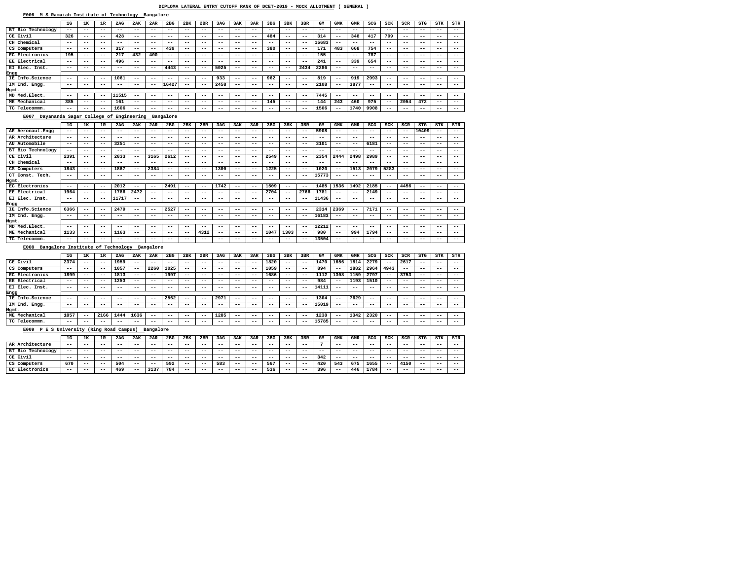## DIPLOMA LATERAL ENTRY CUTOFF RANK OF DCET-2019 - MOCK ALLOTMENT ( GENERAL )

### E006 M S Ramaiah Institute of Technology Bangalore

| | 1G | 1K | 1R | 2AG | 2AK | 2AR | 2BG | 2BK | 2BR | 3AG | 3AK | 3AR | 3BG | 3BK | 3BR | GM | GMK | GMR | SCG | SCK | SCR | STG | STK | STR |
|---|---|---|---|---|---|---|---|---|---|---|---|---|---|---|---|---|---|---|---|---|---|---|---|---|
| BT Bio Technology | -- | -- | -- | -- | -- | -- | -- | -- | -- | -- | -- | -- | -- | -- | -- | -- | -- | -- | -- | -- | -- | -- | -- | -- |
| CE Civil | 326 | -- | -- | 428 | -- | -- | -- | -- | -- | -- | -- | -- | 484 | -- | -- | 314 | -- | 348 | 417 | 709 | -- | -- | -- | -- |
| CH Chemical | -- | -- | -- | -- | -- | -- | -- | -- | -- | -- | -- | -- | -- | -- | -- | 15683 | -- | -- | -- | -- | -- | -- | -- | -- |
| CS Computers | -- | -- | -- | 317 | -- | -- | 439 | -- | -- | -- | -- | -- | 380 | -- | -- | 171 | 483 | 668 | 754 | -- | -- | -- | -- | -- |
| EC Electronics | 195 | -- | -- | 217 | 432 | 400 | -- | -- | -- | -- | -- | -- | -- | -- | -- | 155 | -- | -- | 787 | -- | -- | -- | -- | -- |
| EE Electrical | -- | -- | -- | 496 | -- | -- | -- | -- | -- | -- | -- | -- | -- | -- | -- | 241 | -- | 339 | 654 | -- | -- | -- | -- | -- |
| EI Elec. Inst. Engg | -- | -- | -- | -- | -- | -- | 4443 | -- | -- | 5025 | -- | -- | -- | -- | 2434 | 2286 | -- | -- | -- | -- | -- | -- | -- | -- |
| IE Info.Science | -- | -- | -- | 1061 | -- | -- | -- | -- | -- | 933 | -- | -- | 962 | -- | -- | 819 | -- | 919 | 2993 | -- | -- | -- | -- | -- |
| IM Ind. Engg. Mgmt. | -- | -- | -- | -- | -- | -- | 16427 | -- | -- | 2458 | -- | -- | -- | -- | -- | 2108 | -- | 3877 | -- | -- | -- | -- | -- | -- |
| MD Med.Elect. | -- | -- | -- | 11515 | -- | -- | -- | -- | -- | -- | -- | -- | -- | -- | -- | 7445 | -- | -- | -- | -- | -- | -- | -- | -- |
| ME Mechanical | 385 | -- | -- | 161 | -- | -- | -- | -- | -- | -- | -- | -- | 145 | -- | -- | 144 | 243 | 460 | 975 | -- | 2054 | 472 | -- | -- |
| TC Telecommn. | -- | -- | -- | 1606 | -- | -- | -- | -- | -- | -- | -- | -- | -- | -- | -- | 1506 | -- | 1740 | 9908 | -- | -- | -- | -- | -- |

### E007 Dayananda Sagar College of Engineering Bangalore

| | 1G | 1K | 1R | 2AG | 2AK | 2AR | 2BG | 2BK | 2BR | 3AG | 3AK | 3AR | 3BG | 3BK | 3BR | GM | GMK | GMR | SCG | SCK | SCR | STG | STK | STR |
|---|---|---|---|---|---|---|---|---|---|---|---|---|---|---|---|---|---|---|---|---|---|---|---|---|
| AE Aeronaut.Engg | -- | -- | -- | -- | -- | -- | -- | -- | -- | -- | -- | -- | -- | -- | -- | 5908 | -- | -- | -- | -- | -- | 10409 | -- | -- |
| AR Architecture | -- | -- | -- | -- | -- | -- | -- | -- | -- | -- | -- | -- | -- | -- | -- | -- | -- | -- | -- | -- | -- | -- | -- | -- |
| AU Automobile | -- | -- | -- | 3251 | -- | -- | -- | -- | -- | -- | -- | -- | -- | -- | -- | 3101 | -- | -- | 6181 | -- | -- | -- | -- | -- |
| BT Bio Technology | -- | -- | -- | -- | -- | -- | -- | -- | -- | -- | -- | -- | -- | -- | -- | -- | -- | -- | -- | -- | -- | -- | -- | -- |
| CE Civil | 2391 | -- | -- | 2833 | -- | 3165 | 2612 | -- | -- | -- | -- | -- | 2549 | -- | -- | 2354 | 2444 | 2498 | 2989 | -- | -- | -- | -- | -- |
| CH Chemical | -- | -- | -- | -- | -- | -- | -- | -- | -- | -- | -- | -- | -- | -- | -- | -- | -- | -- | -- | -- | -- | -- | -- | -- |
| CS Computers | 1843 | -- | -- | 1867 | -- | 2384 | -- | -- | -- | 1300 | -- | -- | 1225 | -- | -- | 1020 | -- | 1513 | 2079 | 5283 | -- | -- | -- | -- |
| CT Const. Tech. Mgmt. | -- | -- | -- | -- | -- | -- | -- | -- | -- | -- | -- | -- | -- | -- | -- | 15773 | -- | -- | -- | -- | -- | -- | -- | -- |
| EC Electronics | -- | -- | -- | 2012 | -- | -- | 2491 | -- | -- | 1742 | -- | -- | 1509 | -- | -- | 1485 | 1536 | 1492 | 2185 | -- | 4456 | -- | -- | -- |
| EE Electrical | 1964 | -- | -- | 1786 | 2472 | -- | -- | -- | -- | -- | -- | -- | 2704 | -- | 2766 | 1781 | -- | -- | 2149 | -- | -- | -- | -- | -- |
| EI Elec. Inst. Engg | -- | -- | -- | 11717 | -- | -- | -- | -- | -- | -- | -- | -- | -- | -- | -- | 11436 | -- | -- | -- | -- | -- | -- | -- | -- |
| IE Info.Science | 6366 | -- | -- | 2479 | -- | -- | 2527 | -- | -- | -- | -- | -- | -- | -- | -- | 2314 | 2369 | -- | 7171 | -- | -- | -- | -- | -- |
| IM Ind. Engg. Mgmt. | -- | -- | -- | -- | -- | -- | -- | -- | -- | -- | -- | -- | -- | -- | -- | 16183 | -- | -- | -- | -- | -- | -- | -- | -- |
| MD Med.Elect. | -- | -- | -- | -- | -- | -- | -- | -- | -- | -- | -- | -- | -- | -- | -- | 12212 | -- | -- | -- | -- | -- | -- | -- | -- |
| ME Mechanical | 1133 | -- | -- | 1163 | -- | -- | -- | -- | 4312 | -- | -- | -- | 1047 | 1303 | -- | 980 | -- | 994 | 1794 | -- | -- | -- | -- | -- |
| TC Telecommn. | -- | -- | -- | -- | -- | -- | -- | -- | -- | -- | -- | -- | -- | -- | -- | 13504 | -- | -- | -- | -- | -- | -- | -- | -- |

### E008 Bangalore Institute of Technology Bangalore

| | 1G | 1K | 1R | 2AG | 2AK | 2AR | 2BG | 2BK | 2BR | 3AG | 3AK | 3AR | 3BG | 3BK | 3BR | GM | GMK | GMR | SCG | SCK | SCR | STG | STK | STR |
|---|---|---|---|---|---|---|---|---|---|---|---|---|---|---|---|---|---|---|---|---|---|---|---|---|
| CE Civil | 2374 | -- | -- | 1959 | -- | -- | -- | -- | -- | -- | -- | -- | 1820 | -- | -- | 1470 | 1656 | 1814 | 2279 | -- | 2617 | -- | -- | -- |
| CS Computers | -- | -- | -- | 1057 | -- | 2260 | 1025 | -- | -- | -- | -- | -- | 1059 | -- | -- | 894 | -- | 1882 | 2964 | 4943 | -- | -- | -- | -- |
| EC Electronics | 1899 | -- | -- | 1813 | -- | -- | 1997 | -- | -- | -- | -- | -- | 1686 | -- | -- | 1112 | 1308 | 1159 | 2797 | -- | 3753 | -- | -- | -- |
| EE Electrical | -- | -- | -- | 1253 | -- | -- | -- | -- | -- | -- | -- | -- | -- | -- | -- | 984 | -- | 1193 | 1510 | -- | -- | -- | -- | -- |
| EI Elec. Inst. Engg | -- | -- | -- | -- | -- | -- | -- | -- | -- | -- | -- | -- | -- | -- | -- | 14111 | -- | -- | -- | -- | -- | -- | -- | -- |
| IE Info.Science | -- | -- | -- | -- | -- | -- | 2562 | -- | -- | 2971 | -- | -- | -- | -- | -- | 1304 | -- | 7629 | -- | -- | -- | -- | -- | -- |
| IM Ind. Engg. Mgmt. | -- | -- | -- | -- | -- | -- | -- | -- | -- | -- | -- | -- | -- | -- | -- | 15019 | -- | -- | -- | -- | -- | -- | -- | -- |
| ME Mechanical | 1857 | -- | 2166 | 1444 | 1636 | -- | -- | -- | -- | 1285 | -- | -- | -- | -- | -- | 1238 | -- | 1342 | 2320 | -- | -- | -- | -- | -- |
| TC Telecommn. | -- | -- | -- | -- | -- | -- | -- | -- | -- | -- | -- | -- | -- | -- | -- | 15785 | -- | -- | -- | -- | -- | -- | -- | -- |

### E009 P E S University (Ring Road Campus) Bangalore

| | 1G | 1K | 1R | 2AG | 2AK | 2AR | 2BG | 2BK | 2BR | 3AG | 3AK | 3AR | 3BG | 3BK | 3BR | GM | GMK | GMR | SCG | SCK | SCR | STG | STK | STR |
|---|---|---|---|---|---|---|---|---|---|---|---|---|---|---|---|---|---|---|---|---|---|---|---|---|
| AR Architecture | -- | -- | -- | -- | -- | -- | -- | -- | -- | -- | -- | -- | -- | -- | -- | 7 | -- | -- | -- | -- | -- | -- | -- | -- |
| BT Bio Technology | -- | -- | -- | -- | -- | -- | -- | -- | -- | -- | -- | -- | -- | -- | -- | -- | -- | -- | -- | -- | -- | -- | -- | -- |
| CE Civil | -- | -- | -- | -- | -- | -- | -- | -- | -- | -- | -- | -- | -- | -- | -- | 342 | -- | -- | -- | -- | -- | -- | -- | -- |
| CS Computers | 670 | -- | -- | 504 | -- | -- | 592 | -- | -- | 583 | -- | -- | 567 | -- | -- | 420 | 543 | 675 | 1655 | -- | 4150 | -- | -- | -- |
| EC Electronics | -- | -- | -- | 469 | -- | 3137 | 784 | -- | -- | -- | -- | -- | 536 | -- | -- | 396 | -- | 446 | 1784 | -- | -- | -- | -- | -- |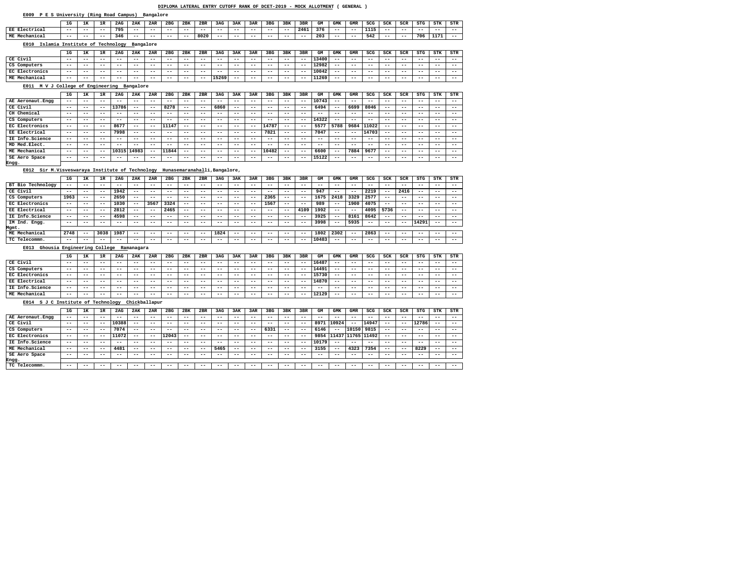**DIPLOMA LATERAL ENTRY CUTOFF RANK OF DCET-2019 - MOCK ALLOTMENT ( GENERAL )**

**E009 P E S University (Ring Road Campus) Bangalore**

| | 1G | 1K | 1R | 2AG | 2AK | 2AR | 2BG | 2BK | 2BR | 3AG | 3AK | 3AR | 3BG | 3BK | 3BR | GM | GMK | GMR | SCG | SCK | SCR | STG | STK | STR |
|---|---|---|---|---|---|---|---|---|---|---|---|---|---|---|---|---|---|---|---|---|---|---|---|---|
| EE Electrical | -- | -- | -- | 795 | -- | -- | -- | -- | -- | -- | -- | -- | -- | -- | 2461 | 376 | -- | -- | 1115 | -- | -- | -- | -- | -- |
| ME Mechanical | -- | -- | -- | 346 | -- | -- | -- | -- | 8020 | -- | -- | -- | -- | -- | -- | 203 | -- | -- | 542 | -- | -- | 706 | 1171 | -- |

**E010 Islamia Institute of Technology Bangalore**

| | 1G | 1K | 1R | 2AG | 2AK | 2AR | 2BG | 2BK | 2BR | 3AG | 3AK | 3AR | 3BG | 3BK | 3BR | GM | GMK | GMR | SCG | SCK | SCR | STG | STK | STR |
|---|---|---|---|---|---|---|---|---|---|---|---|---|---|---|---|---|---|---|---|---|---|---|---|---|
| CE Civil | -- | -- | -- | -- | -- | -- | -- | -- | -- | -- | -- | -- | -- | -- | -- | 13400 | -- | -- | -- | -- | -- | -- | -- | -- |
| CS Computers | -- | -- | -- | -- | -- | -- | -- | -- | -- | -- | -- | -- | -- | -- | -- | 12982 | -- | -- | -- | -- | -- | -- | -- | -- |
| EC Electronics | -- | -- | -- | -- | -- | -- | -- | -- | -- | -- | -- | -- | -- | -- | -- | 10042 | -- | -- | -- | -- | -- | -- | -- | -- |
| ME Mechanical | -- | -- | -- | -- | -- | -- | -- | -- | -- | 15269 | -- | -- | -- | -- | -- | 11269 | -- | -- | -- | -- | -- | -- | -- | -- |

**E011 M V J College of Engineering Bangalore**

| | 1G | 1K | 1R | 2AG | 2AK | 2AR | 2BG | 2BK | 2BR | 3AG | 3AK | 3AR | 3BG | 3BK | 3BR | GM | GMK | GMR | SCG | SCK | SCR | STG | STK | STR |
|---|---|---|---|---|---|---|---|---|---|---|---|---|---|---|---|---|---|---|---|---|---|---|---|---|
| AE Aeronaut.Engg | -- | -- | -- | -- | -- | -- | -- | -- | -- | -- | -- | -- | -- | -- | -- | 10743 | -- | -- | -- | -- | -- | -- | -- | -- |
| CE Civil | -- | -- | -- | 13786 | -- | -- | 8278 | -- | -- | 6860 | -- | -- | -- | -- | -- | 6494 | -- | 6699 | 8046 | -- | -- | -- | -- | -- |
| CH Chemical | -- | -- | -- | -- | -- | -- | -- | -- | -- | -- | -- | -- | -- | -- | -- | -- | -- | -- | -- | -- | -- | -- | -- | -- |
| CS Computers | -- | -- | -- | -- | -- | -- | -- | -- | -- | -- | -- | -- | -- | -- | -- | 14322 | -- | -- | -- | -- | -- | -- | -- | -- |
| EC Electronics | -- | -- | -- | 8677 | -- | -- | 11147 | -- | -- | -- | -- | -- | 14787 | -- | -- | 5577 | 5788 | 9684 | 11022 | -- | -- | -- | -- | -- |
| EE Electrical | -- | -- | -- | 7998 | -- | -- | -- | -- | -- | -- | -- | -- | 7821 | -- | -- | 7047 | -- | -- | 14703 | -- | -- | -- | -- | -- |
| IE Info.Science | -- | -- | -- | -- | -- | -- | -- | -- | -- | -- | -- | -- | -- | -- | -- | -- | -- | -- | -- | -- | -- | -- | -- | -- |
| MD Med.Elect. | -- | -- | -- | -- | -- | -- | -- | -- | -- | -- | -- | -- | -- | -- | -- | -- | -- | -- | -- | -- | -- | -- | -- | -- |
| ME Mechanical | -- | -- | -- | 10315 | 14983 | -- | 11844 | -- | -- | -- | -- | -- | 10482 | -- | -- | 6600 | -- | 7884 | 9677 | -- | -- | -- | -- | -- |
| SE Aero Space Engg. | -- | -- | -- | -- | -- | -- | -- | -- | -- | -- | -- | -- | -- | -- | -- | 15122 | -- | -- | -- | -- | -- | -- | -- | -- |

**E012 Sir M.Visveswaraya Institute of Technology Hunasemaranahalli,Bangalore,**

| | 1G | 1K | 1R | 2AG | 2AK | 2AR | 2BG | 2BK | 2BR | 3AG | 3AK | 3AR | 3BG | 3BK | 3BR | GM | GMK | GMR | SCG | SCK | SCR | STG | STK | STR |
|---|---|---|---|---|---|---|---|---|---|---|---|---|---|---|---|---|---|---|---|---|---|---|---|---|
| BT Bio Technology | -- | -- | -- | -- | -- | -- | -- | -- | -- | -- | -- | -- | -- | -- | -- | -- | -- | -- | -- | -- | -- | -- | -- | -- |
| CE Civil | -- | -- | -- | 1942 | -- | -- | -- | -- | -- | -- | -- | -- | -- | -- | -- | 947 | -- | -- | 2219 | -- | 2416 | -- | -- | -- |
| CS Computers | 1963 | -- | -- | 2650 | -- | -- | -- | -- | -- | -- | -- | -- | 2365 | -- | -- | 1675 | 2418 | 3329 | 2577 | -- | -- | -- | -- | -- |
| EC Electronics | -- | -- | -- | 1030 | -- | 3567 | 3324 | -- | -- | -- | -- | -- | 1567 | -- | -- | 989 | -- | 1900 | 4075 | -- | -- | -- | -- | -- |
| EE Electrical | -- | -- | -- | 2812 | -- | -- | 2465 | -- | -- | -- | -- | -- | -- | -- | 4109 | 1992 | -- | -- | 4095 | 5736 | -- | -- | -- | -- |
| IE Info.Science | -- | -- | -- | 4598 | -- | -- | -- | -- | -- | -- | -- | -- | -- | -- | -- | 3925 | -- | 8161 | 8642 | -- | -- | -- | -- | -- |
| IM Ind. Engg. Mgmt. | -- | -- | -- | -- | -- | -- | -- | -- | -- | -- | -- | -- | -- | -- | -- | 3998 | -- | 5935 | -- | -- | -- | 14291 | -- | -- |
| ME Mechanical | 2748 | -- | 3038 | 1987 | -- | -- | -- | -- | -- | 1824 | -- | -- | -- | -- | -- | 1802 | 2302 | -- | 2863 | -- | -- | -- | -- | -- |
| TC Telecommn. | -- | -- | -- | -- | -- | -- | -- | -- | -- | -- | -- | -- | -- | -- | -- | 10483 | -- | -- | -- | -- | -- | -- | -- | -- |

**E013 Ghousia Engineering College Ramanagara**

| | 1G | 1K | 1R | 2AG | 2AK | 2AR | 2BG | 2BK | 2BR | 3AG | 3AK | 3AR | 3BG | 3BK | 3BR | GM | GMK | GMR | SCG | SCK | SCR | STG | STK | STR |
|---|---|---|---|---|---|---|---|---|---|---|---|---|---|---|---|---|---|---|---|---|---|---|---|---|
| CE Civil | -- | -- | -- | -- | -- | -- | -- | -- | -- | -- | -- | -- | -- | -- | -- | 16487 | -- | -- | -- | -- | -- | -- | -- | -- |
| CS Computers | -- | -- | -- | -- | -- | -- | -- | -- | -- | -- | -- | -- | -- | -- | -- | 14491 | -- | -- | -- | -- | -- | -- | -- | -- |
| EC Electronics | -- | -- | -- | -- | -- | -- | -- | -- | -- | -- | -- | -- | -- | -- | -- | 15730 | -- | -- | -- | -- | -- | -- | -- | -- |
| EE Electrical | -- | -- | -- | -- | -- | -- | -- | -- | -- | -- | -- | -- | -- | -- | -- | 14870 | -- | -- | -- | -- | -- | -- | -- | -- |
| IE Info.Science | -- | -- | -- | -- | -- | -- | -- | -- | -- | -- | -- | -- | -- | -- | -- | -- | -- | -- | -- | -- | -- | -- | -- | -- |
| ME Mechanical | -- | -- | -- | -- | -- | -- | -- | -- | -- | -- | -- | -- | -- | -- | -- | 12129 | -- | -- | -- | -- | -- | -- | -- | -- |

**E014 S J C Institute of Technology Chickballapur**

| | 1G | 1K | 1R | 2AG | 2AK | 2AR | 2BG | 2BK | 2BR | 3AG | 3AK | 3AR | 3BG | 3BK | 3BR | GM | GMK | GMR | SCG | SCK | SCR | STG | STK | STR |
|---|---|---|---|---|---|---|---|---|---|---|---|---|---|---|---|---|---|---|---|---|---|---|---|---|
| AE Aeronaut.Engg | -- | -- | -- | -- | -- | -- | -- | -- | -- | -- | -- | -- | -- | -- | -- | -- | -- | -- | -- | -- | -- | -- | -- | -- |
| CE Civil | -- | -- | -- | 10388 | -- | -- | -- | -- | -- | -- | -- | -- | -- | -- | -- | 8971 | 10924 | -- | 14947 | -- | -- | 12786 | -- | -- |
| CS Computers | -- | -- | -- | 7074 | -- | -- | -- | -- | -- | -- | -- | -- | 6331 | -- | -- | 6146 | -- | 10150 | 9815 | -- | -- | -- | -- | -- |
| EC Electronics | -- | -- | -- | 11072 | -- | -- | 12043 | -- | -- | -- | -- | -- | -- | -- | -- | 9854 | 11437 | 11765 | 11492 | -- | -- | -- | -- | -- |
| IE Info.Science | -- | -- | -- | -- | -- | -- | -- | -- | -- | -- | -- | -- | -- | -- | -- | 10179 | -- | -- | -- | -- | -- | -- | -- | -- |
| ME Mechanical | -- | -- | -- | 4481 | -- | -- | -- | -- | -- | 5465 | -- | -- | -- | -- | -- | 3155 | -- | 4323 | 7354 | -- | -- | 8229 | -- | -- |
| SE Aero Space Engg. | -- | -- | -- | -- | -- | -- | -- | -- | -- | -- | -- | -- | -- | -- | -- | -- | -- | -- | -- | -- | -- | -- | -- | -- |
| TC Telecommn. | -- | -- | -- | -- | -- | -- | -- | -- | -- | -- | -- | -- | -- | -- | -- | -- | -- | -- | -- | -- | -- | -- | -- | -- |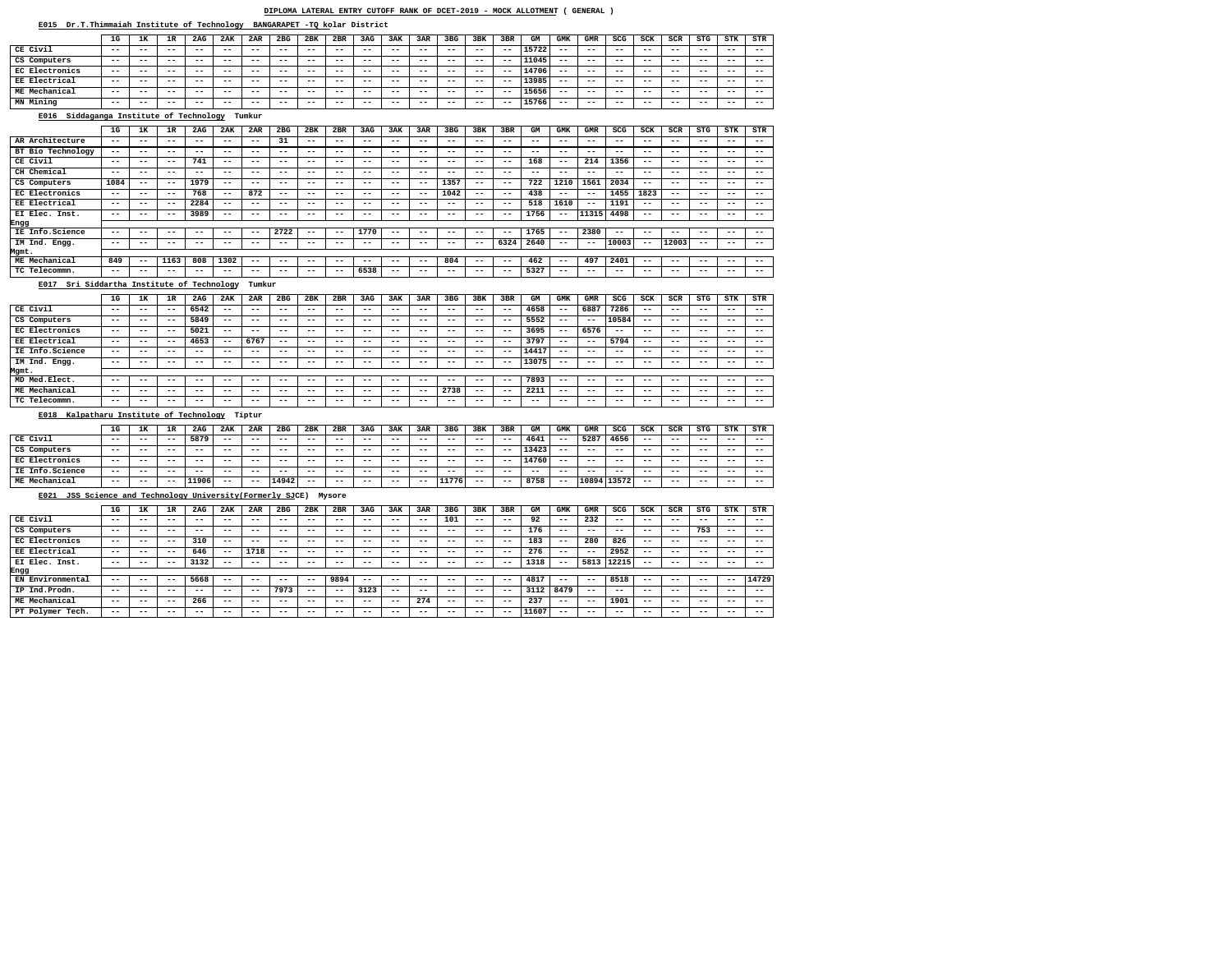DIPLOMA LATERAL ENTRY CUTOFF RANK OF DCET-2019 - MOCK ALLOTMENT ( GENERAL )

E015 Dr.T.Thimmaiah Institute of Technology BANGARAPET -TQ kolar District

| | 1G | 1K | 1R | 2AG | 2AK | 2AR | 2BG | 2BK | 2BR | 3AG | 3AK | 3AR | 3BG | 3BK | 3BR | GM | GMK | GMR | SCG | SCK | SCR | STG | STK | STR |
|---|---|---|---|---|---|---|---|---|---|---|---|---|---|---|---|---|---|---|---|---|---|---|---|---|
| CE Civil | -- | -- | -- | -- | -- | -- | -- | -- | -- | -- | -- | -- | -- | -- | -- | 15722 | -- | -- | -- | -- | -- | -- | -- | -- |
| CS Computers | -- | -- | -- | -- | -- | -- | -- | -- | -- | -- | -- | -- | -- | -- | -- | 11045 | -- | -- | -- | -- | -- | -- | -- | -- |
| EC Electronics | -- | -- | -- | -- | -- | -- | -- | -- | -- | -- | -- | -- | -- | -- | -- | 14706 | -- | -- | -- | -- | -- | -- | -- | -- |
| EE Electrical | -- | -- | -- | -- | -- | -- | -- | -- | -- | -- | -- | -- | -- | -- | -- | 13985 | -- | -- | -- | -- | -- | -- | -- | -- |
| ME Mechanical | -- | -- | -- | -- | -- | -- | -- | -- | -- | -- | -- | -- | -- | -- | -- | 15656 | -- | -- | -- | -- | -- | -- | -- | -- |
| MN Mining | -- | -- | -- | -- | -- | -- | -- | -- | -- | -- | -- | -- | -- | -- | -- | 15766 | -- | -- | -- | -- | -- | -- | -- | -- |

E016 Siddaganga Institute of Technology Tumkur

| | 1G | 1K | 1R | 2AG | 2AK | 2AR | 2BG | 2BK | 2BR | 3AG | 3AK | 3AR | 3BG | 3BK | 3BR | GM | GMK | GMR | SCG | SCK | SCR | STG | STK | STR |
|---|---|---|---|---|---|---|---|---|---|---|---|---|---|---|---|---|---|---|---|---|---|---|---|---|
| AR Architecture | -- | -- | -- | -- | -- | -- | 31 | -- | -- | -- | -- | -- | -- | -- | -- | -- | -- | -- | -- | -- | -- | -- | -- | -- |
| BT Bio Technology | -- | -- | -- | -- | -- | -- | -- | -- | -- | -- | -- | -- | -- | -- | -- | -- | -- | -- | -- | -- | -- | -- | -- | -- |
| CE Civil | -- | -- | -- | 741 | -- | -- | -- | -- | -- | -- | -- | -- | -- | -- | -- | 168 | -- | 214 | 1356 | -- | -- | -- | -- | -- |
| CH Chemical | -- | -- | -- | -- | -- | -- | -- | -- | -- | -- | -- | -- | -- | -- | -- | -- | -- | -- | -- | -- | -- | -- | -- | -- |
| CS Computers | 1084 | -- | -- | 1979 | -- | -- | -- | -- | -- | -- | -- | -- | 1357 | -- | -- | 722 | 1210 | 1561 | 2034 | -- | -- | -- | -- | -- |
| EC Electronics | -- | -- | -- | 768 | -- | 872 | -- | -- | -- | -- | -- | -- | 1042 | -- | -- | 438 | -- | -- | 1455 | 1823 | -- | -- | -- | -- |
| EE Electrical | -- | -- | -- | 2284 | -- | -- | -- | -- | -- | -- | -- | -- | -- | -- | -- | 518 | 1610 | -- | 1191 | -- | -- | -- | -- | -- |
| EI Elec. Inst. Engg | -- | -- | -- | 3989 | -- | -- | -- | -- | -- | -- | -- | -- | -- | -- | -- | 1756 | -- | 11315 | 4498 | -- | -- | -- | -- | -- |
| IE Info.Science | -- | -- | -- | -- | -- | -- | 2722 | -- | -- | 1770 | -- | -- | -- | -- | -- | 1765 | -- | 2380 | -- | -- | -- | -- | -- | -- |
| IM Ind. Engg. Mgmt. | -- | -- | -- | -- | -- | -- | -- | -- | -- | -- | -- | -- | -- | -- | 6324 | 2640 | -- | -- | 10003 | -- | 12003 | -- | -- | -- |
| ME Mechanical | 849 | -- | 1163 | 808 | 1302 | -- | -- | -- | -- | -- | -- | -- | 804 | -- | -- | 462 | -- | 497 | 2401 | -- | -- | -- | -- | -- |
| TC Telecommn. | -- | -- | -- | -- | -- | -- | -- | -- | -- | 6538 | -- | -- | -- | -- | -- | 5327 | -- | -- | -- | -- | -- | -- | -- | -- |

E017 Sri Siddartha Institute of Technology Tumkur

| | 1G | 1K | 1R | 2AG | 2AK | 2AR | 2BG | 2BK | 2BR | 3AG | 3AK | 3AR | 3BG | 3BK | 3BR | GM | GMK | GMR | SCG | SCK | SCR | STG | STK | STR |
|---|---|---|---|---|---|---|---|---|---|---|---|---|---|---|---|---|---|---|---|---|---|---|---|---|
| CE Civil | -- | -- | -- | 6542 | -- | -- | -- | -- | -- | -- | -- | -- | -- | -- | -- | 4658 | -- | 6887 | 7286 | -- | -- | -- | -- | -- |
| CS Computers | -- | -- | -- | 5849 | -- | -- | -- | -- | -- | -- | -- | -- | -- | -- | -- | 5552 | -- | -- | 10584 | -- | -- | -- | -- | -- |
| EC Electronics | -- | -- | -- | 5021 | -- | -- | -- | -- | -- | -- | -- | -- | -- | -- | -- | 3695 | -- | 6576 | -- | -- | -- | -- | -- | -- |
| EE Electrical | -- | -- | -- | 4653 | -- | 6767 | -- | -- | -- | -- | -- | -- | -- | -- | -- | 3797 | -- | -- | 5794 | -- | -- | -- | -- | -- |
| IE Info.Science | -- | -- | -- | -- | -- | -- | -- | -- | -- | -- | -- | -- | -- | -- | -- | 14417 | -- | -- | -- | -- | -- | -- | -- | -- |
| IM Ind. Engg. Mgmt. | -- | -- | -- | -- | -- | -- | -- | -- | -- | -- | -- | -- | -- | -- | -- | 13075 | -- | -- | -- | -- | -- | -- | -- | -- |
| MD Med.Elect. | -- | -- | -- | -- | -- | -- | -- | -- | -- | -- | -- | -- | -- | -- | -- | 7893 | -- | -- | -- | -- | -- | -- | -- | -- |
| ME Mechanical | -- | -- | -- | -- | -- | -- | -- | -- | -- | -- | -- | -- | 2738 | -- | -- | 2211 | -- | -- | -- | -- | -- | -- | -- | -- |
| TC Telecommn. | -- | -- | -- | -- | -- | -- | -- | -- | -- | -- | -- | -- | -- | -- | -- | -- | -- | -- | -- | -- | -- | -- | -- | -- |

E018 Kalpatharu Institute of Technology Tiptur

| | 1G | 1K | 1R | 2AG | 2AK | 2AR | 2BG | 2BK | 2BR | 3AG | 3AK | 3AR | 3BG | 3BK | 3BR | GM | GMK | GMR | SCG | SCK | SCR | STG | STK | STR |
|---|---|---|---|---|---|---|---|---|---|---|---|---|---|---|---|---|---|---|---|---|---|---|---|---|
| CE Civil | -- | -- | -- | 5879 | -- | -- | -- | -- | -- | -- | -- | -- | -- | -- | -- | 4641 | -- | 5287 | 4656 | -- | -- | -- | -- | -- |
| CS Computers | -- | -- | -- | -- | -- | -- | -- | -- | -- | -- | -- | -- | -- | -- | -- | 13423 | -- | -- | -- | -- | -- | -- | -- | -- |
| EC Electronics | -- | -- | -- | -- | -- | -- | -- | -- | -- | -- | -- | -- | -- | -- | -- | 14760 | -- | -- | -- | -- | -- | -- | -- | -- |
| IE Info.Science | -- | -- | -- | -- | -- | -- | -- | -- | -- | -- | -- | -- | -- | -- | -- | -- | -- | -- | -- | -- | -- | -- | -- | -- |
| ME Mechanical | -- | -- | -- | 11906 | -- | -- | 14942 | -- | -- | -- | -- | -- | 11776 | -- | -- | 8758 | -- | 10894 | 13572 | -- | -- | -- | -- | -- |

E021 JSS Science and Technology University(Formerly SJCE) Mysore

| | 1G | 1K | 1R | 2AG | 2AK | 2AR | 2BG | 2BK | 2BR | 3AG | 3AK | 3AR | 3BG | 3BK | 3BR | GM | GMK | GMR | SCG | SCK | SCR | STG | STK | STR |
|---|---|---|---|---|---|---|---|---|---|---|---|---|---|---|---|---|---|---|---|---|---|---|---|---|
| CE Civil | -- | -- | -- | -- | -- | -- | -- | -- | -- | -- | -- | -- | 101 | -- | -- | 92 | -- | 232 | -- | -- | -- | -- | -- | -- |
| CS Computers | -- | -- | -- | -- | -- | -- | -- | -- | -- | -- | -- | -- | -- | -- | -- | 176 | -- | -- | -- | -- | -- | 753 | -- | -- |
| EC Electronics | -- | -- | -- | 310 | -- | -- | -- | -- | -- | -- | -- | -- | -- | -- | -- | 183 | -- | 280 | 826 | -- | -- | -- | -- | -- |
| EE Electrical | -- | -- | -- | 646 | -- | 1718 | -- | -- | -- | -- | -- | -- | -- | -- | -- | 276 | -- | -- | 2952 | -- | -- | -- | -- | -- |
| EI Elec. Inst. Engg | -- | -- | -- | 3132 | -- | -- | -- | -- | -- | -- | -- | -- | -- | -- | -- | 1318 | -- | 5813 | 12215 | -- | -- | -- | -- | -- |
| EN Environmental | -- | -- | -- | 5668 | -- | -- | -- | -- | 9894 | -- | -- | -- | -- | -- | -- | 4817 | -- | -- | 8518 | -- | -- | -- | -- | 14729 |
| IP Ind.Prodn. | -- | -- | -- | -- | -- | -- | 7973 | -- | -- | 3123 | -- | -- | -- | -- | -- | 3112 | 8479 | -- | -- | -- | -- | -- | -- | -- |
| ME Mechanical | -- | -- | -- | 266 | -- | -- | -- | -- | -- | -- | -- | 274 | -- | -- | -- | 237 | -- | -- | 1901 | -- | -- | -- | -- | -- |
| PT Polymer Tech. | -- | -- | -- | -- | -- | -- | -- | -- | -- | -- | -- | -- | -- | -- | -- | 11607 | -- | -- | -- | -- | -- | -- | -- | -- |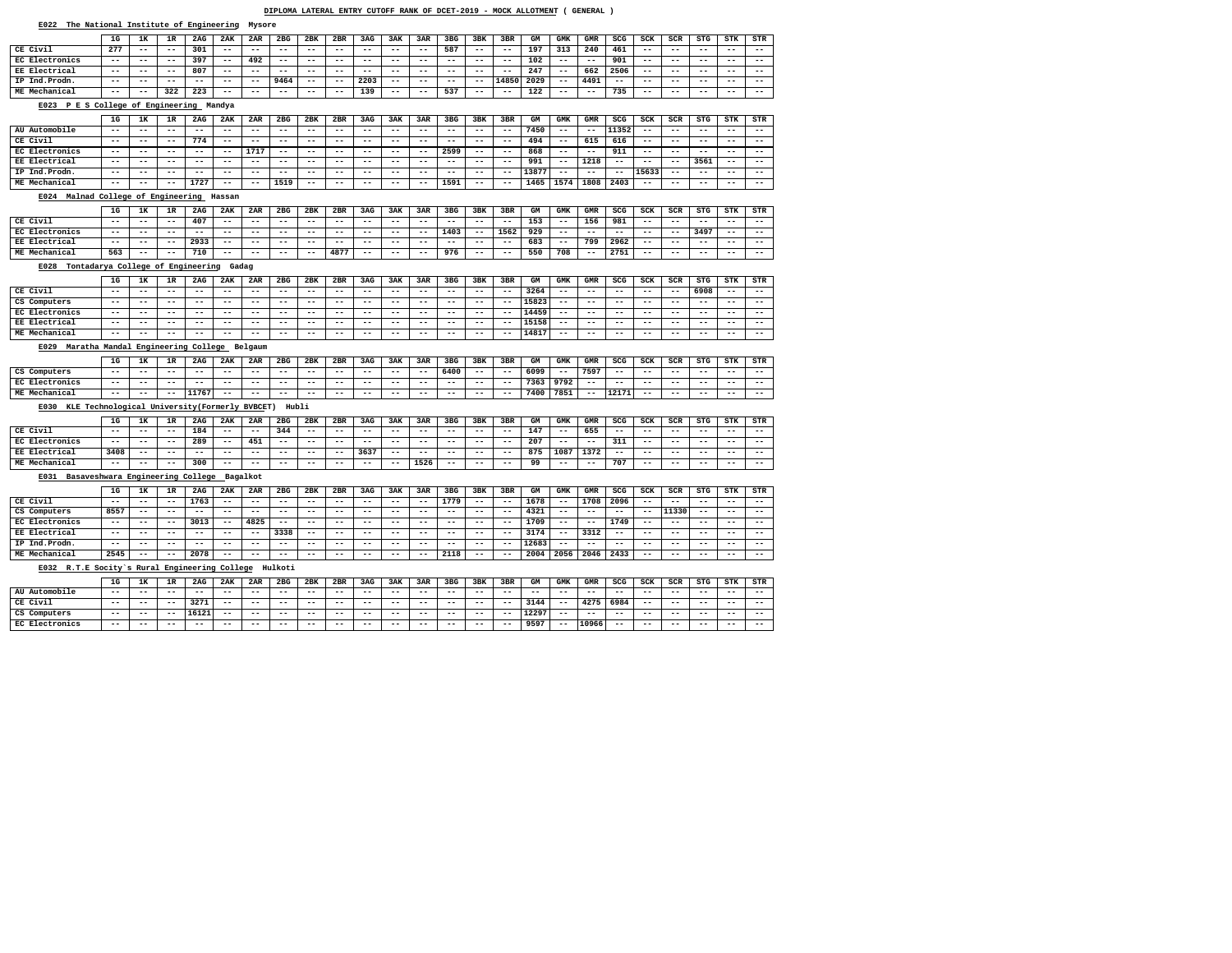DIPLOMA LATERAL ENTRY CUTOFF RANK OF DCET-2019 - MOCK ALLOTMENT ( GENERAL )

E022 The National Institute of Engineering Mysore

| | 1G | 1K | 1R | 2AG | 2AK | 2AR | 2BG | 2BK | 2BR | 3AG | 3AK | 3AR | 3BG | 3BK | 3BR | GM | GMK | GMR | SCG | SCK | SCR | STG | STK | STR |
|---|---|---|---|---|---|---|---|---|---|---|---|---|---|---|---|---|---|---|---|---|---|---|---|---|
| CE Civil | 277 | -- | -- | 301 | -- | -- | -- | -- | -- | -- | -- | -- | 587 | -- | -- | 197 | 313 | 240 | 461 | -- | -- | -- | -- | -- |
| EC Electronics | -- | -- | -- | 397 | -- | 492 | -- | -- | -- | -- | -- | -- | -- | -- | -- | 102 | -- | -- | 901 | -- | -- | -- | -- | -- |
| EE Electrical | -- | -- | -- | 807 | -- | -- | -- | -- | -- | -- | -- | -- | -- | -- | -- | 247 | -- | 662 | 2506 | -- | -- | -- | -- | -- |
| IP Ind.Prodn. | -- | -- | -- | -- | -- | -- | 9464 | -- | -- | 2203 | -- | -- | -- | -- | 14850 | 2029 | -- | 4491 | -- | -- | -- | -- | -- | -- |
| ME Mechanical | -- | -- | 322 | 223 | -- | -- | -- | -- | -- | 139 | -- | -- | 537 | -- | -- | 122 | -- | -- | 735 | -- | -- | -- | -- | -- |

E023 P E S College of Engineering Mandya

| | 1G | 1K | 1R | 2AG | 2AK | 2AR | 2BG | 2BK | 2BR | 3AG | 3AK | 3AR | 3BG | 3BK | 3BR | GM | GMK | GMR | SCG | SCK | SCR | STG | STK | STR |
|---|---|---|---|---|---|---|---|---|---|---|---|---|---|---|---|---|---|---|---|---|---|---|---|---|
| AU Automobile | -- | -- | -- | -- | -- | -- | -- | -- | -- | -- | -- | -- | -- | -- | -- | 7450 | -- | -- | 11352 | -- | -- | -- | -- | -- |
| CE Civil | -- | -- | -- | 774 | -- | -- | -- | -- | -- | -- | -- | -- | -- | -- | -- | 494 | -- | 615 | 616 | -- | -- | -- | -- | -- |
| EC Electronics | -- | -- | -- | -- | -- | 1717 | -- | -- | -- | -- | -- | -- | 2599 | -- | -- | 868 | -- | -- | 911 | -- | -- | -- | -- | -- |
| EE Electrical | -- | -- | -- | -- | -- | -- | -- | -- | -- | -- | -- | -- | -- | -- | -- | 991 | -- | 1218 | -- | -- | -- | 3561 | -- | -- |
| IP Ind.Prodn. | -- | -- | -- | -- | -- | -- | -- | -- | -- | -- | -- | -- | -- | -- | -- | 13877 | -- | -- | -- | 15633 | -- | -- | -- | -- |
| ME Mechanical | -- | -- | -- | 1727 | -- | -- | 1519 | -- | -- | -- | -- | -- | 1591 | -- | -- | 1465 | 1574 | 1808 | 2403 | -- | -- | -- | -- | -- |

E024 Malnad College of Engineering Hassan

| | 1G | 1K | 1R | 2AG | 2AK | 2AR | 2BG | 2BK | 2BR | 3AG | 3AK | 3AR | 3BG | 3BK | 3BR | GM | GMK | GMR | SCG | SCK | SCR | STG | STK | STR |
|---|---|---|---|---|---|---|---|---|---|---|---|---|---|---|---|---|---|---|---|---|---|---|---|---|
| CE Civil | -- | -- | -- | 407 | -- | -- | -- | -- | -- | -- | -- | -- | -- | -- | -- | 153 | -- | 156 | 981 | -- | -- | -- | -- | -- |
| EC Electronics | -- | -- | -- | -- | -- | -- | -- | -- | -- | -- | -- | -- | 1403 | -- | 1562 | 929 | -- | -- | -- | -- | -- | 3497 | -- | -- |
| EE Electrical | -- | -- | -- | 2933 | -- | -- | -- | -- | -- | -- | -- | -- | -- | -- | -- | 683 | -- | 799 | 2962 | -- | -- | -- | -- | -- |
| ME Mechanical | 563 | -- | -- | 710 | -- | -- | -- | -- | 4877 | -- | -- | -- | 976 | -- | -- | 550 | 708 | -- | 2751 | -- | -- | -- | -- | -- |

E028 Tontadarya College of Engineering Gadag

| | 1G | 1K | 1R | 2AG | 2AK | 2AR | 2BG | 2BK | 2BR | 3AG | 3AK | 3AR | 3BG | 3BK | 3BR | GM | GMK | GMR | SCG | SCK | SCR | STG | STK | STR |
|---|---|---|---|---|---|---|---|---|---|---|---|---|---|---|---|---|---|---|---|---|---|---|---|---|
| CE Civil | -- | -- | -- | -- | -- | -- | -- | -- | -- | -- | -- | -- | -- | -- | -- | 3264 | -- | -- | -- | -- | -- | 6908 | -- | -- |
| CS Computers | -- | -- | -- | -- | -- | -- | -- | -- | -- | -- | -- | -- | -- | -- | -- | 15823 | -- | -- | -- | -- | -- | -- | -- | -- |
| EC Electronics | -- | -- | -- | -- | -- | -- | -- | -- | -- | -- | -- | -- | -- | -- | -- | 14459 | -- | -- | -- | -- | -- | -- | -- | -- |
| EE Electrical | -- | -- | -- | -- | -- | -- | -- | -- | -- | -- | -- | -- | -- | -- | -- | 15158 | -- | -- | -- | -- | -- | -- | -- | -- |
| ME Mechanical | -- | -- | -- | -- | -- | -- | -- | -- | -- | -- | -- | -- | -- | -- | -- | 14817 | -- | -- | -- | -- | -- | -- | -- | -- |

E029 Maratha Mandal Engineering College Belgaum

| | 1G | 1K | 1R | 2AG | 2AK | 2AR | 2BG | 2BK | 2BR | 3AG | 3AK | 3AR | 3BG | 3BK | 3BR | GM | GMK | GMR | SCG | SCK | SCR | STG | STK | STR |
|---|---|---|---|---|---|---|---|---|---|---|---|---|---|---|---|---|---|---|---|---|---|---|---|---|
| CS Computers | -- | -- | -- | -- | -- | -- | -- | -- | -- | -- | -- | -- | 6400 | -- | -- | 6099 | -- | 7597 | -- | -- | -- | -- | -- | -- |
| EC Electronics | -- | -- | -- | -- | -- | -- | -- | -- | -- | -- | -- | -- | -- | -- | -- | 7363 | 9792 | -- | -- | -- | -- | -- | -- | -- |
| ME Mechanical | -- | -- | -- | 11767 | -- | -- | -- | -- | -- | -- | -- | -- | -- | -- | -- | 7400 | 7851 | -- | 12171 | -- | -- | -- | -- | -- |

E030 KLE Technological University(Formerly BVBCET) Hubli

| | 1G | 1K | 1R | 2AG | 2AK | 2AR | 2BG | 2BK | 2BR | 3AG | 3AK | 3AR | 3BG | 3BK | 3BR | GM | GMK | GMR | SCG | SCK | SCR | STG | STK | STR |
|---|---|---|---|---|---|---|---|---|---|---|---|---|---|---|---|---|---|---|---|---|---|---|---|---|
| CE Civil | -- | -- | -- | 184 | -- | -- | 344 | -- | -- | -- | -- | -- | -- | -- | -- | 147 | -- | 655 | -- | -- | -- | -- | -- | -- |
| EC Electronics | -- | -- | -- | 289 | -- | 451 | -- | -- | -- | -- | -- | -- | -- | -- | -- | 207 | -- | -- | 311 | -- | -- | -- | -- | -- |
| EE Electrical | 3408 | -- | -- | -- | -- | -- | -- | -- | -- | 3637 | -- | -- | -- | -- | -- | 875 | 1087 | 1372 | -- | -- | -- | -- | -- | -- |
| ME Mechanical | -- | -- | -- | 300 | -- | -- | -- | -- | -- | -- | -- | 1526 | -- | -- | -- | 99 | -- | -- | 707 | -- | -- | -- | -- | -- |

E031 Basaveshwara Engineering College Bagalkot

| | 1G | 1K | 1R | 2AG | 2AK | 2AR | 2BG | 2BK | 2BR | 3AG | 3AK | 3AR | 3BG | 3BK | 3BR | GM | GMK | GMR | SCG | SCK | SCR | STG | STK | STR |
|---|---|---|---|---|---|---|---|---|---|---|---|---|---|---|---|---|---|---|---|---|---|---|---|---|
| CE Civil | -- | -- | -- | 1763 | -- | -- | -- | -- | -- | -- | -- | -- | 1779 | -- | -- | 1678 | -- | 1708 | 2096 | -- | -- | -- | -- | -- |
| CS Computers | 8557 | -- | -- | -- | -- | -- | -- | -- | -- | -- | -- | -- | -- | -- | -- | 4321 | -- | -- | -- | -- | 11330 | -- | -- | -- |
| EC Electronics | -- | -- | -- | 3013 | -- | 4825 | -- | -- | -- | -- | -- | -- | -- | -- | -- | 1709 | -- | -- | 1749 | -- | -- | -- | -- | -- |
| EE Electrical | -- | -- | -- | -- | -- | -- | 3338 | -- | -- | -- | -- | -- | -- | -- | -- | 3174 | -- | 3312 | -- | -- | -- | -- | -- | -- |
| IP Ind.Prodn. | -- | -- | -- | -- | -- | -- | -- | -- | -- | -- | -- | -- | -- | -- | -- | 12683 | -- | -- | -- | -- | -- | -- | -- | -- |
| ME Mechanical | 2545 | -- | -- | 2078 | -- | -- | -- | -- | -- | -- | -- | -- | 2118 | -- | -- | 2004 | 2056 | 2046 | 2433 | -- | -- | -- | -- | -- |

E032 R.T.E Socity`s Rural Engineering College Hulkoti

| | 1G | 1K | 1R | 2AG | 2AK | 2AR | 2BG | 2BK | 2BR | 3AG | 3AK | 3AR | 3BG | 3BK | 3BR | GM | GMK | GMR | SCG | SCK | SCR | STG | STK | STR |
|---|---|---|---|---|---|---|---|---|---|---|---|---|---|---|---|---|---|---|---|---|---|---|---|---|
| AU Automobile | -- | -- | -- | -- | -- | -- | -- | -- | -- | -- | -- | -- | -- | -- | -- | -- | -- | -- | -- | -- | -- | -- | -- | -- |
| CE Civil | -- | -- | -- | 3271 | -- | -- | -- | -- | -- | -- | -- | -- | -- | -- | -- | 3144 | -- | 4275 | 6984 | -- | -- | -- | -- | -- |
| CS Computers | -- | -- | -- | 16121 | -- | -- | -- | -- | -- | -- | -- | -- | -- | -- | -- | 12297 | -- | -- | -- | -- | -- | -- | -- | -- |
| EC Electronics | -- | -- | -- | -- | -- | -- | -- | -- | -- | -- | -- | -- | -- | -- | -- | 9597 | -- | 10966 | -- | -- | -- | -- | -- | -- |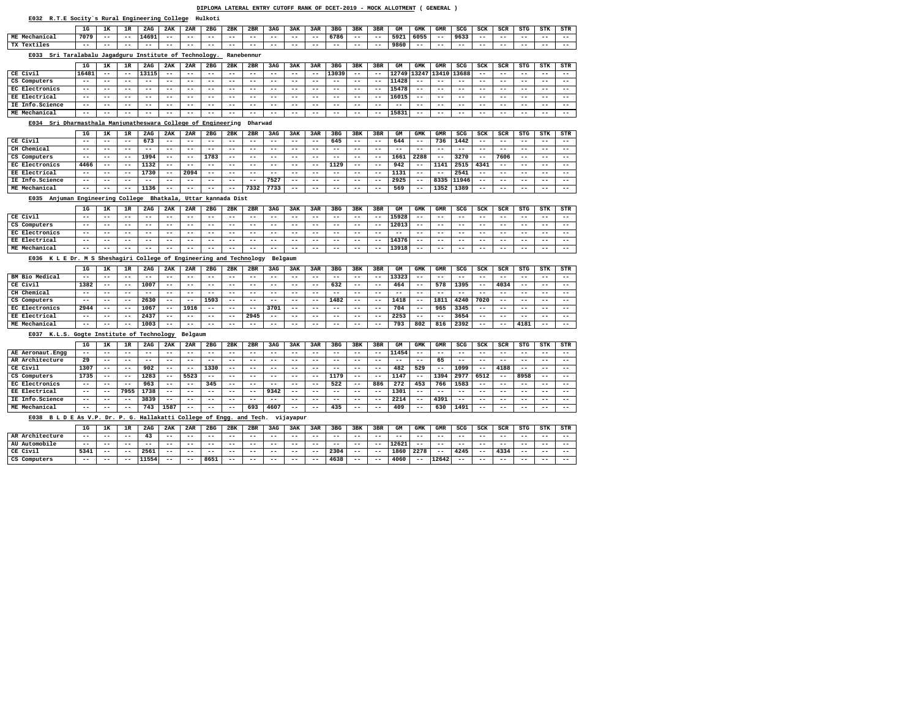DIPLOMA LATERAL ENTRY CUTOFF RANK OF DCET-2019 - MOCK ALLOTMENT ( GENERAL )

E032 R.T.E Socity`s Rural Engineering College Hulkoti

| | 1G | 1K | 1R | 2AG | 2AK | 2AR | 2BG | 2BK | 2BR | 3AG | 3AK | 3AR | 3BG | 3BK | 3BR | GM | GMK | GMR | SCG | SCK | SCR | STG | STK | STR |
|---|---|---|---|---|---|---|---|---|---|---|---|---|---|---|---|---|---|---|---|---|---|---|---|---|
| ME Mechanical | 7079 | -- | -- | 14691 | -- | -- | -- | -- | -- | -- | -- | -- | 6786 | -- | -- | 5921 | 6055 | -- | 9633 | -- | -- | -- | -- | -- |
| TX Textiles | -- | -- | -- | -- | -- | -- | -- | -- | -- | -- | -- | -- | -- | -- | -- | 9860 | -- | -- | -- | -- | -- | -- | -- | -- |

E033 Sri Taralabalu Jagadguru Institute of Technology. Ranebennur

| | 1G | 1K | 1R | 2AG | 2AK | 2AR | 2BG | 2BK | 2BR | 3AG | 3AK | 3AR | 3BG | 3BK | 3BR | GM | GMK | GMR | SCG | SCK | SCR | STG | STK | STR |
|---|---|---|---|---|---|---|---|---|---|---|---|---|---|---|---|---|---|---|---|---|---|---|---|---|
| CE Civil | 16481 | -- | -- | 13115 | -- | -- | -- | -- | -- | -- | -- | -- | 13039 | -- | -- | 12749 | 13247 | 13410 | 13688 | -- | -- | -- | -- | -- |
| CS Computers | -- | -- | -- | -- | -- | -- | -- | -- | -- | -- | -- | -- | -- | -- | -- | 11428 | -- | -- | -- | -- | -- | -- | -- | -- |
| EC Electronics | -- | -- | -- | -- | -- | -- | -- | -- | -- | -- | -- | -- | -- | -- | -- | 15478 | -- | -- | -- | -- | -- | -- | -- | -- |
| EE Electrical | -- | -- | -- | -- | -- | -- | -- | -- | -- | -- | -- | -- | -- | -- | -- | 16015 | -- | -- | -- | -- | -- | -- | -- | -- |
| IE Info.Science | -- | -- | -- | -- | -- | -- | -- | -- | -- | -- | -- | -- | -- | -- | -- | -- | -- | -- | -- | -- | -- | -- | -- | -- |
| ME Mechanical | -- | -- | -- | -- | -- | -- | -- | -- | -- | -- | -- | -- | -- | -- | -- | 15831 | -- | -- | -- | -- | -- | -- | -- | -- |

E034 Sri Dharmasthala Manjunatheswara College of Engineering Dharwad

| | 1G | 1K | 1R | 2AG | 2AK | 2AR | 2BG | 2BK | 2BR | 3AG | 3AK | 3AR | 3BG | 3BK | 3BR | GM | GMK | GMR | SCG | SCK | SCR | STG | STK | STR |
|---|---|---|---|---|---|---|---|---|---|---|---|---|---|---|---|---|---|---|---|---|---|---|---|---|
| CE Civil | -- | -- | -- | 673 | -- | -- | -- | -- | -- | -- | -- | -- | 645 | -- | -- | 644 | -- | 736 | 1442 | -- | -- | -- | -- | -- |
| CH Chemical | -- | -- | -- | -- | -- | -- | -- | -- | -- | -- | -- | -- | -- | -- | -- | -- | -- | -- | -- | -- | -- | -- | -- | -- |
| CS Computers | -- | -- | -- | 1994 | -- | -- | 1783 | -- | -- | -- | -- | -- | -- | -- | -- | 1661 | 2288 | -- | 3270 | -- | 7606 | -- | -- | -- |
| EC Electronics | 4466 | -- | -- | 1132 | -- | -- | -- | -- | -- | -- | -- | -- | 1129 | -- | -- | 942 | -- | 1141 | 2515 | 4341 | -- | -- | -- | -- |
| EE Electrical | -- | -- | -- | 1730 | -- | 2094 | -- | -- | -- | -- | -- | -- | -- | -- | -- | 1131 | -- | -- | 2541 | -- | -- | -- | -- | -- |
| IE Info.Science | -- | -- | -- | -- | -- | -- | -- | -- | -- | 7527 | -- | -- | -- | -- | -- | 2925 | -- | 8335 | 11946 | -- | -- | -- | -- | -- |
| ME Mechanical | -- | -- | -- | 1136 | -- | -- | -- | -- | 7332 | 7733 | -- | -- | -- | -- | -- | 569 | -- | 1352 | 1389 | -- | -- | -- | -- | -- |

E035 Anjuman Engineering College Bhatkala, Uttar kannada Dist

| | 1G | 1K | 1R | 2AG | 2AK | 2AR | 2BG | 2BK | 2BR | 3AG | 3AK | 3AR | 3BG | 3BK | 3BR | GM | GMK | GMR | SCG | SCK | SCR | STG | STK | STR |
|---|---|---|---|---|---|---|---|---|---|---|---|---|---|---|---|---|---|---|---|---|---|---|---|---|
| CE Civil | -- | -- | -- | -- | -- | -- | -- | -- | -- | -- | -- | -- | -- | -- | -- | 15928 | -- | -- | -- | -- | -- | -- | -- | -- |
| CS Computers | -- | -- | -- | -- | -- | -- | -- | -- | -- | -- | -- | -- | -- | -- | -- | 12013 | -- | -- | -- | -- | -- | -- | -- | -- |
| EC Electronics | -- | -- | -- | -- | -- | -- | -- | -- | -- | -- | -- | -- | -- | -- | -- | -- | -- | -- | -- | -- | -- | -- | -- | -- |
| EE Electrical | -- | -- | -- | -- | -- | -- | -- | -- | -- | -- | -- | -- | -- | -- | -- | 14376 | -- | -- | -- | -- | -- | -- | -- | -- |
| ME Mechanical | -- | -- | -- | -- | -- | -- | -- | -- | -- | -- | -- | -- | -- | -- | -- | 13918 | -- | -- | -- | -- | -- | -- | -- | -- |

E036 K L E Dr. M S Sheshagiri College of Engineering and Technology Belgaum

| | 1G | 1K | 1R | 2AG | 2AK | 2AR | 2BG | 2BK | 2BR | 3AG | 3AK | 3AR | 3BG | 3BK | 3BR | GM | GMK | GMR | SCG | SCK | SCR | STG | STK | STR |
|---|---|---|---|---|---|---|---|---|---|---|---|---|---|---|---|---|---|---|---|---|---|---|---|---|
| BM Bio Medical | -- | -- | -- | -- | -- | -- | -- | -- | -- | -- | -- | -- | -- | -- | -- | 13323 | -- | -- | -- | -- | -- | -- | -- | -- |
| CE Civil | 1382 | -- | -- | 1007 | -- | -- | -- | -- | -- | -- | -- | -- | 632 | -- | -- | 464 | -- | 578 | 1395 | -- | 4034 | -- | -- | -- |
| CH Chemical | -- | -- | -- | -- | -- | -- | -- | -- | -- | -- | -- | -- | -- | -- | -- | -- | -- | -- | -- | -- | -- | -- | -- | -- |
| CS Computers | -- | -- | -- | 2630 | -- | -- | 1593 | -- | -- | -- | -- | -- | 1482 | -- | -- | 1418 | -- | 1811 | 4240 | 7020 | -- | -- | -- | -- |
| EC Electronics | 2944 | -- | -- | 1067 | -- | 1916 | -- | -- | -- | 3701 | -- | -- | -- | -- | -- | 704 | -- | 965 | 3345 | -- | -- | -- | -- | -- |
| EE Electrical | -- | -- | -- | 2437 | -- | -- | -- | -- | 2945 | -- | -- | -- | -- | -- | -- | 2253 | -- | -- | 3654 | -- | -- | -- | -- | -- |
| ME Mechanical | -- | -- | -- | 1003 | -- | -- | -- | -- | -- | -- | -- | -- | -- | -- | -- | 793 | 802 | 816 | 2392 | -- | -- | 4181 | -- | -- |

E037 K.L.S. Gogte Institute of Technology Belgaum

| | 1G | 1K | 1R | 2AG | 2AK | 2AR | 2BG | 2BK | 2BR | 3AG | 3AK | 3AR | 3BG | 3BK | 3BR | GM | GMK | GMR | SCG | SCK | SCR | STG | STK | STR |
|---|---|---|---|---|---|---|---|---|---|---|---|---|---|---|---|---|---|---|---|---|---|---|---|---|
| AE Aeronaut.Engg | -- | -- | -- | -- | -- | -- | -- | -- | -- | -- | -- | -- | -- | -- | -- | 11454 | -- | -- | -- | -- | -- | -- | -- | -- |
| AR Architecture | 29 | -- | -- | -- | -- | -- | -- | -- | -- | -- | -- | -- | -- | -- | -- | -- | -- | 65 | -- | -- | -- | -- | -- | -- |
| CE Civil | 1307 | -- | -- | 902 | -- | -- | 1330 | -- | -- | -- | -- | -- | -- | -- | -- | 482 | 529 | -- | 1099 | -- | 4188 | -- | -- | -- |
| CS Computers | 1735 | -- | -- | 1283 | -- | 5523 | -- | -- | -- | -- | -- | -- | 1179 | -- | -- | 1147 | -- | 1394 | 2977 | 6512 | -- | 8958 | -- | -- |
| EC Electronics | -- | -- | -- | 963 | -- | -- | 345 | -- | -- | -- | -- | -- | 522 | -- | 886 | 272 | 453 | 766 | 1583 | -- | -- | -- | -- | -- |
| EE Electrical | -- | -- | 7955 | 1738 | -- | -- | -- | -- | -- | 9342 | -- | -- | -- | -- | -- | 1301 | -- | -- | -- | -- | -- | -- | -- | -- |
| IE Info.Science | -- | -- | -- | 3839 | -- | -- | -- | -- | -- | -- | -- | -- | -- | -- | -- | 2214 | -- | 4391 | -- | -- | -- | -- | -- | -- |
| ME Mechanical | -- | -- | -- | 743 | 1587 | -- | -- | -- | 693 | 4607 | -- | -- | 435 | -- | -- | 409 | -- | 630 | 1491 | -- | -- | -- | -- | -- |

E038 B L D E As V.P. Dr. P. G. Hallakatti College of Engg. and Tech. vijayapur

| | 1G | 1K | 1R | 2AG | 2AK | 2AR | 2BG | 2BK | 2BR | 3AG | 3AK | 3AR | 3BG | 3BK | 3BR | GM | GMK | GMR | SCG | SCK | SCR | STG | STK | STR |
|---|---|---|---|---|---|---|---|---|---|---|---|---|---|---|---|---|---|---|---|---|---|---|---|---|
| AR Architecture | -- | -- | -- | 43 | -- | -- | -- | -- | -- | -- | -- | -- | -- | -- | -- | -- | -- | -- | -- | -- | -- | -- | -- | -- |
| AU Automobile | -- | -- | -- | -- | -- | -- | -- | -- | -- | -- | -- | -- | -- | -- | -- | 12621 | -- | -- | -- | -- | -- | -- | -- | -- |
| CE Civil | 5341 | -- | -- | 2561 | -- | -- | -- | -- | -- | -- | -- | -- | 2304 | -- | -- | 1860 | 2278 | -- | 4245 | -- | 4334 | -- | -- | -- |
| CS Computers | -- | -- | -- | 11554 | -- | -- | 8651 | -- | -- | -- | -- | -- | 4638 | -- | -- | 4060 | -- | 12642 | -- | -- | -- | -- | -- | -- |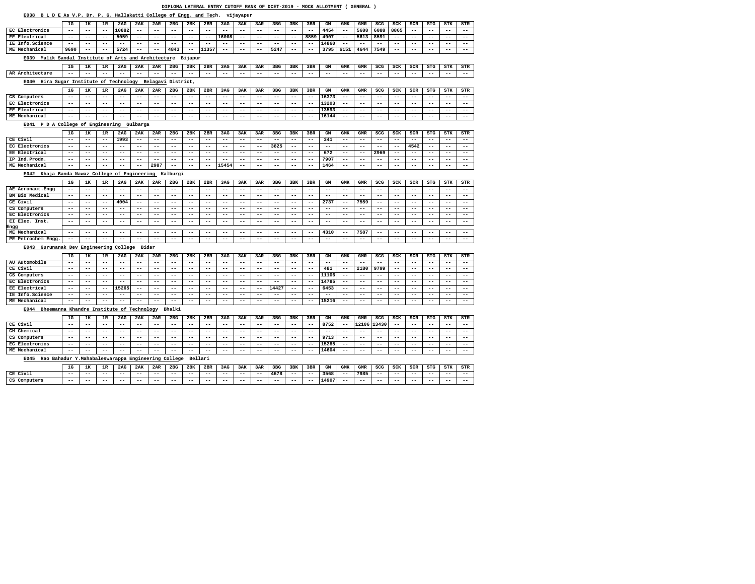DIPLOMA LATERAL ENTRY CUTOFF RANK OF DCET-2019 - MOCK ALLOTMENT ( GENERAL )

E038 B L D E As V.P. Dr. P. G. Hallakatti College of Engg. and Tech. vijayapur

| | 1G | 1K | 1R | 2AG | 2AK | 2AR | 2BG | 2BK | 2BR | 3AG | 3AK | 3AR | 3BG | 3BK | 3BR | GM | GMK | GMR | SCG | SCK | SCR | STG | STK | STR |
|---|---|---|---|---|---|---|---|---|---|---|---|---|---|---|---|---|---|---|---|---|---|---|---|---|
| EC Electronics | -- | -- | -- | 10882 | -- | -- | -- | -- | -- | -- | -- | -- | -- | -- | -- | 4454 | -- | 5688 | 6088 | 8865 | -- | -- | -- | -- |
| EE Electrical | -- | -- | -- | 5059 | -- | -- | -- | -- | -- | 16008 | -- | -- | -- | -- | 8859 | 4907 | -- | 5613 | 8591 | -- | -- | -- | -- | -- |
| IE Info.Science | -- | -- | -- | -- | -- | -- | -- | -- | -- | -- | -- | -- | -- | -- | -- | 14860 | -- | -- | -- | -- | -- | -- | -- | -- |
| ME Mechanical | 9690 | -- | -- | 5724 | -- | -- | 4843 | -- | 11357 | -- | -- | -- | 5247 | -- | -- | 3795 | 6151 | 4644 | 7549 | -- | -- | -- | -- | -- |

E039 Malik Sandal Institute of Arts and Architecture Bijapur

| | 1G | 1K | 1R | 2AG | 2AK | 2AR | 2BG | 2BK | 2BR | 3AG | 3AK | 3AR | 3BG | 3BK | 3BR | GM | GMK | GMR | SCG | SCK | SCR | STG | STK | STR |
|---|---|---|---|---|---|---|---|---|---|---|---|---|---|---|---|---|---|---|---|---|---|---|---|---|
| AR Architecture | -- | -- | -- | -- | -- | -- | -- | -- | -- | -- | -- | -- | -- | -- | -- | -- | -- | -- | -- | -- | -- | -- | -- | -- |

E040 Hira Sugar Institute of Technology Belagavi District,

| | 1G | 1K | 1R | 2AG | 2AK | 2AR | 2BG | 2BK | 2BR | 3AG | 3AK | 3AR | 3BG | 3BK | 3BR | GM | GMK | GMR | SCG | SCK | SCR | STG | STK | STR |
|---|---|---|---|---|---|---|---|---|---|---|---|---|---|---|---|---|---|---|---|---|---|---|---|---|
| CS Computers | -- | -- | -- | -- | -- | -- | -- | -- | -- | -- | -- | -- | -- | -- | -- | 16373 | -- | -- | -- | -- | -- | -- | -- | -- |
| EC Electronics | -- | -- | -- | -- | -- | -- | -- | -- | -- | -- | -- | -- | -- | -- | -- | 13203 | -- | -- | -- | -- | -- | -- | -- | -- |
| EE Electrical | -- | -- | -- | -- | -- | -- | -- | -- | -- | -- | -- | -- | -- | -- | -- | 13593 | -- | -- | -- | -- | -- | -- | -- | -- |
| ME Mechanical | -- | -- | -- | -- | -- | -- | -- | -- | -- | -- | -- | -- | -- | -- | -- | 16144 | -- | -- | -- | -- | -- | -- | -- | -- |

E041 P D A College of Engineering Gulbarga

| | 1G | 1K | 1R | 2AG | 2AK | 2AR | 2BG | 2BK | 2BR | 3AG | 3AK | 3AR | 3BG | 3BK | 3BR | GM | GMK | GMR | SCG | SCK | SCR | STG | STK | STR |
|---|---|---|---|---|---|---|---|---|---|---|---|---|---|---|---|---|---|---|---|---|---|---|---|---|
| CE Civil | -- | -- | -- | 1993 | -- | -- | -- | -- | -- | -- | -- | -- | -- | -- | -- | 341 | -- | -- | -- | -- | -- | -- | -- | -- |
| EC Electronics | -- | -- | -- | -- | -- | -- | -- | -- | -- | -- | -- | -- | 3825 | -- | -- | -- | -- | -- | -- | -- | 4542 | -- | -- | -- |
| EE Electrical | -- | -- | -- | -- | -- | -- | -- | -- | -- | -- | -- | -- | -- | -- | -- | 672 | -- | -- | 2969 | -- | -- | -- | -- | -- |
| IP Ind.Prodn. | -- | -- | -- | -- | -- | -- | -- | -- | -- | -- | -- | -- | -- | -- | -- | 7907 | -- | -- | -- | -- | -- | -- | -- | -- |
| ME Mechanical | -- | -- | -- | -- | -- | 2987 | -- | -- | -- | 15454 | -- | -- | -- | -- | -- | 1464 | -- | -- | -- | -- | -- | -- | -- | -- |

E042 Khaja Banda Nawaz College of Engineering Kalburgi

| | 1G | 1K | 1R | 2AG | 2AK | 2AR | 2BG | 2BK | 2BR | 3AG | 3AK | 3AR | 3BG | 3BK | 3BR | GM | GMK | GMR | SCG | SCK | SCR | STG | STK | STR |
|---|---|---|---|---|---|---|---|---|---|---|---|---|---|---|---|---|---|---|---|---|---|---|---|---|
| AE Aeronaut.Engg | -- | -- | -- | -- | -- | -- | -- | -- | -- | -- | -- | -- | -- | -- | -- | -- | -- | -- | -- | -- | -- | -- | -- | -- |
| BM Bio Medical | -- | -- | -- | -- | -- | -- | -- | -- | -- | -- | -- | -- | -- | -- | -- | -- | -- | -- | -- | -- | -- | -- | -- | -- |
| CE Civil | -- | -- | -- | 4004 | -- | -- | -- | -- | -- | -- | -- | -- | -- | -- | -- | 2737 | -- | 7559 | -- | -- | -- | -- | -- | -- |
| CS Computers | -- | -- | -- | -- | -- | -- | -- | -- | -- | -- | -- | -- | -- | -- | -- | -- | -- | -- | -- | -- | -- | -- | -- | -- |
| EC Electronics | -- | -- | -- | -- | -- | -- | -- | -- | -- | -- | -- | -- | -- | -- | -- | -- | -- | -- | -- | -- | -- | -- | -- | -- |
| EI Elec. Inst. Engg | -- | -- | -- | -- | -- | -- | -- | -- | -- | -- | -- | -- | -- | -- | -- | -- | -- | -- | -- | -- | -- | -- | -- | -- |
| ME Mechanical | -- | -- | -- | -- | -- | -- | -- | -- | -- | -- | -- | -- | -- | -- | -- | 4310 | -- | 7587 | -- | -- | -- | -- | -- | -- |
| PE Petrochem Engg. | -- | -- | -- | -- | -- | -- | -- | -- | -- | -- | -- | -- | -- | -- | -- | -- | -- | -- | -- | -- | -- | -- | -- | -- |

E043 Gurunanak Dev Engineering College Bidar

| | 1G | 1K | 1R | 2AG | 2AK | 2AR | 2BG | 2BK | 2BR | 3AG | 3AK | 3AR | 3BG | 3BK | 3BR | GM | GMK | GMR | SCG | SCK | SCR | STG | STK | STR |
|---|---|---|---|---|---|---|---|---|---|---|---|---|---|---|---|---|---|---|---|---|---|---|---|---|
| AU Automobile | -- | -- | -- | -- | -- | -- | -- | -- | -- | -- | -- | -- | -- | -- | -- | -- | -- | -- | -- | -- | -- | -- | -- | -- |
| CE Civil | -- | -- | -- | -- | -- | -- | -- | -- | -- | -- | -- | -- | -- | -- | -- | 481 | -- | 2180 | 9799 | -- | -- | -- | -- | -- |
| CS Computers | -- | -- | -- | -- | -- | -- | -- | -- | -- | -- | -- | -- | -- | -- | -- | 11106 | -- | -- | -- | -- | -- | -- | -- | -- |
| EC Electronics | -- | -- | -- | -- | -- | -- | -- | -- | -- | -- | -- | -- | -- | -- | -- | 14785 | -- | -- | -- | -- | -- | -- | -- | -- |
| EE Electrical | -- | -- | -- | 15265 | -- | -- | -- | -- | -- | -- | -- | -- | 14427 | -- | -- | 6453 | -- | -- | -- | -- | -- | -- | -- | -- |
| IE Info.Science | -- | -- | -- | -- | -- | -- | -- | -- | -- | -- | -- | -- | -- | -- | -- | -- | -- | -- | -- | -- | -- | -- | -- | -- |
| ME Mechanical | -- | -- | -- | -- | -- | -- | -- | -- | -- | -- | -- | -- | -- | -- | -- | 15216 | -- | -- | -- | -- | -- | -- | -- | -- |

E044 Bheemanna Khandre Institute of Technology Bhalki

| | 1G | 1K | 1R | 2AG | 2AK | 2AR | 2BG | 2BK | 2BR | 3AG | 3AK | 3AR | 3BG | 3BK | 3BR | GM | GMK | GMR | SCG | SCK | SCR | STG | STK | STR |
|---|---|---|---|---|---|---|---|---|---|---|---|---|---|---|---|---|---|---|---|---|---|---|---|---|
| CE Civil | -- | -- | -- | -- | -- | -- | -- | -- | -- | -- | -- | -- | -- | -- | -- | 8752 | -- | 12106 | 13430 | -- | -- | -- | -- | -- |
| CH Chemical | -- | -- | -- | -- | -- | -- | -- | -- | -- | -- | -- | -- | -- | -- | -- | -- | -- | -- | -- | -- | -- | -- | -- | -- |
| CS Computers | -- | -- | -- | -- | -- | -- | -- | -- | -- | -- | -- | -- | -- | -- | -- | 9713 | -- | -- | -- | -- | -- | -- | -- | -- |
| EC Electronics | -- | -- | -- | -- | -- | -- | -- | -- | -- | -- | -- | -- | -- | -- | -- | 15285 | -- | -- | -- | -- | -- | -- | -- | -- |
| ME Mechanical | -- | -- | -- | -- | -- | -- | -- | -- | -- | -- | -- | -- | -- | -- | -- | 14604 | -- | -- | -- | -- | -- | -- | -- | -- |

E045 Rao Bahadur Y.Mahabaleswarappa Engineering College Bellari

| | 1G | 1K | 1R | 2AG | 2AK | 2AR | 2BG | 2BK | 2BR | 3AG | 3AK | 3AR | 3BG | 3BK | 3BR | GM | GMK | GMR | SCG | SCK | SCR | STG | STK | STR |
|---|---|---|---|---|---|---|---|---|---|---|---|---|---|---|---|---|---|---|---|---|---|---|---|---|
| CE Civil | -- | -- | -- | -- | -- | -- | -- | -- | -- | -- | -- | -- | 4678 | -- | -- | 3568 | -- | 7985 | -- | -- | -- | -- | -- | -- |
| CS Computers | -- | -- | -- | -- | -- | -- | -- | -- | -- | -- | -- | -- | -- | -- | -- | 14907 | -- | -- | -- | -- | -- | -- | -- | -- |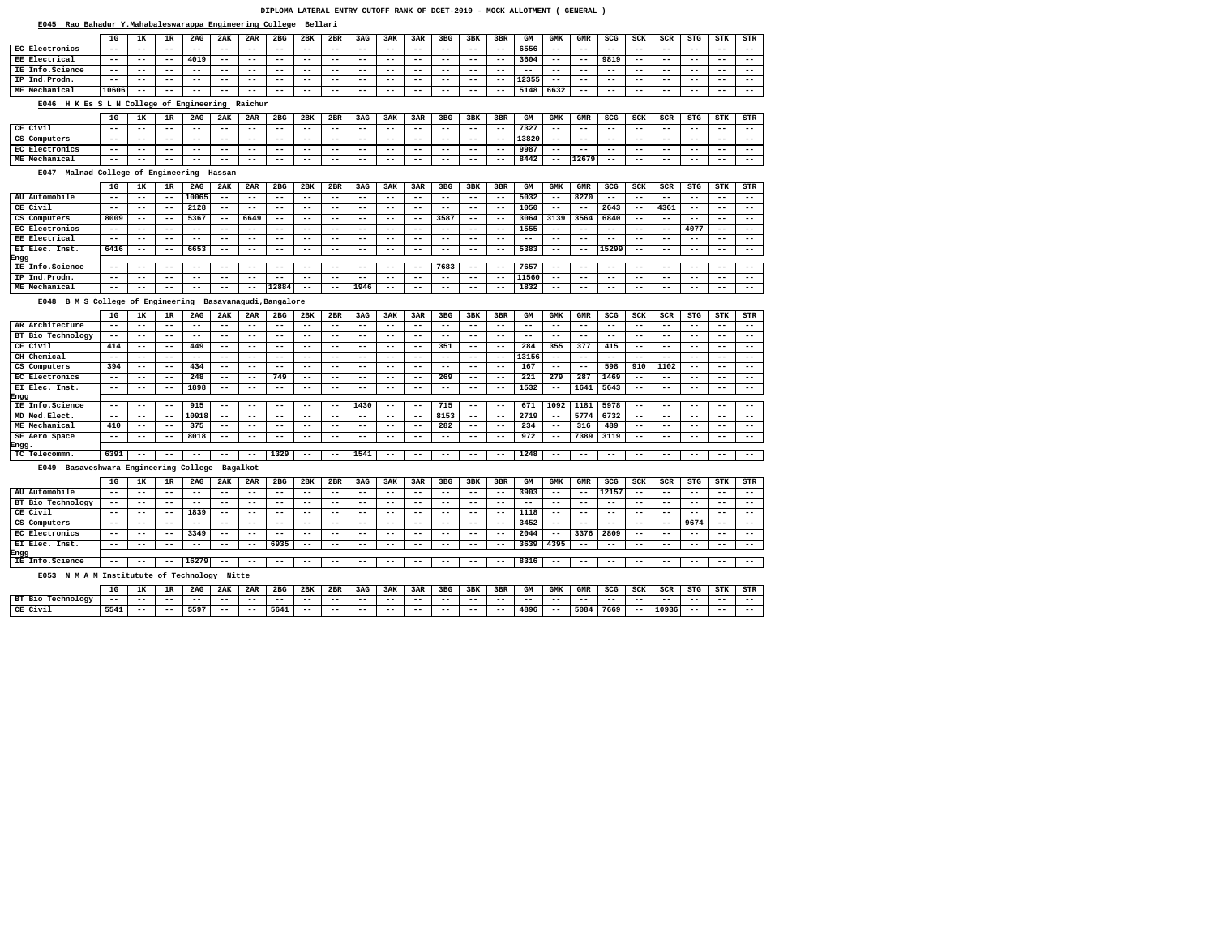**DIPLOMA LATERAL ENTRY CUTOFF RANK OF DCET-2019 - MOCK ALLOTMENT ( GENERAL )**

**E045 Rao Bahadur Y.Mahabaleswarappa Engineering College Bellari**

| | 1G | 1K | 1R | 2AG | 2AK | 2AR | 2BG | 2BK | 2BR | 3AG | 3AK | 3AR | 3BG | 3BK | 3BR | GM | GMK | GMR | SCG | SCK | SCR | STG | STK | STR |
|---|---|---|---|---|---|---|---|---|---|---|---|---|---|---|---|---|---|---|---|---|---|---|---|---|
| EC Electronics | -- | -- | -- | -- | -- | -- | -- | -- | -- | -- | -- | -- | -- | -- | -- | 6556 | -- | -- | -- | -- | -- | -- | -- | -- |
| EE Electrical | -- | -- | -- | 4019 | -- | -- | -- | -- | -- | -- | -- | -- | -- | -- | -- | 3604 | -- | -- | 9819 | -- | -- | -- | -- | -- |
| IE Info.Science | -- | -- | -- | -- | -- | -- | -- | -- | -- | -- | -- | -- | -- | -- | -- | -- | -- | -- | -- | -- | -- | -- | -- | -- |
| IP Ind.Prodn. | -- | -- | -- | -- | -- | -- | -- | -- | -- | -- | -- | -- | -- | -- | -- | 12355 | -- | -- | -- | -- | -- | -- | -- | -- |
| ME Mechanical | 10606 | -- | -- | -- | -- | -- | -- | -- | -- | -- | -- | -- | -- | -- | -- | 5148 | 6632 | -- | -- | -- | -- | -- | -- | -- |

**E046 H K Es S L N College of Engineering Raichur**

| | 1G | 1K | 1R | 2AG | 2AK | 2AR | 2BG | 2BK | 2BR | 3AG | 3AK | 3AR | 3BG | 3BK | 3BR | GM | GMK | GMR | SCG | SCK | SCR | STG | STK | STR |
|---|---|---|---|---|---|---|---|---|---|---|---|---|---|---|---|---|---|---|---|---|---|---|---|---|
| CE Civil | -- | -- | -- | -- | -- | -- | -- | -- | -- | -- | -- | -- | -- | -- | -- | 7327 | -- | -- | -- | -- | -- | -- | -- | -- |
| CS Computers | -- | -- | -- | -- | -- | -- | -- | -- | -- | -- | -- | -- | -- | -- | -- | 13820 | -- | -- | -- | -- | -- | -- | -- | -- |
| EC Electronics | -- | -- | -- | -- | -- | -- | -- | -- | -- | -- | -- | -- | -- | -- | -- | 9987 | -- | -- | -- | -- | -- | -- | -- | -- |
| ME Mechanical | -- | -- | -- | -- | -- | -- | -- | -- | -- | -- | -- | -- | -- | -- | -- | 8442 | -- | 12679 | -- | -- | -- | -- | -- | -- |

**E047 Malnad College of Engineering Hassan**

| | 1G | 1K | 1R | 2AG | 2AK | 2AR | 2BG | 2BK | 2BR | 3AG | 3AK | 3AR | 3BG | 3BK | 3BR | GM | GMK | GMR | SCG | SCK | SCR | STG | STK | STR |
|---|---|---|---|---|---|---|---|---|---|---|---|---|---|---|---|---|---|---|---|---|---|---|---|---|
| AU Automobile | -- | -- | -- | 10065 | -- | -- | -- | -- | -- | -- | -- | -- | -- | -- | -- | 5032 | -- | 8270 | -- | -- | -- | -- | -- | -- |
| CE Civil | -- | -- | -- | 2128 | -- | -- | -- | -- | -- | -- | -- | -- | -- | -- | -- | 1050 | -- | -- | 2643 | -- | 4361 | -- | -- | -- |
| CS Computers | 8009 | -- | -- | 5367 | -- | 6649 | -- | -- | -- | -- | -- | -- | 3587 | -- | -- | 3064 | 3139 | 3564 | 6840 | -- | -- | -- | -- | -- |
| EC Electronics | -- | -- | -- | -- | -- | -- | -- | -- | -- | -- | -- | -- | -- | -- | -- | 1555 | -- | -- | -- | -- | -- | 4077 | -- | -- |
| EE Electrical | -- | -- | -- | -- | -- | -- | -- | -- | -- | -- | -- | -- | -- | -- | -- | -- | -- | -- | -- | -- | -- | -- | -- | -- |
| EI Elec. Inst. Engg | 6416 | -- | -- | 6653 | -- | -- | -- | -- | -- | -- | -- | -- | -- | -- | -- | 5383 | -- | -- | 15299 | -- | -- | -- | -- | -- |
| IE Info.Science | -- | -- | -- | -- | -- | -- | -- | -- | -- | -- | -- | -- | 7683 | -- | -- | 7657 | -- | -- | -- | -- | -- | -- | -- | -- |
| IP Ind.Prodn. | -- | -- | -- | -- | -- | -- | -- | -- | -- | -- | -- | -- | -- | -- | -- | 11560 | -- | -- | -- | -- | -- | -- | -- | -- |
| ME Mechanical | -- | -- | -- | -- | -- | -- | 12884 | -- | -- | 1946 | -- | -- | -- | -- | -- | 1832 | -- | -- | -- | -- | -- | -- | -- | -- |

**E048 B M S College of Engineering Basavanagudi,Bangalore**

| | 1G | 1K | 1R | 2AG | 2AK | 2AR | 2BG | 2BK | 2BR | 3AG | 3AK | 3AR | 3BG | 3BK | 3BR | GM | GMK | GMR | SCG | SCK | SCR | STG | STK | STR |
|---|---|---|---|---|---|---|---|---|---|---|---|---|---|---|---|---|---|---|---|---|---|---|---|---|
| AR Architecture | -- | -- | -- | -- | -- | -- | -- | -- | -- | -- | -- | -- | -- | -- | -- | -- | -- | -- | -- | -- | -- | -- | -- | -- |
| BT Bio Technology | -- | -- | -- | -- | -- | -- | -- | -- | -- | -- | -- | -- | -- | -- | -- | -- | -- | -- | -- | -- | -- | -- | -- | -- |
| CE Civil | 414 | -- | -- | 449 | -- | -- | -- | -- | -- | -- | -- | -- | 351 | -- | -- | 284 | 355 | 377 | 415 | -- | -- | -- | -- | -- |
| CH Chemical | -- | -- | -- | -- | -- | -- | -- | -- | -- | -- | -- | -- | -- | -- | -- | 13156 | -- | -- | -- | -- | -- | -- | -- | -- |
| CS Computers | 394 | -- | -- | 434 | -- | -- | -- | -- | -- | -- | -- | -- | -- | -- | -- | 167 | -- | -- | 598 | 910 | 1102 | -- | -- | -- |
| EC Electronics | -- | -- | -- | 248 | -- | -- | 749 | -- | -- | -- | -- | -- | 269 | -- | -- | 221 | 279 | 287 | 1469 | -- | -- | -- | -- | -- |
| EI Elec. Inst. Engg | -- | -- | -- | 1898 | -- | -- | -- | -- | -- | -- | -- | -- | -- | -- | -- | 1532 | -- | 1641 | 5643 | -- | -- | -- | -- | -- |
| IE Info.Science | -- | -- | -- | 915 | -- | -- | -- | -- | -- | 1430 | -- | -- | 715 | -- | -- | 671 | 1092 | 1181 | 5978 | -- | -- | -- | -- | -- |
| MD Med.Elect. | -- | -- | -- | 10918 | -- | -- | -- | -- | -- | -- | -- | -- | 8153 | -- | -- | 2719 | -- | 5774 | 6732 | -- | -- | -- | -- | -- |
| ME Mechanical | 410 | -- | -- | 375 | -- | -- | -- | -- | -- | -- | -- | -- | 282 | -- | -- | 234 | -- | 316 | 489 | -- | -- | -- | -- | -- |
| SE Aero Space Engg. | -- | -- | -- | 8018 | -- | -- | -- | -- | -- | -- | -- | -- | -- | -- | -- | 972 | -- | 7389 | 3119 | -- | -- | -- | -- | -- |
| TC Telecommn. | 6391 | -- | -- | -- | -- | -- | 1329 | -- | -- | 1541 | -- | -- | -- | -- | -- | 1248 | -- | -- | -- | -- | -- | -- | -- | -- |

**E049 Basaveshwara Engineering College Bagalkot**

| | 1G | 1K | 1R | 2AG | 2AK | 2AR | 2BG | 2BK | 2BR | 3AG | 3AK | 3AR | 3BG | 3BK | 3BR | GM | GMK | GMR | SCG | SCK | SCR | STG | STK | STR |
|---|---|---|---|---|---|---|---|---|---|---|---|---|---|---|---|---|---|---|---|---|---|---|---|---|
| AU Automobile | -- | -- | -- | -- | -- | -- | -- | -- | -- | -- | -- | -- | -- | -- | -- | 3903 | -- | -- | 12157 | -- | -- | -- | -- | -- |
| BT Bio Technology | -- | -- | -- | -- | -- | -- | -- | -- | -- | -- | -- | -- | -- | -- | -- | -- | -- | -- | -- | -- | -- | -- | -- | -- |
| CE Civil | -- | -- | -- | 1839 | -- | -- | -- | -- | -- | -- | -- | -- | -- | -- | -- | 1118 | -- | -- | -- | -- | -- | -- | -- | -- |
| CS Computers | -- | -- | -- | -- | -- | -- | -- | -- | -- | -- | -- | -- | -- | -- | -- | 3452 | -- | -- | -- | -- | -- | 9674 | -- | -- |
| EC Electronics | -- | -- | -- | 3349 | -- | -- | -- | -- | -- | -- | -- | -- | -- | -- | -- | 2044 | -- | 3376 | 2809 | -- | -- | -- | -- | -- |
| EI Elec. Inst. Engg | -- | -- | -- | -- | -- | -- | 6935 | -- | -- | -- | -- | -- | -- | -- | -- | 3639 | 4395 | -- | -- | -- | -- | -- | -- | -- |
| IE Info.Science | -- | -- | -- | 16279 | -- | -- | -- | -- | -- | -- | -- | -- | -- | -- | -- | 8316 | -- | -- | -- | -- | -- | -- | -- | -- |

**E053 N M A M Institutute of Technology Nitte**

| | 1G | 1K | 1R | 2AG | 2AK | 2AR | 2BG | 2BK | 2BR | 3AG | 3AK | 3AR | 3BG | 3BK | 3BR | GM | GMK | GMR | SCG | SCK | SCR | STG | STK | STR |
|---|---|---|---|---|---|---|---|---|---|---|---|---|---|---|---|---|---|---|---|---|---|---|---|---|
| BT Bio Technology | -- | -- | -- | -- | -- | -- | -- | -- | -- | -- | -- | -- | -- | -- | -- | -- | -- | -- | -- | -- | -- | -- | -- | -- |
| CE Civil | 5541 | -- | -- | 5597 | -- | -- | 5641 | -- | -- | -- | -- | -- | -- | -- | -- | 4896 | -- | 5084 | 7669 | -- | 10936 | -- | -- | -- |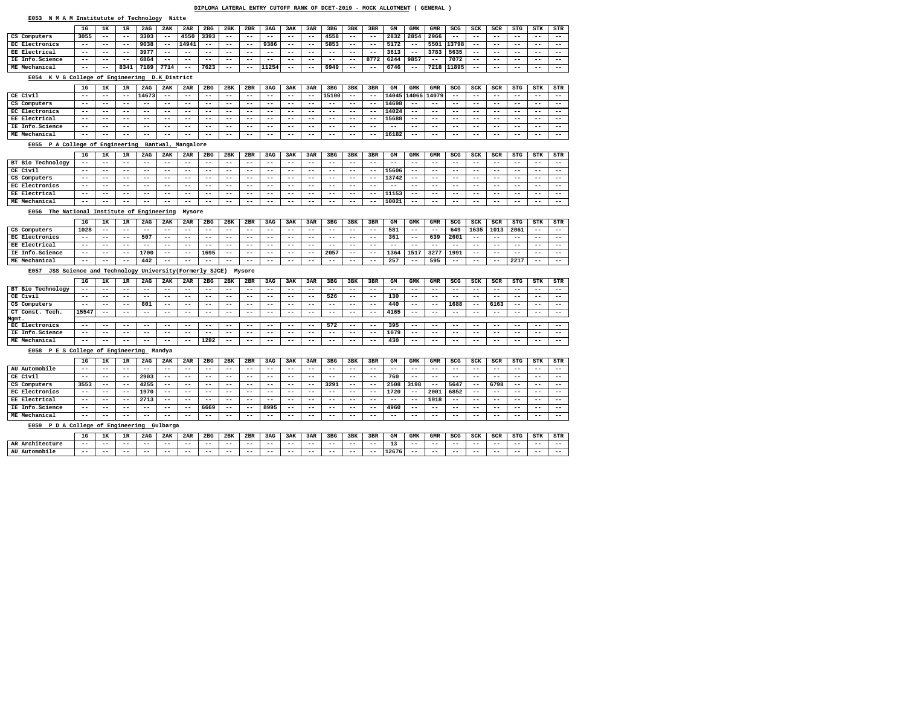**DIPLOMA LATERAL ENTRY CUTOFF RANK OF DCET-2019 - MOCK ALLOTMENT ( GENERAL )**

**E053 N M A M Institutute of Technology Nitte**

| | 1G | 1K | 1R | 2AG | 2AK | 2AR | 2BG | 2BK | 2BR | 3AG | 3AK | 3AR | 3BG | 3BK | 3BR | GM | GMK | GMR | SCG | SCK | SCR | STG | STK | STR |
|---|---|---|---|---|---|---|---|---|---|---|---|---|---|---|---|---|---|---|---|---|---|---|---|---|
| CS Computers | 3055 | -- | -- | 3303 | -- | 4550 | 3393 | -- | -- | -- | -- | -- | 4558 | -- | -- | 2832 | 2854 | 2966 | -- | -- | -- | -- | -- | -- |
| EC Electronics | -- | -- | -- | 9038 | -- | 14941 | -- | -- | -- | 9386 | -- | -- | 5853 | -- | -- | 5172 | -- | 5501 | 13798 | -- | -- | -- | -- | -- |
| EE Electrical | -- | -- | -- | 3977 | -- | -- | -- | -- | -- | -- | -- | -- | -- | -- | -- | 3613 | -- | 3783 | 5635 | -- | -- | -- | -- | -- |
| IE Info.Science | -- | -- | -- | 6864 | -- | -- | -- | -- | -- | -- | -- | -- | -- | -- | 8772 | 6244 | 9857 | -- | 7072 | -- | -- | -- | -- | -- |
| ME Mechanical | -- | -- | 8341 | 7189 | 7714 | -- | 7623 | -- | -- | 11254 | -- | -- | 6949 | -- | -- | 6746 | -- | 7218 | 11895 | -- | -- | -- | -- | -- |

**E054 K V G College of Engineering D.K District**

| | 1G | 1K | 1R | 2AG | 2AK | 2AR | 2BG | 2BK | 2BR | 3AG | 3AK | 3AR | 3BG | 3BK | 3BR | GM | GMK | GMR | SCG | SCK | SCR | STG | STK | STR |
|---|---|---|---|---|---|---|---|---|---|---|---|---|---|---|---|---|---|---|---|---|---|---|---|---|
| CE Civil | -- | -- | -- | 14673 | -- | -- | -- | -- | -- | -- | -- | -- | 15100 | -- | -- | 14045 | 14066 | 14079 | -- | -- | -- | -- | -- | -- |
| CS Computers | -- | -- | -- | -- | -- | -- | -- | -- | -- | -- | -- | -- | -- | -- | -- | 14698 | -- | -- | -- | -- | -- | -- | -- | -- |
| EC Electronics | -- | -- | -- | -- | -- | -- | -- | -- | -- | -- | -- | -- | -- | -- | -- | 14024 | -- | -- | -- | -- | -- | -- | -- | -- |
| EE Electrical | -- | -- | -- | -- | -- | -- | -- | -- | -- | -- | -- | -- | -- | -- | -- | 15688 | -- | -- | -- | -- | -- | -- | -- | -- |
| IE Info.Science | -- | -- | -- | -- | -- | -- | -- | -- | -- | -- | -- | -- | -- | -- | -- | -- | -- | -- | -- | -- | -- | -- | -- | -- |
| ME Mechanical | -- | -- | -- | -- | -- | -- | -- | -- | -- | -- | -- | -- | -- | -- | -- | 16182 | -- | -- | -- | -- | -- | -- | -- | -- |

**E055 P A College of Engineering Bantwal, Mangalore**

| | 1G | 1K | 1R | 2AG | 2AK | 2AR | 2BG | 2BK | 2BR | 3AG | 3AK | 3AR | 3BG | 3BK | 3BR | GM | GMK | GMR | SCG | SCK | SCR | STG | STK | STR |
|---|---|---|---|---|---|---|---|---|---|---|---|---|---|---|---|---|---|---|---|---|---|---|---|---|
| BT Bio Technology | -- | -- | -- | -- | -- | -- | -- | -- | -- | -- | -- | -- | -- | -- | -- | -- | -- | -- | -- | -- | -- | -- | -- | -- |
| CE Civil | -- | -- | -- | -- | -- | -- | -- | -- | -- | -- | -- | -- | -- | -- | -- | 15606 | -- | -- | -- | -- | -- | -- | -- | -- |
| CS Computers | -- | -- | -- | -- | -- | -- | -- | -- | -- | -- | -- | -- | -- | -- | -- | 13742 | -- | -- | -- | -- | -- | -- | -- | -- |
| EC Electronics | -- | -- | -- | -- | -- | -- | -- | -- | -- | -- | -- | -- | -- | -- | -- | -- | -- | -- | -- | -- | -- | -- | -- | -- |
| EE Electrical | -- | -- | -- | -- | -- | -- | -- | -- | -- | -- | -- | -- | -- | -- | -- | 11153 | -- | -- | -- | -- | -- | -- | -- | -- |
| ME Mechanical | -- | -- | -- | -- | -- | -- | -- | -- | -- | -- | -- | -- | -- | -- | -- | 10021 | -- | -- | -- | -- | -- | -- | -- | -- |

**E056 The National Institute of Engineering Mysore**

| | 1G | 1K | 1R | 2AG | 2AK | 2AR | 2BG | 2BK | 2BR | 3AG | 3AK | 3AR | 3BG | 3BK | 3BR | GM | GMK | GMR | SCG | SCK | SCR | STG | STK | STR |
|---|---|---|---|---|---|---|---|---|---|---|---|---|---|---|---|---|---|---|---|---|---|---|---|---|
| CS Computers | 1028 | -- | -- | -- | -- | -- | -- | -- | -- | -- | -- | -- | -- | -- | -- | 581 | -- | -- | 649 | 1635 | 1013 | 2061 | -- | -- |
| EC Electronics | -- | -- | -- | 507 | -- | -- | -- | -- | -- | -- | -- | -- | -- | -- | -- | 361 | -- | 639 | 2601 | -- | -- | -- | -- | -- |
| EE Electrical | -- | -- | -- | -- | -- | -- | -- | -- | -- | -- | -- | -- | -- | -- | -- | -- | -- | -- | -- | -- | -- | -- | -- | -- |
| IE Info.Science | -- | -- | -- | 1700 | -- | -- | 1695 | -- | -- | -- | -- | -- | 2057 | -- | -- | 1364 | 1517 | 3277 | 1991 | -- | -- | -- | -- | -- |
| ME Mechanical | -- | -- | -- | 442 | -- | -- | -- | -- | -- | -- | -- | -- | -- | -- | -- | 257 | -- | 595 | -- | -- | -- | 2217 | -- | -- |

**E057 JSS Science and Technology University(Formerly SJCE) Mysore**

| | 1G | 1K | 1R | 2AG | 2AK | 2AR | 2BG | 2BK | 2BR | 3AG | 3AK | 3AR | 3BG | 3BK | 3BR | GM | GMK | GMR | SCG | SCK | SCR | STG | STK | STR |
|---|---|---|---|---|---|---|---|---|---|---|---|---|---|---|---|---|---|---|---|---|---|---|---|---|
| BT Bio Technology | -- | -- | -- | -- | -- | -- | -- | -- | -- | -- | -- | -- | -- | -- | -- | -- | -- | -- | -- | -- | -- | -- | -- | -- |
| CE Civil | -- | -- | -- | -- | -- | -- | -- | -- | -- | -- | -- | -- | 526 | -- | -- | 130 | -- | -- | -- | -- | -- | -- | -- | -- |
| CS Computers | -- | -- | -- | 801 | -- | -- | -- | -- | -- | -- | -- | -- | -- | -- | -- | 440 | -- | -- | 1688 | -- | 6163 | -- | -- | -- |
| CT Const. Tech. Mgmt. | 15547 | -- | -- | -- | -- | -- | -- | -- | -- | -- | -- | -- | -- | -- | -- | 4165 | -- | -- | -- | -- | -- | -- | -- | -- |
| EC Electronics | -- | -- | -- | -- | -- | -- | -- | -- | -- | -- | -- | -- | 572 | -- | -- | 395 | -- | -- | -- | -- | -- | -- | -- | -- |
| IE Info.Science | -- | -- | -- | -- | -- | -- | -- | -- | -- | -- | -- | -- | -- | -- | -- | 1079 | -- | -- | -- | -- | -- | -- | -- | -- |
| ME Mechanical | -- | -- | -- | -- | -- | -- | 1282 | -- | -- | -- | -- | -- | -- | -- | -- | 430 | -- | -- | -- | -- | -- | -- | -- | -- |

**E058 P E S College of Engineering Mandya**

| | 1G | 1K | 1R | 2AG | 2AK | 2AR | 2BG | 2BK | 2BR | 3AG | 3AK | 3AR | 3BG | 3BK | 3BR | GM | GMK | GMR | SCG | SCK | SCR | STG | STK | STR |
|---|---|---|---|---|---|---|---|---|---|---|---|---|---|---|---|---|---|---|---|---|---|---|---|---|
| AU Automobile | -- | -- | -- | -- | -- | -- | -- | -- | -- | -- | -- | -- | -- | -- | -- | -- | -- | -- | -- | -- | -- | -- | -- | -- |
| CE Civil | -- | -- | -- | 2903 | -- | -- | -- | -- | -- | -- | -- | -- | -- | -- | -- | 760 | -- | -- | -- | -- | -- | -- | -- | -- |
| CS Computers | 3553 | -- | -- | 4255 | -- | -- | -- | -- | -- | -- | -- | -- | 3291 | -- | -- | 2508 | 3198 | -- | 5647 | -- | 6798 | -- | -- | -- |
| EC Electronics | -- | -- | -- | 1970 | -- | -- | -- | -- | -- | -- | -- | -- | -- | -- | -- | 1720 | -- | 2001 | 6852 | -- | -- | -- | -- | -- |
| EE Electrical | -- | -- | -- | 2713 | -- | -- | -- | -- | -- | -- | -- | -- | -- | -- | -- | -- | -- | 1918 | -- | -- | -- | -- | -- | -- |
| IE Info.Science | -- | -- | -- | -- | -- | -- | 6669 | -- | -- | 8995 | -- | -- | -- | -- | -- | 4960 | -- | -- | -- | -- | -- | -- | -- | -- |
| ME Mechanical | -- | -- | -- | -- | -- | -- | -- | -- | -- | -- | -- | -- | -- | -- | -- | -- | -- | -- | -- | -- | -- | -- | -- | -- |

**E059 P D A College of Engineering Gulbarga**

| | 1G | 1K | 1R | 2AG | 2AK | 2AR | 2BG | 2BK | 2BR | 3AG | 3AK | 3AR | 3BG | 3BK | 3BR | GM | GMK | GMR | SCG | SCK | SCR | STG | STK | STR |
|---|---|---|---|---|---|---|---|---|---|---|---|---|---|---|---|---|---|---|---|---|---|---|---|---|
| AR Architecture | -- | -- | -- | -- | -- | -- | -- | -- | -- | -- | -- | -- | -- | -- | -- | 13 | -- | -- | -- | -- | -- | -- | -- | -- |
| AU Automobile | -- | -- | -- | -- | -- | -- | -- | -- | -- | -- | -- | -- | -- | -- | -- | 12676 | -- | -- | -- | -- | -- | -- | -- | -- |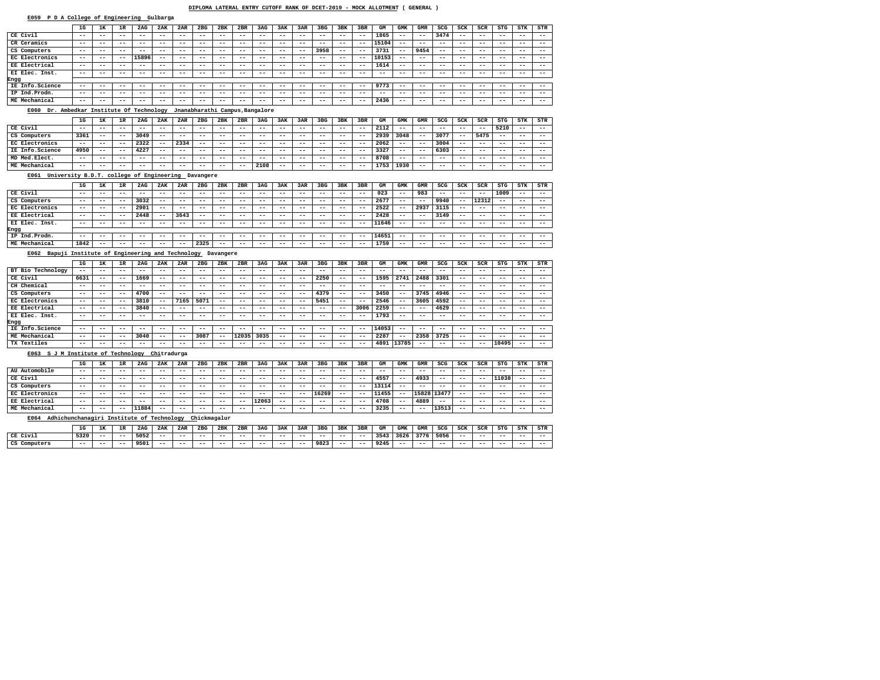DIPLOMA LATERAL ENTRY CUTOFF RANK OF DCET-2019 - MOCK ALLOTMENT ( GENERAL )

**E059 P D A College of Engineering Gulbarga**

| | 1G | 1K | 1R | 2AG | 2AK | 2AR | 2BG | 2BK | 2BR | 3AG | 3AK | 3AR | 3BG | 3BK | 3BR | GM | GMK | GMR | SCG | SCK | SCR | STG | STK | STR |
|---|---|---|---|---|---|---|---|---|---|---|---|---|---|---|---|---|---|---|---|---|---|---|---|---|
| CE Civil | -- | -- | -- | -- | -- | -- | -- | -- | -- | -- | -- | -- | -- | -- | -- | 1865 | -- | -- | 3474 | -- | -- | -- | -- | -- |
| CR Ceramics | -- | -- | -- | -- | -- | -- | -- | -- | -- | -- | -- | -- | -- | -- | -- | 15104 | -- | -- | -- | -- | -- | -- | -- | -- |
| CS Computers | -- | -- | -- | -- | -- | -- | -- | -- | -- | -- | -- | -- | 3958 | -- | -- | 3731 | -- | 9454 | -- | -- | -- | -- | -- | -- |
| EC Electronics | -- | -- | -- | 15896 | -- | -- | -- | -- | -- | -- | -- | -- | -- | -- | -- | 10153 | -- | -- | -- | -- | -- | -- | -- | -- |
| EE Electrical | -- | -- | -- | -- | -- | -- | -- | -- | -- | -- | -- | -- | -- | -- | -- | 1614 | -- | -- | -- | -- | -- | -- | -- | -- |
| EI Elec. Inst. Engg | -- | -- | -- | -- | -- | -- | -- | -- | -- | -- | -- | -- | -- | -- | -- | -- | -- | -- | -- | -- | -- | -- | -- | -- |
| IE Info.Science | -- | -- | -- | -- | -- | -- | -- | -- | -- | -- | -- | -- | -- | -- | -- | 9773 | -- | -- | -- | -- | -- | -- | -- | -- |
| IP Ind.Prodn. | -- | -- | -- | -- | -- | -- | -- | -- | -- | -- | -- | -- | -- | -- | -- | -- | -- | -- | -- | -- | -- | -- | -- | -- |
| ME Mechanical | -- | -- | -- | -- | -- | -- | -- | -- | -- | -- | -- | -- | -- | -- | -- | 2436 | -- | -- | -- | -- | -- | -- | -- | -- |

**E060 Dr. Ambedkar Institute Of Technology Jnanabharathi Campus,Bangalore**

| | 1G | 1K | 1R | 2AG | 2AK | 2AR | 2BG | 2BK | 2BR | 3AG | 3AK | 3AR | 3BG | 3BK | 3BR | GM | GMK | GMR | SCG | SCK | SCR | STG | STK | STR |
|---|---|---|---|---|---|---|---|---|---|---|---|---|---|---|---|---|---|---|---|---|---|---|---|---|
| CE Civil | -- | -- | -- | -- | -- | -- | -- | -- | -- | -- | -- | -- | -- | -- | -- | 2112 | -- | -- | -- | -- | -- | 5210 | -- | -- |
| CS Computers | 3361 | -- | -- | 3049 | -- | -- | -- | -- | -- | -- | -- | -- | -- | -- | -- | 2939 | 3048 | -- | 3077 | -- | 5475 | -- | -- | -- |
| EC Electronics | -- | -- | -- | 2322 | -- | 2334 | -- | -- | -- | -- | -- | -- | -- | -- | -- | 2062 | -- | -- | 3004 | -- | -- | -- | -- | -- |
| IE Info.Science | 4950 | -- | -- | 4227 | -- | -- | -- | -- | -- | -- | -- | -- | -- | -- | -- | 3327 | -- | -- | 6303 | -- | -- | -- | -- | -- |
| MD Med.Elect. | -- | -- | -- | -- | -- | -- | -- | -- | -- | -- | -- | -- | -- | -- | -- | 8708 | -- | -- | -- | -- | -- | -- | -- | -- |
| ME Mechanical | -- | -- | -- | -- | -- | -- | -- | -- | -- | 2108 | -- | -- | -- | -- | -- | 1753 | 1930 | -- | -- | -- | -- | -- | -- | -- |

**E061 University B.D.T. college of Engineering Davangere**

| | 1G | 1K | 1R | 2AG | 2AK | 2AR | 2BG | 2BK | 2BR | 3AG | 3AK | 3AR | 3BG | 3BK | 3BR | GM | GMK | GMR | SCG | SCK | SCR | STG | STK | STR |
|---|---|---|---|---|---|---|---|---|---|---|---|---|---|---|---|---|---|---|---|---|---|---|---|---|
| CE Civil | -- | -- | -- | -- | -- | -- | -- | -- | -- | -- | -- | -- | -- | -- | -- | 923 | -- | 983 | -- | -- | -- | 1009 | -- | -- |
| CS Computers | -- | -- | -- | 3032 | -- | -- | -- | -- | -- | -- | -- | -- | -- | -- | -- | 2677 | -- | -- | 9940 | -- | 12312 | -- | -- | -- |
| EC Electronics | -- | -- | -- | 2901 | -- | -- | -- | -- | -- | -- | -- | -- | -- | -- | -- | 2522 | -- | 2937 | 3115 | -- | -- | -- | -- | -- |
| EE Electrical | -- | -- | -- | 2448 | -- | 3643 | -- | -- | -- | -- | -- | -- | -- | -- | -- | 2428 | -- | -- | 3149 | -- | -- | -- | -- | -- |
| EI Elec. Inst. Engg | -- | -- | -- | -- | -- | -- | -- | -- | -- | -- | -- | -- | -- | -- | -- | 11646 | -- | -- | -- | -- | -- | -- | -- | -- |
| IP Ind.Prodn. | -- | -- | -- | -- | -- | -- | -- | -- | -- | -- | -- | -- | -- | -- | -- | 14651 | -- | -- | -- | -- | -- | -- | -- | -- |
| ME Mechanical | 1842 | -- | -- | -- | -- | -- | 2325 | -- | -- | -- | -- | -- | -- | -- | -- | 1759 | -- | -- | -- | -- | -- | -- | -- | -- |

**E062 Bapuji Institute of Engineering and Technology Davangere**

| | 1G | 1K | 1R | 2AG | 2AK | 2AR | 2BG | 2BK | 2BR | 3AG | 3AK | 3AR | 3BG | 3BK | 3BR | GM | GMK | GMR | SCG | SCK | SCR | STG | STK | STR |
|---|---|---|---|---|---|---|---|---|---|---|---|---|---|---|---|---|---|---|---|---|---|---|---|---|
| BT Bio Technology | -- | -- | -- | -- | -- | -- | -- | -- | -- | -- | -- | -- | -- | -- | -- | -- | -- | -- | -- | -- | -- | -- | -- | -- |
| CE Civil | 6631 | -- | -- | 1669 | -- | -- | -- | -- | -- | -- | -- | -- | 2250 | -- | -- | 1595 | 2741 | 2488 | 3301 | -- | -- | -- | -- | -- |
| CH Chemical | -- | -- | -- | -- | -- | -- | -- | -- | -- | -- | -- | -- | -- | -- | -- | -- | -- | -- | -- | -- | -- | -- | -- | -- |
| CS Computers | -- | -- | -- | 4700 | -- | -- | -- | -- | -- | -- | -- | -- | 4379 | -- | -- | 3450 | -- | 3745 | 4946 | -- | -- | -- | -- | -- |
| EC Electronics | -- | -- | -- | 3810 | -- | 7165 | 5071 | -- | -- | -- | -- | -- | 5451 | -- | -- | 2546 | -- | 3605 | 4592 | -- | -- | -- | -- | -- |
| EE Electrical | -- | -- | -- | 3840 | -- | -- | -- | -- | -- | -- | -- | -- | -- | -- | 3006 | 2259 | -- | -- | 4629 | -- | -- | -- | -- | -- |
| EI Elec. Inst. Engg | -- | -- | -- | -- | -- | -- | -- | -- | -- | -- | -- | -- | -- | -- | -- | 1793 | -- | -- | -- | -- | -- | -- | -- | -- |
| IE Info.Science | -- | -- | -- | -- | -- | -- | -- | -- | -- | -- | -- | -- | -- | -- | -- | 14053 | -- | -- | -- | -- | -- | -- | -- | -- |
| ME Mechanical | -- | -- | -- | 3040 | -- | -- | 3087 | -- | 12035 | 3035 | -- | -- | -- | -- | -- | 2287 | -- | 2358 | 3725 | -- | -- | -- | -- | -- |
| TX Textiles | -- | -- | -- | -- | -- | -- | -- | -- | -- | -- | -- | -- | -- | -- | -- | 4891 | 13785 | -- | -- | -- | -- | 10495 | -- | -- |

**E063 S J M Institute of Technology Chitradurga**

| | 1G | 1K | 1R | 2AG | 2AK | 2AR | 2BG | 2BK | 2BR | 3AG | 3AK | 3AR | 3BG | 3BK | 3BR | GM | GMK | GMR | SCG | SCK | SCR | STG | STK | STR |
|---|---|---|---|---|---|---|---|---|---|---|---|---|---|---|---|---|---|---|---|---|---|---|---|---|
| AU Automobile | -- | -- | -- | -- | -- | -- | -- | -- | -- | -- | -- | -- | -- | -- | -- | -- | -- | -- | -- | -- | -- | -- | -- | -- |
| CE Civil | -- | -- | -- | -- | -- | -- | -- | -- | -- | -- | -- | -- | -- | -- | -- | 4557 | -- | 4933 | -- | -- | -- | 11038 | -- | -- |
| CS Computers | -- | -- | -- | -- | -- | -- | -- | -- | -- | -- | -- | -- | -- | -- | -- | 13114 | -- | -- | -- | -- | -- | -- | -- | -- |
| EC Electronics | -- | -- | -- | -- | -- | -- | -- | -- | -- | -- | -- | -- | 16269 | -- | -- | 11455 | -- | 15828 | 13477 | -- | -- | -- | -- | -- |
| EE Electrical | -- | -- | -- | -- | -- | -- | -- | -- | -- | 12063 | -- | -- | -- | -- | -- | 4708 | -- | 4889 | -- | -- | -- | -- | -- | -- |
| ME Mechanical | -- | -- | -- | 11884 | -- | -- | -- | -- | -- | -- | -- | -- | -- | -- | -- | 3235 | -- | -- | 13513 | -- | -- | -- | -- | -- |

**E064 Adhichunchanagiri Institute of Technology Chickmagalur**

| | 1G | 1K | 1R | 2AG | 2AK | 2AR | 2BG | 2BK | 2BR | 3AG | 3AK | 3AR | 3BG | 3BK | 3BR | GM | GMK | GMR | SCG | SCK | SCR | STG | STK | STR |
|---|---|---|---|---|---|---|---|---|---|---|---|---|---|---|---|---|---|---|---|---|---|---|---|---|
| CE Civil | 5320 | -- | -- | 5052 | -- | -- | -- | -- | -- | -- | -- | -- | -- | -- | -- | 3543 | 3626 | 3776 | 5056 | -- | -- | -- | -- | -- |
| CS Computers | -- | -- | -- | 9501 | -- | -- | -- | -- | -- | -- | -- | -- | 9823 | -- | -- | 9245 | -- | -- | -- | -- | -- | -- | -- | -- |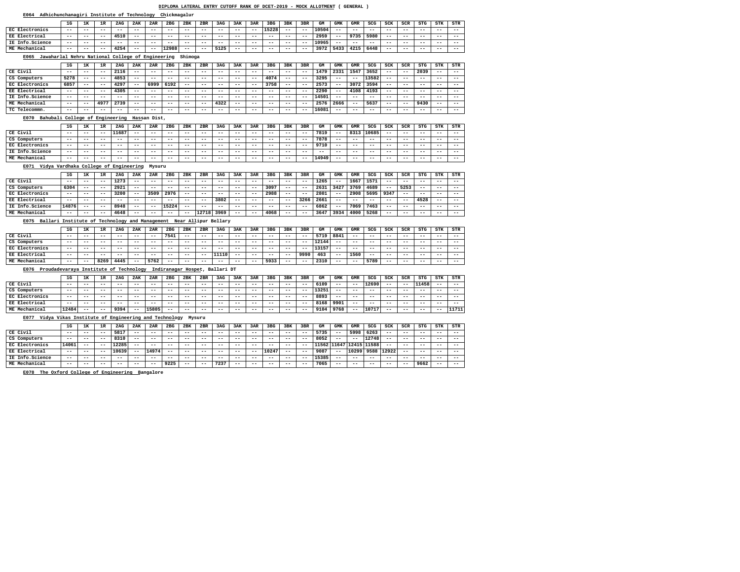DIPLOMA LATERAL ENTRY CUTOFF RANK OF DCET-2019 - MOCK ALLOTMENT ( GENERAL )

E064 Adhichunchanagiri Institute of Technology Chickmagalur

| | 1G | 1K | 1R | 2AG | 2AK | 2AR | 2BG | 2BK | 2BR | 3AG | 3AK | 3AR | 3BG | 3BK | 3BR | GM | GMK | GMR | SCG | SCK | SCR | STG | STK | STR |
|---|---|---|---|---|---|---|---|---|---|---|---|---|---|---|---|---|---|---|---|---|---|---|---|---|
| EC Electronics | -- | -- | -- | -- | -- | -- | -- | -- | -- | -- | -- | -- | 15228 | -- | -- | 10504 | -- | -- | -- | -- | -- | -- | -- | -- |
| EE Electrical | -- | -- | -- | 4510 | -- | -- | -- | -- | -- | -- | -- | -- | -- | -- | -- | 2959 | -- | 9735 | 5980 | -- | -- | -- | -- | -- |
| IE Info.Science | -- | -- | -- | -- | -- | -- | -- | -- | -- | -- | -- | -- | -- | -- | -- | 10965 | -- | -- | -- | -- | -- | -- | -- | -- |
| ME Mechanical | -- | -- | -- | 4254 | -- | -- | 12988 | -- | -- | 5125 | -- | -- | -- | -- | -- | 3972 | 5433 | 4215 | 6448 | -- | -- | -- | -- | -- |

E065 Jawaharlal Nehru National College of Engineering Shimoga

| | 1G | 1K | 1R | 2AG | 2AK | 2AR | 2BG | 2BK | 2BR | 3AG | 3AK | 3AR | 3BG | 3BK | 3BR | GM | GMK | GMR | SCG | SCK | SCR | STG | STK | STR |
|---|---|---|---|---|---|---|---|---|---|---|---|---|---|---|---|---|---|---|---|---|---|---|---|---|
| CE Civil | -- | -- | -- | 2116 | -- | -- | -- | -- | -- | -- | -- | -- | -- | -- | -- | 1479 | 2331 | 1547 | 3652 | -- | -- | 2039 | -- | -- |
| CS Computers | 5278 | -- | -- | 4853 | -- | -- | -- | -- | -- | -- | -- | -- | 4074 | -- | -- | 3295 | -- | -- | 13582 | -- | -- | -- | -- | -- |
| EC Electronics | 6857 | -- | -- | 4297 | -- | 6999 | 6192 | -- | -- | -- | -- | -- | 3758 | -- | -- | 2573 | -- | 3072 | 3594 | -- | -- | -- | -- | -- |
| EE Electrical | -- | -- | -- | 4305 | -- | -- | -- | -- | -- | -- | -- | -- | -- | -- | -- | 2290 | -- | 4108 | 4193 | -- | -- | -- | -- | -- |
| IE Info.Science | -- | -- | -- | -- | -- | -- | -- | -- | -- | -- | -- | -- | -- | -- | -- | 14501 | -- | -- | -- | -- | -- | -- | -- | -- |
| ME Mechanical | -- | -- | 4977 | 2739 | -- | -- | -- | -- | -- | 4322 | -- | -- | -- | -- | -- | 2576 | 2666 | -- | 5637 | -- | -- | 9430 | -- | -- |
| TC Telecommn. | -- | -- | -- | -- | -- | -- | -- | -- | -- | -- | -- | -- | -- | -- | -- | 16081 | -- | -- | -- | -- | -- | -- | -- | -- |

E070 Bahubali College of Engineering Hassan Dist,

| | 1G | 1K | 1R | 2AG | 2AK | 2AR | 2BG | 2BK | 2BR | 3AG | 3AK | 3AR | 3BG | 3BK | 3BR | GM | GMK | GMR | SCG | SCK | SCR | STG | STK | STR |
|---|---|---|---|---|---|---|---|---|---|---|---|---|---|---|---|---|---|---|---|---|---|---|---|---|
| CE Civil | -- | -- | -- | 11687 | -- | -- | -- | -- | -- | -- | -- | -- | -- | -- | -- | 7819 | -- | 8313 | 10685 | -- | -- | -- | -- | -- |
| CS Computers | -- | -- | -- | -- | -- | -- | -- | -- | -- | -- | -- | -- | -- | -- | -- | 7878 | -- | -- | -- | -- | -- | -- | -- | -- |
| EC Electronics | -- | -- | -- | -- | -- | -- | -- | -- | -- | -- | -- | -- | -- | -- | -- | 9710 | -- | -- | -- | -- | -- | -- | -- | -- |
| IE Info.Science | -- | -- | -- | -- | -- | -- | -- | -- | -- | -- | -- | -- | -- | -- | -- | -- | -- | -- | -- | -- | -- | -- | -- | -- |
| ME Mechanical | -- | -- | -- | -- | -- | -- | -- | -- | -- | -- | -- | -- | -- | -- | -- | 14949 | -- | -- | -- | -- | -- | -- | -- | -- |

E071 Vidya Vardhaka College of Engineering Mysuru

| | 1G | 1K | 1R | 2AG | 2AK | 2AR | 2BG | 2BK | 2BR | 3AG | 3AK | 3AR | 3BG | 3BK | 3BR | GM | GMK | GMR | SCG | SCK | SCR | STG | STK | STR |
|---|---|---|---|---|---|---|---|---|---|---|---|---|---|---|---|---|---|---|---|---|---|---|---|---|
| CE Civil | -- | -- | -- | 1273 | -- | -- | -- | -- | -- | -- | -- | -- | -- | -- | -- | 1265 | -- | 1667 | 1571 | -- | -- | -- | -- | -- |
| CS Computers | 6304 | -- | -- | 2921 | -- | -- | -- | -- | -- | -- | -- | -- | 3097 | -- | -- | 2631 | 3427 | 3769 | 4689 | -- | 5253 | -- | -- | -- |
| EC Electronics | -- | -- | -- | 3200 | -- | 3509 | 2976 | -- | -- | -- | -- | -- | 2988 | -- | -- | 2801 | -- | 2908 | 5695 | 9347 | -- | -- | -- | -- |
| EE Electrical | -- | -- | -- | -- | -- | -- | -- | -- | -- | 3802 | -- | -- | -- | -- | 3266 | 2661 | -- | -- | -- | -- | -- | 4528 | -- | -- |
| IE Info.Science | 14876 | -- | -- | 8948 | -- | -- | 15224 | -- | -- | -- | -- | -- | -- | -- | -- | 6862 | -- | 7069 | 7463 | -- | -- | -- | -- | -- |
| ME Mechanical | -- | -- | -- | 4648 | -- | -- | -- | -- | 12718 | 3969 | -- | -- | 4068 | -- | -- | 3647 | 3934 | 4000 | 5268 | -- | -- | -- | -- | -- |

E075 Ballari Institute of Technology and Management Near Allipur Bellary

| | 1G | 1K | 1R | 2AG | 2AK | 2AR | 2BG | 2BK | 2BR | 3AG | 3AK | 3AR | 3BG | 3BK | 3BR | GM | GMK | GMR | SCG | SCK | SCR | STG | STK | STR |
|---|---|---|---|---|---|---|---|---|---|---|---|---|---|---|---|---|---|---|---|---|---|---|---|---|
| CE Civil | -- | -- | -- | -- | -- | -- | 7541 | -- | -- | -- | -- | -- | -- | -- | -- | 5719 | 8841 | -- | -- | -- | -- | -- | -- | -- |
| CS Computers | -- | -- | -- | -- | -- | -- | -- | -- | -- | -- | -- | -- | -- | -- | -- | 12144 | -- | -- | -- | -- | -- | -- | -- | -- |
| EC Electronics | -- | -- | -- | -- | -- | -- | -- | -- | -- | -- | -- | -- | -- | -- | -- | 13157 | -- | -- | -- | -- | -- | -- | -- | -- |
| EE Electrical | -- | -- | -- | -- | -- | -- | -- | -- | -- | 11110 | -- | -- | -- | -- | 9990 | 463 | -- | 1560 | -- | -- | -- | -- | -- | -- |
| ME Mechanical | -- | -- | 8269 | 4445 | -- | 5762 | -- | -- | -- | -- | -- | -- | 5933 | -- | -- | 2310 | -- | -- | 5789 | -- | -- | -- | -- | -- |

E076 Proudadevaraya Institute of Technology Indiranagar Hospet, Ballari DT

| | 1G | 1K | 1R | 2AG | 2AK | 2AR | 2BG | 2BK | 2BR | 3AG | 3AK | 3AR | 3BG | 3BK | 3BR | GM | GMK | GMR | SCG | SCK | SCR | STG | STK | STR |
|---|---|---|---|---|---|---|---|---|---|---|---|---|---|---|---|---|---|---|---|---|---|---|---|---|
| CE Civil | -- | -- | -- | -- | -- | -- | -- | -- | -- | -- | -- | -- | -- | -- | -- | 6109 | -- | -- | 12690 | -- | -- | 11458 | -- | -- |
| CS Computers | -- | -- | -- | -- | -- | -- | -- | -- | -- | -- | -- | -- | -- | -- | -- | 13251 | -- | -- | -- | -- | -- | -- | -- | -- |
| EC Electronics | -- | -- | -- | -- | -- | -- | -- | -- | -- | -- | -- | -- | -- | -- | -- | 8893 | -- | -- | -- | -- | -- | -- | -- | -- |
| EE Electrical | -- | -- | -- | -- | -- | -- | -- | -- | -- | -- | -- | -- | -- | -- | -- | 8168 | 9901 | -- | -- | -- | -- | -- | -- | -- |
| ME Mechanical | 12484 | -- | -- | 9394 | -- | 15805 | -- | -- | -- | -- | -- | -- | -- | -- | -- | 9104 | 9768 | -- | 10717 | -- | -- | -- | -- | 11711 |

E077 Vidya Vikas Institute of Engineering and Technology Mysuru

| | 1G | 1K | 1R | 2AG | 2AK | 2AR | 2BG | 2BK | 2BR | 3AG | 3AK | 3AR | 3BG | 3BK | 3BR | GM | GMK | GMR | SCG | SCK | SCR | STG | STK | STR |
|---|---|---|---|---|---|---|---|---|---|---|---|---|---|---|---|---|---|---|---|---|---|---|---|---|
| CE Civil | -- | -- | -- | 5817 | -- | -- | -- | -- | -- | -- | -- | -- | -- | -- | -- | 5735 | -- | 5998 | 6263 | -- | -- | -- | -- | -- |
| CS Computers | -- | -- | -- | 8310 | -- | -- | -- | -- | -- | -- | -- | -- | -- | -- | -- | 8052 | -- | -- | 12748 | -- | -- | -- | -- | -- |
| EC Electronics | 14061 | -- | -- | 12285 | -- | -- | -- | -- | -- | -- | -- | -- | -- | -- | -- | 11562 | 11647 | 12415 | 11588 | -- | -- | -- | -- | -- |
| EE Electrical | -- | -- | -- | 10639 | -- | 14074 | -- | -- | -- | -- | -- | -- | 10247 | -- | -- | 9087 | -- | 10299 | 9588 | 12922 | -- | -- | -- | -- |
| IE Info.Science | -- | -- | -- | -- | -- | -- | -- | -- | -- | -- | -- | -- | -- | -- | -- | 15385 | -- | -- | -- | -- | -- | -- | -- | -- |
| ME Mechanical | -- | -- | -- | -- | -- | -- | 9225 | -- | -- | 7237 | -- | -- | -- | -- | -- | 7065 | -- | -- | -- | -- | -- | 9662 | -- | -- |

E078 The Oxford College of Engineering Bangalore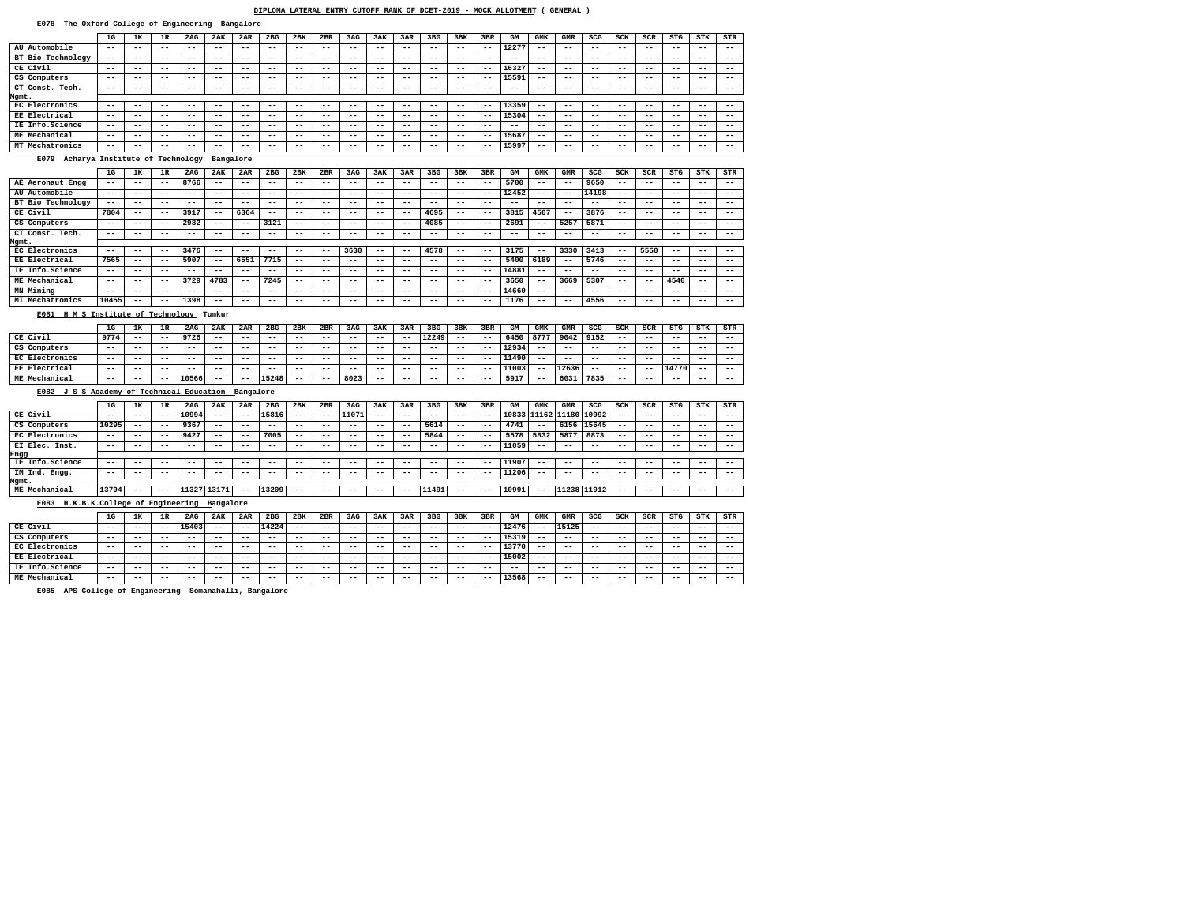**DIPLOMA LATERAL ENTRY CUTOFF RANK OF DCET-2019 - MOCK ALLOTMENT ( GENERAL )**

**E078 The Oxford College of Engineering Bangalore**

| | 1G | 1K | 1R | 2AG | 2AK | 2AR | 2BG | 2BK | 2BR | 3AG | 3AK | 3AR | 3BG | 3BK | 3BR | GM | GMK | GMR | SCG | SCK | SCR | STG | STK | STR |
|---|---|---|---|---|---|---|---|---|---|---|---|---|---|---|---|---|---|---|---|---|---|---|---|---|
| AU Automobile | -- | -- | -- | -- | -- | -- | -- | -- | -- | -- | -- | -- | -- | -- | -- | 12277 | -- | -- | -- | -- | -- | -- | -- | -- |
| BT Bio Technology | -- | -- | -- | -- | -- | -- | -- | -- | -- | -- | -- | -- | -- | -- | -- | -- | -- | -- | -- | -- | -- | -- | -- | -- |
| CE Civil | -- | -- | -- | -- | -- | -- | -- | -- | -- | -- | -- | -- | -- | -- | -- | 16327 | -- | -- | -- | -- | -- | -- | -- | -- |
| CS Computers | -- | -- | -- | -- | -- | -- | -- | -- | -- | -- | -- | -- | -- | -- | -- | 15591 | -- | -- | -- | -- | -- | -- | -- | -- |
| CT Const. Tech. Mgmt. | -- | -- | -- | -- | -- | -- | -- | -- | -- | -- | -- | -- | -- | -- | -- | -- | -- | -- | -- | -- | -- | -- | -- | -- |
| EC Electronics | -- | -- | -- | -- | -- | -- | -- | -- | -- | -- | -- | -- | -- | -- | -- | 13359 | -- | -- | -- | -- | -- | -- | -- | -- |
| EE Electrical | -- | -- | -- | -- | -- | -- | -- | -- | -- | -- | -- | -- | -- | -- | -- | 15304 | -- | -- | -- | -- | -- | -- | -- | -- |
| IE Info.Science | -- | -- | -- | -- | -- | -- | -- | -- | -- | -- | -- | -- | -- | -- | -- | -- | -- | -- | -- | -- | -- | -- | -- | -- |
| ME Mechanical | -- | -- | -- | -- | -- | -- | -- | -- | -- | -- | -- | -- | -- | -- | -- | 15687 | -- | -- | -- | -- | -- | -- | -- | -- |
| MT Mechatronics | -- | -- | -- | -- | -- | -- | -- | -- | -- | -- | -- | -- | -- | -- | -- | 15997 | -- | -- | -- | -- | -- | -- | -- | -- |

**E079 Acharya Institute of Technology Bangalore**

| | 1G | 1K | 1R | 2AG | 2AK | 2AR | 2BG | 2BK | 2BR | 3AG | 3AK | 3AR | 3BG | 3BK | 3BR | GM | GMK | GMR | SCG | SCK | SCR | STG | STK | STR |
|---|---|---|---|---|---|---|---|---|---|---|---|---|---|---|---|---|---|---|---|---|---|---|---|---|
| AE Aeronaut.Engg | -- | -- | -- | 8766 | -- | -- | -- | -- | -- | -- | -- | -- | -- | -- | -- | 5700 | -- | -- | 9650 | -- | -- | -- | -- | -- |
| AU Automobile | -- | -- | -- | -- | -- | -- | -- | -- | -- | -- | -- | -- | -- | -- | -- | 12452 | -- | -- | 14198 | -- | -- | -- | -- | -- |
| BT Bio Technology | -- | -- | -- | -- | -- | -- | -- | -- | -- | -- | -- | -- | -- | -- | -- | -- | -- | -- | -- | -- | -- | -- | -- | -- |
| CE Civil | 7804 | -- | -- | 3917 | -- | 6364 | -- | -- | -- | -- | -- | -- | 4695 | -- | -- | 3815 | 4507 | -- | 3876 | -- | -- | -- | -- | -- |
| CS Computers | -- | -- | -- | 2982 | -- | -- | 3121 | -- | -- | -- | -- | -- | 4085 | -- | -- | 2691 | -- | 5257 | 5871 | -- | -- | -- | -- | -- |
| CT Const. Tech. Mgmt. | -- | -- | -- | -- | -- | -- | -- | -- | -- | -- | -- | -- | -- | -- | -- | -- | -- | -- | -- | -- | -- | -- | -- | -- |
| EC Electronics | -- | -- | -- | 3476 | -- | -- | -- | -- | -- | 3630 | -- | -- | 4578 | -- | -- | 3175 | -- | 3330 | 3413 | -- | 5550 | -- | -- | -- |
| EE Electrical | 7565 | -- | -- | 5907 | -- | 6551 | 7715 | -- | -- | -- | -- | -- | -- | -- | -- | 5400 | 6189 | -- | 5746 | -- | -- | -- | -- | -- |
| IE Info.Science | -- | -- | -- | -- | -- | -- | -- | -- | -- | -- | -- | -- | -- | -- | -- | 14881 | -- | -- | -- | -- | -- | -- | -- | -- |
| ME Mechanical | -- | -- | -- | 3729 | 4783 | -- | 7245 | -- | -- | -- | -- | -- | -- | -- | -- | 3650 | -- | 3669 | 5307 | -- | -- | 4540 | -- | -- |
| MN Mining | -- | -- | -- | -- | -- | -- | -- | -- | -- | -- | -- | -- | -- | -- | -- | 14660 | -- | -- | -- | -- | -- | -- | -- | -- |
| MT Mechatronics | 10455 | -- | -- | 1398 | -- | -- | -- | -- | -- | -- | -- | -- | -- | -- | -- | 1176 | -- | -- | 4556 | -- | -- | -- | -- | -- |

**E081 H M S Institute of Technology Tumkur**

| | 1G | 1K | 1R | 2AG | 2AK | 2AR | 2BG | 2BK | 2BR | 3AG | 3AK | 3AR | 3BG | 3BK | 3BR | GM | GMK | GMR | SCG | SCK | SCR | STG | STK | STR |
|---|---|---|---|---|---|---|---|---|---|---|---|---|---|---|---|---|---|---|---|---|---|---|---|---|
| CE Civil | 9774 | -- | -- | 9726 | -- | -- | -- | -- | -- | -- | -- | -- | 12249 | -- | -- | 6450 | 8777 | 9042 | 9152 | -- | -- | -- | -- | -- |
| CS Computers | -- | -- | -- | -- | -- | -- | -- | -- | -- | -- | -- | -- | -- | -- | -- | 12934 | -- | -- | -- | -- | -- | -- | -- | -- |
| EC Electronics | -- | -- | -- | -- | -- | -- | -- | -- | -- | -- | -- | -- | -- | -- | -- | 11490 | -- | -- | -- | -- | -- | -- | -- | -- |
| EE Electrical | -- | -- | -- | -- | -- | -- | -- | -- | -- | -- | -- | -- | -- | -- | -- | 11003 | -- | 12636 | -- | -- | -- | 14770 | -- | -- |
| ME Mechanical | -- | -- | -- | 10566 | -- | -- | 15248 | -- | -- | 8023 | -- | -- | -- | -- | -- | 5917 | -- | 6031 | 7835 | -- | -- | -- | -- | -- |

**E082 J S S Academy of Technical Education Bangalore**

| | 1G | 1K | 1R | 2AG | 2AK | 2AR | 2BG | 2BK | 2BR | 3AG | 3AK | 3AR | 3BG | 3BK | 3BR | GM | GMK | GMR | SCG | SCK | SCR | STG | STK | STR |
|---|---|---|---|---|---|---|---|---|---|---|---|---|---|---|---|---|---|---|---|---|---|---|---|---|
| CE Civil | -- | -- | -- | 10994 | -- | -- | 15816 | -- | -- | 11071 | -- | -- | -- | -- | -- | 10833 | 11162 | 11180 | 10992 | -- | -- | -- | -- | -- |
| CS Computers | 10295 | -- | -- | 9367 | -- | -- | -- | -- | -- | -- | -- | -- | 5614 | -- | -- | 4741 | -- | 6156 | 15645 | -- | -- | -- | -- | -- |
| EC Electronics | -- | -- | -- | 9427 | -- | -- | 7005 | -- | -- | -- | -- | -- | 5844 | -- | -- | 5578 | 5832 | 5877 | 8873 | -- | -- | -- | -- | -- |
| EI Elec. Inst. Engg | -- | -- | -- | -- | -- | -- | -- | -- | -- | -- | -- | -- | -- | -- | -- | 11059 | -- | -- | -- | -- | -- | -- | -- | -- |
| IE Info.Science | -- | -- | -- | -- | -- | -- | -- | -- | -- | -- | -- | -- | -- | -- | -- | 11907 | -- | -- | -- | -- | -- | -- | -- | -- |
| IM Ind. Engg. Mgmt. | -- | -- | -- | -- | -- | -- | -- | -- | -- | -- | -- | -- | -- | -- | -- | 11206 | -- | -- | -- | -- | -- | -- | -- | -- |
| ME Mechanical | 13794 | -- | -- | 11327 | 13171 | -- | 13209 | -- | -- | -- | -- | -- | 11491 | -- | -- | 10991 | -- | 11238 | 11912 | -- | -- | -- | -- | -- |

**E083 H.K.B.K.College of Engineering Bangalore**

| | 1G | 1K | 1R | 2AG | 2AK | 2AR | 2BG | 2BK | 2BR | 3AG | 3AK | 3AR | 3BG | 3BK | 3BR | GM | GMK | GMR | SCG | SCK | SCR | STG | STK | STR |
|---|---|---|---|---|---|---|---|---|---|---|---|---|---|---|---|---|---|---|---|---|---|---|---|---|
| CE Civil | -- | -- | -- | 15403 | -- | -- | 14224 | -- | -- | -- | -- | -- | -- | -- | -- | 12476 | -- | 15125 | -- | -- | -- | -- | -- | -- |
| CS Computers | -- | -- | -- | -- | -- | -- | -- | -- | -- | -- | -- | -- | -- | -- | -- | 15319 | -- | -- | -- | -- | -- | -- | -- | -- |
| EC Electronics | -- | -- | -- | -- | -- | -- | -- | -- | -- | -- | -- | -- | -- | -- | -- | 13770 | -- | -- | -- | -- | -- | -- | -- | -- |
| EE Electrical | -- | -- | -- | -- | -- | -- | -- | -- | -- | -- | -- | -- | -- | -- | -- | 15002 | -- | -- | -- | -- | -- | -- | -- | -- |
| IE Info.Science | -- | -- | -- | -- | -- | -- | -- | -- | -- | -- | -- | -- | -- | -- | -- | -- | -- | -- | -- | -- | -- | -- | -- | -- |
| ME Mechanical | -- | -- | -- | -- | -- | -- | -- | -- | -- | -- | -- | -- | -- | -- | -- | 13568 | -- | -- | -- | -- | -- | -- | -- | -- |

**E085 APS College of Engineering Somanahalli, Bangalore**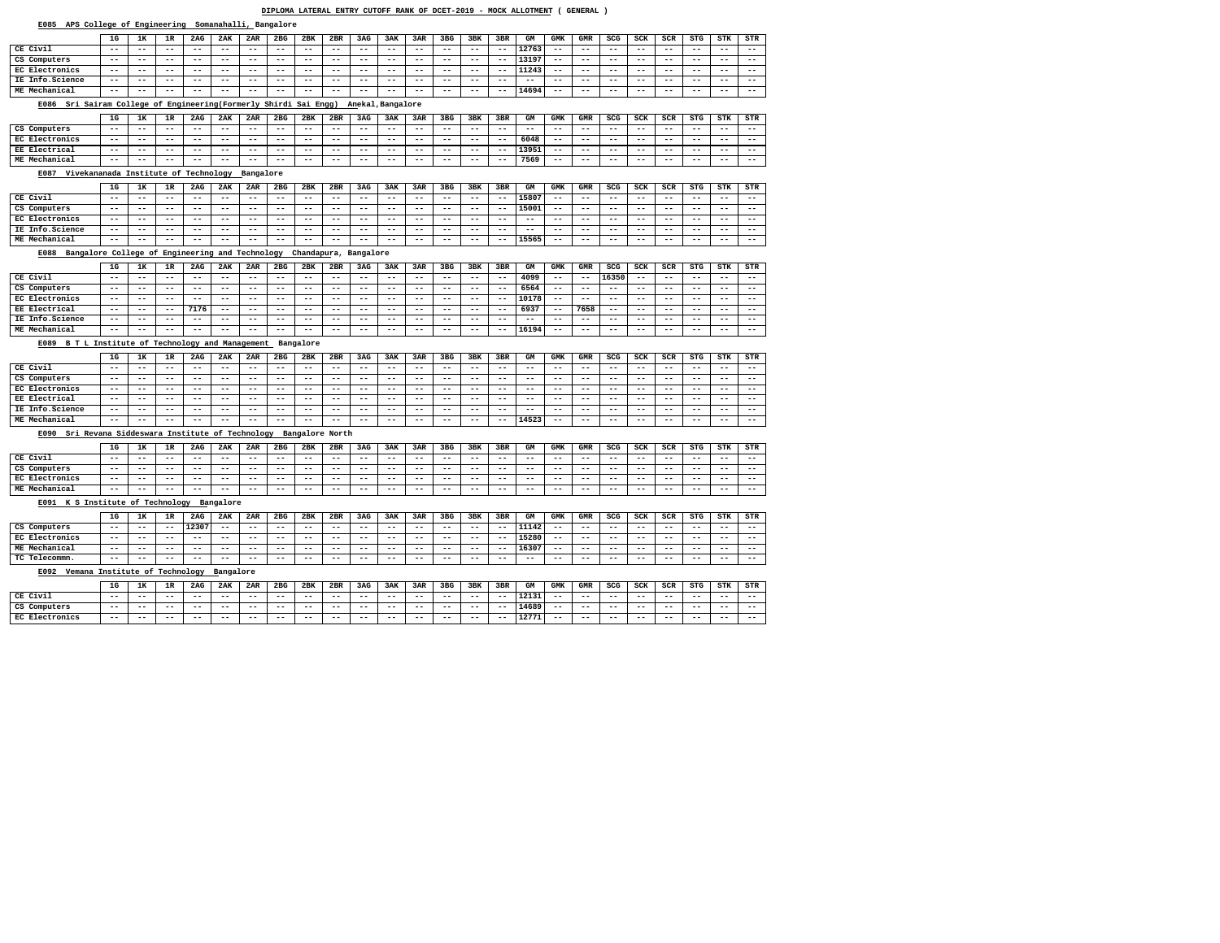**DIPLOMA LATERAL ENTRY CUTOFF RANK OF DCET-2019 - MOCK ALLOTMENT ( GENERAL )**

**E085 APS College of Engineering Somanahalli, Bangalore**

| | 1G | 1K | 1R | 2AG | 2AK | 2AR | 2BG | 2BK | 2BR | 3AG | 3AK | 3AR | 3BG | 3BK | 3BR | GM | GMK | GMR | SCG | SCK | SCR | STG | STK | STR |
|---|---|---|---|---|---|---|---|---|---|---|---|---|---|---|---|---|---|---|---|---|---|---|---|---|
| CE Civil | -- | -- | -- | -- | -- | -- | -- | -- | -- | -- | -- | -- | -- | -- | -- | 12763 | -- | -- | -- | -- | -- | -- | -- | -- |
| CS Computers | -- | -- | -- | -- | -- | -- | -- | -- | -- | -- | -- | -- | -- | -- | -- | 13197 | -- | -- | -- | -- | -- | -- | -- | -- |
| EC Electronics | -- | -- | -- | -- | -- | -- | -- | -- | -- | -- | -- | -- | -- | -- | -- | 11243 | -- | -- | -- | -- | -- | -- | -- | -- |
| IE Info.Science | -- | -- | -- | -- | -- | -- | -- | -- | -- | -- | -- | -- | -- | -- | -- | -- | -- | -- | -- | -- | -- | -- | -- | -- |
| ME Mechanical | -- | -- | -- | -- | -- | -- | -- | -- | -- | -- | -- | -- | -- | -- | -- | 14694 | -- | -- | -- | -- | -- | -- | -- | -- |

**E086 Sri Sairam College of Engineering(Formerly Shirdi Sai Engg) Anekal,Bangalore**

| | 1G | 1K | 1R | 2AG | 2AK | 2AR | 2BG | 2BK | 2BR | 3AG | 3AK | 3AR | 3BG | 3BK | 3BR | GM | GMK | GMR | SCG | SCK | SCR | STG | STK | STR |
|---|---|---|---|---|---|---|---|---|---|---|---|---|---|---|---|---|---|---|---|---|---|---|---|---|
| CS Computers | -- | -- | -- | -- | -- | -- | -- | -- | -- | -- | -- | -- | -- | -- | -- | -- | -- | -- | -- | -- | -- | -- | -- | -- |
| EC Electronics | -- | -- | -- | -- | -- | -- | -- | -- | -- | -- | -- | -- | -- | -- | -- | 6048 | -- | -- | -- | -- | -- | -- | -- | -- |
| EE Electrical | -- | -- | -- | -- | -- | -- | -- | -- | -- | -- | -- | -- | -- | -- | -- | 13951 | -- | -- | -- | -- | -- | -- | -- | -- |
| ME Mechanical | -- | -- | -- | -- | -- | -- | -- | -- | -- | -- | -- | -- | -- | -- | -- | 7569 | -- | -- | -- | -- | -- | -- | -- | -- |

**E087 Vivekananada Institute of Technology Bangalore**

| | 1G | 1K | 1R | 2AG | 2AK | 2AR | 2BG | 2BK | 2BR | 3AG | 3AK | 3AR | 3BG | 3BK | 3BR | GM | GMK | GMR | SCG | SCK | SCR | STG | STK | STR |
|---|---|---|---|---|---|---|---|---|---|---|---|---|---|---|---|---|---|---|---|---|---|---|---|---|
| CE Civil | -- | -- | -- | -- | -- | -- | -- | -- | -- | -- | -- | -- | -- | -- | -- | 15807 | -- | -- | -- | -- | -- | -- | -- | -- |
| CS Computers | -- | -- | -- | -- | -- | -- | -- | -- | -- | -- | -- | -- | -- | -- | -- | 15001 | -- | -- | -- | -- | -- | -- | -- | -- |
| EC Electronics | -- | -- | -- | -- | -- | -- | -- | -- | -- | -- | -- | -- | -- | -- | -- | -- | -- | -- | -- | -- | -- | -- | -- | -- |
| IE Info.Science | -- | -- | -- | -- | -- | -- | -- | -- | -- | -- | -- | -- | -- | -- | -- | -- | -- | -- | -- | -- | -- | -- | -- | -- |
| ME Mechanical | -- | -- | -- | -- | -- | -- | -- | -- | -- | -- | -- | -- | -- | -- | -- | 15565 | -- | -- | -- | -- | -- | -- | -- | -- |

**E088 Bangalore College of Engineering and Technology Chandapura, Bangalore**

| | 1G | 1K | 1R | 2AG | 2AK | 2AR | 2BG | 2BK | 2BR | 3AG | 3AK | 3AR | 3BG | 3BK | 3BR | GM | GMK | GMR | SCG | SCK | SCR | STG | STK | STR |
|---|---|---|---|---|---|---|---|---|---|---|---|---|---|---|---|---|---|---|---|---|---|---|---|---|
| CE Civil | -- | -- | -- | -- | -- | -- | -- | -- | -- | -- | -- | -- | -- | -- | -- | 4099 | -- | -- | 16350 | -- | -- | -- | -- | -- |
| CS Computers | -- | -- | -- | -- | -- | -- | -- | -- | -- | -- | -- | -- | -- | -- | -- | 6564 | -- | -- | -- | -- | -- | -- | -- | -- |
| EC Electronics | -- | -- | -- | -- | -- | -- | -- | -- | -- | -- | -- | -- | -- | -- | -- | 10178 | -- | -- | -- | -- | -- | -- | -- | -- |
| EE Electrical | -- | -- | -- | 7176 | -- | -- | -- | -- | -- | -- | -- | -- | -- | -- | -- | 6937 | -- | 7658 | -- | -- | -- | -- | -- | -- |
| IE Info.Science | -- | -- | -- | -- | -- | -- | -- | -- | -- | -- | -- | -- | -- | -- | -- | -- | -- | -- | -- | -- | -- | -- | -- | -- |
| ME Mechanical | -- | -- | -- | -- | -- | -- | -- | -- | -- | -- | -- | -- | -- | -- | -- | 16194 | -- | -- | -- | -- | -- | -- | -- | -- |

**E089 B T L Institute of Technology and Management Bangalore**

| | 1G | 1K | 1R | 2AG | 2AK | 2AR | 2BG | 2BK | 2BR | 3AG | 3AK | 3AR | 3BG | 3BK | 3BR | GM | GMK | GMR | SCG | SCK | SCR | STG | STK | STR |
|---|---|---|---|---|---|---|---|---|---|---|---|---|---|---|---|---|---|---|---|---|---|---|---|---|
| CE Civil | -- | -- | -- | -- | -- | -- | -- | -- | -- | -- | -- | -- | -- | -- | -- | -- | -- | -- | -- | -- | -- | -- | -- | -- |
| CS Computers | -- | -- | -- | -- | -- | -- | -- | -- | -- | -- | -- | -- | -- | -- | -- | -- | -- | -- | -- | -- | -- | -- | -- | -- |
| EC Electronics | -- | -- | -- | -- | -- | -- | -- | -- | -- | -- | -- | -- | -- | -- | -- | -- | -- | -- | -- | -- | -- | -- | -- | -- |
| EE Electrical | -- | -- | -- | -- | -- | -- | -- | -- | -- | -- | -- | -- | -- | -- | -- | -- | -- | -- | -- | -- | -- | -- | -- | -- |
| IE Info.Science | -- | -- | -- | -- | -- | -- | -- | -- | -- | -- | -- | -- | -- | -- | -- | -- | -- | -- | -- | -- | -- | -- | -- | -- |
| ME Mechanical | -- | -- | -- | -- | -- | -- | -- | -- | -- | -- | -- | -- | -- | -- | -- | 14523 | -- | -- | -- | -- | -- | -- | -- | -- |

**E090 Sri Revana Siddeswara Institute of Technology Bangalore North**

| | 1G | 1K | 1R | 2AG | 2AK | 2AR | 2BG | 2BK | 2BR | 3AG | 3AK | 3AR | 3BG | 3BK | 3BR | GM | GMK | GMR | SCG | SCK | SCR | STG | STK | STR |
|---|---|---|---|---|---|---|---|---|---|---|---|---|---|---|---|---|---|---|---|---|---|---|---|---|
| CE Civil | -- | -- | -- | -- | -- | -- | -- | -- | -- | -- | -- | -- | -- | -- | -- | -- | -- | -- | -- | -- | -- | -- | -- | -- |
| CS Computers | -- | -- | -- | -- | -- | -- | -- | -- | -- | -- | -- | -- | -- | -- | -- | -- | -- | -- | -- | -- | -- | -- | -- | -- |
| EC Electronics | -- | -- | -- | -- | -- | -- | -- | -- | -- | -- | -- | -- | -- | -- | -- | -- | -- | -- | -- | -- | -- | -- | -- | -- |
| ME Mechanical | -- | -- | -- | -- | -- | -- | -- | -- | -- | -- | -- | -- | -- | -- | -- | -- | -- | -- | -- | -- | -- | -- | -- | -- |

**E091 K S Institute of Technology Bangalore**

| | 1G | 1K | 1R | 2AG | 2AK | 2AR | 2BG | 2BK | 2BR | 3AG | 3AK | 3AR | 3BG | 3BK | 3BR | GM | GMK | GMR | SCG | SCK | SCR | STG | STK | STR |
|---|---|---|---|---|---|---|---|---|---|---|---|---|---|---|---|---|---|---|---|---|---|---|---|---|
| CS Computers | -- | -- | -- | 12307 | -- | -- | -- | -- | -- | -- | -- | -- | -- | -- | -- | 11142 | -- | -- | -- | -- | -- | -- | -- | -- |
| EC Electronics | -- | -- | -- | -- | -- | -- | -- | -- | -- | -- | -- | -- | -- | -- | -- | 15280 | -- | -- | -- | -- | -- | -- | -- | -- |
| ME Mechanical | -- | -- | -- | -- | -- | -- | -- | -- | -- | -- | -- | -- | -- | -- | -- | 16307 | -- | -- | -- | -- | -- | -- | -- | -- |
| TC Telecommn. | -- | -- | -- | -- | -- | -- | -- | -- | -- | -- | -- | -- | -- | -- | -- | -- | -- | -- | -- | -- | -- | -- | -- | -- |

**E092 Vemana Institute of Technology Bangalore**

| | 1G | 1K | 1R | 2AG | 2AK | 2AR | 2BG | 2BK | 2BR | 3AG | 3AK | 3AR | 3BG | 3BK | 3BR | GM | GMK | GMR | SCG | SCK | SCR | STG | STK | STR |
|---|---|---|---|---|---|---|---|---|---|---|---|---|---|---|---|---|---|---|---|---|---|---|---|---|
| CE Civil | -- | -- | -- | -- | -- | -- | -- | -- | -- | -- | -- | -- | -- | -- | -- | 12131 | -- | -- | -- | -- | -- | -- | -- | -- |
| CS Computers | -- | -- | -- | -- | -- | -- | -- | -- | -- | -- | -- | -- | -- | -- | -- | 14689 | -- | -- | -- | -- | -- | -- | -- | -- |
| EC Electronics | -- | -- | -- | -- | -- | -- | -- | -- | -- | -- | -- | -- | -- | -- | -- | 12771 | -- | -- | -- | -- | -- | -- | -- | -- |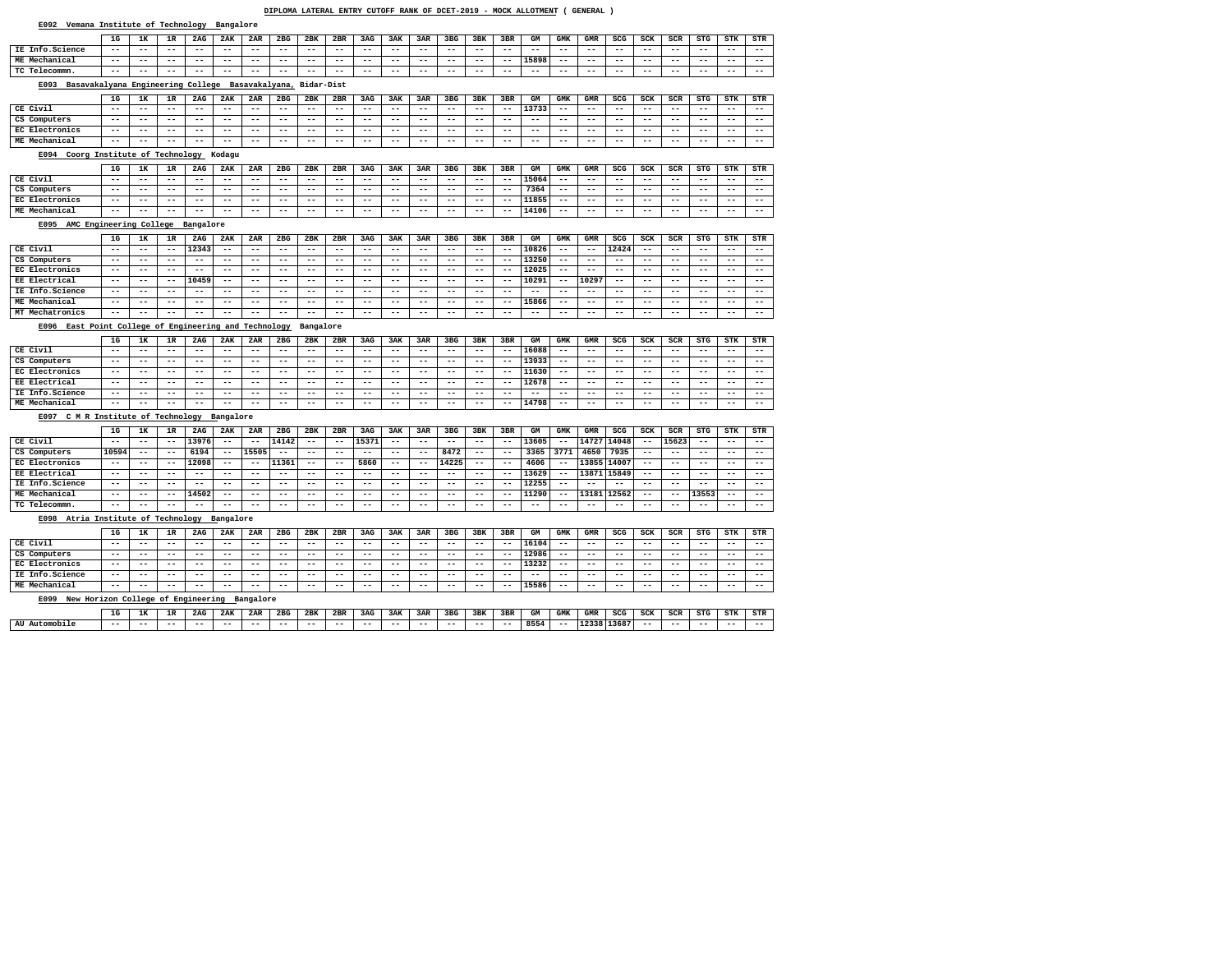**DIPLOMA LATERAL ENTRY CUTOFF RANK OF DCET-2019 - MOCK ALLOTMENT ( GENERAL )**

**E092 Vemana Institute of Technology Bangalore**

| | 1G | 1K | 1R | 2AG | 2AK | 2AR | 2BG | 2BK | 2BR | 3AG | 3AK | 3AR | 3BG | 3BK | 3BR | GM | GMK | GMR | SCG | SCK | SCR | STG | STK | STR |
|---|---|---|---|---|---|---|---|---|---|---|---|---|---|---|---|---|---|---|---|---|---|---|---|---|
| IE Info.Science | -- | -- | -- | -- | -- | -- | -- | -- | -- | -- | -- | -- | -- | -- | -- | -- | -- | -- | -- | -- | -- | -- | -- | -- |
| ME Mechanical | -- | -- | -- | -- | -- | -- | -- | -- | -- | -- | -- | -- | -- | -- | -- | 15898 | -- | -- | -- | -- | -- | -- | -- | -- |
| TC Telecommn. | -- | -- | -- | -- | -- | -- | -- | -- | -- | -- | -- | -- | -- | -- | -- | -- | -- | -- | -- | -- | -- | -- | -- | -- |

**E093 Basavakalyana Engineering College Basavakalyana, Bidar-Dist**

| | 1G | 1K | 1R | 2AG | 2AK | 2AR | 2BG | 2BK | 2BR | 3AG | 3AK | 3AR | 3BG | 3BK | 3BR | GM | GMK | GMR | SCG | SCK | SCR | STG | STK | STR |
|---|---|---|---|---|---|---|---|---|---|---|---|---|---|---|---|---|---|---|---|---|---|---|---|---|
| CE Civil | -- | -- | -- | -- | -- | -- | -- | -- | -- | -- | -- | -- | -- | -- | -- | 13733 | -- | -- | -- | -- | -- | -- | -- | -- |
| CS Computers | -- | -- | -- | -- | -- | -- | -- | -- | -- | -- | -- | -- | -- | -- | -- | -- | -- | -- | -- | -- | -- | -- | -- | -- |
| EC Electronics | -- | -- | -- | -- | -- | -- | -- | -- | -- | -- | -- | -- | -- | -- | -- | -- | -- | -- | -- | -- | -- | -- | -- | -- |
| ME Mechanical | -- | -- | -- | -- | -- | -- | -- | -- | -- | -- | -- | -- | -- | -- | -- | -- | -- | -- | -- | -- | -- | -- | -- | -- |

**E094 Coorg Institute of Technology Kodagu**

| | 1G | 1K | 1R | 2AG | 2AK | 2AR | 2BG | 2BK | 2BR | 3AG | 3AK | 3AR | 3BG | 3BK | 3BR | GM | GMK | GMR | SCG | SCK | SCR | STG | STK | STR |
|---|---|---|---|---|---|---|---|---|---|---|---|---|---|---|---|---|---|---|---|---|---|---|---|---|
| CE Civil | -- | -- | -- | -- | -- | -- | -- | -- | -- | -- | -- | -- | -- | -- | -- | 15064 | -- | -- | -- | -- | -- | -- | -- | -- |
| CS Computers | -- | -- | -- | -- | -- | -- | -- | -- | -- | -- | -- | -- | -- | -- | -- | 7364 | -- | -- | -- | -- | -- | -- | -- | -- |
| EC Electronics | -- | -- | -- | -- | -- | -- | -- | -- | -- | -- | -- | -- | -- | -- | -- | 11855 | -- | -- | -- | -- | -- | -- | -- | -- |
| ME Mechanical | -- | -- | -- | -- | -- | -- | -- | -- | -- | -- | -- | -- | -- | -- | -- | 14106 | -- | -- | -- | -- | -- | -- | -- | -- |

**E095 AMC Engineering College Bangalore**

| | 1G | 1K | 1R | 2AG | 2AK | 2AR | 2BG | 2BK | 2BR | 3AG | 3AK | 3AR | 3BG | 3BK | 3BR | GM | GMK | GMR | SCG | SCK | SCR | STG | STK | STR |
|---|---|---|---|---|---|---|---|---|---|---|---|---|---|---|---|---|---|---|---|---|---|---|---|---|
| CE Civil | -- | -- | -- | 12343 | -- | -- | -- | -- | -- | -- | -- | -- | -- | -- | -- | 10826 | -- | -- | 12424 | -- | -- | -- | -- | -- |
| CS Computers | -- | -- | -- | -- | -- | -- | -- | -- | -- | -- | -- | -- | -- | -- | -- | 13250 | -- | -- | -- | -- | -- | -- | -- | -- |
| EC Electronics | -- | -- | -- | -- | -- | -- | -- | -- | -- | -- | -- | -- | -- | -- | -- | 12025 | -- | -- | -- | -- | -- | -- | -- | -- |
| EE Electrical | -- | -- | -- | 10459 | -- | -- | -- | -- | -- | -- | -- | -- | -- | -- | -- | 10291 | -- | 10297 | -- | -- | -- | -- | -- | -- |
| IE Info.Science | -- | -- | -- | -- | -- | -- | -- | -- | -- | -- | -- | -- | -- | -- | -- | -- | -- | -- | -- | -- | -- | -- | -- | -- |
| ME Mechanical | -- | -- | -- | -- | -- | -- | -- | -- | -- | -- | -- | -- | -- | -- | -- | 15866 | -- | -- | -- | -- | -- | -- | -- | -- |
| MT Mechatronics | -- | -- | -- | -- | -- | -- | -- | -- | -- | -- | -- | -- | -- | -- | -- | -- | -- | -- | -- | -- | -- | -- | -- | -- |

**E096 East Point College of Engineering and Technology Bangalore**

| | 1G | 1K | 1R | 2AG | 2AK | 2AR | 2BG | 2BK | 2BR | 3AG | 3AK | 3AR | 3BG | 3BK | 3BR | GM | GMK | GMR | SCG | SCK | SCR | STG | STK | STR |
|---|---|---|---|---|---|---|---|---|---|---|---|---|---|---|---|---|---|---|---|---|---|---|---|---|
| CE Civil | -- | -- | -- | -- | -- | -- | -- | -- | -- | -- | -- | -- | -- | -- | -- | 16088 | -- | -- | -- | -- | -- | -- | -- | -- |
| CS Computers | -- | -- | -- | -- | -- | -- | -- | -- | -- | -- | -- | -- | -- | -- | -- | 13933 | -- | -- | -- | -- | -- | -- | -- | -- |
| EC Electronics | -- | -- | -- | -- | -- | -- | -- | -- | -- | -- | -- | -- | -- | -- | -- | 11630 | -- | -- | -- | -- | -- | -- | -- | -- |
| EE Electrical | -- | -- | -- | -- | -- | -- | -- | -- | -- | -- | -- | -- | -- | -- | -- | 12678 | -- | -- | -- | -- | -- | -- | -- | -- |
| IE Info.Science | -- | -- | -- | -- | -- | -- | -- | -- | -- | -- | -- | -- | -- | -- | -- | -- | -- | -- | -- | -- | -- | -- | -- | -- |
| ME Mechanical | -- | -- | -- | -- | -- | -- | -- | -- | -- | -- | -- | -- | -- | -- | -- | 14798 | -- | -- | -- | -- | -- | -- | -- | -- |

**E097 C M R Institute of Technology Bangalore**

| | 1G | 1K | 1R | 2AG | 2AK | 2AR | 2BG | 2BK | 2BR | 3AG | 3AK | 3AR | 3BG | 3BK | 3BR | GM | GMK | GMR | SCG | SCK | SCR | STG | STK | STR |
|---|---|---|---|---|---|---|---|---|---|---|---|---|---|---|---|---|---|---|---|---|---|---|---|---|
| CE Civil | -- | -- | -- | 13976 | -- | -- | 14142 | -- | -- | 15371 | -- | -- | -- | -- | -- | 13605 | -- | 14727 | 14048 | -- | 15623 | -- | -- | -- |
| CS Computers | 10594 | -- | -- | 6194 | -- | 15505 | -- | -- | -- | -- | -- | -- | 8472 | -- | -- | 3365 | 3771 | 4650 | 7935 | -- | -- | -- | -- | -- |
| EC Electronics | -- | -- | -- | 12098 | -- | -- | 11361 | -- | -- | 5860 | -- | -- | 14225 | -- | -- | 4606 | -- | 13855 | 14007 | -- | -- | -- | -- | -- |
| EE Electrical | -- | -- | -- | -- | -- | -- | -- | -- | -- | -- | -- | -- | -- | -- | -- | 13629 | -- | 13871 | 15849 | -- | -- | -- | -- | -- |
| IE Info.Science | -- | -- | -- | -- | -- | -- | -- | -- | -- | -- | -- | -- | -- | -- | -- | 12255 | -- | -- | -- | -- | -- | -- | -- | -- |
| ME Mechanical | -- | -- | -- | 14502 | -- | -- | -- | -- | -- | -- | -- | -- | -- | -- | -- | 11290 | -- | 13181 | 12562 | -- | -- | 13553 | -- | -- |
| TC Telecommn. | -- | -- | -- | -- | -- | -- | -- | -- | -- | -- | -- | -- | -- | -- | -- | -- | -- | -- | -- | -- | -- | -- | -- | -- |

**E098 Atria Institute of Technology Bangalore**

| | 1G | 1K | 1R | 2AG | 2AK | 2AR | 2BG | 2BK | 2BR | 3AG | 3AK | 3AR | 3BG | 3BK | 3BR | GM | GMK | GMR | SCG | SCK | SCR | STG | STK | STR |
|---|---|---|---|---|---|---|---|---|---|---|---|---|---|---|---|---|---|---|---|---|---|---|---|---|
| CE Civil | -- | -- | -- | -- | -- | -- | -- | -- | -- | -- | -- | -- | -- | -- | -- | 16104 | -- | -- | -- | -- | -- | -- | -- | -- |
| CS Computers | -- | -- | -- | -- | -- | -- | -- | -- | -- | -- | -- | -- | -- | -- | -- | 12986 | -- | -- | -- | -- | -- | -- | -- | -- |
| EC Electronics | -- | -- | -- | -- | -- | -- | -- | -- | -- | -- | -- | -- | -- | -- | -- | 13232 | -- | -- | -- | -- | -- | -- | -- | -- |
| IE Info.Science | -- | -- | -- | -- | -- | -- | -- | -- | -- | -- | -- | -- | -- | -- | -- | -- | -- | -- | -- | -- | -- | -- | -- | -- |
| ME Mechanical | -- | -- | -- | -- | -- | -- | -- | -- | -- | -- | -- | -- | -- | -- | -- | 15586 | -- | -- | -- | -- | -- | -- | -- | -- |

**E099 New Horizon College of Engineering Bangalore**

| | 1G | 1K | 1R | 2AG | 2AK | 2AR | 2BG | 2BK | 2BR | 3AG | 3AK | 3AR | 3BG | 3BK | 3BR | GM | GMK | GMR | SCG | SCK | SCR | STG | STK | STR |
|---|---|---|---|---|---|---|---|---|---|---|---|---|---|---|---|---|---|---|---|---|---|---|---|---|
| AU Automobile | -- | -- | -- | -- | -- | -- | -- | -- | -- | -- | -- | -- | -- | -- | -- | 8554 | -- | 12338 | 13687 | -- | -- | -- | -- | -- |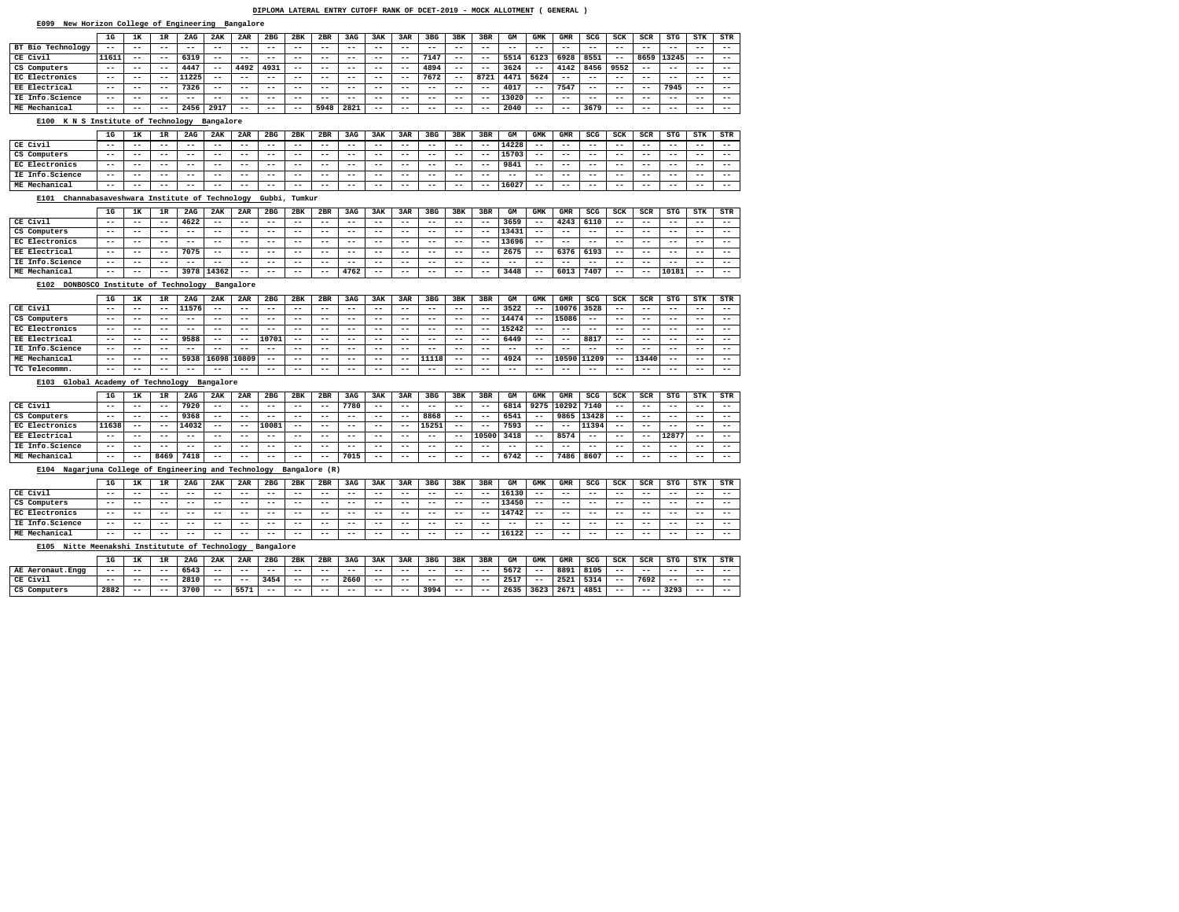**DIPLOMA LATERAL ENTRY CUTOFF RANK OF DCET-2019 - MOCK ALLOTMENT ( GENERAL )**

**E099 New Horizon College of Engineering Bangalore**

| | 1G | 1K | 1R | 2AG | 2AK | 2AR | 2BG | 2BK | 2BR | 3AG | 3AK | 3AR | 3BG | 3BK | 3BR | GM | GMK | GMR | SCG | SCK | SCR | STG | STK | STR |
|---|---|---|---|---|---|---|---|---|---|---|---|---|---|---|---|---|---|---|---|---|---|---|---|---|
| BT Bio Technology | -- | -- | -- | -- | -- | -- | -- | -- | -- | -- | -- | -- | -- | -- | -- | -- | -- | -- | -- | -- | -- | -- | -- | -- |
| CE Civil | 11611 | -- | -- | 6319 | -- | -- | -- | -- | -- | -- | -- | -- | 7147 | -- | -- | 5514 | 6123 | 6928 | 8551 | -- | 8659 | 13245 | -- | -- |
| CS Computers | -- | -- | -- | 4447 | -- | 4492 | 4931 | -- | -- | -- | -- | -- | 4894 | -- | -- | 3624 | -- | 4142 | 8456 | 9552 | -- | -- | -- | -- |
| EC Electronics | -- | -- | -- | 11225 | -- | -- | -- | -- | -- | -- | -- | -- | 7672 | -- | 8721 | 4471 | 5624 | -- | -- | -- | -- | -- | -- | -- |
| EE Electrical | -- | -- | -- | 7326 | -- | -- | -- | -- | -- | -- | -- | -- | -- | -- | -- | 4017 | -- | 7547 | -- | -- | -- | 7945 | -- | -- |
| IE Info.Science | -- | -- | -- | -- | -- | -- | -- | -- | -- | -- | -- | -- | -- | -- | -- | 13020 | -- | -- | -- | -- | -- | -- | -- | -- |
| ME Mechanical | -- | -- | -- | 2456 | 2917 | -- | -- | -- | 5948 | 2821 | -- | -- | -- | -- | -- | 2040 | -- | -- | 3679 | -- | -- | -- | -- | -- |

**E100 K N S Institute of Technology Bangalore**

| | 1G | 1K | 1R | 2AG | 2AK | 2AR | 2BG | 2BK | 2BR | 3AG | 3AK | 3AR | 3BG | 3BK | 3BR | GM | GMK | GMR | SCG | SCK | SCR | STG | STK | STR |
|---|---|---|---|---|---|---|---|---|---|---|---|---|---|---|---|---|---|---|---|---|---|---|---|---|
| CE Civil | -- | -- | -- | -- | -- | -- | -- | -- | -- | -- | -- | -- | -- | -- | -- | 14228 | -- | -- | -- | -- | -- | -- | -- | -- |
| CS Computers | -- | -- | -- | -- | -- | -- | -- | -- | -- | -- | -- | -- | -- | -- | -- | 15703 | -- | -- | -- | -- | -- | -- | -- | -- |
| EC Electronics | -- | -- | -- | -- | -- | -- | -- | -- | -- | -- | -- | -- | -- | -- | -- | 9841 | -- | -- | -- | -- | -- | -- | -- | -- |
| IE Info.Science | -- | -- | -- | -- | -- | -- | -- | -- | -- | -- | -- | -- | -- | -- | -- | -- | -- | -- | -- | -- | -- | -- | -- | -- |
| ME Mechanical | -- | -- | -- | -- | -- | -- | -- | -- | -- | -- | -- | -- | -- | -- | -- | 16027 | -- | -- | -- | -- | -- | -- | -- | -- |

**E101 Channabasaveshwara Institute of Technology Gubbi, Tumkur**

| | 1G | 1K | 1R | 2AG | 2AK | 2AR | 2BG | 2BK | 2BR | 3AG | 3AK | 3AR | 3BG | 3BK | 3BR | GM | GMK | GMR | SCG | SCK | SCR | STG | STK | STR |
|---|---|---|---|---|---|---|---|---|---|---|---|---|---|---|---|---|---|---|---|---|---|---|---|---|
| CE Civil | -- | -- | -- | 4622 | -- | -- | -- | -- | -- | -- | -- | -- | -- | -- | -- | 3659 | -- | 4243 | 6110 | -- | -- | -- | -- | -- |
| CS Computers | -- | -- | -- | -- | -- | -- | -- | -- | -- | -- | -- | -- | -- | -- | -- | 13431 | -- | -- | -- | -- | -- | -- | -- | -- |
| EC Electronics | -- | -- | -- | -- | -- | -- | -- | -- | -- | -- | -- | -- | -- | -- | -- | 13696 | -- | -- | -- | -- | -- | -- | -- | -- |
| EE Electrical | -- | -- | -- | 7075 | -- | -- | -- | -- | -- | -- | -- | -- | -- | -- | -- | 2675 | -- | 6376 | 6193 | -- | -- | -- | -- | -- |
| IE Info.Science | -- | -- | -- | -- | -- | -- | -- | -- | -- | -- | -- | -- | -- | -- | -- | -- | -- | -- | -- | -- | -- | -- | -- | -- |
| ME Mechanical | -- | -- | -- | 3978 | 14362 | -- | -- | -- | -- | 4762 | -- | -- | -- | -- | -- | 3448 | -- | 6013 | 7407 | -- | -- | 10181 | -- | -- |

**E102 DONBOSCO Institute of Technology Bangalore**

| | 1G | 1K | 1R | 2AG | 2AK | 2AR | 2BG | 2BK | 2BR | 3AG | 3AK | 3AR | 3BG | 3BK | 3BR | GM | GMK | GMR | SCG | SCK | SCR | STG | STK | STR |
|---|---|---|---|---|---|---|---|---|---|---|---|---|---|---|---|---|---|---|---|---|---|---|---|---|
| CE Civil | -- | -- | -- | 11576 | -- | -- | -- | -- | -- | -- | -- | -- | -- | -- | -- | 3522 | -- | 10076 | 3528 | -- | -- | -- | -- | -- |
| CS Computers | -- | -- | -- | -- | -- | -- | -- | -- | -- | -- | -- | -- | -- | -- | -- | 14474 | -- | 15086 | -- | -- | -- | -- | -- | -- |
| EC Electronics | -- | -- | -- | -- | -- | -- | -- | -- | -- | -- | -- | -- | -- | -- | -- | 15242 | -- | -- | -- | -- | -- | -- | -- | -- |
| EE Electrical | -- | -- | -- | 9588 | -- | -- | 10701 | -- | -- | -- | -- | -- | -- | -- | -- | 6449 | -- | -- | 8817 | -- | -- | -- | -- | -- |
| IE Info.Science | -- | -- | -- | -- | -- | -- | -- | -- | -- | -- | -- | -- | -- | -- | -- | -- | -- | -- | -- | -- | -- | -- | -- | -- |
| ME Mechanical | -- | -- | -- | 5938 | 16098 | 10809 | -- | -- | -- | -- | -- | -- | 11118 | -- | -- | 4924 | -- | 10590 | 11209 | -- | 13440 | -- | -- | -- |
| TC Telecommn. | -- | -- | -- | -- | -- | -- | -- | -- | -- | -- | -- | -- | -- | -- | -- | -- | -- | -- | -- | -- | -- | -- | -- | -- |

**E103 Global Academy of Technology Bangalore**

| | 1G | 1K | 1R | 2AG | 2AK | 2AR | 2BG | 2BK | 2BR | 3AG | 3AK | 3AR | 3BG | 3BK | 3BR | GM | GMK | GMR | SCG | SCK | SCR | STG | STK | STR |
|---|---|---|---|---|---|---|---|---|---|---|---|---|---|---|---|---|---|---|---|---|---|---|---|---|
| CE Civil | -- | -- | -- | 7920 | -- | -- | -- | -- | -- | 7780 | -- | -- | -- | -- | -- | 6814 | 9275 | 10292 | 7140 | -- | -- | -- | -- | -- |
| CS Computers | -- | -- | -- | 9368 | -- | -- | -- | -- | -- | -- | -- | -- | 8868 | -- | -- | 6541 | -- | 9865 | 13428 | -- | -- | -- | -- | -- |
| EC Electronics | 11638 | -- | -- | 14032 | -- | -- | 10081 | -- | -- | -- | -- | -- | 15251 | -- | -- | 7593 | -- | -- | 11394 | -- | -- | -- | -- | -- |
| EE Electrical | -- | -- | -- | -- | -- | -- | -- | -- | -- | -- | -- | -- | -- | -- | 10500 | 3418 | -- | 8574 | -- | -- | -- | 12877 | -- | -- |
| IE Info.Science | -- | -- | -- | -- | -- | -- | -- | -- | -- | -- | -- | -- | -- | -- | -- | -- | -- | -- | -- | -- | -- | -- | -- | -- |
| ME Mechanical | -- | -- | 8469 | 7418 | -- | -- | -- | -- | -- | 7015 | -- | -- | -- | -- | -- | 6742 | -- | 7486 | 8607 | -- | -- | -- | -- | -- |

**E104 Nagarjuna College of Engineering and Technology Bangalore (R)**

| | 1G | 1K | 1R | 2AG | 2AK | 2AR | 2BG | 2BK | 2BR | 3AG | 3AK | 3AR | 3BG | 3BK | 3BR | GM | GMK | GMR | SCG | SCK | SCR | STG | STK | STR |
|---|---|---|---|---|---|---|---|---|---|---|---|---|---|---|---|---|---|---|---|---|---|---|---|---|
| CE Civil | -- | -- | -- | -- | -- | -- | -- | -- | -- | -- | -- | -- | -- | -- | -- | 16130 | -- | -- | -- | -- | -- | -- | -- | -- |
| CS Computers | -- | -- | -- | -- | -- | -- | -- | -- | -- | -- | -- | -- | -- | -- | -- | 13450 | -- | -- | -- | -- | -- | -- | -- | -- |
| EC Electronics | -- | -- | -- | -- | -- | -- | -- | -- | -- | -- | -- | -- | -- | -- | -- | 14742 | -- | -- | -- | -- | -- | -- | -- | -- |
| IE Info.Science | -- | -- | -- | -- | -- | -- | -- | -- | -- | -- | -- | -- | -- | -- | -- | -- | -- | -- | -- | -- | -- | -- | -- | -- |
| ME Mechanical | -- | -- | -- | -- | -- | -- | -- | -- | -- | -- | -- | -- | -- | -- | -- | 16122 | -- | -- | -- | -- | -- | -- | -- | -- |

**E105 Nitte Meenakshi Institutute of Technology Bangalore**

| | 1G | 1K | 1R | 2AG | 2AK | 2AR | 2BG | 2BK | 2BR | 3AG | 3AK | 3AR | 3BG | 3BK | 3BR | GM | GMK | GMR | SCG | SCK | SCR | STG | STK | STR |
|---|---|---|---|---|---|---|---|---|---|---|---|---|---|---|---|---|---|---|---|---|---|---|---|---|
| AE Aeronaut.Engg | -- | -- | -- | 6543 | -- | -- | -- | -- | -- | -- | -- | -- | -- | -- | -- | 5672 | -- | 8891 | 8105 | -- | -- | -- | -- | -- |
| CE Civil | -- | -- | -- | 2810 | -- | -- | 3454 | -- | -- | 2660 | -- | -- | -- | -- | -- | 2517 | -- | 2521 | 5314 | -- | 7692 | -- | -- | -- |
| CS Computers | 2882 | -- | -- | 3700 | -- | 5571 | -- | -- | -- | -- | -- | -- | 3994 | -- | -- | 2635 | 3623 | 2671 | 4851 | -- | -- | 3293 | -- | -- |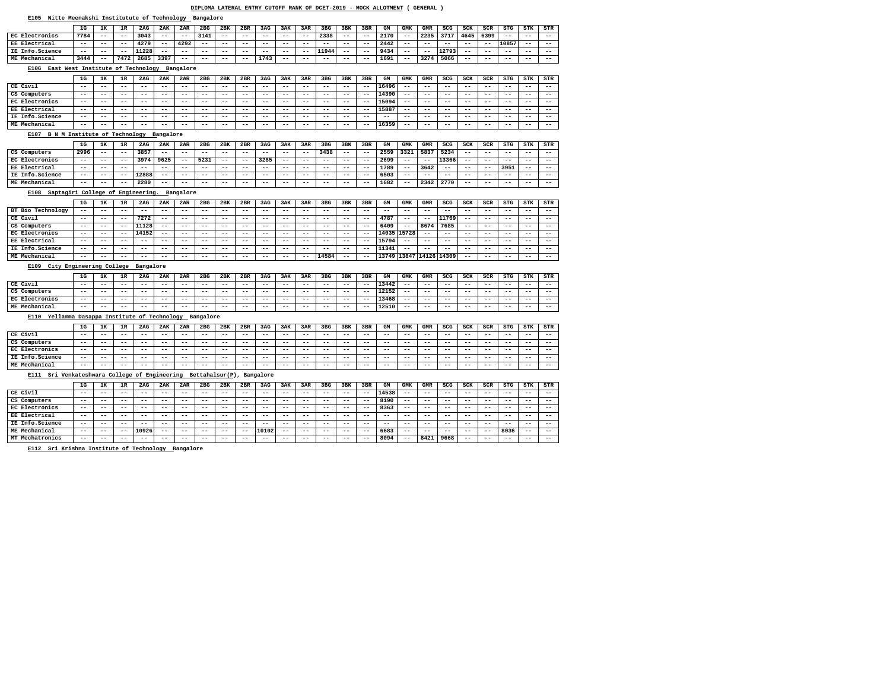**DIPLOMA LATERAL ENTRY CUTOFF RANK OF DCET-2019 - MOCK ALLOTMENT ( GENERAL )**

**E105 Nitte Meenakshi Institutute of Technology Bangalore**

| | 1G | 1K | 1R | 2AG | 2AK | 2AR | 2BG | 2BK | 2BR | 3AG | 3AK | 3AR | 3BG | 3BK | 3BR | GM | GMK | GMR | SCG | SCK | SCR | STG | STK | STR |
|---|---|---|---|---|---|---|---|---|---|---|---|---|---|---|---|---|---|---|---|---|---|---|---|---|
| EC Electronics | 7784 | -- | -- | 3043 | -- | -- | 3141 | -- | -- | -- | -- | -- | 2338 | -- | -- | 2170 | -- | 2235 | 3717 | 4645 | 6399 | -- | -- | -- |
| EE Electrical | -- | -- | -- | 4279 | -- | 4292 | -- | -- | -- | -- | -- | -- | -- | -- | -- | 2442 | -- | -- | -- | -- | -- | 10857 | -- | -- |
| IE Info.Science | -- | -- | -- | 11228 | -- | -- | -- | -- | -- | -- | -- | -- | 11944 | -- | -- | 9434 | -- | -- | 12793 | -- | -- | -- | -- | -- |
| ME Mechanical | 3444 | -- | 7472 | 2685 | 3397 | -- | -- | -- | -- | 1743 | -- | -- | -- | -- | -- | 1691 | -- | 3274 | 5066 | -- | -- | -- | -- | -- |

**E106 East West Institute of Technology Bangalore**

| | 1G | 1K | 1R | 2AG | 2AK | 2AR | 2BG | 2BK | 2BR | 3AG | 3AK | 3AR | 3BG | 3BK | 3BR | GM | GMK | GMR | SCG | SCK | SCR | STG | STK | STR |
|---|---|---|---|---|---|---|---|---|---|---|---|---|---|---|---|---|---|---|---|---|---|---|---|---|
| CE Civil | -- | -- | -- | -- | -- | -- | -- | -- | -- | -- | -- | -- | -- | -- | -- | 16496 | -- | -- | -- | -- | -- | -- | -- | -- |
| CS Computers | -- | -- | -- | -- | -- | -- | -- | -- | -- | -- | -- | -- | -- | -- | -- | 14390 | -- | -- | -- | -- | -- | -- | -- | -- |
| EC Electronics | -- | -- | -- | -- | -- | -- | -- | -- | -- | -- | -- | -- | -- | -- | -- | 15094 | -- | -- | -- | -- | -- | -- | -- | -- |
| EE Electrical | -- | -- | -- | -- | -- | -- | -- | -- | -- | -- | -- | -- | -- | -- | -- | 15887 | -- | -- | -- | -- | -- | -- | -- | -- |
| IE Info.Science | -- | -- | -- | -- | -- | -- | -- | -- | -- | -- | -- | -- | -- | -- | -- | -- | -- | -- | -- | -- | -- | -- | -- | -- |
| ME Mechanical | -- | -- | -- | -- | -- | -- | -- | -- | -- | -- | -- | -- | -- | -- | -- | 16359 | -- | -- | -- | -- | -- | -- | -- | -- |

**E107 B N M Institute of Technology Bangalore**

| | 1G | 1K | 1R | 2AG | 2AK | 2AR | 2BG | 2BK | 2BR | 3AG | 3AK | 3AR | 3BG | 3BK | 3BR | GM | GMK | GMR | SCG | SCK | SCR | STG | STK | STR |
|---|---|---|---|---|---|---|---|---|---|---|---|---|---|---|---|---|---|---|---|---|---|---|---|---|
| CS Computers | 2996 | -- | -- | 3857 | -- | -- | -- | -- | -- | -- | -- | -- | 3438 | -- | -- | 2559 | 3321 | 5837 | 5234 | -- | -- | -- | -- | -- |
| EC Electronics | -- | -- | -- | 3974 | 9625 | -- | 5231 | -- | -- | 3285 | -- | -- | -- | -- | -- | 2699 | -- | -- | 13366 | -- | -- | -- | -- | -- |
| EE Electrical | -- | -- | -- | -- | -- | -- | -- | -- | -- | -- | -- | -- | -- | -- | -- | 1789 | -- | 3642 | -- | -- | -- | 3951 | -- | -- |
| IE Info.Science | -- | -- | -- | 12888 | -- | -- | -- | -- | -- | -- | -- | -- | -- | -- | -- | 6503 | -- | -- | -- | -- | -- | -- | -- | -- |
| ME Mechanical | -- | -- | -- | 2280 | -- | -- | -- | -- | -- | -- | -- | -- | -- | -- | -- | 1682 | -- | 2342 | 2770 | -- | -- | -- | -- | -- |

**E108 Saptagiri College of Engineering. Bangalore**

| | 1G | 1K | 1R | 2AG | 2AK | 2AR | 2BG | 2BK | 2BR | 3AG | 3AK | 3AR | 3BG | 3BK | 3BR | GM | GMK | GMR | SCG | SCK | SCR | STG | STK | STR |
|---|---|---|---|---|---|---|---|---|---|---|---|---|---|---|---|---|---|---|---|---|---|---|---|---|
| BT Bio Technology | -- | -- | -- | -- | -- | -- | -- | -- | -- | -- | -- | -- | -- | -- | -- | -- | -- | -- | -- | -- | -- | -- | -- | -- |
| CE Civil | -- | -- | -- | 7272 | -- | -- | -- | -- | -- | -- | -- | -- | -- | -- | -- | 4787 | -- | -- | 11769 | -- | -- | -- | -- | -- |
| CS Computers | -- | -- | -- | 11128 | -- | -- | -- | -- | -- | -- | -- | -- | -- | -- | -- | 6409 | -- | 8674 | 7685 | -- | -- | -- | -- | -- |
| EC Electronics | -- | -- | -- | 14152 | -- | -- | -- | -- | -- | -- | -- | -- | -- | -- | -- | 14035 | 15728 | -- | -- | -- | -- | -- | -- | -- |
| EE Electrical | -- | -- | -- | -- | -- | -- | -- | -- | -- | -- | -- | -- | -- | -- | -- | 15794 | -- | -- | -- | -- | -- | -- | -- | -- |
| IE Info.Science | -- | -- | -- | -- | -- | -- | -- | -- | -- | -- | -- | -- | -- | -- | -- | 11341 | -- | -- | -- | -- | -- | -- | -- | -- |
| ME Mechanical | -- | -- | -- | -- | -- | -- | -- | -- | -- | -- | -- | -- | 14584 | -- | -- | 13749 | 13847 | 14126 | 14309 | -- | -- | -- | -- | -- |

**E109 City Engineering College Bangalore**

| | 1G | 1K | 1R | 2AG | 2AK | 2AR | 2BG | 2BK | 2BR | 3AG | 3AK | 3AR | 3BG | 3BK | 3BR | GM | GMK | GMR | SCG | SCK | SCR | STG | STK | STR |
|---|---|---|---|---|---|---|---|---|---|---|---|---|---|---|---|---|---|---|---|---|---|---|---|---|
| CE Civil | -- | -- | -- | -- | -- | -- | -- | -- | -- | -- | -- | -- | -- | -- | -- | 13442 | -- | -- | -- | -- | -- | -- | -- | -- |
| CS Computers | -- | -- | -- | -- | -- | -- | -- | -- | -- | -- | -- | -- | -- | -- | -- | 12152 | -- | -- | -- | -- | -- | -- | -- | -- |
| EC Electronics | -- | -- | -- | -- | -- | -- | -- | -- | -- | -- | -- | -- | -- | -- | -- | 13468 | -- | -- | -- | -- | -- | -- | -- | -- |
| ME Mechanical | -- | -- | -- | -- | -- | -- | -- | -- | -- | -- | -- | -- | -- | -- | -- | 12510 | -- | -- | -- | -- | -- | -- | -- | -- |

**E110 Yellamma Dasappa Institute of Technology Bangalore**

| | 1G | 1K | 1R | 2AG | 2AK | 2AR | 2BG | 2BK | 2BR | 3AG | 3AK | 3AR | 3BG | 3BK | 3BR | GM | GMK | GMR | SCG | SCK | SCR | STG | STK | STR |
|---|---|---|---|---|---|---|---|---|---|---|---|---|---|---|---|---|---|---|---|---|---|---|---|---|
| CE Civil | -- | -- | -- | -- | -- | -- | -- | -- | -- | -- | -- | -- | -- | -- | -- | -- | -- | -- | -- | -- | -- | -- | -- | -- |
| CS Computers | -- | -- | -- | -- | -- | -- | -- | -- | -- | -- | -- | -- | -- | -- | -- | -- | -- | -- | -- | -- | -- | -- | -- | -- |
| EC Electronics | -- | -- | -- | -- | -- | -- | -- | -- | -- | -- | -- | -- | -- | -- | -- | -- | -- | -- | -- | -- | -- | -- | -- | -- |
| IE Info.Science | -- | -- | -- | -- | -- | -- | -- | -- | -- | -- | -- | -- | -- | -- | -- | -- | -- | -- | -- | -- | -- | -- | -- | -- |
| ME Mechanical | -- | -- | -- | -- | -- | -- | -- | -- | -- | -- | -- | -- | -- | -- | -- | -- | -- | -- | -- | -- | -- | -- | -- | -- |

**E111 Sri Venkateshwara College of Engineering Bettahalsur(P), Bangalore**

| | 1G | 1K | 1R | 2AG | 2AK | 2AR | 2BG | 2BK | 2BR | 3AG | 3AK | 3AR | 3BG | 3BK | 3BR | GM | GMK | GMR | SCG | SCK | SCR | STG | STK | STR |
|---|---|---|---|---|---|---|---|---|---|---|---|---|---|---|---|---|---|---|---|---|---|---|---|---|
| CE Civil | -- | -- | -- | -- | -- | -- | -- | -- | -- | -- | -- | -- | -- | -- | -- | 14538 | -- | -- | -- | -- | -- | -- | -- | -- |
| CS Computers | -- | -- | -- | -- | -- | -- | -- | -- | -- | -- | -- | -- | -- | -- | -- | 8190 | -- | -- | -- | -- | -- | -- | -- | -- |
| EC Electronics | -- | -- | -- | -- | -- | -- | -- | -- | -- | -- | -- | -- | -- | -- | -- | 8363 | -- | -- | -- | -- | -- | -- | -- | -- |
| EE Electrical | -- | -- | -- | -- | -- | -- | -- | -- | -- | -- | -- | -- | -- | -- | -- | -- | -- | -- | -- | -- | -- | -- | -- | -- |
| IE Info.Science | -- | -- | -- | -- | -- | -- | -- | -- | -- | -- | -- | -- | -- | -- | -- | -- | -- | -- | -- | -- | -- | -- | -- | -- |
| ME Mechanical | -- | -- | -- | 10926 | -- | -- | -- | -- | -- | 10102 | -- | -- | -- | -- | -- | 6683 | -- | -- | -- | -- | -- | 8036 | -- | -- |
| MT Mechatronics | -- | -- | -- | -- | -- | -- | -- | -- | -- | -- | -- | -- | -- | -- | -- | 8094 | -- | 8421 | 9668 | -- | -- | -- | -- | -- |

**E112 Sri Krishna Institute of Technology Bangalore**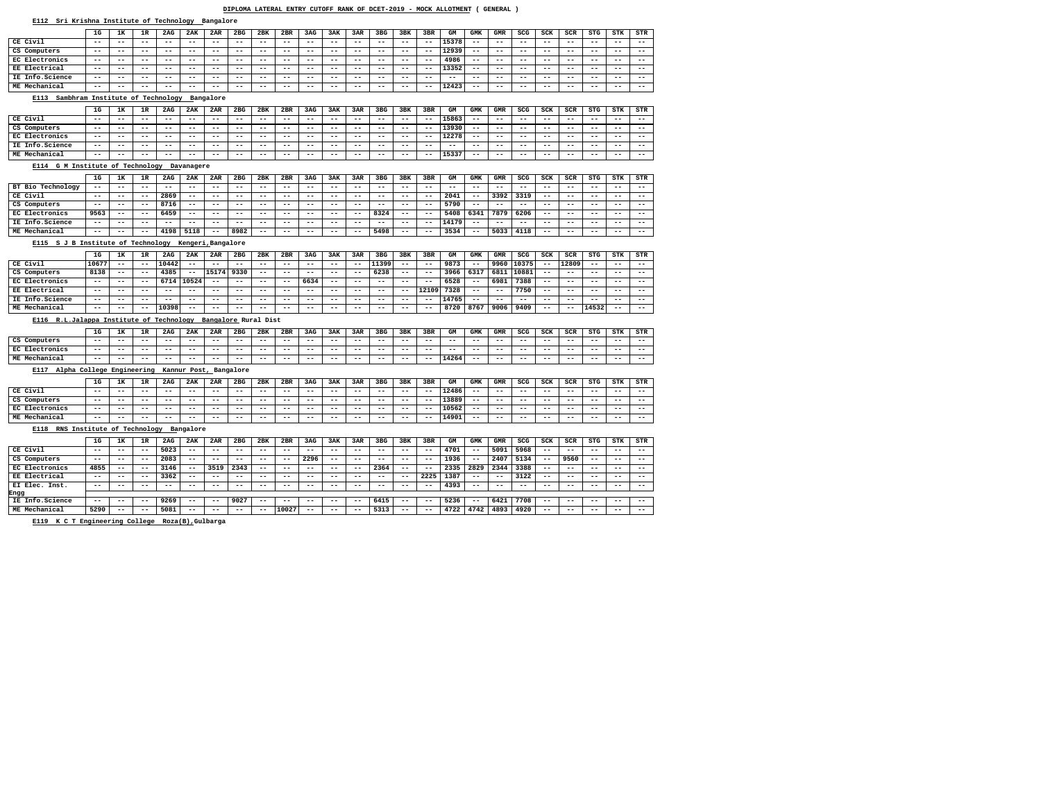**DIPLOMA LATERAL ENTRY CUTOFF RANK OF DCET-2019 - MOCK ALLOTMENT ( GENERAL )**

**E112 Sri Krishna Institute of Technology Bangalore**

| | 1G | 1K | 1R | 2AG | 2AK | 2AR | 2BG | 2BK | 2BR | 3AG | 3AK | 3AR | 3BG | 3BK | 3BR | GM | GMK | GMR | SCG | SCK | SCR | STG | STK | STR |
|---|---|---|---|---|---|---|---|---|---|---|---|---|---|---|---|---|---|---|---|---|---|---|---|---|
| CE Civil | -- | -- | -- | -- | -- | -- | -- | -- | -- | -- | -- | -- | -- | -- | -- | 15378 | -- | -- | -- | -- | -- | -- | -- | -- |
| CS Computers | -- | -- | -- | -- | -- | -- | -- | -- | -- | -- | -- | -- | -- | -- | -- | 12939 | -- | -- | -- | -- | -- | -- | -- | -- |
| EC Electronics | -- | -- | -- | -- | -- | -- | -- | -- | -- | -- | -- | -- | -- | -- | -- | 4986 | -- | -- | -- | -- | -- | -- | -- | -- |
| EE Electrical | -- | -- | -- | -- | -- | -- | -- | -- | -- | -- | -- | -- | -- | -- | -- | 13352 | -- | -- | -- | -- | -- | -- | -- | -- |
| IE Info.Science | -- | -- | -- | -- | -- | -- | -- | -- | -- | -- | -- | -- | -- | -- | -- | -- | -- | -- | -- | -- | -- | -- | -- | -- |
| ME Mechanical | -- | -- | -- | -- | -- | -- | -- | -- | -- | -- | -- | -- | -- | -- | -- | 12423 | -- | -- | -- | -- | -- | -- | -- | -- |

**E113 Sambhram Institute of Technology Bangalore**

| | 1G | 1K | 1R | 2AG | 2AK | 2AR | 2BG | 2BK | 2BR | 3AG | 3AK | 3AR | 3BG | 3BK | 3BR | GM | GMK | GMR | SCG | SCK | SCR | STG | STK | STR |
|---|---|---|---|---|---|---|---|---|---|---|---|---|---|---|---|---|---|---|---|---|---|---|---|---|
| CE Civil | -- | -- | -- | -- | -- | -- | -- | -- | -- | -- | -- | -- | -- | -- | -- | 15863 | -- | -- | -- | -- | -- | -- | -- | -- |
| CS Computers | -- | -- | -- | -- | -- | -- | -- | -- | -- | -- | -- | -- | -- | -- | -- | 13930 | -- | -- | -- | -- | -- | -- | -- | -- |
| EC Electronics | -- | -- | -- | -- | -- | -- | -- | -- | -- | -- | -- | -- | -- | -- | -- | 12278 | -- | -- | -- | -- | -- | -- | -- | -- |
| IE Info.Science | -- | -- | -- | -- | -- | -- | -- | -- | -- | -- | -- | -- | -- | -- | -- | -- | -- | -- | -- | -- | -- | -- | -- | -- |
| ME Mechanical | -- | -- | -- | -- | -- | -- | -- | -- | -- | -- | -- | -- | -- | -- | -- | 15337 | -- | -- | -- | -- | -- | -- | -- | -- |

**E114 G M Institute of Technology Davanagere**

| | 1G | 1K | 1R | 2AG | 2AK | 2AR | 2BG | 2BK | 2BR | 3AG | 3AK | 3AR | 3BG | 3BK | 3BR | GM | GMK | GMR | SCG | SCK | SCR | STG | STK | STR |
|---|---|---|---|---|---|---|---|---|---|---|---|---|---|---|---|---|---|---|---|---|---|---|---|---|
| BT Bio Technology | -- | -- | -- | -- | -- | -- | -- | -- | -- | -- | -- | -- | -- | -- | -- | -- | -- | -- | -- | -- | -- | -- | -- | -- |
| CE Civil | -- | -- | -- | 2869 | -- | -- | -- | -- | -- | -- | -- | -- | -- | -- | -- | 2041 | -- | 3392 | 3319 | -- | -- | -- | -- | -- |
| CS Computers | -- | -- | -- | 8716 | -- | -- | -- | -- | -- | -- | -- | -- | -- | -- | -- | 5790 | -- | -- | -- | -- | -- | -- | -- | -- |
| EC Electronics | 9563 | -- | -- | 6459 | -- | -- | -- | -- | -- | -- | -- | -- | 8324 | -- | -- | 5408 | 6341 | 7879 | 6206 | -- | -- | -- | -- | -- |
| IE Info.Science | -- | -- | -- | -- | -- | -- | -- | -- | -- | -- | -- | -- | -- | -- | -- | 14179 | -- | -- | -- | -- | -- | -- | -- | -- |
| ME Mechanical | -- | -- | -- | 4198 | 5118 | -- | 8982 | -- | -- | -- | -- | -- | 5498 | -- | -- | 3534 | -- | 5033 | 4118 | -- | -- | -- | -- | -- |

**E115 S J B Institute of Technology Kengeri,Bangalore**

| | 1G | 1K | 1R | 2AG | 2AK | 2AR | 2BG | 2BK | 2BR | 3AG | 3AK | 3AR | 3BG | 3BK | 3BR | GM | GMK | GMR | SCG | SCK | SCR | STG | STK | STR |
|---|---|---|---|---|---|---|---|---|---|---|---|---|---|---|---|---|---|---|---|---|---|---|---|---|
| CE Civil | 10677 | -- | -- | 10442 | -- | -- | -- | -- | -- | -- | -- | -- | 11399 | -- | -- | 9873 | -- | 9960 | 10375 | -- | 12809 | -- | -- | -- |
| CS Computers | 8138 | -- | -- | 4385 | -- | 15174 | 9330 | -- | -- | -- | -- | -- | 6238 | -- | -- | 3966 | 6317 | 6811 | 10881 | -- | -- | -- | -- | -- |
| EC Electronics | -- | -- | -- | 6714 | 10524 | -- | -- | -- | -- | 6634 | -- | -- | -- | -- | -- | 6528 | -- | 6981 | 7388 | -- | -- | -- | -- | -- |
| EE Electrical | -- | -- | -- | -- | -- | -- | -- | -- | -- | -- | -- | -- | -- | -- | 12109 | 7328 | -- | -- | 7750 | -- | -- | -- | -- | -- |
| IE Info.Science | -- | -- | -- | -- | -- | -- | -- | -- | -- | -- | -- | -- | -- | -- | -- | 14765 | -- | -- | -- | -- | -- | -- | -- | -- |
| ME Mechanical | -- | -- | -- | 10398 | -- | -- | -- | -- | -- | -- | -- | -- | -- | -- | -- | 8720 | 8767 | 9006 | 9409 | -- | -- | 14532 | -- | -- |

**E116 R.L.Jalappa Institute of Technology Bangalore Rural Dist**

| | 1G | 1K | 1R | 2AG | 2AK | 2AR | 2BG | 2BK | 2BR | 3AG | 3AK | 3AR | 3BG | 3BK | 3BR | GM | GMK | GMR | SCG | SCK | SCR | STG | STK | STR |
|---|---|---|---|---|---|---|---|---|---|---|---|---|---|---|---|---|---|---|---|---|---|---|---|---|
| CS Computers | -- | -- | -- | -- | -- | -- | -- | -- | -- | -- | -- | -- | -- | -- | -- | -- | -- | -- | -- | -- | -- | -- | -- | -- |
| EC Electronics | -- | -- | -- | -- | -- | -- | -- | -- | -- | -- | -- | -- | -- | -- | -- | -- | -- | -- | -- | -- | -- | -- | -- | -- |
| ME Mechanical | -- | -- | -- | -- | -- | -- | -- | -- | -- | -- | -- | -- | -- | -- | -- | 14264 | -- | -- | -- | -- | -- | -- | -- | -- |

**E117 Alpha College Engineering Kannur Post, Bangalore**

| | 1G | 1K | 1R | 2AG | 2AK | 2AR | 2BG | 2BK | 2BR | 3AG | 3AK | 3AR | 3BG | 3BK | 3BR | GM | GMK | GMR | SCG | SCK | SCR | STG | STK | STR |
|---|---|---|---|---|---|---|---|---|---|---|---|---|---|---|---|---|---|---|---|---|---|---|---|---|
| CE Civil | -- | -- | -- | -- | -- | -- | -- | -- | -- | -- | -- | -- | -- | -- | -- | 12486 | -- | -- | -- | -- | -- | -- | -- | -- |
| CS Computers | -- | -- | -- | -- | -- | -- | -- | -- | -- | -- | -- | -- | -- | -- | -- | 13889 | -- | -- | -- | -- | -- | -- | -- | -- |
| EC Electronics | -- | -- | -- | -- | -- | -- | -- | -- | -- | -- | -- | -- | -- | -- | -- | 10562 | -- | -- | -- | -- | -- | -- | -- | -- |
| ME Mechanical | -- | -- | -- | -- | -- | -- | -- | -- | -- | -- | -- | -- | -- | -- | -- | 14901 | -- | -- | -- | -- | -- | -- | -- | -- |

**E118 RNS Institute of Technology Bangalore**

| | 1G | 1K | 1R | 2AG | 2AK | 2AR | 2BG | 2BK | 2BR | 3AG | 3AK | 3AR | 3BG | 3BK | 3BR | GM | GMK | GMR | SCG | SCK | SCR | STG | STK | STR |
|---|---|---|---|---|---|---|---|---|---|---|---|---|---|---|---|---|---|---|---|---|---|---|---|---|
| CE Civil | -- | -- | -- | 5023 | -- | -- | -- | -- | -- | -- | -- | -- | -- | -- | -- | 4701 | -- | 5091 | 5968 | -- | -- | -- | -- | -- |
| CS Computers | -- | -- | -- | 2083 | -- | -- | -- | -- | -- | 2296 | -- | -- | -- | -- | -- | 1936 | -- | 2407 | 5134 | -- | 9560 | -- | -- | -- |
| EC Electronics | 4855 | -- | -- | 3146 | -- | 3519 | 2343 | -- | -- | -- | -- | -- | 2364 | -- | -- | 2335 | 2829 | 2344 | 3388 | -- | -- | -- | -- | -- |
| EE Electrical | -- | -- | -- | 3362 | -- | -- | -- | -- | -- | -- | -- | -- | -- | -- | 2225 | 1387 | -- | -- | 3122 | -- | -- | -- | -- | -- |
| EI Elec. Inst. Engg | -- | -- | -- | -- | -- | -- | -- | -- | -- | -- | -- | -- | -- | -- | -- | 4393 | -- | -- | -- | -- | -- | -- | -- | -- |
| IE Info.Science | -- | -- | -- | 9269 | -- | -- | 9027 | -- | -- | -- | -- | -- | 6415 | -- | -- | 5236 | -- | 6421 | 7708 | -- | -- | -- | -- | -- |
| ME Mechanical | 5290 | -- | -- | 5081 | -- | -- | -- | -- | 10027 | -- | -- | -- | 5313 | -- | -- | 4722 | 4742 | 4893 | 4920 | -- | -- | -- | -- | -- |

**E119 K C T Engineering College Roza(B),Gulbarga**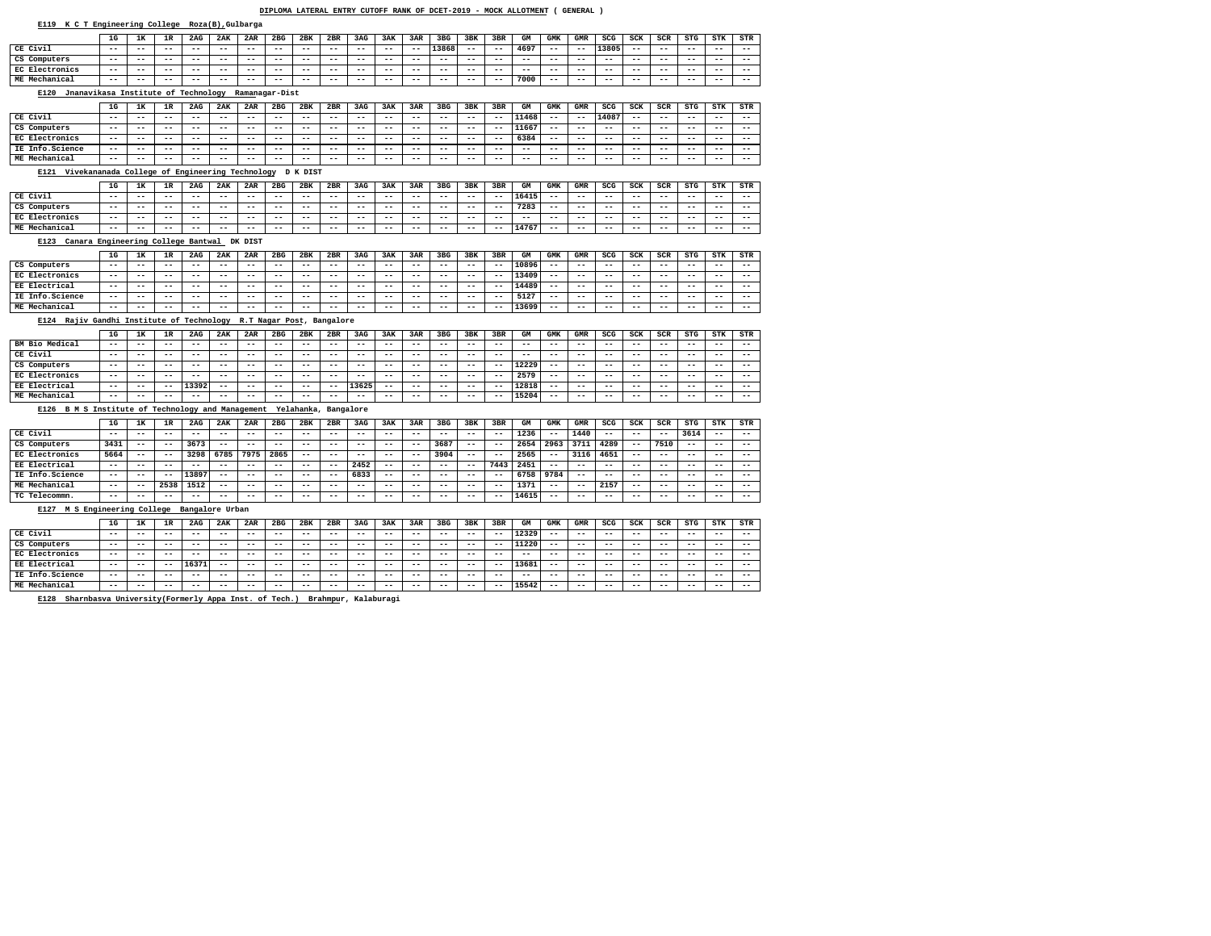**DIPLOMA LATERAL ENTRY CUTOFF RANK OF DCET-2019 - MOCK ALLOTMENT ( GENERAL )**

**E119 K C T Engineering College Roza(B),Gulbarga**

| | 1G | 1K | 1R | 2AG | 2AK | 2AR | 2BG | 2BK | 2BR | 3AG | 3AK | 3AR | 3BG | 3BK | 3BR | GM | GMK | GMR | SCG | SCK | SCR | STG | STK | STR |
|---|---|---|---|---|---|---|---|---|---|---|---|---|---|---|---|---|---|---|---|---|---|---|---|---|
| CE Civil | -- | -- | -- | -- | -- | -- | -- | -- | -- | -- | -- | -- | 13868 | -- | -- | 4697 | -- | -- | 13805 | -- | -- | -- | -- | -- |
| CS Computers | -- | -- | -- | -- | -- | -- | -- | -- | -- | -- | -- | -- | -- | -- | -- | -- | -- | -- | -- | -- | -- | -- | -- | -- |
| EC Electronics | -- | -- | -- | -- | -- | -- | -- | -- | -- | -- | -- | -- | -- | -- | -- | -- | -- | -- | -- | -- | -- | -- | -- | -- |
| ME Mechanical | -- | -- | -- | -- | -- | -- | -- | -- | -- | -- | -- | -- | -- | -- | -- | 7000 | -- | -- | -- | -- | -- | -- | -- | -- |

**E120 Jnanavikasa Institute of Technology Ramanagar-Dist**

| | 1G | 1K | 1R | 2AG | 2AK | 2AR | 2BG | 2BK | 2BR | 3AG | 3AK | 3AR | 3BG | 3BK | 3BR | GM | GMK | GMR | SCG | SCK | SCR | STG | STK | STR |
|---|---|---|---|---|---|---|---|---|---|---|---|---|---|---|---|---|---|---|---|---|---|---|---|---|
| CE Civil | -- | -- | -- | -- | -- | -- | -- | -- | -- | -- | -- | -- | -- | -- | -- | 11468 | -- | -- | 14087 | -- | -- | -- | -- | -- |
| CS Computers | -- | -- | -- | -- | -- | -- | -- | -- | -- | -- | -- | -- | -- | -- | -- | 11667 | -- | -- | -- | -- | -- | -- | -- | -- |
| EC Electronics | -- | -- | -- | -- | -- | -- | -- | -- | -- | -- | -- | -- | -- | -- | -- | 6384 | -- | -- | -- | -- | -- | -- | -- | -- |
| IE Info.Science | -- | -- | -- | -- | -- | -- | -- | -- | -- | -- | -- | -- | -- | -- | -- | -- | -- | -- | -- | -- | -- | -- | -- | -- |
| ME Mechanical | -- | -- | -- | -- | -- | -- | -- | -- | -- | -- | -- | -- | -- | -- | -- | -- | -- | -- | -- | -- | -- | -- | -- | -- |

**E121 Vivekananada College of Engineering Technology D K DIST**

| | 1G | 1K | 1R | 2AG | 2AK | 2AR | 2BG | 2BK | 2BR | 3AG | 3AK | 3AR | 3BG | 3BK | 3BR | GM | GMK | GMR | SCG | SCK | SCR | STG | STK | STR |
|---|---|---|---|---|---|---|---|---|---|---|---|---|---|---|---|---|---|---|---|---|---|---|---|---|
| CE Civil | -- | -- | -- | -- | -- | -- | -- | -- | -- | -- | -- | -- | -- | -- | -- | 16415 | -- | -- | -- | -- | -- | -- | -- | -- |
| CS Computers | -- | -- | -- | -- | -- | -- | -- | -- | -- | -- | -- | -- | -- | -- | -- | 7283 | -- | -- | -- | -- | -- | -- | -- | -- |
| EC Electronics | -- | -- | -- | -- | -- | -- | -- | -- | -- | -- | -- | -- | -- | -- | -- | -- | -- | -- | -- | -- | -- | -- | -- | -- |
| ME Mechanical | -- | -- | -- | -- | -- | -- | -- | -- | -- | -- | -- | -- | -- | -- | -- | 14767 | -- | -- | -- | -- | -- | -- | -- | -- |

**E123 Canara Engineering College Bantwal DK DIST**

| | 1G | 1K | 1R | 2AG | 2AK | 2AR | 2BG | 2BK | 2BR | 3AG | 3AK | 3AR | 3BG | 3BK | 3BR | GM | GMK | GMR | SCG | SCK | SCR | STG | STK | STR |
|---|---|---|---|---|---|---|---|---|---|---|---|---|---|---|---|---|---|---|---|---|---|---|---|---|
| CS Computers | -- | -- | -- | -- | -- | -- | -- | -- | -- | -- | -- | -- | -- | -- | -- | 10896 | -- | -- | -- | -- | -- | -- | -- | -- |
| EC Electronics | -- | -- | -- | -- | -- | -- | -- | -- | -- | -- | -- | -- | -- | -- | -- | 13409 | -- | -- | -- | -- | -- | -- | -- | -- |
| EE Electrical | -- | -- | -- | -- | -- | -- | -- | -- | -- | -- | -- | -- | -- | -- | -- | 14489 | -- | -- | -- | -- | -- | -- | -- | -- |
| IE Info.Science | -- | -- | -- | -- | -- | -- | -- | -- | -- | -- | -- | -- | -- | -- | -- | 5127 | -- | -- | -- | -- | -- | -- | -- | -- |
| ME Mechanical | -- | -- | -- | -- | -- | -- | -- | -- | -- | -- | -- | -- | -- | -- | -- | 13699 | -- | -- | -- | -- | -- | -- | -- | -- |

**E124 Rajiv Gandhi Institute of Technology R.T Nagar Post, Bangalore**

| | 1G | 1K | 1R | 2AG | 2AK | 2AR | 2BG | 2BK | 2BR | 3AG | 3AK | 3AR | 3BG | 3BK | 3BR | GM | GMK | GMR | SCG | SCK | SCR | STG | STK | STR |
|---|---|---|---|---|---|---|---|---|---|---|---|---|---|---|---|---|---|---|---|---|---|---|---|---|
| BM Bio Medical | -- | -- | -- | -- | -- | -- | -- | -- | -- | -- | -- | -- | -- | -- | -- | -- | -- | -- | -- | -- | -- | -- | -- | -- |
| CE Civil | -- | -- | -- | -- | -- | -- | -- | -- | -- | -- | -- | -- | -- | -- | -- | -- | -- | -- | -- | -- | -- | -- | -- | -- |
| CS Computers | -- | -- | -- | -- | -- | -- | -- | -- | -- | -- | -- | -- | -- | -- | -- | 12229 | -- | -- | -- | -- | -- | -- | -- | -- |
| EC Electronics | -- | -- | -- | -- | -- | -- | -- | -- | -- | -- | -- | -- | -- | -- | -- | 2579 | -- | -- | -- | -- | -- | -- | -- | -- |
| EE Electrical | -- | -- | -- | 13392 | -- | -- | -- | -- | -- | 13625 | -- | -- | -- | -- | -- | 12818 | -- | -- | -- | -- | -- | -- | -- | -- |
| ME Mechanical | -- | -- | -- | -- | -- | -- | -- | -- | -- | -- | -- | -- | -- | -- | -- | 15204 | -- | -- | -- | -- | -- | -- | -- | -- |

**E126 B M S Institute of Technology and Management Yelahanka, Bangalore**

| | 1G | 1K | 1R | 2AG | 2AK | 2AR | 2BG | 2BK | 2BR | 3AG | 3AK | 3AR | 3BG | 3BK | 3BR | GM | GMK | GMR | SCG | SCK | SCR | STG | STK | STR |
|---|---|---|---|---|---|---|---|---|---|---|---|---|---|---|---|---|---|---|---|---|---|---|---|---|
| CE Civil | -- | -- | -- | -- | -- | -- | -- | -- | -- | -- | -- | -- | -- | -- | -- | 1236 | -- | 1440 | -- | -- | -- | 3614 | -- | -- |
| CS Computers | 3431 | -- | -- | 3673 | -- | -- | -- | -- | -- | -- | -- | -- | 3687 | -- | -- | 2654 | 2963 | 3711 | 4289 | -- | 7510 | -- | -- | -- |
| EC Electronics | 5664 | -- | -- | 3298 | 6785 | 7975 | 2865 | -- | -- | -- | -- | -- | 3904 | -- | -- | 2565 | -- | 3116 | 4651 | -- | -- | -- | -- | -- |
| EE Electrical | -- | -- | -- | -- | -- | -- | -- | -- | -- | 2452 | -- | -- | -- | -- | 7443 | 2451 | -- | -- | -- | -- | -- | -- | -- | -- |
| IE Info.Science | -- | -- | -- | 13897 | -- | -- | -- | -- | -- | 6833 | -- | -- | -- | -- | -- | 6758 | 9784 | -- | -- | -- | -- | -- | -- | -- |
| ME Mechanical | -- | -- | 2538 | 1512 | -- | -- | -- | -- | -- | -- | -- | -- | -- | -- | -- | 1371 | -- | -- | 2157 | -- | -- | -- | -- | -- |
| TC Telecommn. | -- | -- | -- | -- | -- | -- | -- | -- | -- | -- | -- | -- | -- | -- | -- | 14615 | -- | -- | -- | -- | -- | -- | -- | -- |

**E127 M S Engineering College Bangalore Urban**

| | 1G | 1K | 1R | 2AG | 2AK | 2AR | 2BG | 2BK | 2BR | 3AG | 3AK | 3AR | 3BG | 3BK | 3BR | GM | GMK | GMR | SCG | SCK | SCR | STG | STK | STR |
|---|---|---|---|---|---|---|---|---|---|---|---|---|---|---|---|---|---|---|---|---|---|---|---|---|
| CE Civil | -- | -- | -- | -- | -- | -- | -- | -- | -- | -- | -- | -- | -- | -- | -- | 12329 | -- | -- | -- | -- | -- | -- | -- | -- |
| CS Computers | -- | -- | -- | -- | -- | -- | -- | -- | -- | -- | -- | -- | -- | -- | -- | 11220 | -- | -- | -- | -- | -- | -- | -- | -- |
| EC Electronics | -- | -- | -- | -- | -- | -- | -- | -- | -- | -- | -- | -- | -- | -- | -- | -- | -- | -- | -- | -- | -- | -- | -- | -- |
| EE Electrical | -- | -- | -- | 16371 | -- | -- | -- | -- | -- | -- | -- | -- | -- | -- | -- | 13681 | -- | -- | -- | -- | -- | -- | -- | -- |
| IE Info.Science | -- | -- | -- | -- | -- | -- | -- | -- | -- | -- | -- | -- | -- | -- | -- | -- | -- | -- | -- | -- | -- | -- | -- | -- |
| ME Mechanical | -- | -- | -- | -- | -- | -- | -- | -- | -- | -- | -- | -- | -- | -- | -- | 15542 | -- | -- | -- | -- | -- | -- | -- | -- |

**E128 Sharnbasva University(Formerly Appa Inst. of Tech.) Brahmpur, Kalaburagi**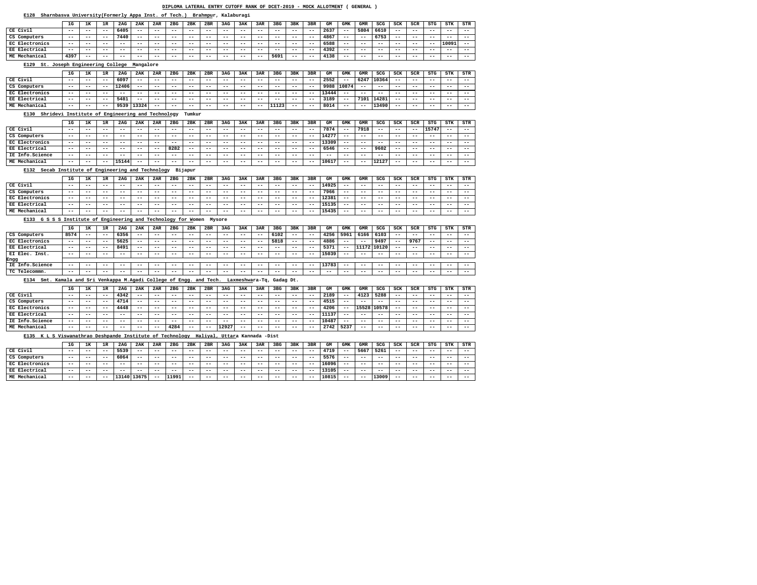**DIPLOMA LATERAL ENTRY CUTOFF RANK OF DCET-2019 - MOCK ALLOTMENT ( GENERAL )**

**E128 Sharnbasva University(Formerly Appa Inst. of Tech.) Brahmpur, Kalaburagi**

| | 1G | 1K | 1R | 2AG | 2AK | 2AR | 2BG | 2BK | 2BR | 3AG | 3AK | 3AR | 3BG | 3BK | 3BR | GM | GMK | GMR | SCG | SCK | SCR | STG | STK | STR |
|---|---|---|---|---|---|---|---|---|---|---|---|---|---|---|---|---|---|---|---|---|---|---|---|---|
| CE Civil | -- | -- | -- | 6405 | -- | -- | -- | -- | -- | -- | -- | -- | -- | -- | -- | 2637 | -- | 5804 | 6610 | -- | -- | -- | -- | -- |
| CS Computers | -- | -- | -- | 7440 | -- | -- | -- | -- | -- | -- | -- | -- | -- | -- | -- | 4867 | -- | -- | 6753 | -- | -- | -- | -- | -- |
| EC Electronics | -- | -- | -- | -- | -- | -- | -- | -- | -- | -- | -- | -- | -- | -- | -- | 6588 | -- | -- | -- | -- | -- | -- | 10091 | -- |
| EE Electrical | -- | -- | -- | -- | -- | -- | -- | -- | -- | -- | -- | -- | -- | -- | -- | 4392 | -- | -- | -- | -- | -- | -- | -- | -- |
| ME Mechanical | 4397 | -- | -- | -- | -- | -- | -- | -- | -- | -- | -- | -- | 5691 | -- | -- | 4138 | -- | -- | -- | -- | -- | -- | -- | -- |

**E129 St. Joseph Engineering College Mangalore**

| | 1G | 1K | 1R | 2AG | 2AK | 2AR | 2BG | 2BK | 2BR | 3AG | 3AK | 3AR | 3BG | 3BK | 3BR | GM | GMK | GMR | SCG | SCK | SCR | STG | STK | STR |
|---|---|---|---|---|---|---|---|---|---|---|---|---|---|---|---|---|---|---|---|---|---|---|---|---|
| CE Civil | -- | -- | -- | 6097 | -- | -- | -- | -- | -- | -- | -- | -- | -- | -- | -- | 2552 | -- | 6247 | 10364 | -- | -- | -- | -- | -- |
| CS Computers | -- | -- | -- | 12406 | -- | -- | -- | -- | -- | -- | -- | -- | -- | -- | -- | 9988 | 10874 | -- | -- | -- | -- | -- | -- | -- |
| EC Electronics | -- | -- | -- | -- | -- | -- | -- | -- | -- | -- | -- | -- | -- | -- | -- | 13444 | -- | -- | -- | -- | -- | -- | -- | -- |
| EE Electrical | -- | -- | -- | 5481 | -- | -- | -- | -- | -- | -- | -- | -- | -- | -- | -- | 3189 | -- | 7101 | 14281 | -- | -- | -- | -- | -- |
| ME Mechanical | -- | -- | -- | 9539 | 13324 | -- | -- | -- | -- | -- | -- | -- | 11123 | -- | -- | 8014 | -- | -- | 13490 | -- | -- | -- | -- | -- |

**E130 Shridevi Institute of Engineering and Technology Tumkur**

| | 1G | 1K | 1R | 2AG | 2AK | 2AR | 2BG | 2BK | 2BR | 3AG | 3AK | 3AR | 3BG | 3BK | 3BR | GM | GMK | GMR | SCG | SCK | SCR | STG | STK | STR |
|---|---|---|---|---|---|---|---|---|---|---|---|---|---|---|---|---|---|---|---|---|---|---|---|---|
| CE Civil | -- | -- | -- | -- | -- | -- | -- | -- | -- | -- | -- | -- | -- | -- | -- | 7874 | -- | 7918 | -- | -- | -- | 15747 | -- | -- |
| CS Computers | -- | -- | -- | -- | -- | -- | -- | -- | -- | -- | -- | -- | -- | -- | -- | 14277 | -- | -- | -- | -- | -- | -- | -- | -- |
| EC Electronics | -- | -- | -- | -- | -- | -- | -- | -- | -- | -- | -- | -- | -- | -- | -- | 13309 | -- | -- | -- | -- | -- | -- | -- | -- |
| EE Electrical | -- | -- | -- | -- | -- | -- | 8282 | -- | -- | -- | -- | -- | -- | -- | -- | 6546 | -- | -- | 9602 | -- | -- | -- | -- | -- |
| IE Info.Science | -- | -- | -- | -- | -- | -- | -- | -- | -- | -- | -- | -- | -- | -- | -- | -- | -- | -- | -- | -- | -- | -- | -- | -- |
| ME Mechanical | -- | -- | -- | 15144 | -- | -- | -- | -- | -- | -- | -- | -- | -- | -- | -- | 10617 | -- | -- | 12127 | -- | -- | -- | -- | -- |

**E132 Secab Institute of Engineering and Technology Bijapur**

| | 1G | 1K | 1R | 2AG | 2AK | 2AR | 2BG | 2BK | 2BR | 3AG | 3AK | 3AR | 3BG | 3BK | 3BR | GM | GMK | GMR | SCG | SCK | SCR | STG | STK | STR |
|---|---|---|---|---|---|---|---|---|---|---|---|---|---|---|---|---|---|---|---|---|---|---|---|---|
| CE Civil | -- | -- | -- | -- | -- | -- | -- | -- | -- | -- | -- | -- | -- | -- | -- | 14925 | -- | -- | -- | -- | -- | -- | -- | -- |
| CS Computers | -- | -- | -- | -- | -- | -- | -- | -- | -- | -- | -- | -- | -- | -- | -- | 7966 | -- | -- | -- | -- | -- | -- | -- | -- |
| EC Electronics | -- | -- | -- | -- | -- | -- | -- | -- | -- | -- | -- | -- | -- | -- | -- | 12381 | -- | -- | -- | -- | -- | -- | -- | -- |
| EE Electrical | -- | -- | -- | -- | -- | -- | -- | -- | -- | -- | -- | -- | -- | -- | -- | 15135 | -- | -- | -- | -- | -- | -- | -- | -- |
| ME Mechanical | -- | -- | -- | -- | -- | -- | -- | -- | -- | -- | -- | -- | -- | -- | -- | 15435 | -- | -- | -- | -- | -- | -- | -- | -- |

**E133 G S S S Institute of Engineering and Technology for Women Mysore**

| | 1G | 1K | 1R | 2AG | 2AK | 2AR | 2BG | 2BK | 2BR | 3AG | 3AK | 3AR | 3BG | 3BK | 3BR | GM | GMK | GMR | SCG | SCK | SCR | STG | STK | STR |
|---|---|---|---|---|---|---|---|---|---|---|---|---|---|---|---|---|---|---|---|---|---|---|---|---|
| CS Computers | 8574 | -- | -- | 6356 | -- | -- | -- | -- | -- | -- | -- | -- | 6102 | -- | -- | 4256 | 5961 | 6166 | 6103 | -- | -- | -- | -- | -- |
| EC Electronics | -- | -- | -- | 5625 | -- | -- | -- | -- | -- | -- | -- | -- | 5818 | -- | -- | 4886 | -- | -- | 9497 | -- | 9767 | -- | -- | -- |
| EE Electrical | -- | -- | -- | 8491 | -- | -- | -- | -- | -- | -- | -- | -- | -- | -- | -- | 5371 | -- | 11172 | 10120 | -- | -- | -- | -- | -- |
| EI Elec. Inst. Engg | -- | -- | -- | -- | -- | -- | -- | -- | -- | -- | -- | -- | -- | -- | -- | 15039 | -- | -- | -- | -- | -- | -- | -- | -- |
| IE Info.Science | -- | -- | -- | -- | -- | -- | -- | -- | -- | -- | -- | -- | -- | -- | -- | 13783 | -- | -- | -- | -- | -- | -- | -- | -- |
| TC Telecommn. | -- | -- | -- | -- | -- | -- | -- | -- | -- | -- | -- | -- | -- | -- | -- | -- | -- | -- | -- | -- | -- | -- | -- | -- |

**E134 Smt. Kamala and Sri Venkappa M.Agadi College of Engg. and Tech. Laxmeshwara-Tq, Gadag Dt.**

| | 1G | 1K | 1R | 2AG | 2AK | 2AR | 2BG | 2BK | 2BR | 3AG | 3AK | 3AR | 3BG | 3BK | 3BR | GM | GMK | GMR | SCG | SCK | SCR | STG | STK | STR |
|---|---|---|---|---|---|---|---|---|---|---|---|---|---|---|---|---|---|---|---|---|---|---|---|---|
| CE Civil | -- | -- | -- | 4342 | -- | -- | -- | -- | -- | -- | -- | -- | -- | -- | -- | 2189 | -- | 4123 | 5288 | -- | -- | -- | -- | -- |
| CS Computers | -- | -- | -- | 4714 | -- | -- | -- | -- | -- | -- | -- | -- | -- | -- | -- | 4515 | -- | -- | -- | -- | -- | -- | -- | -- |
| EC Electronics | -- | -- | -- | 4448 | -- | -- | -- | -- | -- | -- | -- | -- | -- | -- | -- | 4206 | -- | 15528 | 10578 | -- | -- | -- | -- | -- |
| EE Electrical | -- | -- | -- | -- | -- | -- | -- | -- | -- | -- | -- | -- | -- | -- | -- | 11137 | -- | -- | -- | -- | -- | -- | -- | -- |
| IE Info.Science | -- | -- | -- | -- | -- | -- | -- | -- | -- | -- | -- | -- | -- | -- | -- | 10487 | -- | -- | -- | -- | -- | -- | -- | -- |
| ME Mechanical | -- | -- | -- | -- | -- | -- | 4284 | -- | -- | 12927 | -- | -- | -- | -- | -- | 2742 | 5237 | -- | -- | -- | -- | -- | -- | -- |

**E135 K L S Viswanathrao Deshpande Institute of Technology Haliyal, Uttara Kannada -Dist**

| | 1G | 1K | 1R | 2AG | 2AK | 2AR | 2BG | 2BK | 2BR | 3AG | 3AK | 3AR | 3BG | 3BK | 3BR | GM | GMK | GMR | SCG | SCK | SCR | STG | STK | STR |
|---|---|---|---|---|---|---|---|---|---|---|---|---|---|---|---|---|---|---|---|---|---|---|---|---|
| CE Civil | -- | -- | -- | 5539 | -- | -- | -- | -- | -- | -- | -- | -- | -- | -- | -- | 4719 | -- | 5667 | 5261 | -- | -- | -- | -- | -- |
| CS Computers | -- | -- | -- | 6064 | -- | -- | -- | -- | -- | -- | -- | -- | -- | -- | -- | 5576 | -- | -- | -- | -- | -- | -- | -- | -- |
| EC Electronics | -- | -- | -- | -- | -- | -- | -- | -- | -- | -- | -- | -- | -- | -- | -- | 16096 | -- | -- | -- | -- | -- | -- | -- | -- |
| EE Electrical | -- | -- | -- | -- | -- | -- | -- | -- | -- | -- | -- | -- | -- | -- | -- | 13105 | -- | -- | -- | -- | -- | -- | -- | -- |
| ME Mechanical | -- | -- | -- | 13140 | 13675 | -- | 11991 | -- | -- | -- | -- | -- | -- | -- | -- | 10815 | -- | -- | 13009 | -- | -- | -- | -- | -- |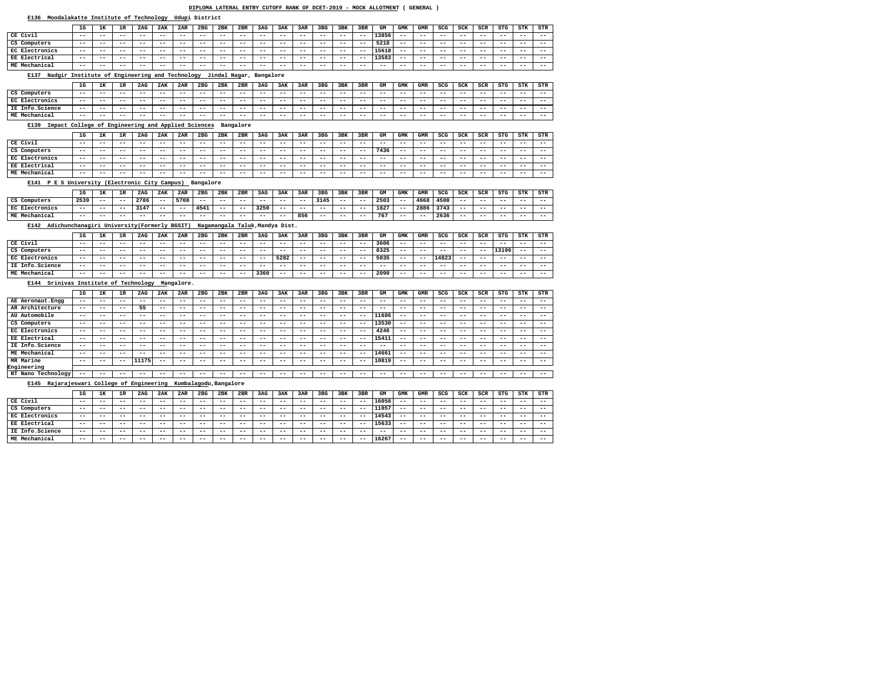**DIPLOMA LATERAL ENTRY CUTOFF RANK OF DCET-2019 - MOCK ALLOTMENT ( GENERAL )**

**E136 Moodalakatte Institute of Technology Udupi District**

| | 1G | 1K | 1R | 2AG | 2AK | 2AR | 2BG | 2BK | 2BR | 3AG | 3AK | 3AR | 3BG | 3BK | 3BR | GM | GMK | GMR | SCG | SCK | SCR | STG | STK | STR |
|---|---|---|---|---|---|---|---|---|---|---|---|---|---|---|---|---|---|---|---|---|---|---|---|---|
| CE Civil | -- | -- | -- | -- | -- | -- | -- | -- | -- | -- | -- | -- | -- | -- | -- | 13856 | -- | -- | -- | -- | -- | -- | -- | -- |
| CS Computers | -- | -- | -- | -- | -- | -- | -- | -- | -- | -- | -- | -- | -- | -- | -- | 5218 | -- | -- | -- | -- | -- | -- | -- | -- |
| EC Electronics | -- | -- | -- | -- | -- | -- | -- | -- | -- | -- | -- | -- | -- | -- | -- | 15618 | -- | -- | -- | -- | -- | -- | -- | -- |
| EE Electrical | -- | -- | -- | -- | -- | -- | -- | -- | -- | -- | -- | -- | -- | -- | -- | 13583 | -- | -- | -- | -- | -- | -- | -- | -- |
| ME Mechanical | -- | -- | -- | -- | -- | -- | -- | -- | -- | -- | -- | -- | -- | -- | -- | -- | -- | -- | -- | -- | -- | -- | -- | -- |

**E137 Nadgir Institute of Engineering and Technology Jindal Nagar, Bangalore**

| | 1G | 1K | 1R | 2AG | 2AK | 2AR | 2BG | 2BK | 2BR | 3AG | 3AK | 3AR | 3BG | 3BK | 3BR | GM | GMK | GMR | SCG | SCK | SCR | STG | STK | STR |
|---|---|---|---|---|---|---|---|---|---|---|---|---|---|---|---|---|---|---|---|---|---|---|---|---|
| CS Computers | -- | -- | -- | -- | -- | -- | -- | -- | -- | -- | -- | -- | -- | -- | -- | -- | -- | -- | -- | -- | -- | -- | -- | -- |
| EC Electronics | -- | -- | -- | -- | -- | -- | -- | -- | -- | -- | -- | -- | -- | -- | -- | -- | -- | -- | -- | -- | -- | -- | -- | -- |
| IE Info.Science | -- | -- | -- | -- | -- | -- | -- | -- | -- | -- | -- | -- | -- | -- | -- | -- | -- | -- | -- | -- | -- | -- | -- | -- |
| ME Mechanical | -- | -- | -- | -- | -- | -- | -- | -- | -- | -- | -- | -- | -- | -- | -- | -- | -- | -- | -- | -- | -- | -- | -- | -- |

**E139 Impact College of Engineering and Applied Sciences Bangalore**

| | 1G | 1K | 1R | 2AG | 2AK | 2AR | 2BG | 2BK | 2BR | 3AG | 3AK | 3AR | 3BG | 3BK | 3BR | GM | GMK | GMR | SCG | SCK | SCR | STG | STK | STR |
|---|---|---|---|---|---|---|---|---|---|---|---|---|---|---|---|---|---|---|---|---|---|---|---|---|
| CE Civil | -- | -- | -- | -- | -- | -- | -- | -- | -- | -- | -- | -- | -- | -- | -- | -- | -- | -- | -- | -- | -- | -- | -- | -- |
| CS Computers | -- | -- | -- | -- | -- | -- | -- | -- | -- | -- | -- | -- | -- | -- | -- | 7436 | -- | -- | -- | -- | -- | -- | -- | -- |
| EC Electronics | -- | -- | -- | -- | -- | -- | -- | -- | -- | -- | -- | -- | -- | -- | -- | -- | -- | -- | -- | -- | -- | -- | -- | -- |
| EE Electrical | -- | -- | -- | -- | -- | -- | -- | -- | -- | -- | -- | -- | -- | -- | -- | -- | -- | -- | -- | -- | -- | -- | -- | -- |
| ME Mechanical | -- | -- | -- | -- | -- | -- | -- | -- | -- | -- | -- | -- | -- | -- | -- | -- | -- | -- | -- | -- | -- | -- | -- | -- |

**E141 P E S University (Electronic City Campus) Bangalore**

| | 1G | 1K | 1R | 2AG | 2AK | 2AR | 2BG | 2BK | 2BR | 3AG | 3AK | 3AR | 3BG | 3BK | 3BR | GM | GMK | GMR | SCG | SCK | SCR | STG | STK | STR |
|---|---|---|---|---|---|---|---|---|---|---|---|---|---|---|---|---|---|---|---|---|---|---|---|---|
| CS Computers | 2539 | -- | -- | 2786 | -- | 5708 | -- | -- | -- | -- | -- | -- | 3145 | -- | -- | 2503 | -- | 4668 | 4508 | -- | -- | -- | -- | -- |
| EC Electronics | -- | -- | -- | 3147 | -- | -- | 4541 | -- | -- | 3250 | -- | -- | -- | -- | -- | 1827 | -- | 2886 | 3743 | -- | -- | -- | -- | -- |
| ME Mechanical | -- | -- | -- | -- | -- | -- | -- | -- | -- | -- | -- | 856 | -- | -- | -- | 767 | -- | -- | 2636 | -- | -- | -- | -- | -- |

**E142 Adichunchanagiri University(Formerly BGSIT) Nagamangala Taluk,Mandya Dist.**

| | 1G | 1K | 1R | 2AG | 2AK | 2AR | 2BG | 2BK | 2BR | 3AG | 3AK | 3AR | 3BG | 3BK | 3BR | GM | GMK | GMR | SCG | SCK | SCR | STG | STK | STR |
|---|---|---|---|---|---|---|---|---|---|---|---|---|---|---|---|---|---|---|---|---|---|---|---|---|
| CE Civil | -- | -- | -- | -- | -- | -- | -- | -- | -- | -- | -- | -- | -- | -- | -- | 3606 | -- | -- | -- | -- | -- | -- | -- | -- |
| CS Computers | -- | -- | -- | -- | -- | -- | -- | -- | -- | -- | -- | -- | -- | -- | -- | 8325 | -- | -- | -- | -- | -- | 13196 | -- | -- |
| EC Electronics | -- | -- | -- | -- | -- | -- | -- | -- | -- | -- | 5282 | -- | -- | -- | -- | 5035 | -- | -- | 14823 | -- | -- | -- | -- | -- |
| IE Info.Science | -- | -- | -- | -- | -- | -- | -- | -- | -- | -- | -- | -- | -- | -- | -- | -- | -- | -- | -- | -- | -- | -- | -- | -- |
| ME Mechanical | -- | -- | -- | -- | -- | -- | -- | -- | -- | 3360 | -- | -- | -- | -- | -- | 2090 | -- | -- | -- | -- | -- | -- | -- | -- |

**E144 Srinivas Institute of Technology Mangalore.**

| | 1G | 1K | 1R | 2AG | 2AK | 2AR | 2BG | 2BK | 2BR | 3AG | 3AK | 3AR | 3BG | 3BK | 3BR | GM | GMK | GMR | SCG | SCK | SCR | STG | STK | STR |
|---|---|---|---|---|---|---|---|---|---|---|---|---|---|---|---|---|---|---|---|---|---|---|---|---|
| AE Aeronaut.Engg | -- | -- | -- | -- | -- | -- | -- | -- | -- | -- | -- | -- | -- | -- | -- | -- | -- | -- | -- | -- | -- | -- | -- | -- |
| AR Architecture | -- | -- | -- | 55 | -- | -- | -- | -- | -- | -- | -- | -- | -- | -- | -- | -- | -- | -- | -- | -- | -- | -- | -- | -- |
| AU Automobile | -- | -- | -- | -- | -- | -- | -- | -- | -- | -- | -- | -- | -- | -- | -- | 11686 | -- | -- | -- | -- | -- | -- | -- | -- |
| CS Computers | -- | -- | -- | -- | -- | -- | -- | -- | -- | -- | -- | -- | -- | -- | -- | 13530 | -- | -- | -- | -- | -- | -- | -- | -- |
| EC Electronics | -- | -- | -- | -- | -- | -- | -- | -- | -- | -- | -- | -- | -- | -- | -- | 4246 | -- | -- | -- | -- | -- | -- | -- | -- |
| EE Electrical | -- | -- | -- | -- | -- | -- | -- | -- | -- | -- | -- | -- | -- | -- | -- | 15411 | -- | -- | -- | -- | -- | -- | -- | -- |
| IE Info.Science | -- | -- | -- | -- | -- | -- | -- | -- | -- | -- | -- | -- | -- | -- | -- | -- | -- | -- | -- | -- | -- | -- | -- | -- |
| ME Mechanical | -- | -- | -- | -- | -- | -- | -- | -- | -- | -- | -- | -- | -- | -- | -- | 14661 | -- | -- | -- | -- | -- | -- | -- | -- |
| MR Marine Engineering | -- | -- | -- | 11175 | -- | -- | -- | -- | -- | -- | -- | -- | -- | -- | -- | 10819 | -- | -- | -- | -- | -- | -- | -- | -- |
| NT Nano Technology | -- | -- | -- | -- | -- | -- | -- | -- | -- | -- | -- | -- | -- | -- | -- | -- | -- | -- | -- | -- | -- | -- | -- | -- |

**E145 Rajarajeswari College of Engineering Kumbalagodu,Bangalore**

| | 1G | 1K | 1R | 2AG | 2AK | 2AR | 2BG | 2BK | 2BR | 3AG | 3AK | 3AR | 3BG | 3BK | 3BR | GM | GMK | GMR | SCG | SCK | SCR | STG | STK | STR |
|---|---|---|---|---|---|---|---|---|---|---|---|---|---|---|---|---|---|---|---|---|---|---|---|---|
| CE Civil | -- | -- | -- | -- | -- | -- | -- | -- | -- | -- | -- | -- | -- | -- | -- | 16056 | -- | -- | -- | -- | -- | -- | -- | -- |
| CS Computers | -- | -- | -- | -- | -- | -- | -- | -- | -- | -- | -- | -- | -- | -- | -- | 11057 | -- | -- | -- | -- | -- | -- | -- | -- |
| EC Electronics | -- | -- | -- | -- | -- | -- | -- | -- | -- | -- | -- | -- | -- | -- | -- | 14543 | -- | -- | -- | -- | -- | -- | -- | -- |
| EE Electrical | -- | -- | -- | -- | -- | -- | -- | -- | -- | -- | -- | -- | -- | -- | -- | 15633 | -- | -- | -- | -- | -- | -- | -- | -- |
| IE Info.Science | -- | -- | -- | -- | -- | -- | -- | -- | -- | -- | -- | -- | -- | -- | -- | -- | -- | -- | -- | -- | -- | -- | -- | -- |
| ME Mechanical | -- | -- | -- | -- | -- | -- | -- | -- | -- | -- | -- | -- | -- | -- | -- | 16267 | -- | -- | -- | -- | -- | -- | -- | -- |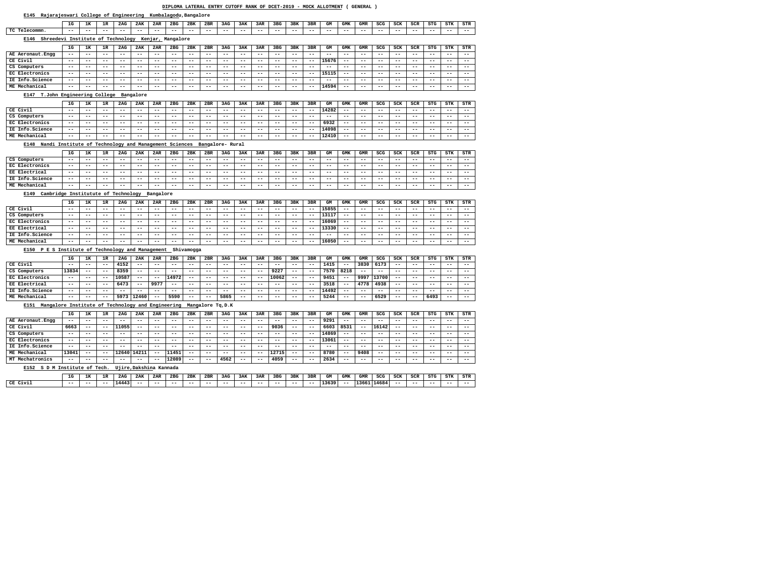**DIPLOMA LATERAL ENTRY CUTOFF RANK OF DCET-2019 - MOCK ALLOTMENT ( GENERAL )**

**E145 Rajarajeswari College of Engineering Kumbalagodu,Bangalore**

| | 1G | 1K | 1R | 2AG | 2AK | 2AR | 2BG | 2BK | 2BR | 3AG | 3AK | 3AR | 3BG | 3BK | 3BR | GM | GMK | GMR | SCG | SCK | SCR | STG | STK | STR |
|---|---|---|---|---|---|---|---|---|---|---|---|---|---|---|---|---|---|---|---|---|---|---|---|---|
| TC Telecommn. | -- | -- | -- | -- | -- | -- | -- | -- | -- | -- | -- | -- | -- | -- | -- | -- | -- | -- | -- | -- | -- | -- | -- | -- |

**E146 Shreedevi Institute of Technology Kenjar, Mangalore**

| | 1G | 1K | 1R | 2AG | 2AK | 2AR | 2BG | 2BK | 2BR | 3AG | 3AK | 3AR | 3BG | 3BK | 3BR | GM | GMK | GMR | SCG | SCK | SCR | STG | STK | STR |
|---|---|---|---|---|---|---|---|---|---|---|---|---|---|---|---|---|---|---|---|---|---|---|---|---|
| AE Aeronaut.Engg | -- | -- | -- | -- | -- | -- | -- | -- | -- | -- | -- | -- | -- | -- | -- | -- | -- | -- | -- | -- | -- | -- | -- | -- |
| CE Civil | -- | -- | -- | -- | -- | -- | -- | -- | -- | -- | -- | -- | -- | -- | -- | 15676 | -- | -- | -- | -- | -- | -- | -- | -- |
| CS Computers | -- | -- | -- | -- | -- | -- | -- | -- | -- | -- | -- | -- | -- | -- | -- | -- | -- | -- | -- | -- | -- | -- | -- | -- |
| EC Electronics | -- | -- | -- | -- | -- | -- | -- | -- | -- | -- | -- | -- | -- | -- | -- | 15115 | -- | -- | -- | -- | -- | -- | -- | -- |
| IE Info.Science | -- | -- | -- | -- | -- | -- | -- | -- | -- | -- | -- | -- | -- | -- | -- | -- | -- | -- | -- | -- | -- | -- | -- | -- |
| ME Mechanical | -- | -- | -- | -- | -- | -- | -- | -- | -- | -- | -- | -- | -- | -- | -- | 14594 | -- | -- | -- | -- | -- | -- | -- | -- |

**E147 T.John Engineering College Bangalore**

| | 1G | 1K | 1R | 2AG | 2AK | 2AR | 2BG | 2BK | 2BR | 3AG | 3AK | 3AR | 3BG | 3BK | 3BR | GM | GMK | GMR | SCG | SCK | SCR | STG | STK | STR |
|---|---|---|---|---|---|---|---|---|---|---|---|---|---|---|---|---|---|---|---|---|---|---|---|---|
| CE Civil | -- | -- | -- | -- | -- | -- | -- | -- | -- | -- | -- | -- | -- | -- | -- | 14282 | -- | -- | -- | -- | -- | -- | -- | -- |
| CS Computers | -- | -- | -- | -- | -- | -- | -- | -- | -- | -- | -- | -- | -- | -- | -- | -- | -- | -- | -- | -- | -- | -- | -- | -- |
| EC Electronics | -- | -- | -- | -- | -- | -- | -- | -- | -- | -- | -- | -- | -- | -- | -- | 6932 | -- | -- | -- | -- | -- | -- | -- | -- |
| IE Info.Science | -- | -- | -- | -- | -- | -- | -- | -- | -- | -- | -- | -- | -- | -- | -- | 14098 | -- | -- | -- | -- | -- | -- | -- | -- |
| ME Mechanical | -- | -- | -- | -- | -- | -- | -- | -- | -- | -- | -- | -- | -- | -- | -- | 12410 | -- | -- | -- | -- | -- | -- | -- | -- |

**E148 Nandi Institute of Technology and Management Sciences Bangalore- Rural**

| | 1G | 1K | 1R | 2AG | 2AK | 2AR | 2BG | 2BK | 2BR | 3AG | 3AK | 3AR | 3BG | 3BK | 3BR | GM | GMK | GMR | SCG | SCK | SCR | STG | STK | STR |
|---|---|---|---|---|---|---|---|---|---|---|---|---|---|---|---|---|---|---|---|---|---|---|---|---|
| CS Computers | -- | -- | -- | -- | -- | -- | -- | -- | -- | -- | -- | -- | -- | -- | -- | -- | -- | -- | -- | -- | -- | -- | -- | -- |
| EC Electronics | -- | -- | -- | -- | -- | -- | -- | -- | -- | -- | -- | -- | -- | -- | -- | -- | -- | -- | -- | -- | -- | -- | -- | -- |
| EE Electrical | -- | -- | -- | -- | -- | -- | -- | -- | -- | -- | -- | -- | -- | -- | -- | -- | -- | -- | -- | -- | -- | -- | -- | -- |
| IE Info.Science | -- | -- | -- | -- | -- | -- | -- | -- | -- | -- | -- | -- | -- | -- | -- | -- | -- | -- | -- | -- | -- | -- | -- | -- |
| ME Mechanical | -- | -- | -- | -- | -- | -- | -- | -- | -- | -- | -- | -- | -- | -- | -- | -- | -- | -- | -- | -- | -- | -- | -- | -- |

**E149 Cambridge Institutute of Technology Bangalore**

| | 1G | 1K | 1R | 2AG | 2AK | 2AR | 2BG | 2BK | 2BR | 3AG | 3AK | 3AR | 3BG | 3BK | 3BR | GM | GMK | GMR | SCG | SCK | SCR | STG | STK | STR |
|---|---|---|---|---|---|---|---|---|---|---|---|---|---|---|---|---|---|---|---|---|---|---|---|---|
| CE Civil | -- | -- | -- | -- | -- | -- | -- | -- | -- | -- | -- | -- | -- | -- | -- | 15855 | -- | -- | -- | -- | -- | -- | -- | -- |
| CS Computers | -- | -- | -- | -- | -- | -- | -- | -- | -- | -- | -- | -- | -- | -- | -- | 13117 | -- | -- | -- | -- | -- | -- | -- | -- |
| EC Electronics | -- | -- | -- | -- | -- | -- | -- | -- | -- | -- | -- | -- | -- | -- | -- | 16069 | -- | -- | -- | -- | -- | -- | -- | -- |
| EE Electrical | -- | -- | -- | -- | -- | -- | -- | -- | -- | -- | -- | -- | -- | -- | -- | 13330 | -- | -- | -- | -- | -- | -- | -- | -- |
| IE Info.Science | -- | -- | -- | -- | -- | -- | -- | -- | -- | -- | -- | -- | -- | -- | -- | -- | -- | -- | -- | -- | -- | -- | -- | -- |
| ME Mechanical | -- | -- | -- | -- | -- | -- | -- | -- | -- | -- | -- | -- | -- | -- | -- | 16050 | -- | -- | -- | -- | -- | -- | -- | -- |

**E150 P E S Institute of Technology and Management Shivamogga**

| | 1G | 1K | 1R | 2AG | 2AK | 2AR | 2BG | 2BK | 2BR | 3AG | 3AK | 3AR | 3BG | 3BK | 3BR | GM | GMK | GMR | SCG | SCK | SCR | STG | STK | STR |
|---|---|---|---|---|---|---|---|---|---|---|---|---|---|---|---|---|---|---|---|---|---|---|---|---|
| CE Civil | -- | -- | -- | 4152 | -- | -- | -- | -- | -- | -- | -- | -- | -- | -- | -- | 1415 | -- | 3830 | 6173 | -- | -- | -- | -- | -- |
| CS Computers | 13834 | -- | -- | 8359 | -- | -- | -- | -- | -- | -- | -- | -- | 9227 | -- | -- | 7570 | 8218 | -- | -- | -- | -- | -- | -- | -- |
| EC Electronics | -- | -- | -- | 10587 | -- | -- | 14972 | -- | -- | -- | -- | -- | 10062 | -- | -- | 9451 | -- | 9997 | 13700 | -- | -- | -- | -- | -- |
| EE Electrical | -- | -- | -- | 6473 | -- | 9977 | -- | -- | -- | -- | -- | -- | -- | -- | -- | 3518 | -- | 4778 | 4938 | -- | -- | -- | -- | -- |
| IE Info.Science | -- | -- | -- | -- | -- | -- | -- | -- | -- | -- | -- | -- | -- | -- | -- | 14492 | -- | -- | -- | -- | -- | -- | -- | -- |
| ME Mechanical | -- | -- | -- | 5973 | 12460 | -- | 5590 | -- | -- | 5865 | -- | -- | -- | -- | -- | 5244 | -- | -- | 6529 | -- | -- | 6493 | -- | -- |

**E151 Mangalore Institute of Technology and Engineering Mangalore Tq,D.K**

| | 1G | 1K | 1R | 2AG | 2AK | 2AR | 2BG | 2BK | 2BR | 3AG | 3AK | 3AR | 3BG | 3BK | 3BR | GM | GMK | GMR | SCG | SCK | SCR | STG | STK | STR |
|---|---|---|---|---|---|---|---|---|---|---|---|---|---|---|---|---|---|---|---|---|---|---|---|---|
| AE Aeronaut.Engg | -- | -- | -- | -- | -- | -- | -- | -- | -- | -- | -- | -- | -- | -- | -- | 9291 | -- | -- | -- | -- | -- | -- | -- | -- |
| CE Civil | 6663 | -- | -- | 11055 | -- | -- | -- | -- | -- | -- | -- | -- | 9036 | -- | -- | 6603 | 8531 | -- | 16142 | -- | -- | -- | -- | -- |
| CS Computers | -- | -- | -- | -- | -- | -- | -- | -- | -- | -- | -- | -- | -- | -- | -- | 14869 | -- | -- | -- | -- | -- | -- | -- | -- |
| EC Electronics | -- | -- | -- | -- | -- | -- | -- | -- | -- | -- | -- | -- | -- | -- | -- | 13061 | -- | -- | -- | -- | -- | -- | -- | -- |
| IE Info.Science | -- | -- | -- | -- | -- | -- | -- | -- | -- | -- | -- | -- | -- | -- | -- | -- | -- | -- | -- | -- | -- | -- | -- | -- |
| ME Mechanical | 13041 | -- | -- | 12640 | 14211 | -- | 11451 | -- | -- | -- | -- | -- | 12715 | -- | -- | 8780 | -- | 9408 | -- | -- | -- | -- | -- | -- |
| MT Mechatronics | -- | -- | -- | -- | -- | -- | 12089 | -- | -- | 4562 | -- | -- | 4059 | -- | -- | 2634 | -- | -- | -- | -- | -- | -- | -- | -- |

**E152 S D M Institute of Tech. Ujire,Dakshina Kannada**

| | 1G | 1K | 1R | 2AG | 2AK | 2AR | 2BG | 2BK | 2BR | 3AG | 3AK | 3AR | 3BG | 3BK | 3BR | GM | GMK | GMR | SCG | SCK | SCR | STG | STK | STR |
|---|---|---|---|---|---|---|---|---|---|---|---|---|---|---|---|---|---|---|---|---|---|---|---|---|
| CE Civil | -- | -- | -- | 14443 | -- | -- | -- | -- | -- | -- | -- | -- | -- | -- | -- | 13639 | -- | 13661 | 14684 | -- | -- | -- | -- | -- |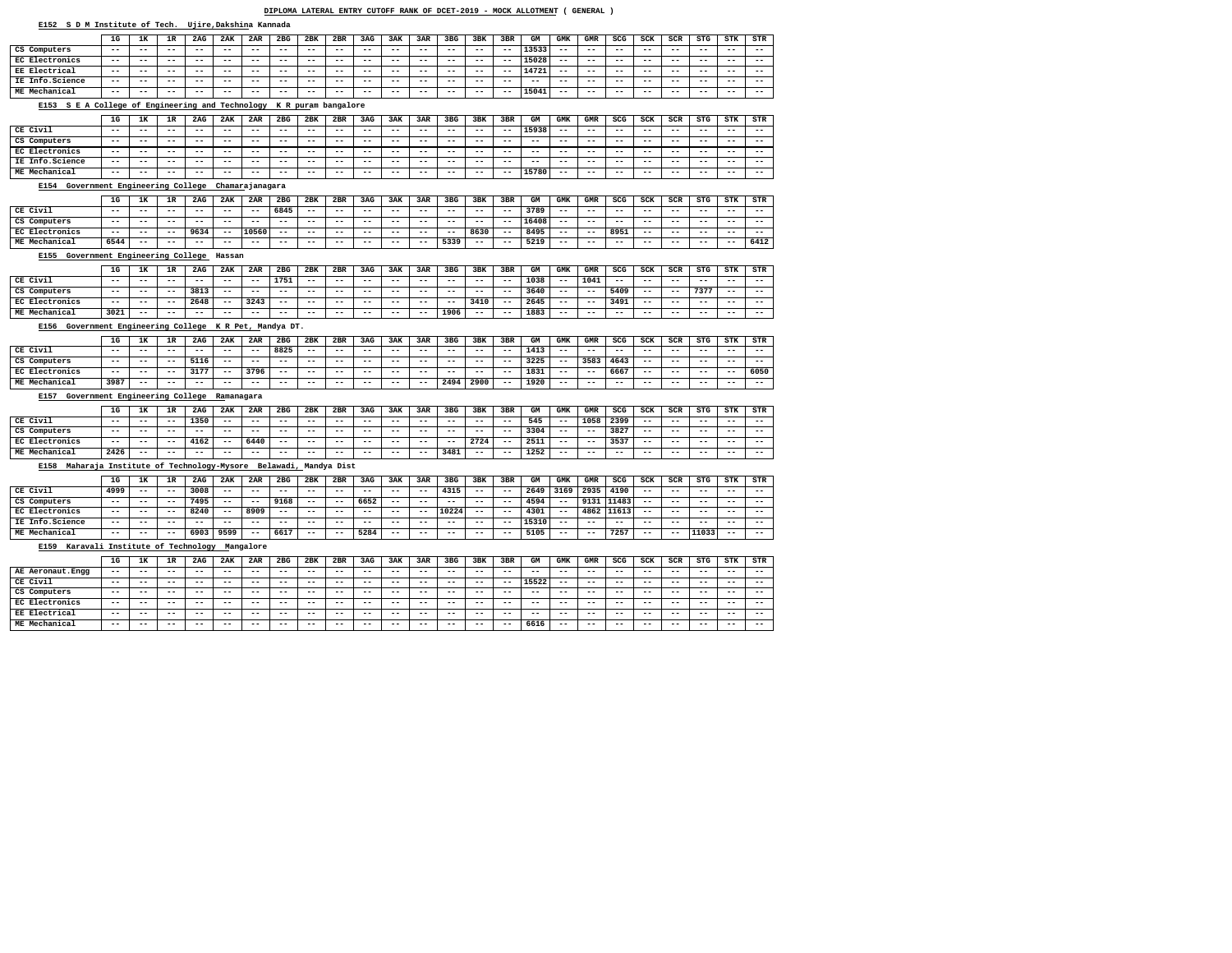**DIPLOMA LATERAL ENTRY CUTOFF RANK OF DCET-2019 - MOCK ALLOTMENT ( GENERAL )**

**E152 S D M Institute of Tech. Ujire,Dakshina Kannada**

| | 1G | 1K | 1R | 2AG | 2AK | 2AR | 2BG | 2BK | 2BR | 3AG | 3AK | 3AR | 3BG | 3BK | 3BR | GM | GMK | GMR | SCG | SCK | SCR | STG | STK | STR |
|---|---|---|---|---|---|---|---|---|---|---|---|---|---|---|---|---|---|---|---|---|---|---|---|---|
| CS Computers | -- | -- | -- | -- | -- | -- | -- | -- | -- | -- | -- | -- | -- | -- | -- | 13533 | -- | -- | -- | -- | -- | -- | -- | -- |
| EC Electronics | -- | -- | -- | -- | -- | -- | -- | -- | -- | -- | -- | -- | -- | -- | -- | 15028 | -- | -- | -- | -- | -- | -- | -- | -- |
| EE Electrical | -- | -- | -- | -- | -- | -- | -- | -- | -- | -- | -- | -- | -- | -- | -- | 14721 | -- | -- | -- | -- | -- | -- | -- | -- |
| IE Info.Science | -- | -- | -- | -- | -- | -- | -- | -- | -- | -- | -- | -- | -- | -- | -- | -- | -- | -- | -- | -- | -- | -- | -- | -- |
| ME Mechanical | -- | -- | -- | -- | -- | -- | -- | -- | -- | -- | -- | -- | -- | -- | -- | 15041 | -- | -- | -- | -- | -- | -- | -- | -- |

**E153 S E A College of Engineering and Technology K R puram bangalore**

| | 1G | 1K | 1R | 2AG | 2AK | 2AR | 2BG | 2BK | 2BR | 3AG | 3AK | 3AR | 3BG | 3BK | 3BR | GM | GMK | GMR | SCG | SCK | SCR | STG | STK | STR |
|---|---|---|---|---|---|---|---|---|---|---|---|---|---|---|---|---|---|---|---|---|---|---|---|---|
| CE Civil | -- | -- | -- | -- | -- | -- | -- | -- | -- | -- | -- | -- | -- | -- | -- | 15938 | -- | -- | -- | -- | -- | -- | -- | -- |
| CS Computers | -- | -- | -- | -- | -- | -- | -- | -- | -- | -- | -- | -- | -- | -- | -- | -- | -- | -- | -- | -- | -- | -- | -- | -- |
| EC Electronics | -- | -- | -- | -- | -- | -- | -- | -- | -- | -- | -- | -- | -- | -- | -- | -- | -- | -- | -- | -- | -- | -- | -- | -- |
| IE Info.Science | -- | -- | -- | -- | -- | -- | -- | -- | -- | -- | -- | -- | -- | -- | -- | -- | -- | -- | -- | -- | -- | -- | -- | -- |
| ME Mechanical | -- | -- | -- | -- | -- | -- | -- | -- | -- | -- | -- | -- | -- | -- | -- | 15780 | -- | -- | -- | -- | -- | -- | -- | -- |

**E154 Government Engineering College Chamarajanagara**

| | 1G | 1K | 1R | 2AG | 2AK | 2AR | 2BG | 2BK | 2BR | 3AG | 3AK | 3AR | 3BG | 3BK | 3BR | GM | GMK | GMR | SCG | SCK | SCR | STG | STK | STR |
|---|---|---|---|---|---|---|---|---|---|---|---|---|---|---|---|---|---|---|---|---|---|---|---|---|
| CE Civil | -- | -- | -- | -- | -- | -- | 6845 | -- | -- | -- | -- | -- | -- | -- | -- | 3789 | -- | -- | -- | -- | -- | -- | -- | -- |
| CS Computers | -- | -- | -- | -- | -- | -- | -- | -- | -- | -- | -- | -- | -- | -- | -- | 16408 | -- | -- | -- | -- | -- | -- | -- | -- |
| EC Electronics | -- | -- | -- | 9634 | -- | 10560 | -- | -- | -- | -- | -- | -- | -- | 8630 | -- | 8495 | -- | -- | 8951 | -- | -- | -- | -- | -- |
| ME Mechanical | 6544 | -- | -- | -- | -- | -- | -- | -- | -- | -- | -- | -- | 5339 | -- | -- | 5219 | -- | -- | -- | -- | -- | -- | -- | 6412 |

**E155 Government Engineering College Hassan**

| | 1G | 1K | 1R | 2AG | 2AK | 2AR | 2BG | 2BK | 2BR | 3AG | 3AK | 3AR | 3BG | 3BK | 3BR | GM | GMK | GMR | SCG | SCK | SCR | STG | STK | STR |
|---|---|---|---|---|---|---|---|---|---|---|---|---|---|---|---|---|---|---|---|---|---|---|---|---|
| CE Civil | -- | -- | -- | -- | -- | -- | 1751 | -- | -- | -- | -- | -- | -- | -- | -- | 1038 | -- | 1041 | -- | -- | -- | -- | -- | -- |
| CS Computers | -- | -- | -- | 3813 | -- | -- | -- | -- | -- | -- | -- | -- | -- | -- | -- | 3640 | -- | -- | 5409 | -- | -- | 7377 | -- | -- |
| EC Electronics | -- | -- | -- | 2648 | -- | 3243 | -- | -- | -- | -- | -- | -- | -- | 3410 | -- | 2645 | -- | -- | 3491 | -- | -- | -- | -- | -- |
| ME Mechanical | 3021 | -- | -- | -- | -- | -- | -- | -- | -- | -- | -- | -- | 1906 | -- | -- | 1883 | -- | -- | -- | -- | -- | -- | -- | -- |

**E156 Government Engineering College K R Pet, Mandya DT.**

| | 1G | 1K | 1R | 2AG | 2AK | 2AR | 2BG | 2BK | 2BR | 3AG | 3AK | 3AR | 3BG | 3BK | 3BR | GM | GMK | GMR | SCG | SCK | SCR | STG | STK | STR |
|---|---|---|---|---|---|---|---|---|---|---|---|---|---|---|---|---|---|---|---|---|---|---|---|---|
| CE Civil | -- | -- | -- | -- | -- | -- | 8825 | -- | -- | -- | -- | -- | -- | -- | -- | 1413 | -- | -- | -- | -- | -- | -- | -- | -- |
| CS Computers | -- | -- | -- | 5116 | -- | -- | -- | -- | -- | -- | -- | -- | -- | -- | -- | 3225 | -- | 3583 | 4643 | -- | -- | -- | -- | -- |
| EC Electronics | -- | -- | -- | 3177 | -- | 3796 | -- | -- | -- | -- | -- | -- | -- | -- | -- | 1831 | -- | -- | 6667 | -- | -- | -- | -- | 6050 |
| ME Mechanical | 3987 | -- | -- | -- | -- | -- | -- | -- | -- | -- | -- | -- | 2494 | 2900 | -- | 1920 | -- | -- | -- | -- | -- | -- | -- | -- |

**E157 Government Engineering College Ramanagara**

| | 1G | 1K | 1R | 2AG | 2AK | 2AR | 2BG | 2BK | 2BR | 3AG | 3AK | 3AR | 3BG | 3BK | 3BR | GM | GMK | GMR | SCG | SCK | SCR | STG | STK | STR |
|---|---|---|---|---|---|---|---|---|---|---|---|---|---|---|---|---|---|---|---|---|---|---|---|---|
| CE Civil | -- | -- | -- | 1350 | -- | -- | -- | -- | -- | -- | -- | -- | -- | -- | -- | 545 | -- | 1058 | 2399 | -- | -- | -- | -- | -- |
| CS Computers | -- | -- | -- | -- | -- | -- | -- | -- | -- | -- | -- | -- | -- | -- | -- | 3304 | -- | -- | 3827 | -- | -- | -- | -- | -- |
| EC Electronics | -- | -- | -- | 4162 | -- | 6440 | -- | -- | -- | -- | -- | -- | -- | 2724 | -- | 2511 | -- | -- | 3537 | -- | -- | -- | -- | -- |
| ME Mechanical | 2426 | -- | -- | -- | -- | -- | -- | -- | -- | -- | -- | -- | 3481 | -- | -- | 1252 | -- | -- | -- | -- | -- | -- | -- | -- |

**E158 Maharaja Institute of Technology-Mysore Belawadi, Mandya Dist**

| | 1G | 1K | 1R | 2AG | 2AK | 2AR | 2BG | 2BK | 2BR | 3AG | 3AK | 3AR | 3BG | 3BK | 3BR | GM | GMK | GMR | SCG | SCK | SCR | STG | STK | STR |
|---|---|---|---|---|---|---|---|---|---|---|---|---|---|---|---|---|---|---|---|---|---|---|---|---|
| CE Civil | 4999 | -- | -- | 3008 | -- | -- | -- | -- | -- | -- | -- | -- | 4315 | -- | -- | 2649 | 3169 | 2935 | 4190 | -- | -- | -- | -- | -- |
| CS Computers | -- | -- | -- | 7495 | -- | -- | 9168 | -- | -- | 6652 | -- | -- | -- | -- | -- | 4594 | -- | 9131 | 11483 | -- | -- | -- | -- | -- |
| EC Electronics | -- | -- | -- | 8240 | -- | 8909 | -- | -- | -- | -- | -- | -- | 10224 | -- | -- | 4301 | -- | 4862 | 11613 | -- | -- | -- | -- | -- |
| IE Info.Science | -- | -- | -- | -- | -- | -- | -- | -- | -- | -- | -- | -- | -- | -- | -- | 15310 | -- | -- | -- | -- | -- | -- | -- | -- |
| ME Mechanical | -- | -- | -- | 6903 | 9599 | -- | 6617 | -- | -- | 5284 | -- | -- | -- | -- | -- | 5105 | -- | -- | 7257 | -- | -- | 11033 | -- | -- |

**E159 Karavali Institute of Technology Mangalore**

| | 1G | 1K | 1R | 2AG | 2AK | 2AR | 2BG | 2BK | 2BR | 3AG | 3AK | 3AR | 3BG | 3BK | 3BR | GM | GMK | GMR | SCG | SCK | SCR | STG | STK | STR |
|---|---|---|---|---|---|---|---|---|---|---|---|---|---|---|---|---|---|---|---|---|---|---|---|---|
| AE Aeronaut.Engg | -- | -- | -- | -- | -- | -- | -- | -- | -- | -- | -- | -- | -- | -- | -- | -- | -- | -- | -- | -- | -- | -- | -- | -- |
| CE Civil | -- | -- | -- | -- | -- | -- | -- | -- | -- | -- | -- | -- | -- | -- | -- | 15522 | -- | -- | -- | -- | -- | -- | -- | -- |
| CS Computers | -- | -- | -- | -- | -- | -- | -- | -- | -- | -- | -- | -- | -- | -- | -- | -- | -- | -- | -- | -- | -- | -- | -- | -- |
| EC Electronics | -- | -- | -- | -- | -- | -- | -- | -- | -- | -- | -- | -- | -- | -- | -- | -- | -- | -- | -- | -- | -- | -- | -- | -- |
| EE Electrical | -- | -- | -- | -- | -- | -- | -- | -- | -- | -- | -- | -- | -- | -- | -- | -- | -- | -- | -- | -- | -- | -- | -- | -- |
| ME Mechanical | -- | -- | -- | -- | -- | -- | -- | -- | -- | -- | -- | -- | -- | -- | -- | 6616 | -- | -- | -- | -- | -- | -- | -- | -- |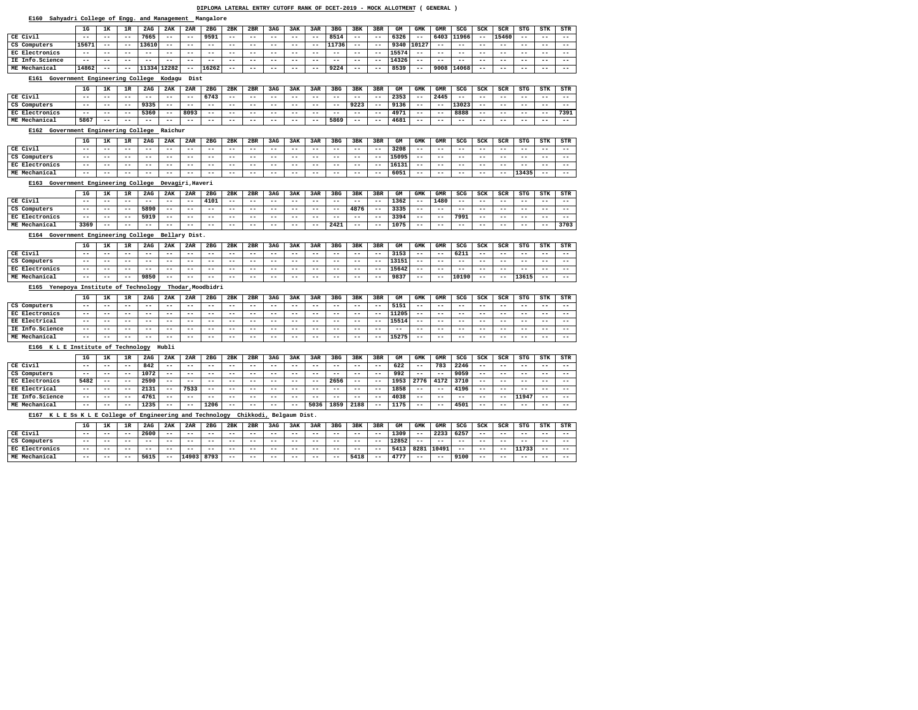**DIPLOMA LATERAL ENTRY CUTOFF RANK OF DCET-2019 - MOCK ALLOTMENT ( GENERAL )**

**E160 Sahyadri College of Engg. and Management Mangalore**

| | 1G | 1K | 1R | 2AG | 2AK | 2AR | 2BG | 2BK | 2BR | 3AG | 3AK | 3AR | 3BG | 3BK | 3BR | GM | GMK | GMR | SCG | SCK | SCR | STG | STK | STR |
|---|---|---|---|---|---|---|---|---|---|---|---|---|---|---|---|---|---|---|---|---|---|---|---|---|
| CE Civil | -- | -- | -- | 7665 | -- | -- | 9591 | -- | -- | -- | -- | -- | 8514 | -- | -- | 6326 | -- | 6403 | 11966 | -- | 15460 | -- | -- | -- |
| CS Computers | 15671 | -- | -- | 13610 | -- | -- | -- | -- | -- | -- | -- | -- | 11736 | -- | -- | 9340 | 10127 | -- | -- | -- | -- | -- | -- | -- |
| EC Electronics | -- | -- | -- | -- | -- | -- | -- | -- | -- | -- | -- | -- | -- | -- | -- | 15574 | -- | -- | -- | -- | -- | -- | -- | -- |
| IE Info.Science | -- | -- | -- | -- | -- | -- | -- | -- | -- | -- | -- | -- | -- | -- | -- | 14326 | -- | -- | -- | -- | -- | -- | -- | -- |
| ME Mechanical | 14862 | -- | -- | 11334 | 12282 | -- | 16262 | -- | -- | -- | -- | -- | 9224 | -- | -- | 8539 | -- | 9008 | 14068 | -- | -- | -- | -- | -- |

**E161 Government Engineering College Kodagu Dist**

| | 1G | 1K | 1R | 2AG | 2AK | 2AR | 2BG | 2BK | 2BR | 3AG | 3AK | 3AR | 3BG | 3BK | 3BR | GM | GMK | GMR | SCG | SCK | SCR | STG | STK | STR |
|---|---|---|---|---|---|---|---|---|---|---|---|---|---|---|---|---|---|---|---|---|---|---|---|---|
| CE Civil | -- | -- | -- | -- | -- | -- | 6743 | -- | -- | -- | -- | -- | -- | -- | -- | 2353 | -- | 2445 | -- | -- | -- | -- | -- | -- |
| CS Computers | -- | -- | -- | 9335 | -- | -- | -- | -- | -- | -- | -- | -- | -- | 9223 | -- | 9136 | -- | -- | 13023 | -- | -- | -- | -- | -- |
| EC Electronics | -- | -- | -- | 5360 | -- | 8093 | -- | -- | -- | -- | -- | -- | -- | -- | -- | 4971 | -- | -- | 8888 | -- | -- | -- | -- | 7391 |
| ME Mechanical | 5867 | -- | -- | -- | -- | -- | -- | -- | -- | -- | -- | -- | 5869 | -- | -- | 4681 | -- | -- | -- | -- | -- | -- | -- | -- |

**E162 Government Engineering College Raichur**

| | 1G | 1K | 1R | 2AG | 2AK | 2AR | 2BG | 2BK | 2BR | 3AG | 3AK | 3AR | 3BG | 3BK | 3BR | GM | GMK | GMR | SCG | SCK | SCR | STG | STK | STR |
|---|---|---|---|---|---|---|---|---|---|---|---|---|---|---|---|---|---|---|---|---|---|---|---|---|
| CE Civil | -- | -- | -- | -- | -- | -- | -- | -- | -- | -- | -- | -- | -- | -- | -- | 3208 | -- | -- | -- | -- | -- | -- | -- | -- |
| CS Computers | -- | -- | -- | -- | -- | -- | -- | -- | -- | -- | -- | -- | -- | -- | -- | 15095 | -- | -- | -- | -- | -- | -- | -- | -- |
| EC Electronics | -- | -- | -- | -- | -- | -- | -- | -- | -- | -- | -- | -- | -- | -- | -- | 16131 | -- | -- | -- | -- | -- | -- | -- | -- |
| ME Mechanical | -- | -- | -- | -- | -- | -- | -- | -- | -- | -- | -- | -- | -- | -- | -- | 6051 | -- | -- | -- | -- | -- | 13435 | -- | -- |

**E163 Government Engineering College Devagiri,Haveri**

| | 1G | 1K | 1R | 2AG | 2AK | 2AR | 2BG | 2BK | 2BR | 3AG | 3AK | 3AR | 3BG | 3BK | 3BR | GM | GMK | GMR | SCG | SCK | SCR | STG | STK | STR |
|---|---|---|---|---|---|---|---|---|---|---|---|---|---|---|---|---|---|---|---|---|---|---|---|---|
| CE Civil | -- | -- | -- | -- | -- | -- | 4101 | -- | -- | -- | -- | -- | -- | -- | -- | 1362 | -- | 1480 | -- | -- | -- | -- | -- | -- |
| CS Computers | -- | -- | -- | 5890 | -- | -- | -- | -- | -- | -- | -- | -- | -- | 4876 | -- | 3335 | -- | -- | -- | -- | -- | -- | -- | -- |
| EC Electronics | -- | -- | -- | 5919 | -- | -- | -- | -- | -- | -- | -- | -- | -- | -- | -- | 3394 | -- | -- | 7991 | -- | -- | -- | -- | -- |
| ME Mechanical | 3369 | -- | -- | -- | -- | -- | -- | -- | -- | -- | -- | -- | 2421 | -- | -- | 1075 | -- | -- | -- | -- | -- | -- | -- | 3703 |

**E164 Government Engineering College Bellary Dist.**

| | 1G | 1K | 1R | 2AG | 2AK | 2AR | 2BG | 2BK | 2BR | 3AG | 3AK | 3AR | 3BG | 3BK | 3BR | GM | GMK | GMR | SCG | SCK | SCR | STG | STK | STR |
|---|---|---|---|---|---|---|---|---|---|---|---|---|---|---|---|---|---|---|---|---|---|---|---|---|
| CE Civil | -- | -- | -- | -- | -- | -- | -- | -- | -- | -- | -- | -- | -- | -- | -- | 3153 | -- | -- | 6211 | -- | -- | -- | -- | -- |
| CS Computers | -- | -- | -- | -- | -- | -- | -- | -- | -- | -- | -- | -- | -- | -- | -- | 13151 | -- | -- | -- | -- | -- | -- | -- | -- |
| EC Electronics | -- | -- | -- | -- | -- | -- | -- | -- | -- | -- | -- | -- | -- | -- | -- | 15642 | -- | -- | -- | -- | -- | -- | -- | -- |
| ME Mechanical | -- | -- | -- | 9850 | -- | -- | -- | -- | -- | -- | -- | -- | -- | -- | -- | 9837 | -- | -- | 10190 | -- | -- | 13615 | -- | -- |

**E165 Yenepoya Institute of Technology Thodar,Moodbidri**

| | 1G | 1K | 1R | 2AG | 2AK | 2AR | 2BG | 2BK | 2BR | 3AG | 3AK | 3AR | 3BG | 3BK | 3BR | GM | GMK | GMR | SCG | SCK | SCR | STG | STK | STR |
|---|---|---|---|---|---|---|---|---|---|---|---|---|---|---|---|---|---|---|---|---|---|---|---|---|
| CS Computers | -- | -- | -- | -- | -- | -- | -- | -- | -- | -- | -- | -- | -- | -- | -- | 5151 | -- | -- | -- | -- | -- | -- | -- | -- |
| EC Electronics | -- | -- | -- | -- | -- | -- | -- | -- | -- | -- | -- | -- | -- | -- | -- | 11205 | -- | -- | -- | -- | -- | -- | -- | -- |
| EE Electrical | -- | -- | -- | -- | -- | -- | -- | -- | -- | -- | -- | -- | -- | -- | -- | 15514 | -- | -- | -- | -- | -- | -- | -- | -- |
| IE Info.Science | -- | -- | -- | -- | -- | -- | -- | -- | -- | -- | -- | -- | -- | -- | -- | -- | -- | -- | -- | -- | -- | -- | -- | -- |
| ME Mechanical | -- | -- | -- | -- | -- | -- | -- | -- | -- | -- | -- | -- | -- | -- | -- | 15275 | -- | -- | -- | -- | -- | -- | -- | -- |

**E166 K L E Institute of Technology Hubli**

| | 1G | 1K | 1R | 2AG | 2AK | 2AR | 2BG | 2BK | 2BR | 3AG | 3AK | 3AR | 3BG | 3BK | 3BR | GM | GMK | GMR | SCG | SCK | SCR | STG | STK | STR |
|---|---|---|---|---|---|---|---|---|---|---|---|---|---|---|---|---|---|---|---|---|---|---|---|---|
| CE Civil | -- | -- | -- | 842 | -- | -- | -- | -- | -- | -- | -- | -- | -- | -- | -- | 622 | -- | 783 | 2246 | -- | -- | -- | -- | -- |
| CS Computers | -- | -- | -- | 1072 | -- | -- | -- | -- | -- | -- | -- | -- | -- | -- | -- | 992 | -- | -- | 9059 | -- | -- | -- | -- | -- |
| EC Electronics | 5482 | -- | -- | 2590 | -- | -- | -- | -- | -- | -- | -- | -- | 2656 | -- | -- | 1953 | 2776 | 4172 | 3710 | -- | -- | -- | -- | -- |
| EE Electrical | -- | -- | -- | 2131 | -- | 7533 | -- | -- | -- | -- | -- | -- | -- | -- | -- | 1858 | -- | -- | 4196 | -- | -- | -- | -- | -- |
| IE Info.Science | -- | -- | -- | 4761 | -- | -- | -- | -- | -- | -- | -- | -- | -- | -- | -- | 4038 | -- | -- | -- | -- | -- | 11947 | -- | -- |
| ME Mechanical | -- | -- | -- | 1235 | -- | -- | 1206 | -- | -- | -- | -- | 5036 | 1859 | 2188 | -- | 1175 | -- | -- | 4501 | -- | -- | -- | -- | -- |

**E167 K L E Ss K L E College of Engineering and Technology Chikkodi, Belgaum Dist.**

| | 1G | 1K | 1R | 2AG | 2AK | 2AR | 2BG | 2BK | 2BR | 3AG | 3AK | 3AR | 3BG | 3BK | 3BR | GM | GMK | GMR | SCG | SCK | SCR | STG | STK | STR |
|---|---|---|---|---|---|---|---|---|---|---|---|---|---|---|---|---|---|---|---|---|---|---|---|---|
| CE Civil | -- | -- | -- | 2600 | -- | -- | -- | -- | -- | -- | -- | -- | -- | -- | -- | 1309 | -- | 2233 | 6257 | -- | -- | -- | -- | -- |
| CS Computers | -- | -- | -- | -- | -- | -- | -- | -- | -- | -- | -- | -- | -- | -- | -- | 12852 | -- | -- | -- | -- | -- | -- | -- | -- |
| EC Electronics | -- | -- | -- | -- | -- | -- | -- | -- | -- | -- | -- | -- | -- | -- | -- | 5413 | 8281 | 10491 | -- | -- | -- | 11733 | -- | -- |
| ME Mechanical | -- | -- | -- | 5615 | -- | 14903 | 8793 | -- | -- | -- | -- | -- | -- | 5418 | -- | 4777 | -- | -- | 9100 | -- | -- | -- | -- | -- |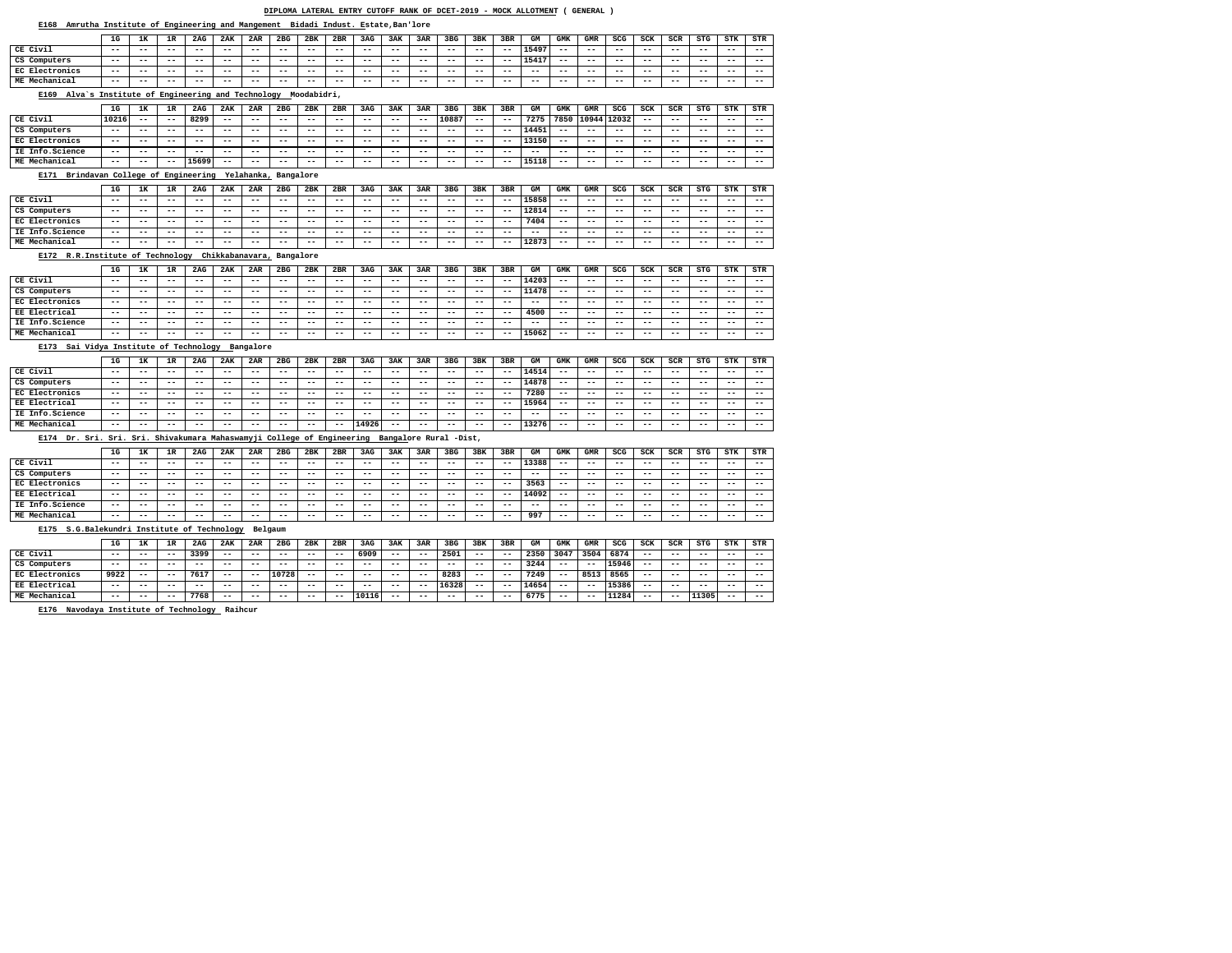**DIPLOMA LATERAL ENTRY CUTOFF RANK OF DCET-2019 - MOCK ALLOTMENT ( GENERAL )**

**E168 Amrutha Institute of Engineering and Mangement Bidadi Indust. Estate,Ban'lore**

| | 1G | 1K | 1R | 2AG | 2AK | 2AR | 2BG | 2BK | 2BR | 3AG | 3AK | 3AR | 3BG | 3BK | 3BR | GM | GMK | GMR | SCG | SCK | SCR | STG | STK | STR |
|---|---|---|---|---|---|---|---|---|---|---|---|---|---|---|---|---|---|---|---|---|---|---|---|---|
| CE Civil | -- | -- | -- | -- | -- | -- | -- | -- | -- | -- | -- | -- | -- | -- | -- | 15497 | -- | -- | -- | -- | -- | -- | -- | -- |
| CS Computers | -- | -- | -- | -- | -- | -- | -- | -- | -- | -- | -- | -- | -- | -- | -- | 15417 | -- | -- | -- | -- | -- | -- | -- | -- |
| EC Electronics | -- | -- | -- | -- | -- | -- | -- | -- | -- | -- | -- | -- | -- | -- | -- | -- | -- | -- | -- | -- | -- | -- | -- | -- |
| ME Mechanical | -- | -- | -- | -- | -- | -- | -- | -- | -- | -- | -- | -- | -- | -- | -- | -- | -- | -- | -- | -- | -- | -- | -- | -- |

**E169 Alva`s Institute of Engineering and Technology Moodabidri,**

| | 1G | 1K | 1R | 2AG | 2AK | 2AR | 2BG | 2BK | 2BR | 3AG | 3AK | 3AR | 3BG | 3BK | 3BR | GM | GMK | GMR | SCG | SCK | SCR | STG | STK | STR |
|---|---|---|---|---|---|---|---|---|---|---|---|---|---|---|---|---|---|---|---|---|---|---|---|---|
| CE Civil | 10216 | -- | -- | 8299 | -- | -- | -- | -- | -- | -- | -- | -- | 10887 | -- | -- | 7275 | 7850 | 10944 | 12032 | -- | -- | -- | -- | -- |
| CS Computers | -- | -- | -- | -- | -- | -- | -- | -- | -- | -- | -- | -- | -- | -- | -- | 14451 | -- | -- | -- | -- | -- | -- | -- | -- |
| EC Electronics | -- | -- | -- | -- | -- | -- | -- | -- | -- | -- | -- | -- | -- | -- | -- | 13150 | -- | -- | -- | -- | -- | -- | -- | -- |
| IE Info.Science | -- | -- | -- | -- | -- | -- | -- | -- | -- | -- | -- | -- | -- | -- | -- | -- | -- | -- | -- | -- | -- | -- | -- | -- |
| ME Mechanical | -- | -- | -- | 15699 | -- | -- | -- | -- | -- | -- | -- | -- | -- | -- | -- | 15118 | -- | -- | -- | -- | -- | -- | -- | -- |

**E171 Brindavan College of Engineering Yelahanka, Bangalore**

| | 1G | 1K | 1R | 2AG | 2AK | 2AR | 2BG | 2BK | 2BR | 3AG | 3AK | 3AR | 3BG | 3BK | 3BR | GM | GMK | GMR | SCG | SCK | SCR | STG | STK | STR |
|---|---|---|---|---|---|---|---|---|---|---|---|---|---|---|---|---|---|---|---|---|---|---|---|---|
| CE Civil | -- | -- | -- | -- | -- | -- | -- | -- | -- | -- | -- | -- | -- | -- | -- | 15858 | -- | -- | -- | -- | -- | -- | -- | -- |
| CS Computers | -- | -- | -- | -- | -- | -- | -- | -- | -- | -- | -- | -- | -- | -- | -- | 12814 | -- | -- | -- | -- | -- | -- | -- | -- |
| EC Electronics | -- | -- | -- | -- | -- | -- | -- | -- | -- | -- | -- | -- | -- | -- | -- | 7404 | -- | -- | -- | -- | -- | -- | -- | -- |
| IE Info.Science | -- | -- | -- | -- | -- | -- | -- | -- | -- | -- | -- | -- | -- | -- | -- | -- | -- | -- | -- | -- | -- | -- | -- | -- |
| ME Mechanical | -- | -- | -- | -- | -- | -- | -- | -- | -- | -- | -- | -- | -- | -- | -- | 12873 | -- | -- | -- | -- | -- | -- | -- | -- |

**E172 R.R.Institute of Technology Chikkabanavara, Bangalore**

| | 1G | 1K | 1R | 2AG | 2AK | 2AR | 2BG | 2BK | 2BR | 3AG | 3AK | 3AR | 3BG | 3BK | 3BR | GM | GMK | GMR | SCG | SCK | SCR | STG | STK | STR |
|---|---|---|---|---|---|---|---|---|---|---|---|---|---|---|---|---|---|---|---|---|---|---|---|---|
| CE Civil | -- | -- | -- | -- | -- | -- | -- | -- | -- | -- | -- | -- | -- | -- | -- | 14203 | -- | -- | -- | -- | -- | -- | -- | -- |
| CS Computers | -- | -- | -- | -- | -- | -- | -- | -- | -- | -- | -- | -- | -- | -- | -- | 11478 | -- | -- | -- | -- | -- | -- | -- | -- |
| EC Electronics | -- | -- | -- | -- | -- | -- | -- | -- | -- | -- | -- | -- | -- | -- | -- | -- | -- | -- | -- | -- | -- | -- | -- | -- |
| EE Electrical | -- | -- | -- | -- | -- | -- | -- | -- | -- | -- | -- | -- | -- | -- | -- | 4500 | -- | -- | -- | -- | -- | -- | -- | -- |
| IE Info.Science | -- | -- | -- | -- | -- | -- | -- | -- | -- | -- | -- | -- | -- | -- | -- | -- | -- | -- | -- | -- | -- | -- | -- | -- |
| ME Mechanical | -- | -- | -- | -- | -- | -- | -- | -- | -- | -- | -- | -- | -- | -- | -- | 15062 | -- | -- | -- | -- | -- | -- | -- | -- |

**E173 Sai Vidya Institute of Technology Bangalore**

| | 1G | 1K | 1R | 2AG | 2AK | 2AR | 2BG | 2BK | 2BR | 3AG | 3AK | 3AR | 3BG | 3BK | 3BR | GM | GMK | GMR | SCG | SCK | SCR | STG | STK | STR |
|---|---|---|---|---|---|---|---|---|---|---|---|---|---|---|---|---|---|---|---|---|---|---|---|---|
| CE Civil | -- | -- | -- | -- | -- | -- | -- | -- | -- | -- | -- | -- | -- | -- | -- | 14514 | -- | -- | -- | -- | -- | -- | -- | -- |
| CS Computers | -- | -- | -- | -- | -- | -- | -- | -- | -- | -- | -- | -- | -- | -- | -- | 14878 | -- | -- | -- | -- | -- | -- | -- | -- |
| EC Electronics | -- | -- | -- | -- | -- | -- | -- | -- | -- | -- | -- | -- | -- | -- | -- | 7280 | -- | -- | -- | -- | -- | -- | -- | -- |
| EE Electrical | -- | -- | -- | -- | -- | -- | -- | -- | -- | -- | -- | -- | -- | -- | -- | 15964 | -- | -- | -- | -- | -- | -- | -- | -- |
| IE Info.Science | -- | -- | -- | -- | -- | -- | -- | -- | -- | -- | -- | -- | -- | -- | -- | -- | -- | -- | -- | -- | -- | -- | -- | -- |
| ME Mechanical | -- | -- | -- | -- | -- | -- | -- | -- | -- | 14926 | -- | -- | -- | -- | -- | 13276 | -- | -- | -- | -- | -- | -- | -- | -- |

**E174 Dr. Sri. Sri. Sri. Shivakumara Mahaswamyji College of Engineering Bangalore Rural -Dist,**

| | 1G | 1K | 1R | 2AG | 2AK | 2AR | 2BG | 2BK | 2BR | 3AG | 3AK | 3AR | 3BG | 3BK | 3BR | GM | GMK | GMR | SCG | SCK | SCR | STG | STK | STR |
|---|---|---|---|---|---|---|---|---|---|---|---|---|---|---|---|---|---|---|---|---|---|---|---|---|
| CE Civil | -- | -- | -- | -- | -- | -- | -- | -- | -- | -- | -- | -- | -- | -- | -- | 13388 | -- | -- | -- | -- | -- | -- | -- | -- |
| CS Computers | -- | -- | -- | -- | -- | -- | -- | -- | -- | -- | -- | -- | -- | -- | -- | -- | -- | -- | -- | -- | -- | -- | -- | -- |
| EC Electronics | -- | -- | -- | -- | -- | -- | -- | -- | -- | -- | -- | -- | -- | -- | -- | 3563 | -- | -- | -- | -- | -- | -- | -- | -- |
| EE Electrical | -- | -- | -- | -- | -- | -- | -- | -- | -- | -- | -- | -- | -- | -- | -- | 14092 | -- | -- | -- | -- | -- | -- | -- | -- |
| IE Info.Science | -- | -- | -- | -- | -- | -- | -- | -- | -- | -- | -- | -- | -- | -- | -- | -- | -- | -- | -- | -- | -- | -- | -- | -- |
| ME Mechanical | -- | -- | -- | -- | -- | -- | -- | -- | -- | -- | -- | -- | -- | -- | -- | 997 | -- | -- | -- | -- | -- | -- | -- | -- |

**E175 S.G.Balekundri Institute of Technology Belgaum**

| | 1G | 1K | 1R | 2AG | 2AK | 2AR | 2BG | 2BK | 2BR | 3AG | 3AK | 3AR | 3BG | 3BK | 3BR | GM | GMK | GMR | SCG | SCK | SCR | STG | STK | STR |
|---|---|---|---|---|---|---|---|---|---|---|---|---|---|---|---|---|---|---|---|---|---|---|---|---|
| CE Civil | -- | -- | -- | 3399 | -- | -- | -- | -- | -- | 6909 | -- | -- | 2501 | -- | -- | 2350 | 3047 | 3504 | 6874 | -- | -- | -- | -- | -- |
| CS Computers | -- | -- | -- | -- | -- | -- | -- | -- | -- | -- | -- | -- | -- | -- | -- | 3244 | -- | -- | 15946 | -- | -- | -- | -- | -- |
| EC Electronics | 9922 | -- | -- | 7617 | -- | -- | 10728 | -- | -- | -- | -- | -- | 8283 | -- | -- | 7249 | -- | 8513 | 8565 | -- | -- | -- | -- | -- |
| EE Electrical | -- | -- | -- | -- | -- | -- | -- | -- | -- | -- | -- | -- | 16328 | -- | -- | 14654 | -- | -- | 15386 | -- | -- | -- | -- | -- |
| ME Mechanical | -- | -- | -- | 7768 | -- | -- | -- | -- | -- | 10116 | -- | -- | -- | -- | -- | 6775 | -- | -- | 11284 | -- | -- | 11305 | -- | -- |

**E176 Navodaya Institute of Technology Raihcur**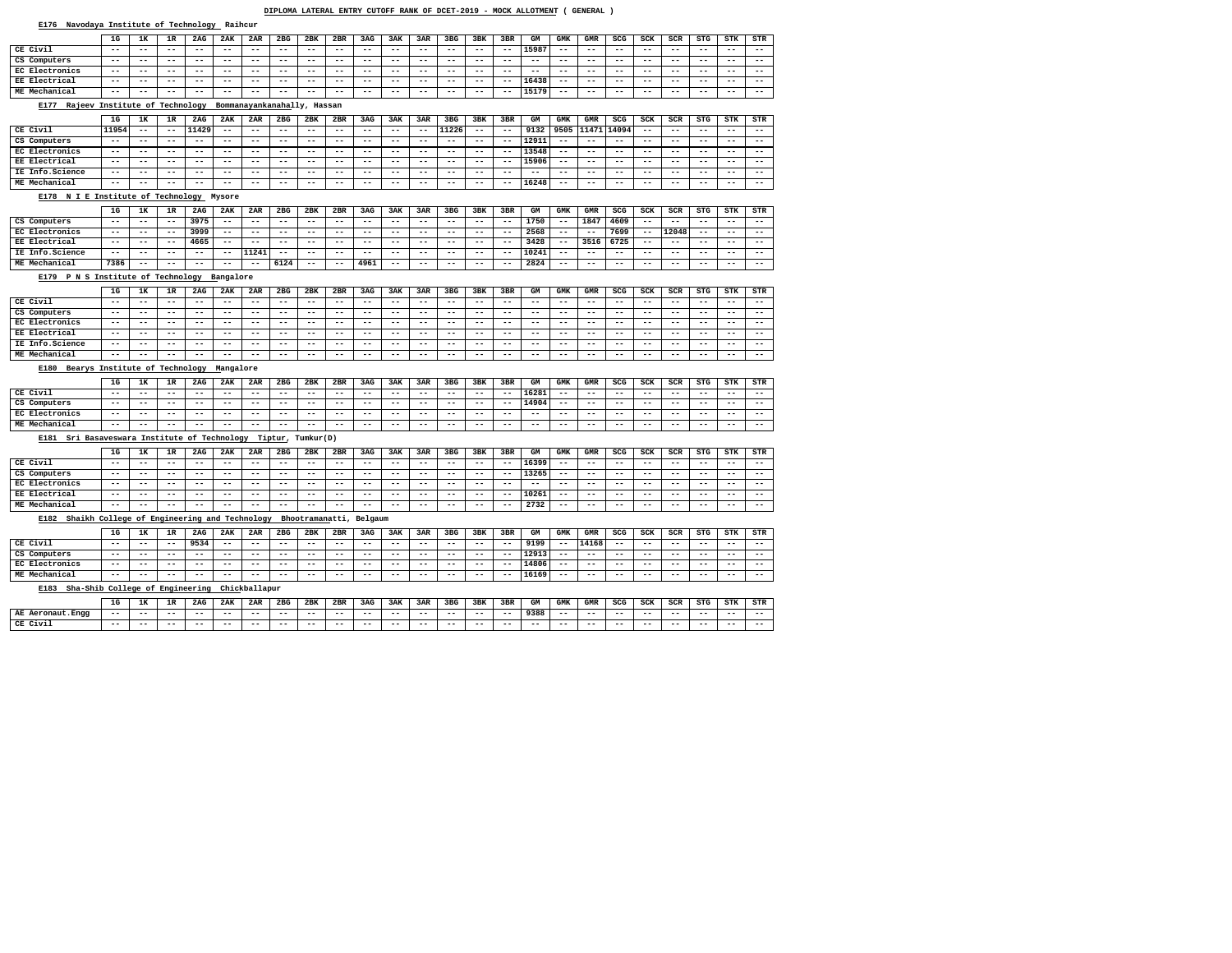**DIPLOMA LATERAL ENTRY CUTOFF RANK OF DCET-2019 - MOCK ALLOTMENT ( GENERAL )**

**E176 Navodaya Institute of Technology Raihcur**

| | 1G | 1K | 1R | 2AG | 2AK | 2AR | 2BG | 2BK | 2BR | 3AG | 3AK | 3AR | 3BG | 3BK | 3BR | GM | GMK | GMR | SCG | SCK | SCR | STG | STK | STR |
|---|---|---|---|---|---|---|---|---|---|---|---|---|---|---|---|---|---|---|---|---|---|---|---|---|
| CE Civil | -- | -- | -- | -- | -- | -- | -- | -- | -- | -- | -- | -- | -- | -- | -- | 15987 | -- | -- | -- | -- | -- | -- | -- | -- |
| CS Computers | -- | -- | -- | -- | -- | -- | -- | -- | -- | -- | -- | -- | -- | -- | -- | -- | -- | -- | -- | -- | -- | -- | -- | -- |
| EC Electronics | -- | -- | -- | -- | -- | -- | -- | -- | -- | -- | -- | -- | -- | -- | -- | -- | -- | -- | -- | -- | -- | -- | -- | -- |
| EE Electrical | -- | -- | -- | -- | -- | -- | -- | -- | -- | -- | -- | -- | -- | -- | -- | 16438 | -- | -- | -- | -- | -- | -- | -- | -- |
| ME Mechanical | -- | -- | -- | -- | -- | -- | -- | -- | -- | -- | -- | -- | -- | -- | -- | 15179 | -- | -- | -- | -- | -- | -- | -- | -- |

**E177 Rajeev Institute of Technology Bommanayankanahally, Hassan**

| | 1G | 1K | 1R | 2AG | 2AK | 2AR | 2BG | 2BK | 2BR | 3AG | 3AK | 3AR | 3BG | 3BK | 3BR | GM | GMK | GMR | SCG | SCK | SCR | STG | STK | STR |
|---|---|---|---|---|---|---|---|---|---|---|---|---|---|---|---|---|---|---|---|---|---|---|---|---|
| CE Civil | 11954 | -- | -- | 11429 | -- | -- | -- | -- | -- | -- | -- | -- | 11226 | -- | -- | 9132 | 9505 | 11471 | 14094 | -- | -- | -- | -- | -- |
| CS Computers | -- | -- | -- | -- | -- | -- | -- | -- | -- | -- | -- | -- | -- | -- | -- | 12911 | -- | -- | -- | -- | -- | -- | -- | -- |
| EC Electronics | -- | -- | -- | -- | -- | -- | -- | -- | -- | -- | -- | -- | -- | -- | -- | 13548 | -- | -- | -- | -- | -- | -- | -- | -- |
| EE Electrical | -- | -- | -- | -- | -- | -- | -- | -- | -- | -- | -- | -- | -- | -- | -- | 15906 | -- | -- | -- | -- | -- | -- | -- | -- |
| IE Info.Science | -- | -- | -- | -- | -- | -- | -- | -- | -- | -- | -- | -- | -- | -- | -- | -- | -- | -- | -- | -- | -- | -- | -- | -- |
| ME Mechanical | -- | -- | -- | -- | -- | -- | -- | -- | -- | -- | -- | -- | -- | -- | -- | 16248 | -- | -- | -- | -- | -- | -- | -- | -- |

**E178 N I E Institute of Technology Mysore**

| | 1G | 1K | 1R | 2AG | 2AK | 2AR | 2BG | 2BK | 2BR | 3AG | 3AK | 3AR | 3BG | 3BK | 3BR | GM | GMK | GMR | SCG | SCK | SCR | STG | STK | STR |
|---|---|---|---|---|---|---|---|---|---|---|---|---|---|---|---|---|---|---|---|---|---|---|---|---|
| CS Computers | -- | -- | -- | 3975 | -- | -- | -- | -- | -- | -- | -- | -- | -- | -- | -- | 1750 | -- | 1847 | 4609 | -- | -- | -- | -- | -- |
| EC Electronics | -- | -- | -- | 3999 | -- | -- | -- | -- | -- | -- | -- | -- | -- | -- | -- | 2568 | -- | -- | 7699 | -- | 12048 | -- | -- | -- |
| EE Electrical | -- | -- | -- | 4665 | -- | -- | -- | -- | -- | -- | -- | -- | -- | -- | -- | 3428 | -- | 3516 | 6725 | -- | -- | -- | -- | -- |
| IE Info.Science | -- | -- | -- | -- | -- | 11241 | -- | -- | -- | -- | -- | -- | -- | -- | -- | 10241 | -- | -- | -- | -- | -- | -- | -- | -- |
| ME Mechanical | 7386 | -- | -- | -- | -- | -- | 6124 | -- | -- | 4961 | -- | -- | -- | -- | -- | 2824 | -- | -- | -- | -- | -- | -- | -- | -- |

**E179 P N S Institute of Technology Bangalore**

| | 1G | 1K | 1R | 2AG | 2AK | 2AR | 2BG | 2BK | 2BR | 3AG | 3AK | 3AR | 3BG | 3BK | 3BR | GM | GMK | GMR | SCG | SCK | SCR | STG | STK | STR |
|---|---|---|---|---|---|---|---|---|---|---|---|---|---|---|---|---|---|---|---|---|---|---|---|---|
| CE Civil | -- | -- | -- | -- | -- | -- | -- | -- | -- | -- | -- | -- | -- | -- | -- | -- | -- | -- | -- | -- | -- | -- | -- | -- |
| CS Computers | -- | -- | -- | -- | -- | -- | -- | -- | -- | -- | -- | -- | -- | -- | -- | -- | -- | -- | -- | -- | -- | -- | -- | -- |
| EC Electronics | -- | -- | -- | -- | -- | -- | -- | -- | -- | -- | -- | -- | -- | -- | -- | -- | -- | -- | -- | -- | -- | -- | -- | -- |
| EE Electrical | -- | -- | -- | -- | -- | -- | -- | -- | -- | -- | -- | -- | -- | -- | -- | -- | -- | -- | -- | -- | -- | -- | -- | -- |
| IE Info.Science | -- | -- | -- | -- | -- | -- | -- | -- | -- | -- | -- | -- | -- | -- | -- | -- | -- | -- | -- | -- | -- | -- | -- | -- |
| ME Mechanical | -- | -- | -- | -- | -- | -- | -- | -- | -- | -- | -- | -- | -- | -- | -- | -- | -- | -- | -- | -- | -- | -- | -- | -- |

**E180 Bearys Institute of Technology Mangalore**

| | 1G | 1K | 1R | 2AG | 2AK | 2AR | 2BG | 2BK | 2BR | 3AG | 3AK | 3AR | 3BG | 3BK | 3BR | GM | GMK | GMR | SCG | SCK | SCR | STG | STK | STR |
|---|---|---|---|---|---|---|---|---|---|---|---|---|---|---|---|---|---|---|---|---|---|---|---|---|
| CE Civil | -- | -- | -- | -- | -- | -- | -- | -- | -- | -- | -- | -- | -- | -- | -- | 16281 | -- | -- | -- | -- | -- | -- | -- | -- |
| CS Computers | -- | -- | -- | -- | -- | -- | -- | -- | -- | -- | -- | -- | -- | -- | -- | 14904 | -- | -- | -- | -- | -- | -- | -- | -- |
| EC Electronics | -- | -- | -- | -- | -- | -- | -- | -- | -- | -- | -- | -- | -- | -- | -- | -- | -- | -- | -- | -- | -- | -- | -- | -- |
| ME Mechanical | -- | -- | -- | -- | -- | -- | -- | -- | -- | -- | -- | -- | -- | -- | -- | -- | -- | -- | -- | -- | -- | -- | -- | -- |

**E181 Sri Basaveswara Institute of Technology Tiptur, Tumkur(D)**

| | 1G | 1K | 1R | 2AG | 2AK | 2AR | 2BG | 2BK | 2BR | 3AG | 3AK | 3AR | 3BG | 3BK | 3BR | GM | GMK | GMR | SCG | SCK | SCR | STG | STK | STR |
|---|---|---|---|---|---|---|---|---|---|---|---|---|---|---|---|---|---|---|---|---|---|---|---|---|
| CE Civil | -- | -- | -- | -- | -- | -- | -- | -- | -- | -- | -- | -- | -- | -- | -- | 16399 | -- | -- | -- | -- | -- | -- | -- | -- |
| CS Computers | -- | -- | -- | -- | -- | -- | -- | -- | -- | -- | -- | -- | -- | -- | -- | 13265 | -- | -- | -- | -- | -- | -- | -- | -- |
| EC Electronics | -- | -- | -- | -- | -- | -- | -- | -- | -- | -- | -- | -- | -- | -- | -- | -- | -- | -- | -- | -- | -- | -- | -- | -- |
| EE Electrical | -- | -- | -- | -- | -- | -- | -- | -- | -- | -- | -- | -- | -- | -- | -- | 10261 | -- | -- | -- | -- | -- | -- | -- | -- |
| ME Mechanical | -- | -- | -- | -- | -- | -- | -- | -- | -- | -- | -- | -- | -- | -- | -- | 2732 | -- | -- | -- | -- | -- | -- | -- | -- |

**E182 Shaikh College of Engineering and Technology Bhootramanatti, Belgaum**

| | 1G | 1K | 1R | 2AG | 2AK | 2AR | 2BG | 2BK | 2BR | 3AG | 3AK | 3AR | 3BG | 3BK | 3BR | GM | GMK | GMR | SCG | SCK | SCR | STG | STK | STR |
|---|---|---|---|---|---|---|---|---|---|---|---|---|---|---|---|---|---|---|---|---|---|---|---|---|
| CE Civil | -- | -- | -- | 9534 | -- | -- | -- | -- | -- | -- | -- | -- | -- | -- | -- | 9199 | -- | 14168 | -- | -- | -- | -- | -- | -- |
| CS Computers | -- | -- | -- | -- | -- | -- | -- | -- | -- | -- | -- | -- | -- | -- | -- | 12913 | -- | -- | -- | -- | -- | -- | -- | -- |
| EC Electronics | -- | -- | -- | -- | -- | -- | -- | -- | -- | -- | -- | -- | -- | -- | -- | 14806 | -- | -- | -- | -- | -- | -- | -- | -- |
| ME Mechanical | -- | -- | -- | -- | -- | -- | -- | -- | -- | -- | -- | -- | -- | -- | -- | 16169 | -- | -- | -- | -- | -- | -- | -- | -- |

**E183 Sha-Shib College of Engineering Chickballapur**

| | 1G | 1K | 1R | 2AG | 2AK | 2AR | 2BG | 2BK | 2BR | 3AG | 3AK | 3AR | 3BG | 3BK | 3BR | GM | GMK | GMR | SCG | SCK | SCR | STG | STK | STR |
|---|---|---|---|---|---|---|---|---|---|---|---|---|---|---|---|---|---|---|---|---|---|---|---|---|
| AE Aeronaut.Engg | -- | -- | -- | -- | -- | -- | -- | -- | -- | -- | -- | -- | -- | -- | -- | 9388 | -- | -- | -- | -- | -- | -- | -- | -- |
| CE Civil | -- | -- | -- | -- | -- | -- | -- | -- | -- | -- | -- | -- | -- | -- | -- | -- | -- | -- | -- | -- | -- | -- | -- | -- |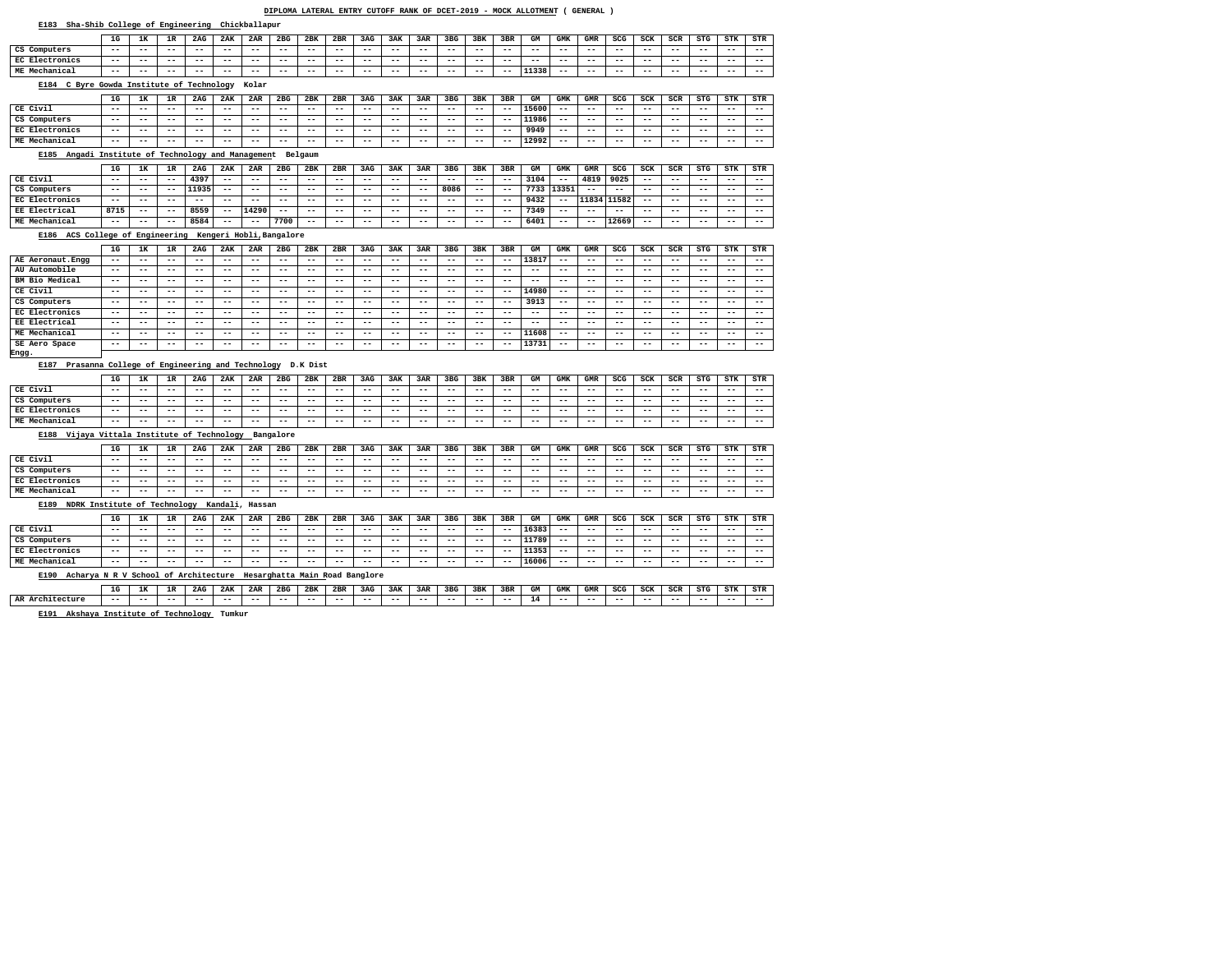**DIPLOMA LATERAL ENTRY CUTOFF RANK OF DCET-2019 - MOCK ALLOTMENT ( GENERAL )**

**E183 Sha-Shib College of Engineering Chickballapur**

| | 1G | 1K | 1R | 2AG | 2AK | 2AR | 2BG | 2BK | 2BR | 3AG | 3AK | 3AR | 3BG | 3BK | 3BR | GM | GMK | GMR | SCG | SCK | SCR | STG | STK | STR |
|---|---|---|---|---|---|---|---|---|---|---|---|---|---|---|---|---|---|---|---|---|---|---|---|---|
| CS Computers | -- | -- | -- | -- | -- | -- | -- | -- | -- | -- | -- | -- | -- | -- | -- | -- | -- | -- | -- | -- | -- | -- | -- | -- |
| EC Electronics | -- | -- | -- | -- | -- | -- | -- | -- | -- | -- | -- | -- | -- | -- | -- | -- | -- | -- | -- | -- | -- | -- | -- | -- |
| ME Mechanical | -- | -- | -- | -- | -- | -- | -- | -- | -- | -- | -- | -- | -- | -- | -- | 11338 | -- | -- | -- | -- | -- | -- | -- | -- |

**E184 C Byre Gowda Institute of Technology Kolar**

| | 1G | 1K | 1R | 2AG | 2AK | 2AR | 2BG | 2BK | 2BR | 3AG | 3AK | 3AR | 3BG | 3BK | 3BR | GM | GMK | GMR | SCG | SCK | SCR | STG | STK | STR |
|---|---|---|---|---|---|---|---|---|---|---|---|---|---|---|---|---|---|---|---|---|---|---|---|---|
| CE Civil | -- | -- | -- | -- | -- | -- | -- | -- | -- | -- | -- | -- | -- | -- | -- | 15600 | -- | -- | -- | -- | -- | -- | -- | -- |
| CS Computers | -- | -- | -- | -- | -- | -- | -- | -- | -- | -- | -- | -- | -- | -- | -- | 11986 | -- | -- | -- | -- | -- | -- | -- | -- |
| EC Electronics | -- | -- | -- | -- | -- | -- | -- | -- | -- | -- | -- | -- | -- | -- | -- | 9949 | -- | -- | -- | -- | -- | -- | -- | -- |
| ME Mechanical | -- | -- | -- | -- | -- | -- | -- | -- | -- | -- | -- | -- | -- | -- | -- | 12992 | -- | -- | -- | -- | -- | -- | -- | -- |

**E185 Angadi Institute of Technology and Management Belgaum**

| | 1G | 1K | 1R | 2AG | 2AK | 2AR | 2BG | 2BK | 2BR | 3AG | 3AK | 3AR | 3BG | 3BK | 3BR | GM | GMK | GMR | SCG | SCK | SCR | STG | STK | STR |
|---|---|---|---|---|---|---|---|---|---|---|---|---|---|---|---|---|---|---|---|---|---|---|---|---|
| CE Civil | -- | -- | -- | 4397 | -- | -- | -- | -- | -- | -- | -- | -- | -- | -- | -- | 3104 | -- | 4819 | 9025 | -- | -- | -- | -- | -- |
| CS Computers | -- | -- | -- | 11935 | -- | -- | -- | -- | -- | -- | -- | -- | 8086 | -- | -- | 7733 | 13351 | -- | -- | -- | -- | -- | -- | -- |
| EC Electronics | -- | -- | -- | -- | -- | -- | -- | -- | -- | -- | -- | -- | -- | -- | -- | 9432 | -- | 11834 | 11582 | -- | -- | -- | -- | -- |
| EE Electrical | 8715 | -- | -- | 8559 | -- | 14290 | -- | -- | -- | -- | -- | -- | -- | -- | -- | 7349 | -- | -- | -- | -- | -- | -- | -- | -- |
| ME Mechanical | -- | -- | -- | 8584 | -- | -- | 7700 | -- | -- | -- | -- | -- | -- | -- | -- | 6401 | -- | -- | 12669 | -- | -- | -- | -- | -- |

**E186 ACS College of Engineering Kengeri Hobli,Bangalore**

| | 1G | 1K | 1R | 2AG | 2AK | 2AR | 2BG | 2BK | 2BR | 3AG | 3AK | 3AR | 3BG | 3BK | 3BR | GM | GMK | GMR | SCG | SCK | SCR | STG | STK | STR |
|---|---|---|---|---|---|---|---|---|---|---|---|---|---|---|---|---|---|---|---|---|---|---|---|---|
| AE Aeronaut.Engg | -- | -- | -- | -- | -- | -- | -- | -- | -- | -- | -- | -- | -- | -- | -- | 13817 | -- | -- | -- | -- | -- | -- | -- | -- |
| AU Automobile | -- | -- | -- | -- | -- | -- | -- | -- | -- | -- | -- | -- | -- | -- | -- | -- | -- | -- | -- | -- | -- | -- | -- | -- |
| BM Bio Medical | -- | -- | -- | -- | -- | -- | -- | -- | -- | -- | -- | -- | -- | -- | -- | -- | -- | -- | -- | -- | -- | -- | -- | -- |
| CE Civil | -- | -- | -- | -- | -- | -- | -- | -- | -- | -- | -- | -- | -- | -- | -- | 14980 | -- | -- | -- | -- | -- | -- | -- | -- |
| CS Computers | -- | -- | -- | -- | -- | -- | -- | -- | -- | -- | -- | -- | -- | -- | -- | 3913 | -- | -- | -- | -- | -- | -- | -- | -- |
| EC Electronics | -- | -- | -- | -- | -- | -- | -- | -- | -- | -- | -- | -- | -- | -- | -- | -- | -- | -- | -- | -- | -- | -- | -- | -- |
| EE Electrical | -- | -- | -- | -- | -- | -- | -- | -- | -- | -- | -- | -- | -- | -- | -- | -- | -- | -- | -- | -- | -- | -- | -- | -- |
| ME Mechanical | -- | -- | -- | -- | -- | -- | -- | -- | -- | -- | -- | -- | -- | -- | -- | 11608 | -- | -- | -- | -- | -- | -- | -- | -- |
| SE Aero Space Engg. | -- | -- | -- | -- | -- | -- | -- | -- | -- | -- | -- | -- | -- | -- | -- | 13731 | -- | -- | -- | -- | -- | -- | -- | -- |

**E187 Prasanna College of Engineering and Technology D.K Dist**

| | 1G | 1K | 1R | 2AG | 2AK | 2AR | 2BG | 2BK | 2BR | 3AG | 3AK | 3AR | 3BG | 3BK | 3BR | GM | GMK | GMR | SCG | SCK | SCR | STG | STK | STR |
|---|---|---|---|---|---|---|---|---|---|---|---|---|---|---|---|---|---|---|---|---|---|---|---|---|
| CE Civil | -- | -- | -- | -- | -- | -- | -- | -- | -- | -- | -- | -- | -- | -- | -- | -- | -- | -- | -- | -- | -- | -- | -- | -- |
| CS Computers | -- | -- | -- | -- | -- | -- | -- | -- | -- | -- | -- | -- | -- | -- | -- | -- | -- | -- | -- | -- | -- | -- | -- | -- |
| EC Electronics | -- | -- | -- | -- | -- | -- | -- | -- | -- | -- | -- | -- | -- | -- | -- | -- | -- | -- | -- | -- | -- | -- | -- | -- |
| ME Mechanical | -- | -- | -- | -- | -- | -- | -- | -- | -- | -- | -- | -- | -- | -- | -- | -- | -- | -- | -- | -- | -- | -- | -- | -- |

**E188 Vijaya Vittala Institute of Technology Bangalore**

| | 1G | 1K | 1R | 2AG | 2AK | 2AR | 2BG | 2BK | 2BR | 3AG | 3AK | 3AR | 3BG | 3BK | 3BR | GM | GMK | GMR | SCG | SCK | SCR | STG | STK | STR |
|---|---|---|---|---|---|---|---|---|---|---|---|---|---|---|---|---|---|---|---|---|---|---|---|---|
| CE Civil | -- | -- | -- | -- | -- | -- | -- | -- | -- | -- | -- | -- | -- | -- | -- | -- | -- | -- | -- | -- | -- | -- | -- | -- |
| CS Computers | -- | -- | -- | -- | -- | -- | -- | -- | -- | -- | -- | -- | -- | -- | -- | -- | -- | -- | -- | -- | -- | -- | -- | -- |
| EC Electronics | -- | -- | -- | -- | -- | -- | -- | -- | -- | -- | -- | -- | -- | -- | -- | -- | -- | -- | -- | -- | -- | -- | -- | -- |
| ME Mechanical | -- | -- | -- | -- | -- | -- | -- | -- | -- | -- | -- | -- | -- | -- | -- | -- | -- | -- | -- | -- | -- | -- | -- | -- |

**E189 NDRK Institute of Technology Kandali, Hassan**

| | 1G | 1K | 1R | 2AG | 2AK | 2AR | 2BG | 2BK | 2BR | 3AG | 3AK | 3AR | 3BG | 3BK | 3BR | GM | GMK | GMR | SCG | SCK | SCR | STG | STK | STR |
|---|---|---|---|---|---|---|---|---|---|---|---|---|---|---|---|---|---|---|---|---|---|---|---|---|
| CE Civil | -- | -- | -- | -- | -- | -- | -- | -- | -- | -- | -- | -- | -- | -- | -- | 16383 | -- | -- | -- | -- | -- | -- | -- | -- |
| CS Computers | -- | -- | -- | -- | -- | -- | -- | -- | -- | -- | -- | -- | -- | -- | -- | 11789 | -- | -- | -- | -- | -- | -- | -- | -- |
| EC Electronics | -- | -- | -- | -- | -- | -- | -- | -- | -- | -- | -- | -- | -- | -- | -- | 11353 | -- | -- | -- | -- | -- | -- | -- | -- |
| ME Mechanical | -- | -- | -- | -- | -- | -- | -- | -- | -- | -- | -- | -- | -- | -- | -- | 16006 | -- | -- | -- | -- | -- | -- | -- | -- |

**E190 Acharya N R V School of Architecture Hesarghatta Main Road Banglore**

| | 1G | 1K | 1R | 2AG | 2AK | 2AR | 2BG | 2BK | 2BR | 3AG | 3AK | 3AR | 3BG | 3BK | 3BR | GM | GMK | GMR | SCG | SCK | SCR | STG | STK | STR |
|---|---|---|---|---|---|---|---|---|---|---|---|---|---|---|---|---|---|---|---|---|---|---|---|---|
| AR Architecture | -- | -- | -- | -- | -- | -- | -- | -- | -- | -- | -- | -- | -- | -- | -- | 14 | -- | -- | -- | -- | -- | -- | -- | -- |

**E191 Akshaya Institute of Technology Tumkur**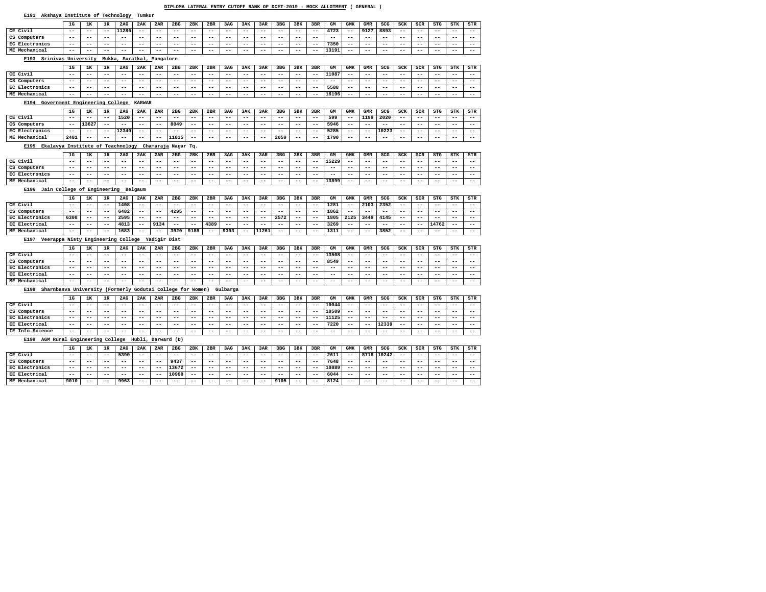**DIPLOMA LATERAL ENTRY CUTOFF RANK OF DCET-2019 - MOCK ALLOTMENT ( GENERAL )**

**E191 Akshaya Institute of Technology Tumkur**

| | 1G | 1K | 1R | 2AG | 2AK | 2AR | 2BG | 2BK | 2BR | 3AG | 3AK | 3AR | 3BG | 3BK | 3BR | GM | GMK | GMR | SCG | SCK | SCR | STG | STK | STR |
|---|---|---|---|---|---|---|---|---|---|---|---|---|---|---|---|---|---|---|---|---|---|---|---|---|
| CE Civil | -- | -- | -- | 11286 | -- | -- | -- | -- | -- | -- | -- | -- | -- | -- | -- | 4723 | -- | 9127 | 8893 | -- | -- | -- | -- | -- |
| CS Computers | -- | -- | -- | -- | -- | -- | -- | -- | -- | -- | -- | -- | -- | -- | -- | -- | -- | -- | -- | -- | -- | -- | -- | -- |
| EC Electronics | -- | -- | -- | -- | -- | -- | -- | -- | -- | -- | -- | -- | -- | -- | -- | 7350 | -- | -- | -- | -- | -- | -- | -- | -- |
| ME Mechanical | -- | -- | -- | -- | -- | -- | -- | -- | -- | -- | -- | -- | -- | -- | -- | 13191 | -- | -- | -- | -- | -- | -- | -- | -- |

**E193 Srinivas University Mukka, Suratkal, Mangalore**

| | 1G | 1K | 1R | 2AG | 2AK | 2AR | 2BG | 2BK | 2BR | 3AG | 3AK | 3AR | 3BG | 3BK | 3BR | GM | GMK | GMR | SCG | SCK | SCR | STG | STK | STR |
|---|---|---|---|---|---|---|---|---|---|---|---|---|---|---|---|---|---|---|---|---|---|---|---|---|
| CE Civil | -- | -- | -- | -- | -- | -- | -- | -- | -- | -- | -- | -- | -- | -- | -- | 11087 | -- | -- | -- | -- | -- | -- | -- | -- |
| CS Computers | -- | -- | -- | -- | -- | -- | -- | -- | -- | -- | -- | -- | -- | -- | -- | -- | -- | -- | -- | -- | -- | -- | -- | -- |
| EC Electronics | -- | -- | -- | -- | -- | -- | -- | -- | -- | -- | -- | -- | -- | -- | -- | 5588 | -- | -- | -- | -- | -- | -- | -- | -- |
| ME Mechanical | -- | -- | -- | -- | -- | -- | -- | -- | -- | -- | -- | -- | -- | -- | -- | 16196 | -- | -- | -- | -- | -- | -- | -- | -- |

**E194 Government Engineering College KARWAR**

| | 1G | 1K | 1R | 2AG | 2AK | 2AR | 2BG | 2BK | 2BR | 3AG | 3AK | 3AR | 3BG | 3BK | 3BR | GM | GMK | GMR | SCG | SCK | SCR | STG | STK | STR |
|---|---|---|---|---|---|---|---|---|---|---|---|---|---|---|---|---|---|---|---|---|---|---|---|---|
| CE Civil | -- | -- | -- | 1520 | -- | -- | -- | -- | -- | -- | -- | -- | -- | -- | -- | 599 | -- | 1199 | 2020 | -- | -- | -- | -- | -- |
| CS Computers | -- | 13627 | -- | -- | -- | -- | 8049 | -- | -- | -- | -- | -- | -- | -- | -- | 5946 | -- | -- | -- | -- | -- | -- | -- | -- |
| EC Electronics | -- | -- | -- | 12340 | -- | -- | -- | -- | -- | -- | -- | -- | -- | -- | -- | 5285 | -- | -- | 10223 | -- | -- | -- | -- | -- |
| ME Mechanical | 2481 | -- | -- | -- | -- | -- | 11815 | -- | -- | -- | -- | -- | 2059 | -- | -- | 1790 | -- | -- | -- | -- | -- | -- | -- | -- |

**E195 Ekalavya Institute of Teachnology Chamaraja Nagar Tq.**

| | 1G | 1K | 1R | 2AG | 2AK | 2AR | 2BG | 2BK | 2BR | 3AG | 3AK | 3AR | 3BG | 3BK | 3BR | GM | GMK | GMR | SCG | SCK | SCR | STG | STK | STR |
|---|---|---|---|---|---|---|---|---|---|---|---|---|---|---|---|---|---|---|---|---|---|---|---|---|
| CE Civil | -- | -- | -- | -- | -- | -- | -- | -- | -- | -- | -- | -- | -- | -- | -- | 15229 | -- | -- | -- | -- | -- | -- | -- | -- |
| CS Computers | -- | -- | -- | -- | -- | -- | -- | -- | -- | -- | -- | -- | -- | -- | -- | -- | -- | -- | -- | -- | -- | -- | -- | -- |
| EC Electronics | -- | -- | -- | -- | -- | -- | -- | -- | -- | -- | -- | -- | -- | -- | -- | -- | -- | -- | -- | -- | -- | -- | -- | -- |
| ME Mechanical | -- | -- | -- | -- | -- | -- | -- | -- | -- | -- | -- | -- | -- | -- | -- | 13899 | -- | -- | -- | -- | -- | -- | -- | -- |

**E196 Jain College of Engineering Belgaum**

| | 1G | 1K | 1R | 2AG | 2AK | 2AR | 2BG | 2BK | 2BR | 3AG | 3AK | 3AR | 3BG | 3BK | 3BR | GM | GMK | GMR | SCG | SCK | SCR | STG | STK | STR |
|---|---|---|---|---|---|---|---|---|---|---|---|---|---|---|---|---|---|---|---|---|---|---|---|---|
| CE Civil | -- | -- | -- | 1408 | -- | -- | -- | -- | -- | -- | -- | -- | -- | -- | -- | 1281 | -- | 2103 | 2352 | -- | -- | -- | -- | -- |
| CS Computers | -- | -- | -- | 6482 | -- | -- | 4295 | -- | -- | -- | -- | -- | -- | -- | -- | 1862 | -- | -- | -- | -- | -- | -- | -- | -- |
| EC Electronics | 6308 | -- | -- | 2595 | -- | -- | -- | -- | -- | -- | -- | -- | 2572 | -- | -- | 1805 | 2125 | 3449 | 4145 | -- | -- | -- | -- | -- |
| EE Electrical | -- | -- | -- | 4813 | -- | 9134 | -- | -- | 4389 | -- | -- | -- | -- | -- | -- | 3269 | -- | -- | -- | -- | -- | 14762 | -- | -- |
| ME Mechanical | -- | -- | -- | 1683 | -- | -- | 3920 | 9189 | -- | 9303 | -- | 11261 | -- | -- | -- | 1311 | -- | -- | 3852 | -- | -- | -- | -- | -- |

**E197 Veerappa Nisty Engineering College Yadigir Dist**

| | 1G | 1K | 1R | 2AG | 2AK | 2AR | 2BG | 2BK | 2BR | 3AG | 3AK | 3AR | 3BG | 3BK | 3BR | GM | GMK | GMR | SCG | SCK | SCR | STG | STK | STR |
|---|---|---|---|---|---|---|---|---|---|---|---|---|---|---|---|---|---|---|---|---|---|---|---|---|
| CE Civil | -- | -- | -- | -- | -- | -- | -- | -- | -- | -- | -- | -- | -- | -- | -- | 13508 | -- | -- | -- | -- | -- | -- | -- | -- |
| CS Computers | -- | -- | -- | -- | -- | -- | -- | -- | -- | -- | -- | -- | -- | -- | -- | 8549 | -- | -- | -- | -- | -- | -- | -- | -- |
| EC Electronics | -- | -- | -- | -- | -- | -- | -- | -- | -- | -- | -- | -- | -- | -- | -- | -- | -- | -- | -- | -- | -- | -- | -- | -- |
| EE Electrical | -- | -- | -- | -- | -- | -- | -- | -- | -- | -- | -- | -- | -- | -- | -- | -- | -- | -- | -- | -- | -- | -- | -- | -- |
| ME Mechanical | -- | -- | -- | -- | -- | -- | -- | -- | -- | -- | -- | -- | -- | -- | -- | -- | -- | -- | -- | -- | -- | -- | -- | -- |

**E198 Sharnbasva University (Formerly Godutai College for Women) Gulbarga**

| | 1G | 1K | 1R | 2AG | 2AK | 2AR | 2BG | 2BK | 2BR | 3AG | 3AK | 3AR | 3BG | 3BK | 3BR | GM | GMK | GMR | SCG | SCK | SCR | STG | STK | STR |
|---|---|---|---|---|---|---|---|---|---|---|---|---|---|---|---|---|---|---|---|---|---|---|---|---|
| CE Civil | -- | -- | -- | -- | -- | -- | -- | -- | -- | -- | -- | -- | -- | -- | -- | 10044 | -- | -- | -- | -- | -- | -- | -- | -- |
| CS Computers | -- | -- | -- | -- | -- | -- | -- | -- | -- | -- | -- | -- | -- | -- | -- | 10509 | -- | -- | -- | -- | -- | -- | -- | -- |
| EC Electronics | -- | -- | -- | -- | -- | -- | -- | -- | -- | -- | -- | -- | -- | -- | -- | 11125 | -- | -- | -- | -- | -- | -- | -- | -- |
| EE Electrical | -- | -- | -- | -- | -- | -- | -- | -- | -- | -- | -- | -- | -- | -- | -- | 7220 | -- | -- | 12339 | -- | -- | -- | -- | -- |
| IE Info.Science | -- | -- | -- | -- | -- | -- | -- | -- | -- | -- | -- | -- | -- | -- | -- | -- | -- | -- | -- | -- | -- | -- | -- | -- |

**E199 AGM Rural Engineering College Hubli, Darward (D)**

| | 1G | 1K | 1R | 2AG | 2AK | 2AR | 2BG | 2BK | 2BR | 3AG | 3AK | 3AR | 3BG | 3BK | 3BR | GM | GMK | GMR | SCG | SCK | SCR | STG | STK | STR |
|---|---|---|---|---|---|---|---|---|---|---|---|---|---|---|---|---|---|---|---|---|---|---|---|---|
| CE Civil | -- | -- | -- | 5390 | -- | -- | -- | -- | -- | -- | -- | -- | -- | -- | -- | 2611 | -- | 8718 | 10242 | -- | -- | -- | -- | -- |
| CS Computers | -- | -- | -- | -- | -- | -- | 9437 | -- | -- | -- | -- | -- | -- | -- | -- | 7648 | -- | -- | -- | -- | -- | -- | -- | -- |
| EC Electronics | -- | -- | -- | -- | -- | -- | 13672 | -- | -- | -- | -- | -- | -- | -- | -- | 10889 | -- | -- | -- | -- | -- | -- | -- | -- |
| EE Electrical | -- | -- | -- | -- | -- | -- | 10968 | -- | -- | -- | -- | -- | -- | -- | -- | 6044 | -- | -- | -- | -- | -- | -- | -- | -- |
| ME Mechanical | 9010 | -- | -- | 9963 | -- | -- | -- | -- | -- | -- | -- | -- | 9105 | -- | -- | 8124 | -- | -- | -- | -- | -- | -- | -- | -- |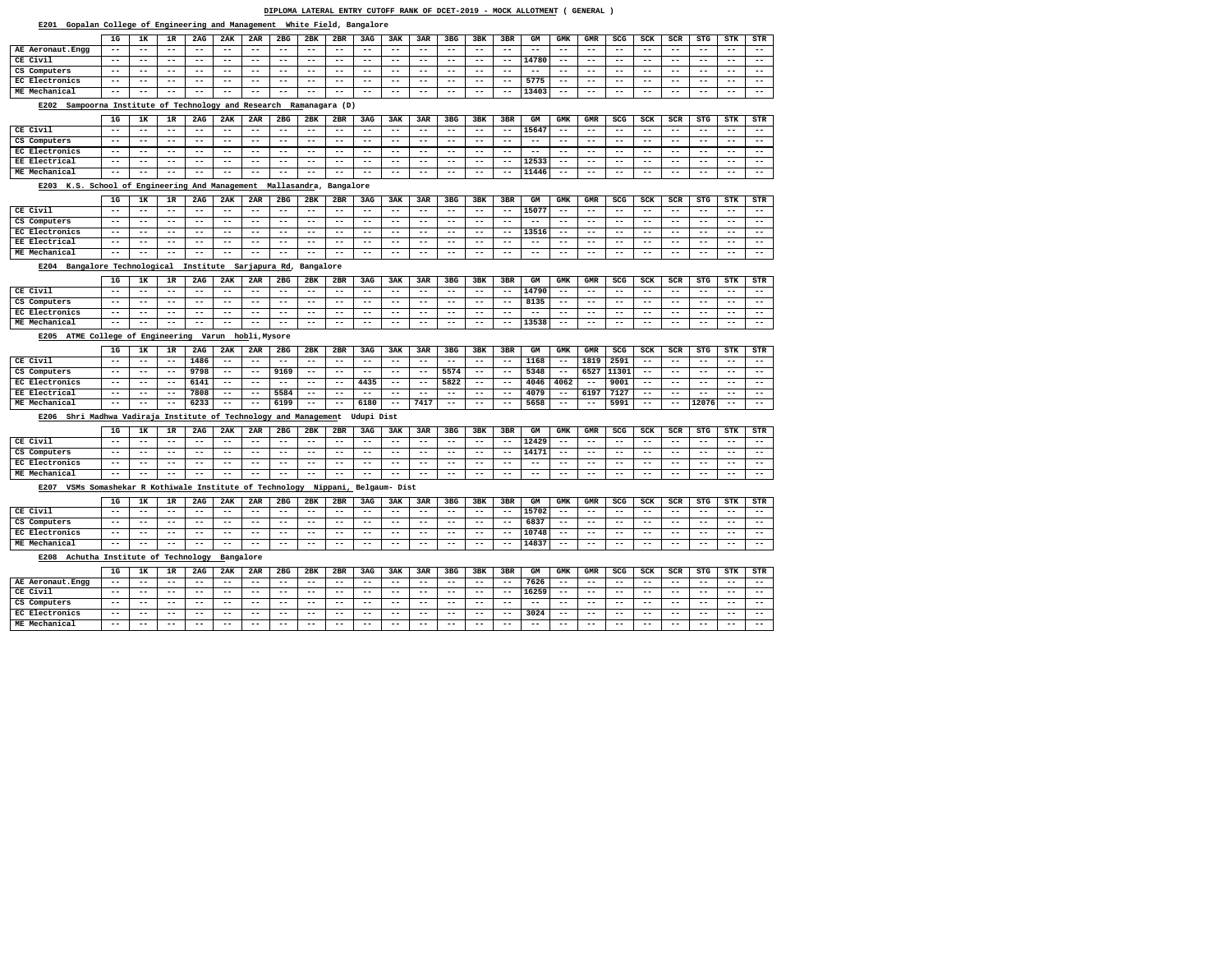**DIPLOMA LATERAL ENTRY CUTOFF RANK OF DCET-2019 - MOCK ALLOTMENT ( GENERAL )**

**E201 Gopalan College of Engineering and Management White Field, Bangalore**

| | 1G | 1K | 1R | 2AG | 2AK | 2AR | 2BG | 2BK | 2BR | 3AG | 3AK | 3AR | 3BG | 3BK | 3BR | GM | GMK | GMR | SCG | SCK | SCR | STG | STK | STR |
|---|---|---|---|---|---|---|---|---|---|---|---|---|---|---|---|---|---|---|---|---|---|---|---|---|
| AE Aeronaut.Engg | -- | -- | -- | -- | -- | -- | -- | -- | -- | -- | -- | -- | -- | -- | -- | -- | -- | -- | -- | -- | -- | -- | -- | -- |
| CE Civil | -- | -- | -- | -- | -- | -- | -- | -- | -- | -- | -- | -- | -- | -- | -- | 14780 | -- | -- | -- | -- | -- | -- | -- | -- |
| CS Computers | -- | -- | -- | -- | -- | -- | -- | -- | -- | -- | -- | -- | -- | -- | -- | -- | -- | -- | -- | -- | -- | -- | -- | -- |
| EC Electronics | -- | -- | -- | -- | -- | -- | -- | -- | -- | -- | -- | -- | -- | -- | -- | 5775 | -- | -- | -- | -- | -- | -- | -- | -- |
| ME Mechanical | -- | -- | -- | -- | -- | -- | -- | -- | -- | -- | -- | -- | -- | -- | -- | 13403 | -- | -- | -- | -- | -- | -- | -- | -- |

**E202 Sampoorna Institute of Technology and Research Ramanagara (D)**

| | 1G | 1K | 1R | 2AG | 2AK | 2AR | 2BG | 2BK | 2BR | 3AG | 3AK | 3AR | 3BG | 3BK | 3BR | GM | GMK | GMR | SCG | SCK | SCR | STG | STK | STR |
|---|---|---|---|---|---|---|---|---|---|---|---|---|---|---|---|---|---|---|---|---|---|---|---|---|
| CE Civil | -- | -- | -- | -- | -- | -- | -- | -- | -- | -- | -- | -- | -- | -- | -- | 15647 | -- | -- | -- | -- | -- | -- | -- | -- |
| CS Computers | -- | -- | -- | -- | -- | -- | -- | -- | -- | -- | -- | -- | -- | -- | -- | -- | -- | -- | -- | -- | -- | -- | -- | -- |
| EC Electronics | -- | -- | -- | -- | -- | -- | -- | -- | -- | -- | -- | -- | -- | -- | -- | -- | -- | -- | -- | -- | -- | -- | -- | -- |
| EE Electrical | -- | -- | -- | -- | -- | -- | -- | -- | -- | -- | -- | -- | -- | -- | -- | 12533 | -- | -- | -- | -- | -- | -- | -- | -- |
| ME Mechanical | -- | -- | -- | -- | -- | -- | -- | -- | -- | -- | -- | -- | -- | -- | -- | 11446 | -- | -- | -- | -- | -- | -- | -- | -- |

**E203 K.S. School of Engineering And Management Mallasandra, Bangalore**

| | 1G | 1K | 1R | 2AG | 2AK | 2AR | 2BG | 2BK | 2BR | 3AG | 3AK | 3AR | 3BG | 3BK | 3BR | GM | GMK | GMR | SCG | SCK | SCR | STG | STK | STR |
|---|---|---|---|---|---|---|---|---|---|---|---|---|---|---|---|---|---|---|---|---|---|---|---|---|
| CE Civil | -- | -- | -- | -- | -- | -- | -- | -- | -- | -- | -- | -- | -- | -- | -- | 15077 | -- | -- | -- | -- | -- | -- | -- | -- |
| CS Computers | -- | -- | -- | -- | -- | -- | -- | -- | -- | -- | -- | -- | -- | -- | -- | -- | -- | -- | -- | -- | -- | -- | -- | -- |
| EC Electronics | -- | -- | -- | -- | -- | -- | -- | -- | -- | -- | -- | -- | -- | -- | -- | 13516 | -- | -- | -- | -- | -- | -- | -- | -- |
| EE Electrical | -- | -- | -- | -- | -- | -- | -- | -- | -- | -- | -- | -- | -- | -- | -- | -- | -- | -- | -- | -- | -- | -- | -- | -- |
| ME Mechanical | -- | -- | -- | -- | -- | -- | -- | -- | -- | -- | -- | -- | -- | -- | -- | -- | -- | -- | -- | -- | -- | -- | -- | -- |

**E204 Bangalore Technological Institute Sarjapura Rd, Bangalore**

| | 1G | 1K | 1R | 2AG | 2AK | 2AR | 2BG | 2BK | 2BR | 3AG | 3AK | 3AR | 3BG | 3BK | 3BR | GM | GMK | GMR | SCG | SCK | SCR | STG | STK | STR |
|---|---|---|---|---|---|---|---|---|---|---|---|---|---|---|---|---|---|---|---|---|---|---|---|---|
| CE Civil | -- | -- | -- | -- | -- | -- | -- | -- | -- | -- | -- | -- | -- | -- | -- | 14790 | -- | -- | -- | -- | -- | -- | -- | -- |
| CS Computers | -- | -- | -- | -- | -- | -- | -- | -- | -- | -- | -- | -- | -- | -- | -- | 8135 | -- | -- | -- | -- | -- | -- | -- | -- |
| EC Electronics | -- | -- | -- | -- | -- | -- | -- | -- | -- | -- | -- | -- | -- | -- | -- | -- | -- | -- | -- | -- | -- | -- | -- | -- |
| ME Mechanical | -- | -- | -- | -- | -- | -- | -- | -- | -- | -- | -- | -- | -- | -- | -- | 13538 | -- | -- | -- | -- | -- | -- | -- | -- |

**E205 ATME College of Engineering Varun hobli,Mysore**

| | 1G | 1K | 1R | 2AG | 2AK | 2AR | 2BG | 2BK | 2BR | 3AG | 3AK | 3AR | 3BG | 3BK | 3BR | GM | GMK | GMR | SCG | SCK | SCR | STG | STK | STR |
|---|---|---|---|---|---|---|---|---|---|---|---|---|---|---|---|---|---|---|---|---|---|---|---|---|
| CE Civil | -- | -- | -- | 1486 | -- | -- | -- | -- | -- | -- | -- | -- | -- | -- | -- | 1168 | -- | 1819 | 2591 | -- | -- | -- | -- | -- |
| CS Computers | -- | -- | -- | 9798 | -- | -- | 9169 | -- | -- | -- | -- | -- | 5574 | -- | -- | 5348 | -- | 6527 | 11301 | -- | -- | -- | -- | -- |
| EC Electronics | -- | -- | -- | 6141 | -- | -- | -- | -- | -- | 4435 | -- | -- | 5822 | -- | -- | 4046 | 4062 | -- | 9001 | -- | -- | -- | -- | -- |
| EE Electrical | -- | -- | -- | 7808 | -- | -- | 5584 | -- | -- | -- | -- | -- | -- | -- | -- | 4079 | -- | 6197 | 7127 | -- | -- | -- | -- | -- |
| ME Mechanical | -- | -- | -- | 6233 | -- | -- | 6199 | -- | -- | 6180 | -- | 7417 | -- | -- | -- | 5658 | -- | -- | 5991 | -- | -- | 12076 | -- | -- |

**E206 Shri Madhwa Vadiraja Institute of Technology and Management Udupi Dist**

| | 1G | 1K | 1R | 2AG | 2AK | 2AR | 2BG | 2BK | 2BR | 3AG | 3AK | 3AR | 3BG | 3BK | 3BR | GM | GMK | GMR | SCG | SCK | SCR | STG | STK | STR |
|---|---|---|---|---|---|---|---|---|---|---|---|---|---|---|---|---|---|---|---|---|---|---|---|---|
| CE Civil | -- | -- | -- | -- | -- | -- | -- | -- | -- | -- | -- | -- | -- | -- | -- | 12429 | -- | -- | -- | -- | -- | -- | -- | -- |
| CS Computers | -- | -- | -- | -- | -- | -- | -- | -- | -- | -- | -- | -- | -- | -- | -- | 14171 | -- | -- | -- | -- | -- | -- | -- | -- |
| EC Electronics | -- | -- | -- | -- | -- | -- | -- | -- | -- | -- | -- | -- | -- | -- | -- | -- | -- | -- | -- | -- | -- | -- | -- | -- |
| ME Mechanical | -- | -- | -- | -- | -- | -- | -- | -- | -- | -- | -- | -- | -- | -- | -- | -- | -- | -- | -- | -- | -- | -- | -- | -- |

**E207 VSMs Somashekar R Kothiwale Institute of Technology Nippani, Belgaum- Dist**

| | 1G | 1K | 1R | 2AG | 2AK | 2AR | 2BG | 2BK | 2BR | 3AG | 3AK | 3AR | 3BG | 3BK | 3BR | GM | GMK | GMR | SCG | SCK | SCR | STG | STK | STR |
|---|---|---|---|---|---|---|---|---|---|---|---|---|---|---|---|---|---|---|---|---|---|---|---|---|
| CE Civil | -- | -- | -- | -- | -- | -- | -- | -- | -- | -- | -- | -- | -- | -- | -- | 15702 | -- | -- | -- | -- | -- | -- | -- | -- |
| CS Computers | -- | -- | -- | -- | -- | -- | -- | -- | -- | -- | -- | -- | -- | -- | -- | 6837 | -- | -- | -- | -- | -- | -- | -- | -- |
| EC Electronics | -- | -- | -- | -- | -- | -- | -- | -- | -- | -- | -- | -- | -- | -- | -- | 10748 | -- | -- | -- | -- | -- | -- | -- | -- |
| ME Mechanical | -- | -- | -- | -- | -- | -- | -- | -- | -- | -- | -- | -- | -- | -- | -- | 14837 | -- | -- | -- | -- | -- | -- | -- | -- |

**E208 Achutha Institute of Technology Bangalore**

| | 1G | 1K | 1R | 2AG | 2AK | 2AR | 2BG | 2BK | 2BR | 3AG | 3AK | 3AR | 3BG | 3BK | 3BR | GM | GMK | GMR | SCG | SCK | SCR | STG | STK | STR |
|---|---|---|---|---|---|---|---|---|---|---|---|---|---|---|---|---|---|---|---|---|---|---|---|---|
| AE Aeronaut.Engg | -- | -- | -- | -- | -- | -- | -- | -- | -- | -- | -- | -- | -- | -- | -- | 7626 | -- | -- | -- | -- | -- | -- | -- | -- |
| CE Civil | -- | -- | -- | -- | -- | -- | -- | -- | -- | -- | -- | -- | -- | -- | -- | 16259 | -- | -- | -- | -- | -- | -- | -- | -- |
| CS Computers | -- | -- | -- | -- | -- | -- | -- | -- | -- | -- | -- | -- | -- | -- | -- | -- | -- | -- | -- | -- | -- | -- | -- | -- |
| EC Electronics | -- | -- | -- | -- | -- | -- | -- | -- | -- | -- | -- | -- | -- | -- | -- | 3024 | -- | -- | -- | -- | -- | -- | -- | -- |
| ME Mechanical | -- | -- | -- | -- | -- | -- | -- | -- | -- | -- | -- | -- | -- | -- | -- | -- | -- | -- | -- | -- | -- | -- | -- | -- |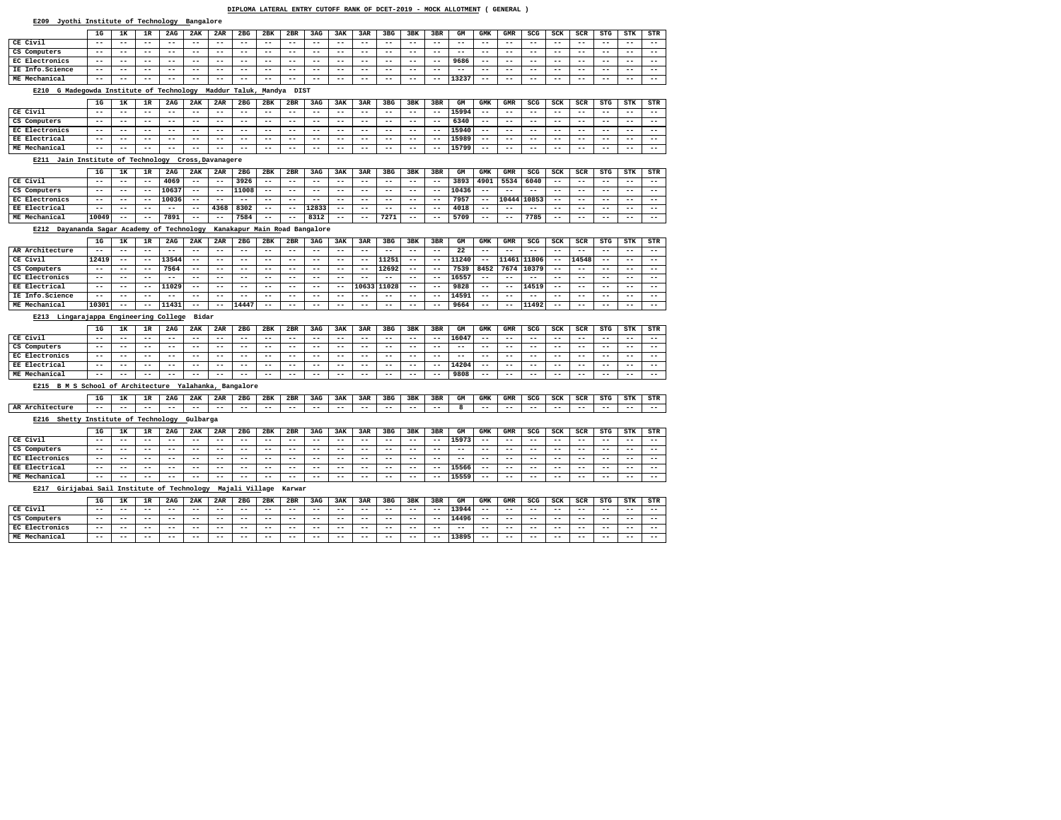**DIPLOMA LATERAL ENTRY CUTOFF RANK OF DCET-2019 - MOCK ALLOTMENT ( GENERAL )**

**E209 Jyothi Institute of Technology Bangalore**

| | 1G | 1K | 1R | 2AG | 2AK | 2AR | 2BG | 2BK | 2BR | 3AG | 3AK | 3AR | 3BG | 3BK | 3BR | GM | GMK | GMR | SCG | SCK | SCR | STG | STK | STR |
|---|---|---|---|---|---|---|---|---|---|---|---|---|---|---|---|---|---|---|---|---|---|---|---|---|
| CE Civil | -- | -- | -- | -- | -- | -- | -- | -- | -- | -- | -- | -- | -- | -- | -- | -- | -- | -- | -- | -- | -- | -- | -- | -- |
| CS Computers | -- | -- | -- | -- | -- | -- | -- | -- | -- | -- | -- | -- | -- | -- | -- | -- | -- | -- | -- | -- | -- | -- | -- | -- |
| EC Electronics | -- | -- | -- | -- | -- | -- | -- | -- | -- | -- | -- | -- | -- | -- | -- | 9686 | -- | -- | -- | -- | -- | -- | -- | -- |
| IE Info.Science | -- | -- | -- | -- | -- | -- | -- | -- | -- | -- | -- | -- | -- | -- | -- | -- | -- | -- | -- | -- | -- | -- | -- | -- |
| ME Mechanical | -- | -- | -- | -- | -- | -- | -- | -- | -- | -- | -- | -- | -- | -- | -- | 13237 | -- | -- | -- | -- | -- | -- | -- | -- |

**E210 G Madegowda Institute of Technology Maddur Taluk, Mandya DIST**

| | 1G | 1K | 1R | 2AG | 2AK | 2AR | 2BG | 2BK | 2BR | 3AG | 3AK | 3AR | 3BG | 3BK | 3BR | GM | GMK | GMR | SCG | SCK | SCR | STG | STK | STR |
|---|---|---|---|---|---|---|---|---|---|---|---|---|---|---|---|---|---|---|---|---|---|---|---|---|
| CE Civil | -- | -- | -- | -- | -- | -- | -- | -- | -- | -- | -- | -- | -- | -- | -- | 15994 | -- | -- | -- | -- | -- | -- | -- | -- |
| CS Computers | -- | -- | -- | -- | -- | -- | -- | -- | -- | -- | -- | -- | -- | -- | -- | 6340 | -- | -- | -- | -- | -- | -- | -- | -- |
| EC Electronics | -- | -- | -- | -- | -- | -- | -- | -- | -- | -- | -- | -- | -- | -- | -- | 15940 | -- | -- | -- | -- | -- | -- | -- | -- |
| EE Electrical | -- | -- | -- | -- | -- | -- | -- | -- | -- | -- | -- | -- | -- | -- | -- | 15989 | -- | -- | -- | -- | -- | -- | -- | -- |
| ME Mechanical | -- | -- | -- | -- | -- | -- | -- | -- | -- | -- | -- | -- | -- | -- | -- | 15799 | -- | -- | -- | -- | -- | -- | -- | -- |

**E211 Jain Institute of Technology Cross,Davanagere**

| | 1G | 1K | 1R | 2AG | 2AK | 2AR | 2BG | 2BK | 2BR | 3AG | 3AK | 3AR | 3BG | 3BK | 3BR | GM | GMK | GMR | SCG | SCK | SCR | STG | STK | STR |
|---|---|---|---|---|---|---|---|---|---|---|---|---|---|---|---|---|---|---|---|---|---|---|---|---|
| CE Civil | -- | -- | -- | 4069 | -- | -- | 3926 | -- | -- | -- | -- | -- | -- | -- | -- | 3893 | 4901 | 5534 | 6040 | -- | -- | -- | -- | -- |
| CS Computers | -- | -- | -- | 10637 | -- | -- | 11008 | -- | -- | -- | -- | -- | -- | -- | -- | 10436 | -- | -- | -- | -- | -- | -- | -- | -- |
| EC Electronics | -- | -- | -- | 10036 | -- | -- | -- | -- | -- | -- | -- | -- | -- | -- | -- | 7957 | -- | 10444 | 10853 | -- | -- | -- | -- | -- |
| EE Electrical | -- | -- | -- | -- | -- | 4368 | 8302 | -- | -- | 12833 | -- | -- | -- | -- | -- | 4018 | -- | -- | -- | -- | -- | -- | -- | -- |
| ME Mechanical | 10049 | -- | -- | 7891 | -- | -- | 7584 | -- | -- | 8312 | -- | -- | 7271 | -- | -- | 5709 | -- | -- | 7785 | -- | -- | -- | -- | -- |

**E212 Dayananda Sagar Academy of Technology Kanakapur Main Road Bangalore**

| | 1G | 1K | 1R | 2AG | 2AK | 2AR | 2BG | 2BK | 2BR | 3AG | 3AK | 3AR | 3BG | 3BK | 3BR | GM | GMK | GMR | SCG | SCK | SCR | STG | STK | STR |
|---|---|---|---|---|---|---|---|---|---|---|---|---|---|---|---|---|---|---|---|---|---|---|---|---|
| AR Architecture | -- | -- | -- | -- | -- | -- | -- | -- | -- | -- | -- | -- | -- | -- | -- | 22 | -- | -- | -- | -- | -- | -- | -- | -- |
| CE Civil | 12419 | -- | -- | 13544 | -- | -- | -- | -- | -- | -- | -- | -- | 11251 | -- | -- | 11240 | -- | 11461 | 11806 | -- | 14548 | -- | -- | -- |
| CS Computers | -- | -- | -- | 7564 | -- | -- | -- | -- | -- | -- | -- | -- | 12692 | -- | -- | 7539 | 8452 | 7674 | 10379 | -- | -- | -- | -- | -- |
| EC Electronics | -- | -- | -- | -- | -- | -- | -- | -- | -- | -- | -- | -- | -- | -- | -- | 16557 | -- | -- | -- | -- | -- | -- | -- | -- |
| EE Electrical | -- | -- | -- | 11029 | -- | -- | -- | -- | -- | -- | -- | 10633 | 11028 | -- | -- | 9828 | -- | -- | 14519 | -- | -- | -- | -- | -- |
| IE Info.Science | -- | -- | -- | -- | -- | -- | -- | -- | -- | -- | -- | -- | -- | -- | -- | 14591 | -- | -- | -- | -- | -- | -- | -- | -- |
| ME Mechanical | 10301 | -- | -- | 11431 | -- | -- | 14447 | -- | -- | -- | -- | -- | -- | -- | -- | 9664 | -- | -- | 11492 | -- | -- | -- | -- | -- |

**E213 Lingarajappa Engineering College Bidar**

| | 1G | 1K | 1R | 2AG | 2AK | 2AR | 2BG | 2BK | 2BR | 3AG | 3AK | 3AR | 3BG | 3BK | 3BR | GM | GMK | GMR | SCG | SCK | SCR | STG | STK | STR |
|---|---|---|---|---|---|---|---|---|---|---|---|---|---|---|---|---|---|---|---|---|---|---|---|---|
| CE Civil | -- | -- | -- | -- | -- | -- | -- | -- | -- | -- | -- | -- | -- | -- | -- | 16047 | -- | -- | -- | -- | -- | -- | -- | -- |
| CS Computers | -- | -- | -- | -- | -- | -- | -- | -- | -- | -- | -- | -- | -- | -- | -- | -- | -- | -- | -- | -- | -- | -- | -- | -- |
| EC Electronics | -- | -- | -- | -- | -- | -- | -- | -- | -- | -- | -- | -- | -- | -- | -- | -- | -- | -- | -- | -- | -- | -- | -- | -- |
| EE Electrical | -- | -- | -- | -- | -- | -- | -- | -- | -- | -- | -- | -- | -- | -- | -- | 14204 | -- | -- | -- | -- | -- | -- | -- | -- |
| ME Mechanical | -- | -- | -- | -- | -- | -- | -- | -- | -- | -- | -- | -- | -- | -- | -- | 9808 | -- | -- | -- | -- | -- | -- | -- | -- |

**E215 B M S School of Architecture Yalahanka, Bangalore**

| | 1G | 1K | 1R | 2AG | 2AK | 2AR | 2BG | 2BK | 2BR | 3AG | 3AK | 3AR | 3BG | 3BK | 3BR | GM | GMK | GMR | SCG | SCK | SCR | STG | STK | STR |
|---|---|---|---|---|---|---|---|---|---|---|---|---|---|---|---|---|---|---|---|---|---|---|---|---|
| AR Architecture | -- | -- | -- | -- | -- | -- | -- | -- | -- | -- | -- | -- | -- | -- | -- | 8 | -- | -- | -- | -- | -- | -- | -- | -- |

**E216 Shetty Institute of Technology Gulbarga**

| | 1G | 1K | 1R | 2AG | 2AK | 2AR | 2BG | 2BK | 2BR | 3AG | 3AK | 3AR | 3BG | 3BK | 3BR | GM | GMK | GMR | SCG | SCK | SCR | STG | STK | STR |
|---|---|---|---|---|---|---|---|---|---|---|---|---|---|---|---|---|---|---|---|---|---|---|---|---|
| CE Civil | -- | -- | -- | -- | -- | -- | -- | -- | -- | -- | -- | -- | -- | -- | -- | 15973 | -- | -- | -- | -- | -- | -- | -- | -- |
| CS Computers | -- | -- | -- | -- | -- | -- | -- | -- | -- | -- | -- | -- | -- | -- | -- | -- | -- | -- | -- | -- | -- | -- | -- | -- |
| EC Electronics | -- | -- | -- | -- | -- | -- | -- | -- | -- | -- | -- | -- | -- | -- | -- | -- | -- | -- | -- | -- | -- | -- | -- | -- |
| EE Electrical | -- | -- | -- | -- | -- | -- | -- | -- | -- | -- | -- | -- | -- | -- | -- | 15566 | -- | -- | -- | -- | -- | -- | -- | -- |
| ME Mechanical | -- | -- | -- | -- | -- | -- | -- | -- | -- | -- | -- | -- | -- | -- | -- | 15559 | -- | -- | -- | -- | -- | -- | -- | -- |

**E217 Girijabai Sail Institute of Technology Majali Village Karwar**

| | 1G | 1K | 1R | 2AG | 2AK | 2AR | 2BG | 2BK | 2BR | 3AG | 3AK | 3AR | 3BG | 3BK | 3BR | GM | GMK | GMR | SCG | SCK | SCR | STG | STK | STR |
|---|---|---|---|---|---|---|---|---|---|---|---|---|---|---|---|---|---|---|---|---|---|---|---|---|
| CE Civil | -- | -- | -- | -- | -- | -- | -- | -- | -- | -- | -- | -- | -- | -- | -- | 13944 | -- | -- | -- | -- | -- | -- | -- | -- |
| CS Computers | -- | -- | -- | -- | -- | -- | -- | -- | -- | -- | -- | -- | -- | -- | -- | 14496 | -- | -- | -- | -- | -- | -- | -- | -- |
| EC Electronics | -- | -- | -- | -- | -- | -- | -- | -- | -- | -- | -- | -- | -- | -- | -- | -- | -- | -- | -- | -- | -- | -- | -- | -- |
| ME Mechanical | -- | -- | -- | -- | -- | -- | -- | -- | -- | -- | -- | -- | -- | -- | -- | 13895 | -- | -- | -- | -- | -- | -- | -- | -- |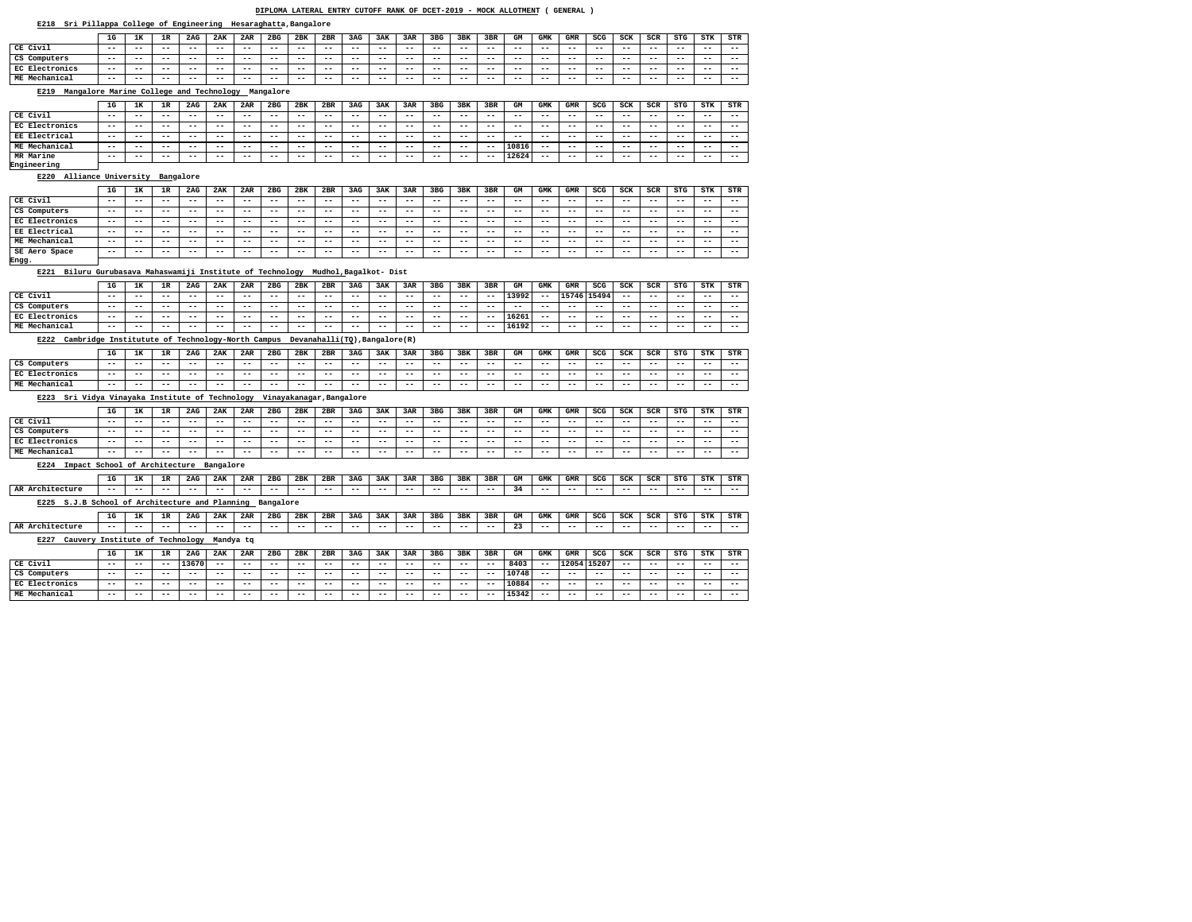**DIPLOMA LATERAL ENTRY CUTOFF RANK OF DCET-2019 - MOCK ALLOTMENT ( GENERAL )**

**E218 Sri Pillappa College of Engineering Hesaraghatta,Bangalore**

| | 1G | 1K | 1R | 2AG | 2AK | 2AR | 2BG | 2BK | 2BR | 3AG | 3AK | 3AR | 3BG | 3BK | 3BR | GM | GMK | GMR | SCG | SCK | SCR | STG | STK | STR |
|---|---|---|---|---|---|---|---|---|---|---|---|---|---|---|---|---|---|---|---|---|---|---|---|---|
| CE Civil | -- | -- | -- | -- | -- | -- | -- | -- | -- | -- | -- | -- | -- | -- | -- | -- | -- | -- | -- | -- | -- | -- | -- | -- |
| CS Computers | -- | -- | -- | -- | -- | -- | -- | -- | -- | -- | -- | -- | -- | -- | -- | -- | -- | -- | -- | -- | -- | -- | -- | -- |
| EC Electronics | -- | -- | -- | -- | -- | -- | -- | -- | -- | -- | -- | -- | -- | -- | -- | -- | -- | -- | -- | -- | -- | -- | -- | -- |
| ME Mechanical | -- | -- | -- | -- | -- | -- | -- | -- | -- | -- | -- | -- | -- | -- | -- | -- | -- | -- | -- | -- | -- | -- | -- | -- |

**E219 Mangalore Marine College and Technology Mangalore**

| | 1G | 1K | 1R | 2AG | 2AK | 2AR | 2BG | 2BK | 2BR | 3AG | 3AK | 3AR | 3BG | 3BK | 3BR | GM | GMK | GMR | SCG | SCK | SCR | STG | STK | STR |
|---|---|---|---|---|---|---|---|---|---|---|---|---|---|---|---|---|---|---|---|---|---|---|---|---|
| CE Civil | -- | -- | -- | -- | -- | -- | -- | -- | -- | -- | -- | -- | -- | -- | -- | -- | -- | -- | -- | -- | -- | -- | -- | -- |
| EC Electronics | -- | -- | -- | -- | -- | -- | -- | -- | -- | -- | -- | -- | -- | -- | -- | -- | -- | -- | -- | -- | -- | -- | -- | -- |
| EE Electrical | -- | -- | -- | -- | -- | -- | -- | -- | -- | -- | -- | -- | -- | -- | -- | -- | -- | -- | -- | -- | -- | -- | -- | -- |
| ME Mechanical | -- | -- | -- | -- | -- | -- | -- | -- | -- | -- | -- | -- | -- | -- | -- | 10816 | -- | -- | -- | -- | -- | -- | -- | -- |
| MR Marine Engineering | -- | -- | -- | -- | -- | -- | -- | -- | -- | -- | -- | -- | -- | -- | -- | 12624 | -- | -- | -- | -- | -- | -- | -- | -- |

**E220 Alliance University Bangalore**

| | 1G | 1K | 1R | 2AG | 2AK | 2AR | 2BG | 2BK | 2BR | 3AG | 3AK | 3AR | 3BG | 3BK | 3BR | GM | GMK | GMR | SCG | SCK | SCR | STG | STK | STR |
|---|---|---|---|---|---|---|---|---|---|---|---|---|---|---|---|---|---|---|---|---|---|---|---|---|
| CE Civil | -- | -- | -- | -- | -- | -- | -- | -- | -- | -- | -- | -- | -- | -- | -- | -- | -- | -- | -- | -- | -- | -- | -- | -- |
| CS Computers | -- | -- | -- | -- | -- | -- | -- | -- | -- | -- | -- | -- | -- | -- | -- | -- | -- | -- | -- | -- | -- | -- | -- | -- |
| EC Electronics | -- | -- | -- | -- | -- | -- | -- | -- | -- | -- | -- | -- | -- | -- | -- | -- | -- | -- | -- | -- | -- | -- | -- | -- |
| EE Electrical | -- | -- | -- | -- | -- | -- | -- | -- | -- | -- | -- | -- | -- | -- | -- | -- | -- | -- | -- | -- | -- | -- | -- | -- |
| ME Mechanical | -- | -- | -- | -- | -- | -- | -- | -- | -- | -- | -- | -- | -- | -- | -- | -- | -- | -- | -- | -- | -- | -- | -- | -- |
| SE Aero Space Engg. | -- | -- | -- | -- | -- | -- | -- | -- | -- | -- | -- | -- | -- | -- | -- | -- | -- | -- | -- | -- | -- | -- | -- | -- |

**E221 Biluru Gurubasava Mahaswamiji Institute of Technology Mudhol,Bagalkot- Dist**

| | 1G | 1K | 1R | 2AG | 2AK | 2AR | 2BG | 2BK | 2BR | 3AG | 3AK | 3AR | 3BG | 3BK | 3BR | GM | GMK | GMR | SCG | SCK | SCR | STG | STK | STR |
|---|---|---|---|---|---|---|---|---|---|---|---|---|---|---|---|---|---|---|---|---|---|---|---|---|
| CE Civil | -- | -- | -- | -- | -- | -- | -- | -- | -- | -- | -- | -- | -- | -- | -- | 13992 | -- | 15746 | 15494 | -- | -- | -- | -- | -- |
| CS Computers | -- | -- | -- | -- | -- | -- | -- | -- | -- | -- | -- | -- | -- | -- | -- | -- | -- | -- | -- | -- | -- | -- | -- | -- |
| EC Electronics | -- | -- | -- | -- | -- | -- | -- | -- | -- | -- | -- | -- | -- | -- | -- | 16261 | -- | -- | -- | -- | -- | -- | -- | -- |
| ME Mechanical | -- | -- | -- | -- | -- | -- | -- | -- | -- | -- | -- | -- | -- | -- | -- | 16192 | -- | -- | -- | -- | -- | -- | -- | -- |

**E222 Cambridge Institutute of Technology-North Campus Devanahalli(TQ),Bangalore(R)**

| | 1G | 1K | 1R | 2AG | 2AK | 2AR | 2BG | 2BK | 2BR | 3AG | 3AK | 3AR | 3BG | 3BK | 3BR | GM | GMK | GMR | SCG | SCK | SCR | STG | STK | STR |
|---|---|---|---|---|---|---|---|---|---|---|---|---|---|---|---|---|---|---|---|---|---|---|---|---|
| CS Computers | -- | -- | -- | -- | -- | -- | -- | -- | -- | -- | -- | -- | -- | -- | -- | -- | -- | -- | -- | -- | -- | -- | -- | -- |
| EC Electronics | -- | -- | -- | -- | -- | -- | -- | -- | -- | -- | -- | -- | -- | -- | -- | -- | -- | -- | -- | -- | -- | -- | -- | -- |
| ME Mechanical | -- | -- | -- | -- | -- | -- | -- | -- | -- | -- | -- | -- | -- | -- | -- | -- | -- | -- | -- | -- | -- | -- | -- | -- |

**E223 Sri Vidya Vinayaka Institute of Technology Vinayakanagar,Bangalore**

| | 1G | 1K | 1R | 2AG | 2AK | 2AR | 2BG | 2BK | 2BR | 3AG | 3AK | 3AR | 3BG | 3BK | 3BR | GM | GMK | GMR | SCG | SCK | SCR | STG | STK | STR |
|---|---|---|---|---|---|---|---|---|---|---|---|---|---|---|---|---|---|---|---|---|---|---|---|---|
| CE Civil | -- | -- | -- | -- | -- | -- | -- | -- | -- | -- | -- | -- | -- | -- | -- | -- | -- | -- | -- | -- | -- | -- | -- | -- |
| CS Computers | -- | -- | -- | -- | -- | -- | -- | -- | -- | -- | -- | -- | -- | -- | -- | -- | -- | -- | -- | -- | -- | -- | -- | -- |
| EC Electronics | -- | -- | -- | -- | -- | -- | -- | -- | -- | -- | -- | -- | -- | -- | -- | -- | -- | -- | -- | -- | -- | -- | -- | -- |
| ME Mechanical | -- | -- | -- | -- | -- | -- | -- | -- | -- | -- | -- | -- | -- | -- | -- | -- | -- | -- | -- | -- | -- | -- | -- | -- |

**E224 Impact School of Architecture Bangalore**

| | 1G | 1K | 1R | 2AG | 2AK | 2AR | 2BG | 2BK | 2BR | 3AG | 3AK | 3AR | 3BG | 3BK | 3BR | GM | GMK | GMR | SCG | SCK | SCR | STG | STK | STR |
|---|---|---|---|---|---|---|---|---|---|---|---|---|---|---|---|---|---|---|---|---|---|---|---|---|
| AR Architecture | -- | -- | -- | -- | -- | -- | -- | -- | -- | -- | -- | -- | -- | -- | -- | 34 | -- | -- | -- | -- | -- | -- | -- | -- |

**E225 S.J.B School of Architecture and Planning Bangalore**

| | 1G | 1K | 1R | 2AG | 2AK | 2AR | 2BG | 2BK | 2BR | 3AG | 3AK | 3AR | 3BG | 3BK | 3BR | GM | GMK | GMR | SCG | SCK | SCR | STG | STK | STR |
|---|---|---|---|---|---|---|---|---|---|---|---|---|---|---|---|---|---|---|---|---|---|---|---|---|
| AR Architecture | -- | -- | -- | -- | -- | -- | -- | -- | -- | -- | -- | -- | -- | -- | -- | 23 | -- | -- | -- | -- | -- | -- | -- | -- |

**E227 Cauvery Institute of Technology Mandya tq**

| | 1G | 1K | 1R | 2AG | 2AK | 2AR | 2BG | 2BK | 2BR | 3AG | 3AK | 3AR | 3BG | 3BK | 3BR | GM | GMK | GMR | SCG | SCK | SCR | STG | STK | STR |
|---|---|---|---|---|---|---|---|---|---|---|---|---|---|---|---|---|---|---|---|---|---|---|---|---|
| CE Civil | -- | -- | -- | 13670 | -- | -- | -- | -- | -- | -- | -- | -- | -- | -- | -- | 8403 | -- | 12054 | 15207 | -- | -- | -- | -- | -- |
| CS Computers | -- | -- | -- | -- | -- | -- | -- | -- | -- | -- | -- | -- | -- | -- | -- | 10748 | -- | -- | -- | -- | -- | -- | -- | -- |
| EC Electronics | -- | -- | -- | -- | -- | -- | -- | -- | -- | -- | -- | -- | -- | -- | -- | 10884 | -- | -- | -- | -- | -- | -- | -- | -- |
| ME Mechanical | -- | -- | -- | -- | -- | -- | -- | -- | -- | -- | -- | -- | -- | -- | -- | 15342 | -- | -- | -- | -- | -- | -- | -- | -- |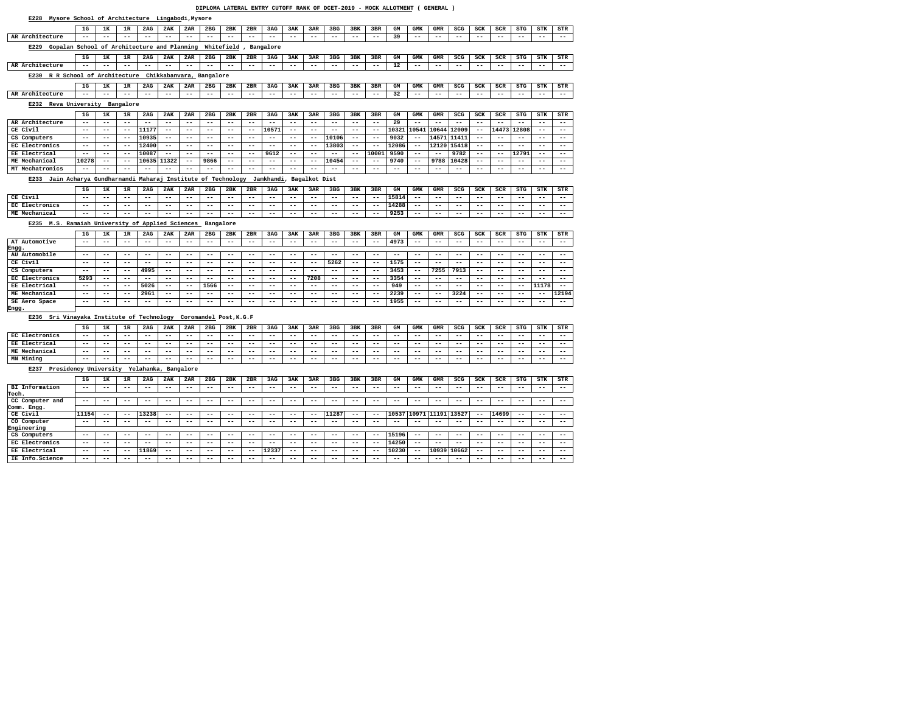**DIPLOMA LATERAL ENTRY CUTOFF RANK OF DCET-2019 - MOCK ALLOTMENT ( GENERAL )**

**E228 Mysore School of Architecture Lingabodi,Mysore**

| | 1G | 1K | 1R | 2AG | 2AK | 2AR | 2BG | 2BK | 2BR | 3AG | 3AK | 3AR | 3BG | 3BK | 3BR | GM | GMK | GMR | SCG | SCK | SCR | STG | STK | STR |
|---|---|---|---|---|---|---|---|---|---|---|---|---|---|---|---|---|---|---|---|---|---|---|---|---|
| AR Architecture | -- | -- | -- | -- | -- | -- | -- | -- | -- | -- | -- | -- | -- | -- | -- | 39 | -- | -- | -- | -- | -- | -- | -- | -- |

**E229 Gopalan School of Architecture and Planning Whitefield , Bangalore**

| | 1G | 1K | 1R | 2AG | 2AK | 2AR | 2BG | 2BK | 2BR | 3AG | 3AK | 3AR | 3BG | 3BK | 3BR | GM | GMK | GMR | SCG | SCK | SCR | STG | STK | STR |
|---|---|---|---|---|---|---|---|---|---|---|---|---|---|---|---|---|---|---|---|---|---|---|---|---|
| AR Architecture | -- | -- | -- | -- | -- | -- | -- | -- | -- | -- | -- | -- | -- | -- | -- | 12 | -- | -- | -- | -- | -- | -- | -- | -- |

**E230 R R School of Architecture Chikkabanvara, Bangalore**

| | 1G | 1K | 1R | 2AG | 2AK | 2AR | 2BG | 2BK | 2BR | 3AG | 3AK | 3AR | 3BG | 3BK | 3BR | GM | GMK | GMR | SCG | SCK | SCR | STG | STK | STR |
|---|---|---|---|---|---|---|---|---|---|---|---|---|---|---|---|---|---|---|---|---|---|---|---|---|
| AR Architecture | -- | -- | -- | -- | -- | -- | -- | -- | -- | -- | -- | -- | -- | -- | -- | 32 | -- | -- | -- | -- | -- | -- | -- | -- |

**E232 Reva University Bangalore**

| | 1G | 1K | 1R | 2AG | 2AK | 2AR | 2BG | 2BK | 2BR | 3AG | 3AK | 3AR | 3BG | 3BK | 3BR | GM | GMK | GMR | SCG | SCK | SCR | STG | STK | STR |
|---|---|---|---|---|---|---|---|---|---|---|---|---|---|---|---|---|---|---|---|---|---|---|---|---|
| AR Architecture | -- | -- | -- | -- | -- | -- | -- | -- | -- | -- | -- | -- | -- | -- | -- | 29 | -- | -- | -- | -- | -- | -- | -- | -- |
| CE Civil | -- | -- | -- | 11177 | -- | -- | -- | -- | -- | 10571 | -- | -- | -- | -- | -- | 10321 | 10541 | 10644 | 12009 | -- | 14473 | 12808 | -- | -- |
| CS Computers | -- | -- | -- | 10935 | -- | -- | -- | -- | -- | -- | -- | -- | 10106 | -- | -- | 9032 | -- | 14571 | 11411 | -- | -- | -- | -- | -- |
| EC Electronics | -- | -- | -- | 12400 | -- | -- | -- | -- | -- | -- | -- | -- | 13803 | -- | -- | 12086 | -- | 12120 | 15418 | -- | -- | -- | -- | -- |
| EE Electrical | -- | -- | -- | 10087 | -- | -- | -- | -- | -- | 9612 | -- | -- | -- | -- | 10001 | 9590 | -- | -- | 9782 | -- | -- | 12791 | -- | -- |
| ME Mechanical | 10278 | -- | -- | 10635 | 11322 | -- | 9866 | -- | -- | -- | -- | -- | 10454 | -- | -- | 9740 | -- | 9788 | 10428 | -- | -- | -- | -- | -- |
| MT Mechatronics | -- | -- | -- | -- | -- | -- | -- | -- | -- | -- | -- | -- | -- | -- | -- | -- | -- | -- | -- | -- | -- | -- | -- | -- |

**E233 Jain Acharya Gundharnandi Maharaj Institute of Technology Jamkhandi, Bagalkot Dist**

| | 1G | 1K | 1R | 2AG | 2AK | 2AR | 2BG | 2BK | 2BR | 3AG | 3AK | 3AR | 3BG | 3BK | 3BR | GM | GMK | GMR | SCG | SCK | SCR | STG | STK | STR |
|---|---|---|---|---|---|---|---|---|---|---|---|---|---|---|---|---|---|---|---|---|---|---|---|---|
| CE Civil | -- | -- | -- | -- | -- | -- | -- | -- | -- | -- | -- | -- | -- | -- | -- | 15814 | -- | -- | -- | -- | -- | -- | -- | -- |
| EC Electronics | -- | -- | -- | -- | -- | -- | -- | -- | -- | -- | -- | -- | -- | -- | -- | 14288 | -- | -- | -- | -- | -- | -- | -- | -- |
| ME Mechanical | -- | -- | -- | -- | -- | -- | -- | -- | -- | -- | -- | -- | -- | -- | -- | 9253 | -- | -- | -- | -- | -- | -- | -- | -- |

**E235 M.S. Ramaiah University of Applied Sciences Bangalore**

| | 1G | 1K | 1R | 2AG | 2AK | 2AR | 2BG | 2BK | 2BR | 3AG | 3AK | 3AR | 3BG | 3BK | 3BR | GM | GMK | GMR | SCG | SCK | SCR | STG | STK | STR |
|---|---|---|---|---|---|---|---|---|---|---|---|---|---|---|---|---|---|---|---|---|---|---|---|---|
| AT Automotive Engg. | -- | -- | -- | -- | -- | -- | -- | -- | -- | -- | -- | -- | -- | -- | -- | 4973 | -- | -- | -- | -- | -- | -- | -- | -- |
| AU Automobile | -- | -- | -- | -- | -- | -- | -- | -- | -- | -- | -- | -- | -- | -- | -- | -- | -- | -- | -- | -- | -- | -- | -- | -- |
| CE Civil | -- | -- | -- | -- | -- | -- | -- | -- | -- | -- | -- | -- | 5262 | -- | -- | 1575 | -- | -- | -- | -- | -- | -- | -- | -- |
| CS Computers | -- | -- | -- | 4995 | -- | -- | -- | -- | -- | -- | -- | -- | -- | -- | -- | 3453 | -- | 7255 | 7913 | -- | -- | -- | -- | -- |
| EC Electronics | 5293 | -- | -- | -- | -- | -- | -- | -- | -- | -- | -- | 7208 | -- | -- | -- | 3354 | -- | -- | -- | -- | -- | -- | -- | -- |
| EE Electrical | -- | -- | -- | 5026 | -- | -- | 1566 | -- | -- | -- | -- | -- | -- | -- | -- | 949 | -- | -- | -- | -- | -- | -- | 11178 | -- |
| ME Mechanical | -- | -- | -- | 2961 | -- | -- | -- | -- | -- | -- | -- | -- | -- | -- | -- | 2239 | -- | -- | 3224 | -- | -- | -- | -- | 12194 |
| SE Aero Space Engg. | -- | -- | -- | -- | -- | -- | -- | -- | -- | -- | -- | -- | -- | -- | -- | 1955 | -- | -- | -- | -- | -- | -- | -- | -- |

**E236 Sri Vinayaka Institute of Technology Coromandel Post,K.G.F**

| | 1G | 1K | 1R | 2AG | 2AK | 2AR | 2BG | 2BK | 2BR | 3AG | 3AK | 3AR | 3BG | 3BK | 3BR | GM | GMK | GMR | SCG | SCK | SCR | STG | STK | STR |
|---|---|---|---|---|---|---|---|---|---|---|---|---|---|---|---|---|---|---|---|---|---|---|---|---|
| EC Electronics | -- | -- | -- | -- | -- | -- | -- | -- | -- | -- | -- | -- | -- | -- | -- | -- | -- | -- | -- | -- | -- | -- | -- | -- |
| EE Electrical | -- | -- | -- | -- | -- | -- | -- | -- | -- | -- | -- | -- | -- | -- | -- | -- | -- | -- | -- | -- | -- | -- | -- | -- |
| ME Mechanical | -- | -- | -- | -- | -- | -- | -- | -- | -- | -- | -- | -- | -- | -- | -- | -- | -- | -- | -- | -- | -- | -- | -- | -- |
| MN Mining | -- | -- | -- | -- | -- | -- | -- | -- | -- | -- | -- | -- | -- | -- | -- | -- | -- | -- | -- | -- | -- | -- | -- | -- |

**E237 Presidency University Yelahanka, Bangalore**

| | 1G | 1K | 1R | 2AG | 2AK | 2AR | 2BG | 2BK | 2BR | 3AG | 3AK | 3AR | 3BG | 3BK | 3BR | GM | GMK | GMR | SCG | SCK | SCR | STG | STK | STR |
|---|---|---|---|---|---|---|---|---|---|---|---|---|---|---|---|---|---|---|---|---|---|---|---|---|
| BI Information Tech. | -- | -- | -- | -- | -- | -- | -- | -- | -- | -- | -- | -- | -- | -- | -- | -- | -- | -- | -- | -- | -- | -- | -- | -- |
| CC Computer and Comm. Engg. | -- | -- | -- | -- | -- | -- | -- | -- | -- | -- | -- | -- | -- | -- | -- | -- | -- | -- | -- | -- | -- | -- | -- | -- |
| CE Civil | 11154 | -- | -- | 13238 | -- | -- | -- | -- | -- | -- | -- | -- | 11287 | -- | -- | 10537 | 10971 | 11191 | 13527 | -- | 14699 | -- | -- | -- |
| CO Computer Engineering | -- | -- | -- | -- | -- | -- | -- | -- | -- | -- | -- | -- | -- | -- | -- | -- | -- | -- | -- | -- | -- | -- | -- | -- |
| CS Computers | -- | -- | -- | -- | -- | -- | -- | -- | -- | -- | -- | -- | -- | -- | -- | 15196 | -- | -- | -- | -- | -- | -- | -- | -- |
| EC Electronics | -- | -- | -- | -- | -- | -- | -- | -- | -- | -- | -- | -- | -- | -- | -- | 14250 | -- | -- | -- | -- | -- | -- | -- | -- |
| EE Electrical | -- | -- | -- | 11869 | -- | -- | -- | -- | -- | 12337 | -- | -- | -- | -- | -- | 10230 | -- | 10939 | 10662 | -- | -- | -- | -- | -- |
| IE Info.Science | -- | -- | -- | -- | -- | -- | -- | -- | -- | -- | -- | -- | -- | -- | -- | -- | -- | -- | -- | -- | -- | -- | -- | -- |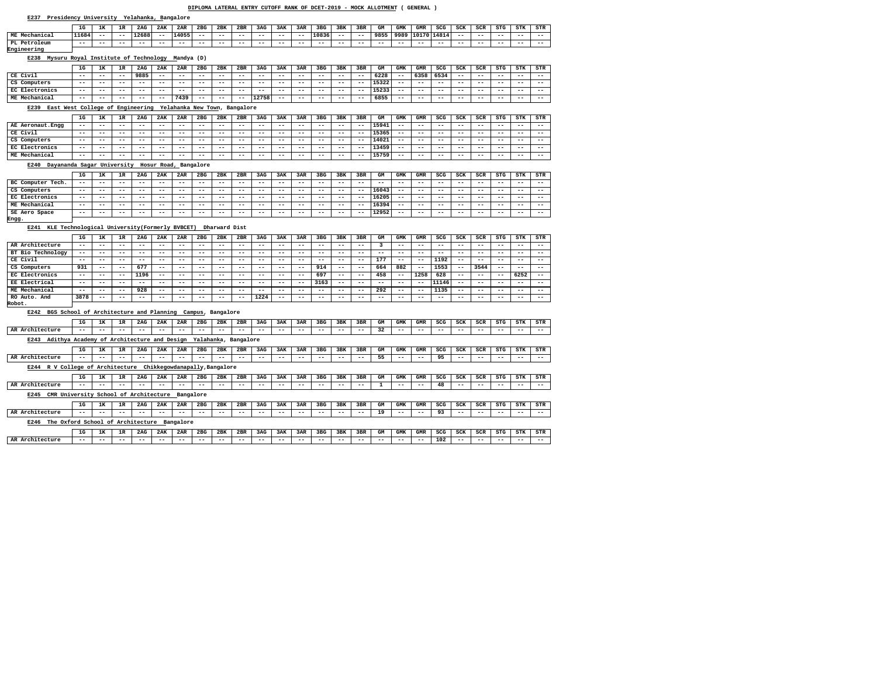**DIPLOMA LATERAL ENTRY CUTOFF RANK OF DCET-2019 - MOCK ALLOTMENT ( GENERAL )**

**E237 Presidency University Yelahanka, Bangalore**

| | 1G | 1K | 1R | 2AG | 2AK | 2AR | 2BG | 2BK | 2BR | 3AG | 3AK | 3AR | 3BG | 3BK | 3BR | GM | GMK | GMR | SCG | SCK | SCR | STG | STK | STR |
|---|---|---|---|---|---|---|---|---|---|---|---|---|---|---|---|---|---|---|---|---|---|---|---|---|
| ME Mechanical | 11684 | -- | -- | 12688 | -- | 14055 | -- | -- | -- | -- | -- | -- | 10836 | -- | -- | 9855 | 9989 | 10170 | 14814 | -- | -- | -- | -- | -- |
| PL Petroleum Engineering | -- | -- | -- | -- | -- | -- | -- | -- | -- | -- | -- | -- | -- | -- | -- | -- | -- | -- | -- | -- | -- | -- | -- | -- |

**E238 Mysuru Royal Institute of Technology Mandya (D)**

| | 1G | 1K | 1R | 2AG | 2AK | 2AR | 2BG | 2BK | 2BR | 3AG | 3AK | 3AR | 3BG | 3BK | 3BR | GM | GMK | GMR | SCG | SCK | SCR | STG | STK | STR |
|---|---|---|---|---|---|---|---|---|---|---|---|---|---|---|---|---|---|---|---|---|---|---|---|---|
| CE Civil | -- | -- | -- | 9885 | -- | -- | -- | -- | -- | -- | -- | -- | -- | -- | -- | 6228 | -- | 6358 | 6534 | -- | -- | -- | -- | -- |
| CS Computers | -- | -- | -- | -- | -- | -- | -- | -- | -- | -- | -- | -- | -- | -- | -- | 15322 | -- | -- | -- | -- | -- | -- | -- | -- |
| EC Electronics | -- | -- | -- | -- | -- | -- | -- | -- | -- | -- | -- | -- | -- | -- | -- | 15233 | -- | -- | -- | -- | -- | -- | -- | -- |
| ME Mechanical | -- | -- | -- | -- | -- | 7439 | -- | -- | -- | 12758 | -- | -- | -- | -- | -- | 6855 | -- | -- | -- | -- | -- | -- | -- | -- |

**E239 East West College of Engineering Yelahanka New Town, Bangalore**

| | 1G | 1K | 1R | 2AG | 2AK | 2AR | 2BG | 2BK | 2BR | 3AG | 3AK | 3AR | 3BG | 3BK | 3BR | GM | GMK | GMR | SCG | SCK | SCR | STG | STK | STR |
|---|---|---|---|---|---|---|---|---|---|---|---|---|---|---|---|---|---|---|---|---|---|---|---|---|
| AE Aeronaut.Engg | -- | -- | -- | -- | -- | -- | -- | -- | -- | -- | -- | -- | -- | -- | -- | 15941 | -- | -- | -- | -- | -- | -- | -- | -- |
| CE Civil | -- | -- | -- | -- | -- | -- | -- | -- | -- | -- | -- | -- | -- | -- | -- | 15365 | -- | -- | -- | -- | -- | -- | -- | -- |
| CS Computers | -- | -- | -- | -- | -- | -- | -- | -- | -- | -- | -- | -- | -- | -- | -- | 14021 | -- | -- | -- | -- | -- | -- | -- | -- |
| EC Electronics | -- | -- | -- | -- | -- | -- | -- | -- | -- | -- | -- | -- | -- | -- | -- | 13459 | -- | -- | -- | -- | -- | -- | -- | -- |
| ME Mechanical | -- | -- | -- | -- | -- | -- | -- | -- | -- | -- | -- | -- | -- | -- | -- | 15759 | -- | -- | -- | -- | -- | -- | -- | -- |

**E240 Dayananda Sagar University Hosur Road, Bangalore**

| | 1G | 1K | 1R | 2AG | 2AK | 2AR | 2BG | 2BK | 2BR | 3AG | 3AK | 3AR | 3BG | 3BK | 3BR | GM | GMK | GMR | SCG | SCK | SCR | STG | STK | STR |
|---|---|---|---|---|---|---|---|---|---|---|---|---|---|---|---|---|---|---|---|---|---|---|---|---|
| BC Computer Tech. | -- | -- | -- | -- | -- | -- | -- | -- | -- | -- | -- | -- | -- | -- | -- | -- | -- | -- | -- | -- | -- | -- | -- | -- |
| CS Computers | -- | -- | -- | -- | -- | -- | -- | -- | -- | -- | -- | -- | -- | -- | -- | 16043 | -- | -- | -- | -- | -- | -- | -- | -- |
| EC Electronics | -- | -- | -- | -- | -- | -- | -- | -- | -- | -- | -- | -- | -- | -- | -- | 16205 | -- | -- | -- | -- | -- | -- | -- | -- |
| ME Mechanical | -- | -- | -- | -- | -- | -- | -- | -- | -- | -- | -- | -- | -- | -- | -- | 16394 | -- | -- | -- | -- | -- | -- | -- | -- |
| SE Aero Space Engg. | -- | -- | -- | -- | -- | -- | -- | -- | -- | -- | -- | -- | -- | -- | -- | 12952 | -- | -- | -- | -- | -- | -- | -- | -- |

**E241 KLE Technological University(Formerly BVBCET) Dharward Dist**

| | 1G | 1K | 1R | 2AG | 2AK | 2AR | 2BG | 2BK | 2BR | 3AG | 3AK | 3AR | 3BG | 3BK | 3BR | GM | GMK | GMR | SCG | SCK | SCR | STG | STK | STR |
|---|---|---|---|---|---|---|---|---|---|---|---|---|---|---|---|---|---|---|---|---|---|---|---|---|
| AR Architecture | -- | -- | -- | -- | -- | -- | -- | -- | -- | -- | -- | -- | -- | -- | -- | 3 | -- | -- | -- | -- | -- | -- | -- | -- |
| BT Bio Technology | -- | -- | -- | -- | -- | -- | -- | -- | -- | -- | -- | -- | -- | -- | -- | -- | -- | -- | -- | -- | -- | -- | -- | -- |
| CE Civil | -- | -- | -- | -- | -- | -- | -- | -- | -- | -- | -- | -- | -- | -- | -- | 177 | -- | -- | 1192 | -- | -- | -- | -- | -- |
| CS Computers | 931 | -- | -- | 677 | -- | -- | -- | -- | -- | -- | -- | -- | 914 | -- | -- | 664 | 882 | -- | 1553 | -- | 3544 | -- | -- | -- |
| EC Electronics | -- | -- | -- | 1196 | -- | -- | -- | -- | -- | -- | -- | -- | 697 | -- | -- | 458 | -- | 1258 | 628 | -- | -- | -- | 6252 | -- |
| EE Electrical | -- | -- | -- | -- | -- | -- | -- | -- | -- | -- | -- | -- | 3163 | -- | -- | -- | -- | -- | 11146 | -- | -- | -- | -- | -- |
| ME Mechanical | -- | -- | -- | 928 | -- | -- | -- | -- | -- | -- | -- | -- | -- | -- | -- | 292 | -- | -- | 1135 | -- | -- | -- | -- | -- |
| RO Auto. And Robot. | 3878 | -- | -- | -- | -- | -- | -- | -- | -- | 1224 | -- | -- | -- | -- | -- | -- | -- | -- | -- | -- | -- | -- | -- | -- |

**E242 BGS School of Architecture and Planning Campus, Bangalore**

| | 1G | 1K | 1R | 2AG | 2AK | 2AR | 2BG | 2BK | 2BR | 3AG | 3AK | 3AR | 3BG | 3BK | 3BR | GM | GMK | GMR | SCG | SCK | SCR | STG | STK | STR |
|---|---|---|---|---|---|---|---|---|---|---|---|---|---|---|---|---|---|---|---|---|---|---|---|---|
| AR Architecture | -- | -- | -- | -- | -- | -- | -- | -- | -- | -- | -- | -- | -- | -- | -- | 32 | -- | -- | -- | -- | -- | -- | -- | -- |

**E243 Adithya Academy of Architecture and Design Yalahanka, Bangalore**

| | 1G | 1K | 1R | 2AG | 2AK | 2AR | 2BG | 2BK | 2BR | 3AG | 3AK | 3AR | 3BG | 3BK | 3BR | GM | GMK | GMR | SCG | SCK | SCR | STG | STK | STR |
|---|---|---|---|---|---|---|---|---|---|---|---|---|---|---|---|---|---|---|---|---|---|---|---|---|
| AR Architecture | -- | -- | -- | -- | -- | -- | -- | -- | -- | -- | -- | -- | -- | -- | -- | 55 | -- | -- | 95 | -- | -- | -- | -- | -- |

**E244 R V College of Architecture Chikkegowdanapally,Bangalore**

| | 1G | 1K | 1R | 2AG | 2AK | 2AR | 2BG | 2BK | 2BR | 3AG | 3AK | 3AR | 3BG | 3BK | 3BR | GM | GMK | GMR | SCG | SCK | SCR | STG | STK | STR |
|---|---|---|---|---|---|---|---|---|---|---|---|---|---|---|---|---|---|---|---|---|---|---|---|---|
| AR Architecture | -- | -- | -- | -- | -- | -- | -- | -- | -- | -- | -- | -- | -- | -- | -- | 1 | -- | -- | 48 | -- | -- | -- | -- | -- |

**E245 CMR University School of Architecture Bangalore**

| | 1G | 1K | 1R | 2AG | 2AK | 2AR | 2BG | 2BK | 2BR | 3AG | 3AK | 3AR | 3BG | 3BK | 3BR | GM | GMK | GMR | SCG | SCK | SCR | STG | STK | STR |
|---|---|---|---|---|---|---|---|---|---|---|---|---|---|---|---|---|---|---|---|---|---|---|---|---|
| AR Architecture | -- | -- | -- | -- | -- | -- | -- | -- | -- | -- | -- | -- | -- | -- | -- | 19 | -- | -- | 93 | -- | -- | -- | -- | -- |

**E246 The Oxford School of Architecture Bangalore**

| | 1G | 1K | 1R | 2AG | 2AK | 2AR | 2BG | 2BK | 2BR | 3AG | 3AK | 3AR | 3BG | 3BK | 3BR | GM | GMK | GMR | SCG | SCK | SCR | STG | STK | STR |
|---|---|---|---|---|---|---|---|---|---|---|---|---|---|---|---|---|---|---|---|---|---|---|---|---|
| AR Architecture | -- | -- | -- | -- | -- | -- | -- | -- | -- | -- | -- | -- | -- | -- | -- | -- | -- | -- | 102 | -- | -- | -- | -- | -- |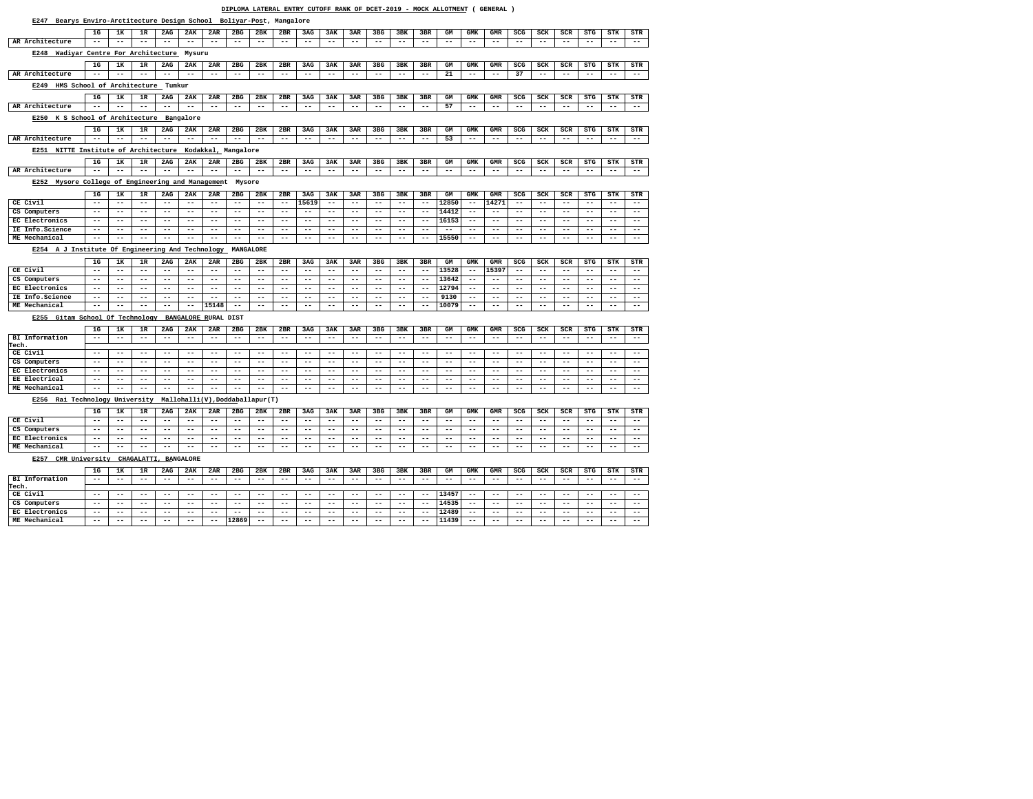**DIPLOMA LATERAL ENTRY CUTOFF RANK OF DCET-2019 - MOCK ALLOTMENT ( GENERAL )**

**E247 Bearys Enviro-Arctitecture Design School Boliyar-Post, Mangalore**

| | 1G | 1K | 1R | 2AG | 2AK | 2AR | 2BG | 2BK | 2BR | 3AG | 3AK | 3AR | 3BG | 3BK | 3BR | GM | GMK | GMR | SCG | SCK | SCR | STG | STK | STR |
|---|---|---|---|---|---|---|---|---|---|---|---|---|---|---|---|---|---|---|---|---|---|---|---|---|
| AR Architecture | -- | -- | -- | -- | -- | -- | -- | -- | -- | -- | -- | -- | -- | -- | -- | -- | -- | -- | -- | -- | -- | -- | -- | -- |

**E248 Wadiyar Centre For Architecture Mysuru**

| | 1G | 1K | 1R | 2AG | 2AK | 2AR | 2BG | 2BK | 2BR | 3AG | 3AK | 3AR | 3BG | 3BK | 3BR | GM | GMK | GMR | SCG | SCK | SCR | STG | STK | STR |
|---|---|---|---|---|---|---|---|---|---|---|---|---|---|---|---|---|---|---|---|---|---|---|---|---|
| AR Architecture | -- | -- | -- | -- | -- | -- | -- | -- | -- | -- | -- | -- | -- | -- | -- | 21 | -- | -- | 37 | -- | -- | -- | -- | -- |

**E249 HMS School of Architecture Tumkur**

| | 1G | 1K | 1R | 2AG | 2AK | 2AR | 2BG | 2BK | 2BR | 3AG | 3AK | 3AR | 3BG | 3BK | 3BR | GM | GMK | GMR | SCG | SCK | SCR | STG | STK | STR |
|---|---|---|---|---|---|---|---|---|---|---|---|---|---|---|---|---|---|---|---|---|---|---|---|---|
| AR Architecture | -- | -- | -- | -- | -- | -- | -- | -- | -- | -- | -- | -- | -- | -- | -- | 57 | -- | -- | -- | -- | -- | -- | -- | -- |

**E250 K S School of Architecture Bangalore**

| | 1G | 1K | 1R | 2AG | 2AK | 2AR | 2BG | 2BK | 2BR | 3AG | 3AK | 3AR | 3BG | 3BK | 3BR | GM | GMK | GMR | SCG | SCK | SCR | STG | STK | STR |
|---|---|---|---|---|---|---|---|---|---|---|---|---|---|---|---|---|---|---|---|---|---|---|---|---|
| AR Architecture | -- | -- | -- | -- | -- | -- | -- | -- | -- | -- | -- | -- | -- | -- | -- | 53 | -- | -- | -- | -- | -- | -- | -- | -- |

**E251 NITTE Institute of Architecture Kodakkal, Mangalore**

| | 1G | 1K | 1R | 2AG | 2AK | 2AR | 2BG | 2BK | 2BR | 3AG | 3AK | 3AR | 3BG | 3BK | 3BR | GM | GMK | GMR | SCG | SCK | SCR | STG | STK | STR |
|---|---|---|---|---|---|---|---|---|---|---|---|---|---|---|---|---|---|---|---|---|---|---|---|---|
| AR Architecture | -- | -- | -- | -- | -- | -- | -- | -- | -- | -- | -- | -- | -- | -- | -- | -- | -- | -- | -- | -- | -- | -- | -- | -- |

**E252 Mysore College of Engineering and Management Mysore**

| | 1G | 1K | 1R | 2AG | 2AK | 2AR | 2BG | 2BK | 2BR | 3AG | 3AK | 3AR | 3BG | 3BK | 3BR | GM | GMK | GMR | SCG | SCK | SCR | STG | STK | STR |
|---|---|---|---|---|---|---|---|---|---|---|---|---|---|---|---|---|---|---|---|---|---|---|---|---|
| CE Civil | -- | -- | -- | -- | -- | -- | -- | -- | -- | 15619 | -- | -- | -- | -- | -- | 12850 | -- | 14271 | -- | -- | -- | -- | -- | -- |
| CS Computers | -- | -- | -- | -- | -- | -- | -- | -- | -- | -- | -- | -- | -- | -- | -- | 14412 | -- | -- | -- | -- | -- | -- | -- | -- |
| EC Electronics | -- | -- | -- | -- | -- | -- | -- | -- | -- | -- | -- | -- | -- | -- | -- | 16153 | -- | -- | -- | -- | -- | -- | -- | -- |
| IE Info.Science | -- | -- | -- | -- | -- | -- | -- | -- | -- | -- | -- | -- | -- | -- | -- | -- | -- | -- | -- | -- | -- | -- | -- | -- |
| ME Mechanical | -- | -- | -- | -- | -- | -- | -- | -- | -- | -- | -- | -- | -- | -- | -- | 15550 | -- | -- | -- | -- | -- | -- | -- | -- |

**E254 A J Institute Of Engineering And Technology MANGALORE**

| | 1G | 1K | 1R | 2AG | 2AK | 2AR | 2BG | 2BK | 2BR | 3AG | 3AK | 3AR | 3BG | 3BK | 3BR | GM | GMK | GMR | SCG | SCK | SCR | STG | STK | STR |
|---|---|---|---|---|---|---|---|---|---|---|---|---|---|---|---|---|---|---|---|---|---|---|---|---|
| CE Civil | -- | -- | -- | -- | -- | -- | -- | -- | -- | -- | -- | -- | -- | -- | -- | 13528 | -- | 15397 | -- | -- | -- | -- | -- | -- |
| CS Computers | -- | -- | -- | -- | -- | -- | -- | -- | -- | -- | -- | -- | -- | -- | -- | 13642 | -- | -- | -- | -- | -- | -- | -- | -- |
| EC Electronics | -- | -- | -- | -- | -- | -- | -- | -- | -- | -- | -- | -- | -- | -- | -- | 12794 | -- | -- | -- | -- | -- | -- | -- | -- |
| IE Info.Science | -- | -- | -- | -- | -- | -- | -- | -- | -- | -- | -- | -- | -- | -- | -- | 9130 | -- | -- | -- | -- | -- | -- | -- | -- |
| ME Mechanical | -- | -- | -- | -- | -- | 15148 | -- | -- | -- | -- | -- | -- | -- | -- | -- | 10079 | -- | -- | -- | -- | -- | -- | -- | -- |

**E255 Gitam School Of Technology BANGALORE RURAL DIST**

| | 1G | 1K | 1R | 2AG | 2AK | 2AR | 2BG | 2BK | 2BR | 3AG | 3AK | 3AR | 3BG | 3BK | 3BR | GM | GMK | GMR | SCG | SCK | SCR | STG | STK | STR |
|---|---|---|---|---|---|---|---|---|---|---|---|---|---|---|---|---|---|---|---|---|---|---|---|---|
| BI Information Tech. | -- | -- | -- | -- | -- | -- | -- | -- | -- | -- | -- | -- | -- | -- | -- | -- | -- | -- | -- | -- | -- | -- | -- | -- |
| CE Civil | -- | -- | -- | -- | -- | -- | -- | -- | -- | -- | -- | -- | -- | -- | -- | -- | -- | -- | -- | -- | -- | -- | -- | -- |
| CS Computers | -- | -- | -- | -- | -- | -- | -- | -- | -- | -- | -- | -- | -- | -- | -- | -- | -- | -- | -- | -- | -- | -- | -- | -- |
| EC Electronics | -- | -- | -- | -- | -- | -- | -- | -- | -- | -- | -- | -- | -- | -- | -- | -- | -- | -- | -- | -- | -- | -- | -- | -- |
| EE Electrical | -- | -- | -- | -- | -- | -- | -- | -- | -- | -- | -- | -- | -- | -- | -- | -- | -- | -- | -- | -- | -- | -- | -- | -- |
| ME Mechanical | -- | -- | -- | -- | -- | -- | -- | -- | -- | -- | -- | -- | -- | -- | -- | -- | -- | -- | -- | -- | -- | -- | -- | -- |

**E256 Rai Technology University Mallohalli(V),Doddaballapur(T)**

| | 1G | 1K | 1R | 2AG | 2AK | 2AR | 2BG | 2BK | 2BR | 3AG | 3AK | 3AR | 3BG | 3BK | 3BR | GM | GMK | GMR | SCG | SCK | SCR | STG | STK | STR |
|---|---|---|---|---|---|---|---|---|---|---|---|---|---|---|---|---|---|---|---|---|---|---|---|---|
| CE Civil | -- | -- | -- | -- | -- | -- | -- | -- | -- | -- | -- | -- | -- | -- | -- | -- | -- | -- | -- | -- | -- | -- | -- | -- |
| CS Computers | -- | -- | -- | -- | -- | -- | -- | -- | -- | -- | -- | -- | -- | -- | -- | -- | -- | -- | -- | -- | -- | -- | -- | -- |
| EC Electronics | -- | -- | -- | -- | -- | -- | -- | -- | -- | -- | -- | -- | -- | -- | -- | -- | -- | -- | -- | -- | -- | -- | -- | -- |
| ME Mechanical | -- | -- | -- | -- | -- | -- | -- | -- | -- | -- | -- | -- | -- | -- | -- | -- | -- | -- | -- | -- | -- | -- | -- | -- |

**E257 CMR University CHAGALATTI, BANGALORE**

| | 1G | 1K | 1R | 2AG | 2AK | 2AR | 2BG | 2BK | 2BR | 3AG | 3AK | 3AR | 3BG | 3BK | 3BR | GM | GMK | GMR | SCG | SCK | SCR | STG | STK | STR |
|---|---|---|---|---|---|---|---|---|---|---|---|---|---|---|---|---|---|---|---|---|---|---|---|---|
| BI Information Tech. | -- | -- | -- | -- | -- | -- | -- | -- | -- | -- | -- | -- | -- | -- | -- | -- | -- | -- | -- | -- | -- | -- | -- | -- |
| CE Civil | -- | -- | -- | -- | -- | -- | -- | -- | -- | -- | -- | -- | -- | -- | -- | 13457 | -- | -- | -- | -- | -- | -- | -- | -- |
| CS Computers | -- | -- | -- | -- | -- | -- | -- | -- | -- | -- | -- | -- | -- | -- | -- | 14535 | -- | -- | -- | -- | -- | -- | -- | -- |
| EC Electronics | -- | -- | -- | -- | -- | -- | -- | -- | -- | -- | -- | -- | -- | -- | -- | 12489 | -- | -- | -- | -- | -- | -- | -- | -- |
| ME Mechanical | -- | -- | -- | -- | -- | -- | 12869 | -- | -- | -- | -- | -- | -- | -- | -- | 11439 | -- | -- | -- | -- | -- | -- | -- | -- |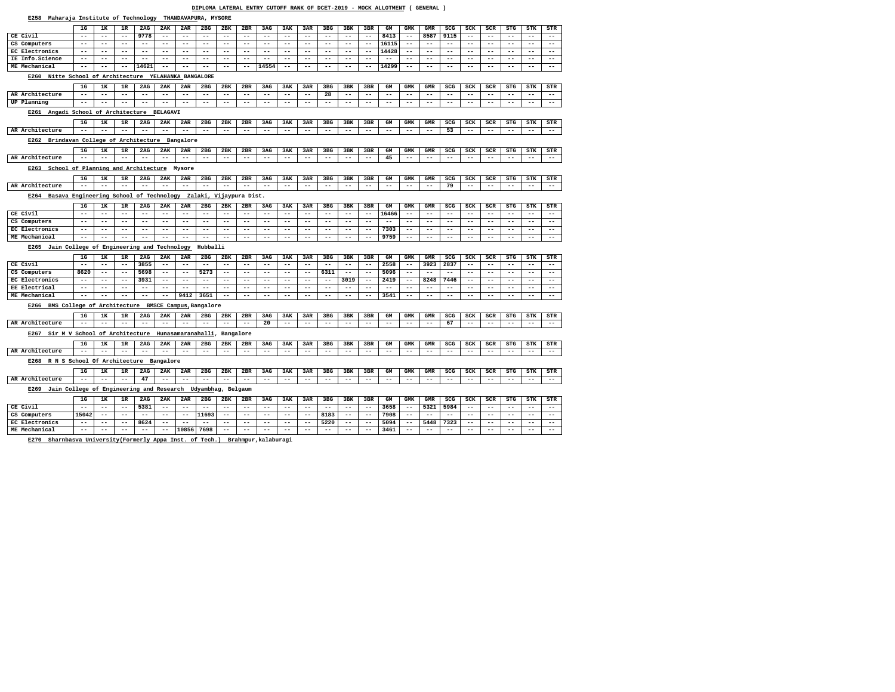**DIPLOMA LATERAL ENTRY CUTOFF RANK OF DCET-2019 - MOCK ALLOTMENT ( GENERAL )**

**E258 Maharaja Institute of Technology THANDAVAPURA, MYSORE**

| | 1G | 1K | 1R | 2AG | 2AK | 2AR | 2BG | 2BK | 2BR | 3AG | 3AK | 3AR | 3BG | 3BK | 3BR | GM | GMK | GMR | SCG | SCK | SCR | STG | STK | STR |
|---|---|---|---|---|---|---|---|---|---|---|---|---|---|---|---|---|---|---|---|---|---|---|---|---|
| CE Civil | -- | -- | -- | 9778 | -- | -- | -- | -- | -- | -- | -- | -- | -- | -- | -- | 8413 | -- | 8587 | 9115 | -- | -- | -- | -- | -- |
| CS Computers | -- | -- | -- | -- | -- | -- | -- | -- | -- | -- | -- | -- | -- | -- | -- | 16115 | -- | -- | -- | -- | -- | -- | -- | -- |
| EC Electronics | -- | -- | -- | -- | -- | -- | -- | -- | -- | -- | -- | -- | -- | -- | -- | 14428 | -- | -- | -- | -- | -- | -- | -- | -- |
| IE Info.Science | -- | -- | -- | -- | -- | -- | -- | -- | -- | -- | -- | -- | -- | -- | -- | -- | -- | -- | -- | -- | -- | -- | -- | -- |
| ME Mechanical | -- | -- | -- | 14621 | -- | -- | -- | -- | -- | 14554 | -- | -- | -- | -- | -- | 14299 | -- | -- | -- | -- | -- | -- | -- | -- |

**E260 Nitte School of Architecture YELAHANKA BANGALORE**

| | 1G | 1K | 1R | 2AG | 2AK | 2AR | 2BG | 2BK | 2BR | 3AG | 3AK | 3AR | 3BG | 3BK | 3BR | GM | GMK | GMR | SCG | SCK | SCR | STG | STK | STR |
|---|---|---|---|---|---|---|---|---|---|---|---|---|---|---|---|---|---|---|---|---|---|---|---|---|
| AR Architecture | -- | -- | -- | -- | -- | -- | -- | -- | -- | -- | -- | -- | 28 | -- | -- | -- | -- | -- | -- | -- | -- | -- | -- | -- |
| UP Planning | -- | -- | -- | -- | -- | -- | -- | -- | -- | -- | -- | -- | -- | -- | -- | -- | -- | -- | -- | -- | -- | -- | -- | -- |

**E261 Angadi School of Architecture BELAGAVI**

| | 1G | 1K | 1R | 2AG | 2AK | 2AR | 2BG | 2BK | 2BR | 3AG | 3AK | 3AR | 3BG | 3BK | 3BR | GM | GMK | GMR | SCG | SCK | SCR | STG | STK | STR |
|---|---|---|---|---|---|---|---|---|---|---|---|---|---|---|---|---|---|---|---|---|---|---|---|---|
| AR Architecture | -- | -- | -- | -- | -- | -- | -- | -- | -- | -- | -- | -- | -- | -- | -- | -- | -- | -- | 53 | -- | -- | -- | -- | -- |

**E262 Brindavan College of Architecture Bangalore**

| | 1G | 1K | 1R | 2AG | 2AK | 2AR | 2BG | 2BK | 2BR | 3AG | 3AK | 3AR | 3BG | 3BK | 3BR | GM | GMK | GMR | SCG | SCK | SCR | STG | STK | STR |
|---|---|---|---|---|---|---|---|---|---|---|---|---|---|---|---|---|---|---|---|---|---|---|---|---|
| AR Architecture | -- | -- | -- | -- | -- | -- | -- | -- | -- | -- | -- | -- | -- | -- | -- | 45 | -- | -- | -- | -- | -- | -- | -- | -- |

**E263 School of Planning and Architecture Mysore**

| | 1G | 1K | 1R | 2AG | 2AK | 2AR | 2BG | 2BK | 2BR | 3AG | 3AK | 3AR | 3BG | 3BK | 3BR | GM | GMK | GMR | SCG | SCK | SCR | STG | STK | STR |
|---|---|---|---|---|---|---|---|---|---|---|---|---|---|---|---|---|---|---|---|---|---|---|---|---|
| AR Architecture | -- | -- | -- | -- | -- | -- | -- | -- | -- | -- | -- | -- | -- | -- | -- | -- | -- | -- | 79 | -- | -- | -- | -- | -- |

**E264 Basava Engineering School of Technology Zalaki, Vijaypura Dist.**

| | 1G | 1K | 1R | 2AG | 2AK | 2AR | 2BG | 2BK | 2BR | 3AG | 3AK | 3AR | 3BG | 3BK | 3BR | GM | GMK | GMR | SCG | SCK | SCR | STG | STK | STR |
|---|---|---|---|---|---|---|---|---|---|---|---|---|---|---|---|---|---|---|---|---|---|---|---|---|
| CE Civil | -- | -- | -- | -- | -- | -- | -- | -- | -- | -- | -- | -- | -- | -- | -- | 16466 | -- | -- | -- | -- | -- | -- | -- | -- |
| CS Computers | -- | -- | -- | -- | -- | -- | -- | -- | -- | -- | -- | -- | -- | -- | -- | -- | -- | -- | -- | -- | -- | -- | -- | -- |
| EC Electronics | -- | -- | -- | -- | -- | -- | -- | -- | -- | -- | -- | -- | -- | -- | -- | 7303 | -- | -- | -- | -- | -- | -- | -- | -- |
| ME Mechanical | -- | -- | -- | -- | -- | -- | -- | -- | -- | -- | -- | -- | -- | -- | -- | 9759 | -- | -- | -- | -- | -- | -- | -- | -- |

**E265 Jain College of Engineering and Technology Hubballi**

| | 1G | 1K | 1R | 2AG | 2AK | 2AR | 2BG | 2BK | 2BR | 3AG | 3AK | 3AR | 3BG | 3BK | 3BR | GM | GMK | GMR | SCG | SCK | SCR | STG | STK | STR |
|---|---|---|---|---|---|---|---|---|---|---|---|---|---|---|---|---|---|---|---|---|---|---|---|---|
| CE Civil | -- | -- | -- | 3855 | -- | -- | -- | -- | -- | -- | -- | -- | -- | -- | -- | 2558 | -- | 3923 | 2837 | -- | -- | -- | -- | -- |
| CS Computers | 8620 | -- | -- | 5698 | -- | -- | 5273 | -- | -- | -- | -- | -- | 6311 | -- | -- | 5096 | -- | -- | -- | -- | -- | -- | -- | -- |
| EC Electronics | -- | -- | -- | 3931 | -- | -- | -- | -- | -- | -- | -- | -- | -- | 3019 | -- | 2419 | -- | 8248 | 7446 | -- | -- | -- | -- | -- |
| EE Electrical | -- | -- | -- | -- | -- | -- | -- | -- | -- | -- | -- | -- | -- | -- | -- | -- | -- | -- | -- | -- | -- | -- | -- | -- |
| ME Mechanical | -- | -- | -- | -- | -- | 9412 | 3651 | -- | -- | -- | -- | -- | -- | -- | -- | 3541 | -- | -- | -- | -- | -- | -- | -- | -- |

**E266 BMS College of Architecture BMSCE Campus,Bangalore**

| | 1G | 1K | 1R | 2AG | 2AK | 2AR | 2BG | 2BK | 2BR | 3AG | 3AK | 3AR | 3BG | 3BK | 3BR | GM | GMK | GMR | SCG | SCK | SCR | STG | STK | STR |
|---|---|---|---|---|---|---|---|---|---|---|---|---|---|---|---|---|---|---|---|---|---|---|---|---|
| AR Architecture | -- | -- | -- | -- | -- | -- | -- | -- | -- | 20 | -- | -- | -- | -- | -- | -- | -- | -- | 67 | -- | -- | -- | -- | -- |

**E267 Sir M V School of Architecture Hunasamaranahalli, Bangalore**

| | 1G | 1K | 1R | 2AG | 2AK | 2AR | 2BG | 2BK | 2BR | 3AG | 3AK | 3AR | 3BG | 3BK | 3BR | GM | GMK | GMR | SCG | SCK | SCR | STG | STK | STR |
|---|---|---|---|---|---|---|---|---|---|---|---|---|---|---|---|---|---|---|---|---|---|---|---|---|
| AR Architecture | -- | -- | -- | -- | -- | -- | -- | -- | -- | -- | -- | -- | -- | -- | -- | -- | -- | -- | -- | -- | -- | -- | -- | -- |

**E268 R N S School Of Architecture Bangalore**

| | 1G | 1K | 1R | 2AG | 2AK | 2AR | 2BG | 2BK | 2BR | 3AG | 3AK | 3AR | 3BG | 3BK | 3BR | GM | GMK | GMR | SCG | SCK | SCR | STG | STK | STR |
|---|---|---|---|---|---|---|---|---|---|---|---|---|---|---|---|---|---|---|---|---|---|---|---|---|
| AR Architecture | -- | -- | -- | 47 | -- | -- | -- | -- | -- | -- | -- | -- | -- | -- | -- | -- | -- | -- | -- | -- | -- | -- | -- | -- |

**E269 Jain College of Engineering and Research Udyambhag, Belgaum**

| | 1G | 1K | 1R | 2AG | 2AK | 2AR | 2BG | 2BK | 2BR | 3AG | 3AK | 3AR | 3BG | 3BK | 3BR | GM | GMK | GMR | SCG | SCK | SCR | STG | STK | STR |
|---|---|---|---|---|---|---|---|---|---|---|---|---|---|---|---|---|---|---|---|---|---|---|---|---|
| CE Civil | -- | -- | -- | 5381 | -- | -- | -- | -- | -- | -- | -- | -- | -- | -- | -- | 3658 | -- | 5321 | 5984 | -- | -- | -- | -- | -- |
| CS Computers | 15042 | -- | -- | -- | -- | -- | 11693 | -- | -- | -- | -- | -- | 8183 | -- | -- | 7908 | -- | -- | -- | -- | -- | -- | -- | -- |
| EC Electronics | -- | -- | -- | 8624 | -- | -- | -- | -- | -- | -- | -- | -- | 5220 | -- | -- | 5094 | -- | 5448 | 7323 | -- | -- | -- | -- | -- |
| ME Mechanical | -- | -- | -- | -- | -- | 10856 | 7698 | -- | -- | -- | -- | -- | -- | -- | -- | 3461 | -- | -- | -- | -- | -- | -- | -- | -- |

**E270 Sharnbasva University(Formerly Appa Inst. of Tech.) Brahmpur,kalaburagi**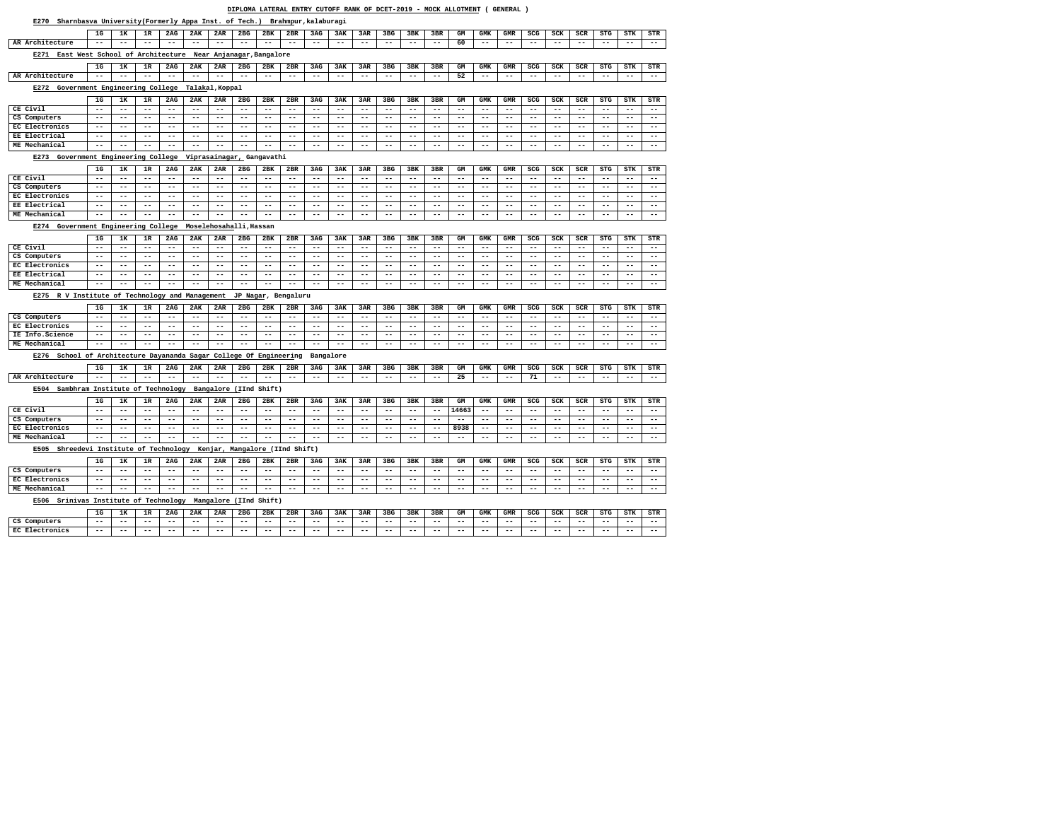DIPLOMA LATERAL ENTRY CUTOFF RANK OF DCET-2019 - MOCK ALLOTMENT ( GENERAL )

E270 Sharnbasva University(Formerly Appa Inst. of Tech.) Brahmpur,kalaburagi

| | 1G | 1K | 1R | 2AG | 2AK | 2AR | 2BG | 2BK | 2BR | 3AG | 3AK | 3AR | 3BG | 3BK | 3BR | GM | GMK | GMR | SCG | SCK | SCR | STG | STK | STR |
|---|---|---|---|---|---|---|---|---|---|---|---|---|---|---|---|---|---|---|---|---|---|---|---|---|
| AR Architecture | -- | -- | -- | -- | -- | -- | -- | -- | -- | -- | -- | -- | -- | -- | -- | 60 | -- | -- | -- | -- | -- | -- | -- | -- |

E271 East West School of Architecture Near Anjanagar,Bangalore

| | 1G | 1K | 1R | 2AG | 2AK | 2AR | 2BG | 2BK | 2BR | 3AG | 3AK | 3AR | 3BG | 3BK | 3BR | GM | GMK | GMR | SCG | SCK | SCR | STG | STK | STR |
|---|---|---|---|---|---|---|---|---|---|---|---|---|---|---|---|---|---|---|---|---|---|---|---|---|
| AR Architecture | -- | -- | -- | -- | -- | -- | -- | -- | -- | -- | -- | -- | -- | -- | -- | 52 | -- | -- | -- | -- | -- | -- | -- | -- |

E272 Government Engineering College Talakal,Koppal

| | 1G | 1K | 1R | 2AG | 2AK | 2AR | 2BG | 2BK | 2BR | 3AG | 3AK | 3AR | 3BG | 3BK | 3BR | GM | GMK | GMR | SCG | SCK | SCR | STG | STK | STR |
|---|---|---|---|---|---|---|---|---|---|---|---|---|---|---|---|---|---|---|---|---|---|---|---|---|
| CE Civil | -- | -- | -- | -- | -- | -- | -- | -- | -- | -- | -- | -- | -- | -- | -- | -- | -- | -- | -- | -- | -- | -- | -- | -- |
| CS Computers | -- | -- | -- | -- | -- | -- | -- | -- | -- | -- | -- | -- | -- | -- | -- | -- | -- | -- | -- | -- | -- | -- | -- | -- |
| EC Electronics | -- | -- | -- | -- | -- | -- | -- | -- | -- | -- | -- | -- | -- | -- | -- | -- | -- | -- | -- | -- | -- | -- | -- | -- |
| EE Electrical | -- | -- | -- | -- | -- | -- | -- | -- | -- | -- | -- | -- | -- | -- | -- | -- | -- | -- | -- | -- | -- | -- | -- | -- |
| ME Mechanical | -- | -- | -- | -- | -- | -- | -- | -- | -- | -- | -- | -- | -- | -- | -- | -- | -- | -- | -- | -- | -- | -- | -- | -- |

E273 Government Engineering College Viprasainagar, Gangavathi

| | 1G | 1K | 1R | 2AG | 2AK | 2AR | 2BG | 2BK | 2BR | 3AG | 3AK | 3AR | 3BG | 3BK | 3BR | GM | GMK | GMR | SCG | SCK | SCR | STG | STK | STR |
|---|---|---|---|---|---|---|---|---|---|---|---|---|---|---|---|---|---|---|---|---|---|---|---|---|
| CE Civil | -- | -- | -- | -- | -- | -- | -- | -- | -- | -- | -- | -- | -- | -- | -- | -- | -- | -- | -- | -- | -- | -- | -- | -- |
| CS Computers | -- | -- | -- | -- | -- | -- | -- | -- | -- | -- | -- | -- | -- | -- | -- | -- | -- | -- | -- | -- | -- | -- | -- | -- |
| EC Electronics | -- | -- | -- | -- | -- | -- | -- | -- | -- | -- | -- | -- | -- | -- | -- | -- | -- | -- | -- | -- | -- | -- | -- | -- |
| EE Electrical | -- | -- | -- | -- | -- | -- | -- | -- | -- | -- | -- | -- | -- | -- | -- | -- | -- | -- | -- | -- | -- | -- | -- | -- |
| ME Mechanical | -- | -- | -- | -- | -- | -- | -- | -- | -- | -- | -- | -- | -- | -- | -- | -- | -- | -- | -- | -- | -- | -- | -- | -- |

E274 Government Engineering College Moselehosahalli,Hassan

| | 1G | 1K | 1R | 2AG | 2AK | 2AR | 2BG | 2BK | 2BR | 3AG | 3AK | 3AR | 3BG | 3BK | 3BR | GM | GMK | GMR | SCG | SCK | SCR | STG | STK | STR |
|---|---|---|---|---|---|---|---|---|---|---|---|---|---|---|---|---|---|---|---|---|---|---|---|---|
| CE Civil | -- | -- | -- | -- | -- | -- | -- | -- | -- | -- | -- | -- | -- | -- | -- | -- | -- | -- | -- | -- | -- | -- | -- | -- |
| CS Computers | -- | -- | -- | -- | -- | -- | -- | -- | -- | -- | -- | -- | -- | -- | -- | -- | -- | -- | -- | -- | -- | -- | -- | -- |
| EC Electronics | -- | -- | -- | -- | -- | -- | -- | -- | -- | -- | -- | -- | -- | -- | -- | -- | -- | -- | -- | -- | -- | -- | -- | -- |
| EE Electrical | -- | -- | -- | -- | -- | -- | -- | -- | -- | -- | -- | -- | -- | -- | -- | -- | -- | -- | -- | -- | -- | -- | -- | -- |
| ME Mechanical | -- | -- | -- | -- | -- | -- | -- | -- | -- | -- | -- | -- | -- | -- | -- | -- | -- | -- | -- | -- | -- | -- | -- | -- |

E275 R V Institute of Technology and Management JP Nagar, Bengaluru

| | 1G | 1K | 1R | 2AG | 2AK | 2AR | 2BG | 2BK | 2BR | 3AG | 3AK | 3AR | 3BG | 3BK | 3BR | GM | GMK | GMR | SCG | SCK | SCR | STG | STK | STR |
|---|---|---|---|---|---|---|---|---|---|---|---|---|---|---|---|---|---|---|---|---|---|---|---|---|
| CS Computers | -- | -- | -- | -- | -- | -- | -- | -- | -- | -- | -- | -- | -- | -- | -- | -- | -- | -- | -- | -- | -- | -- | -- | -- |
| EC Electronics | -- | -- | -- | -- | -- | -- | -- | -- | -- | -- | -- | -- | -- | -- | -- | -- | -- | -- | -- | -- | -- | -- | -- | -- |
| IE Info.Science | -- | -- | -- | -- | -- | -- | -- | -- | -- | -- | -- | -- | -- | -- | -- | -- | -- | -- | -- | -- | -- | -- | -- | -- |
| ME Mechanical | -- | -- | -- | -- | -- | -- | -- | -- | -- | -- | -- | -- | -- | -- | -- | -- | -- | -- | -- | -- | -- | -- | -- | -- |

E276 School of Architecture Dayananda Sagar College Of Engineering Bangalore

| | 1G | 1K | 1R | 2AG | 2AK | 2AR | 2BG | 2BK | 2BR | 3AG | 3AK | 3AR | 3BG | 3BK | 3BR | GM | GMK | GMR | SCG | SCK | SCR | STG | STK | STR |
|---|---|---|---|---|---|---|---|---|---|---|---|---|---|---|---|---|---|---|---|---|---|---|---|---|
| AR Architecture | -- | -- | -- | -- | -- | -- | -- | -- | -- | -- | -- | -- | -- | -- | -- | 25 | -- | -- | 71 | -- | -- | -- | -- | -- |

E504 Sambhram Institute of Technology Bangalore (IInd Shift)

| | 1G | 1K | 1R | 2AG | 2AK | 2AR | 2BG | 2BK | 2BR | 3AG | 3AK | 3AR | 3BG | 3BK | 3BR | GM | GMK | GMR | SCG | SCK | SCR | STG | STK | STR |
|---|---|---|---|---|---|---|---|---|---|---|---|---|---|---|---|---|---|---|---|---|---|---|---|---|
| CE Civil | -- | -- | -- | -- | -- | -- | -- | -- | -- | -- | -- | -- | -- | -- | -- | 14663 | -- | -- | -- | -- | -- | -- | -- | -- |
| CS Computers | -- | -- | -- | -- | -- | -- | -- | -- | -- | -- | -- | -- | -- | -- | -- | -- | -- | -- | -- | -- | -- | -- | -- | -- |
| EC Electronics | -- | -- | -- | -- | -- | -- | -- | -- | -- | -- | -- | -- | -- | -- | -- | 8938 | -- | -- | -- | -- | -- | -- | -- | -- |
| ME Mechanical | -- | -- | -- | -- | -- | -- | -- | -- | -- | -- | -- | -- | -- | -- | -- | -- | -- | -- | -- | -- | -- | -- | -- | -- |

E505 Shreedevi Institute of Technology Kenjar, Mangalore (IInd Shift)

| | 1G | 1K | 1R | 2AG | 2AK | 2AR | 2BG | 2BK | 2BR | 3AG | 3AK | 3AR | 3BG | 3BK | 3BR | GM | GMK | GMR | SCG | SCK | SCR | STG | STK | STR |
|---|---|---|---|---|---|---|---|---|---|---|---|---|---|---|---|---|---|---|---|---|---|---|---|---|
| CS Computers | -- | -- | -- | -- | -- | -- | -- | -- | -- | -- | -- | -- | -- | -- | -- | -- | -- | -- | -- | -- | -- | -- | -- | -- |
| EC Electronics | -- | -- | -- | -- | -- | -- | -- | -- | -- | -- | -- | -- | -- | -- | -- | -- | -- | -- | -- | -- | -- | -- | -- | -- |
| ME Mechanical | -- | -- | -- | -- | -- | -- | -- | -- | -- | -- | -- | -- | -- | -- | -- | -- | -- | -- | -- | -- | -- | -- | -- | -- |

E506 Srinivas Institute of Technology Mangalore (IInd Shift)

| | 1G | 1K | 1R | 2AG | 2AK | 2AR | 2BG | 2BK | 2BR | 3AG | 3AK | 3AR | 3BG | 3BK | 3BR | GM | GMK | GMR | SCG | SCK | SCR | STG | STK | STR |
|---|---|---|---|---|---|---|---|---|---|---|---|---|---|---|---|---|---|---|---|---|---|---|---|---|
| CS Computers | -- | -- | -- | -- | -- | -- | -- | -- | -- | -- | -- | -- | -- | -- | -- | -- | -- | -- | -- | -- | -- | -- | -- | -- |
| EC Electronics | -- | -- | -- | -- | -- | -- | -- | -- | -- | -- | -- | -- | -- | -- | -- | -- | -- | -- | -- | -- | -- | -- | -- | -- |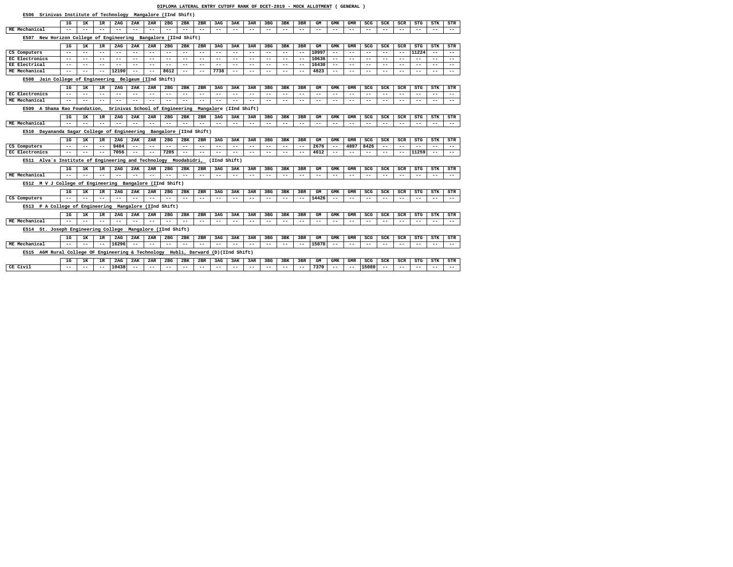**DIPLOMA LATERAL ENTRY CUTOFF RANK OF DCET-2019 - MOCK ALLOTMENT ( GENERAL )**

**E506 Srinivas Institute of Technology Mangalore (IInd Shift)**

| | 1G | 1K | 1R | 2AG | 2AK | 2AR | 2BG | 2BK | 2BR | 3AG | 3AK | 3AR | 3BG | 3BK | 3BR | GM | GMK | GMR | SCG | SCK | SCR | STG | STK | STR |
|---|---|---|---|---|---|---|---|---|---|---|---|---|---|---|---|---|---|---|---|---|---|---|---|---|
| ME Mechanical | -- | -- | -- | -- | -- | -- | -- | -- | -- | -- | -- | -- | -- | -- | -- | -- | -- | -- | -- | -- | -- | -- | -- | -- |

**E507 New Horizon College of Engineering Bangalore (IInd Shift)**

| | 1G | 1K | 1R | 2AG | 2AK | 2AR | 2BG | 2BK | 2BR | 3AG | 3AK | 3AR | 3BG | 3BK | 3BR | GM | GMK | GMR | SCG | SCK | SCR | STG | STK | STR |
|---|---|---|---|---|---|---|---|---|---|---|---|---|---|---|---|---|---|---|---|---|---|---|---|---|
| CS Computers | -- | -- | -- | -- | -- | -- | -- | -- | -- | -- | -- | -- | -- | -- | -- | 10997 | -- | -- | -- | -- | -- | 11224 | -- | -- |
| EC Electronics | -- | -- | -- | -- | -- | -- | -- | -- | -- | -- | -- | -- | -- | -- | -- | 10636 | -- | -- | -- | -- | -- | -- | -- | -- |
| EE Electrical | -- | -- | -- | -- | -- | -- | -- | -- | -- | -- | -- | -- | -- | -- | -- | 16430 | -- | -- | -- | -- | -- | -- | -- | -- |
| ME Mechanical | -- | -- | -- | 12190 | -- | -- | 8612 | -- | -- | 7738 | -- | -- | -- | -- | -- | 4823 | -- | -- | -- | -- | -- | -- | -- | -- |

**E508 Jain College of Engineering Belgaum (IInd Shift)**

| | 1G | 1K | 1R | 2AG | 2AK | 2AR | 2BG | 2BK | 2BR | 3AG | 3AK | 3AR | 3BG | 3BK | 3BR | GM | GMK | GMR | SCG | SCK | SCR | STG | STK | STR |
|---|---|---|---|---|---|---|---|---|---|---|---|---|---|---|---|---|---|---|---|---|---|---|---|---|
| EC Electronics | -- | -- | -- | -- | -- | -- | -- | -- | -- | -- | -- | -- | -- | -- | -- | -- | -- | -- | -- | -- | -- | -- | -- | -- |
| ME Mechanical | -- | -- | -- | -- | -- | -- | -- | -- | -- | -- | -- | -- | -- | -- | -- | -- | -- | -- | -- | -- | -- | -- | -- | -- |

**E509 A Shama Rao Foundation, Srinivas School of Engineering Mangalore (IInd Shift)**

| | 1G | 1K | 1R | 2AG | 2AK | 2AR | 2BG | 2BK | 2BR | 3AG | 3AK | 3AR | 3BG | 3BK | 3BR | GM | GMK | GMR | SCG | SCK | SCR | STG | STK | STR |
|---|---|---|---|---|---|---|---|---|---|---|---|---|---|---|---|---|---|---|---|---|---|---|---|---|
| ME Mechanical | -- | -- | -- | -- | -- | -- | -- | -- | -- | -- | -- | -- | -- | -- | -- | -- | -- | -- | -- | -- | -- | -- | -- | -- |

**E510 Dayananda Sagar College of Engineering Bangalore (IInd Shift)**

| | 1G | 1K | 1R | 2AG | 2AK | 2AR | 2BG | 2BK | 2BR | 3AG | 3AK | 3AR | 3BG | 3BK | 3BR | GM | GMK | GMR | SCG | SCK | SCR | STG | STK | STR |
|---|---|---|---|---|---|---|---|---|---|---|---|---|---|---|---|---|---|---|---|---|---|---|---|---|
| CS Computers | -- | -- | -- | 9404 | -- | -- | -- | -- | -- | -- | -- | -- | -- | -- | -- | 2676 | -- | 4897 | 8426 | -- | -- | -- | -- | -- |
| EC Electronics | -- | -- | -- | 7056 | -- | -- | 7205 | -- | -- | -- | -- | -- | -- | -- | -- | 4612 | -- | -- | -- | -- | -- | 11259 | -- | -- |

**E511 Alva`s Institute of Engineering and Technology Moodabidri, (IInd Shift)**

| | 1G | 1K | 1R | 2AG | 2AK | 2AR | 2BG | 2BK | 2BR | 3AG | 3AK | 3AR | 3BG | 3BK | 3BR | GM | GMK | GMR | SCG | SCK | SCR | STG | STK | STR |
|---|---|---|---|---|---|---|---|---|---|---|---|---|---|---|---|---|---|---|---|---|---|---|---|---|
| ME Mechanical | -- | -- | -- | -- | -- | -- | -- | -- | -- | -- | -- | -- | -- | -- | -- | -- | -- | -- | -- | -- | -- | -- | -- | -- |

**E512 M V J College of Engineering Bangalore (IInd Shift)**

| | 1G | 1K | 1R | 2AG | 2AK | 2AR | 2BG | 2BK | 2BR | 3AG | 3AK | 3AR | 3BG | 3BK | 3BR | GM | GMK | GMR | SCG | SCK | SCR | STG | STK | STR |
|---|---|---|---|---|---|---|---|---|---|---|---|---|---|---|---|---|---|---|---|---|---|---|---|---|
| CS Computers | -- | -- | -- | -- | -- | -- | -- | -- | -- | -- | -- | -- | -- | -- | -- | 14426 | -- | -- | -- | -- | -- | -- | -- | -- |

**E513 P A College of Engineering Mangalore (IInd Shift)**

| | 1G | 1K | 1R | 2AG | 2AK | 2AR | 2BG | 2BK | 2BR | 3AG | 3AK | 3AR | 3BG | 3BK | 3BR | GM | GMK | GMR | SCG | SCK | SCR | STG | STK | STR |
|---|---|---|---|---|---|---|---|---|---|---|---|---|---|---|---|---|---|---|---|---|---|---|---|---|
| ME Mechanical | -- | -- | -- | -- | -- | -- | -- | -- | -- | -- | -- | -- | -- | -- | -- | -- | -- | -- | -- | -- | -- | -- | -- | -- |

**E514 St. Joseph Engineering College Mangalore (IInd Shift)**

| | 1G | 1K | 1R | 2AG | 2AK | 2AR | 2BG | 2BK | 2BR | 3AG | 3AK | 3AR | 3BG | 3BK | 3BR | GM | GMK | GMR | SCG | SCK | SCR | STG | STK | STR |
|---|---|---|---|---|---|---|---|---|---|---|---|---|---|---|---|---|---|---|---|---|---|---|---|---|
| ME Mechanical | -- | -- | -- | 16296 | -- | -- | -- | -- | -- | -- | -- | -- | -- | -- | -- | 15878 | -- | -- | -- | -- | -- | -- | -- | -- |

**E515 AGM Rural College OF Engineering & Technology Hubli, Darward (D)(IInd Shift)**

| | 1G | 1K | 1R | 2AG | 2AK | 2AR | 2BG | 2BK | 2BR | 3AG | 3AK | 3AR | 3BG | 3BK | 3BR | GM | GMK | GMR | SCG | SCK | SCR | STG | STK | STR |
|---|---|---|---|---|---|---|---|---|---|---|---|---|---|---|---|---|---|---|---|---|---|---|---|---|
| CE Civil | -- | -- | -- | 10438 | -- | -- | -- | -- | -- | -- | -- | -- | -- | -- | -- | 7370 | -- | -- | 15080 | -- | -- | -- | -- | -- |